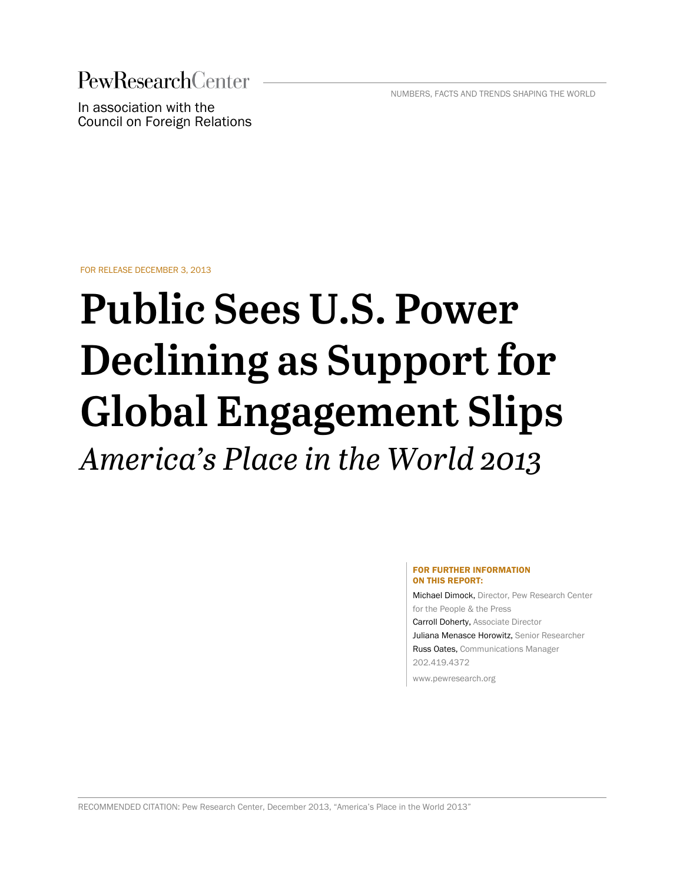PewResearchCenter

NUMBERS, FACTS AND TRENDS SHAPING THE WORLD

In association with the
Council on Foreign Relations

FOR RELEASE DECEMBER 3, 2013

# Public Sees U.S. Power Declining as Support for Global Engagement Slips

*America's Place in the World 2013*

**FOR FURTHER INFORMATION ON THIS REPORT:**

Michael Dimock, Director, Pew Research Center for the People & the Press
Carroll Doherty, Associate Director
Juliana Menasce Horowitz, Senior Researcher
Russ Oates, Communications Manager
202.419.4372

www.pewresearch.org

RECOMMENDED CITATION: Pew Research Center, December 2013, "America's Place in the World 2013"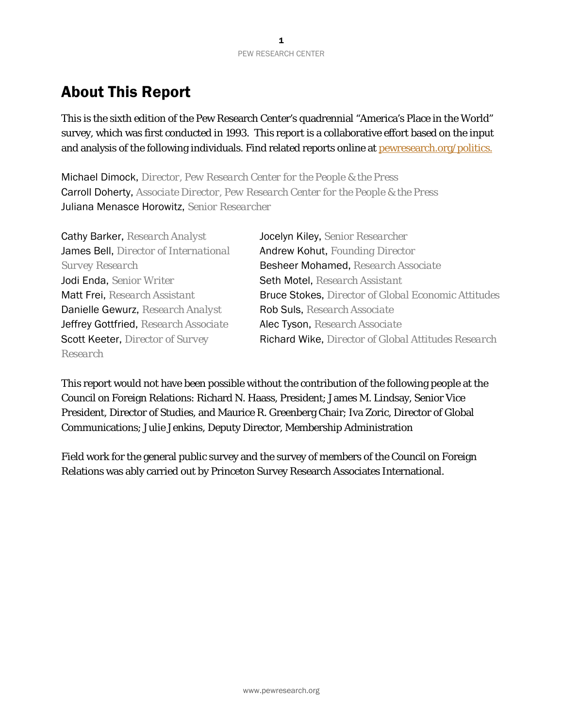# About This Report

This is the sixth edition of the Pew Research Center's quadrennial "America's Place in the World" survey, which was first conducted in 1993. This report is a collaborative effort based on the input and analysis of the following individuals. Find related reports online at [pewresearch.org/politics.](pewresearch.org/politics)

Michael Dimock, *Director, Pew Research Center for the People & the Press*
Carroll Doherty, *Associate Director, Pew Research Center for the People & the Press*
Juliana Menasce Horowitz, *Senior Researcher*

Cathy Barker, *Research Analyst*
James Bell, *Director of International Survey Research*
Jodi Enda, *Senior Writer*
Matt Frei, *Research Assistant*
Danielle Gewurz, *Research Analyst*
Jeffrey Gottfried, *Research Associate*
Scott Keeter, *Director of Survey Research*
Jocelyn Kiley, *Senior Researcher*
Andrew Kohut, *Founding Director*
Besheer Mohamed, *Research Associate*
Seth Motel, *Research Assistant*
Bruce Stokes, *Director of Global Economic Attitudes*
Rob Suls, *Research Associate*
Alec Tyson, *Research Associate*
Richard Wike, *Director of Global Attitudes Research*

This report would not have been possible without the contribution of the following people at the Council on Foreign Relations: Richard N. Haass, President; James M. Lindsay, Senior Vice President, Director of Studies, and Maurice R. Greenberg Chair; Iva Zoric, Director of Global Communications; Julie Jenkins, Deputy Director, Membership Administration

Field work for the general public survey and the survey of members of the Council on Foreign Relations was ably carried out by Princeton Survey Research Associates International.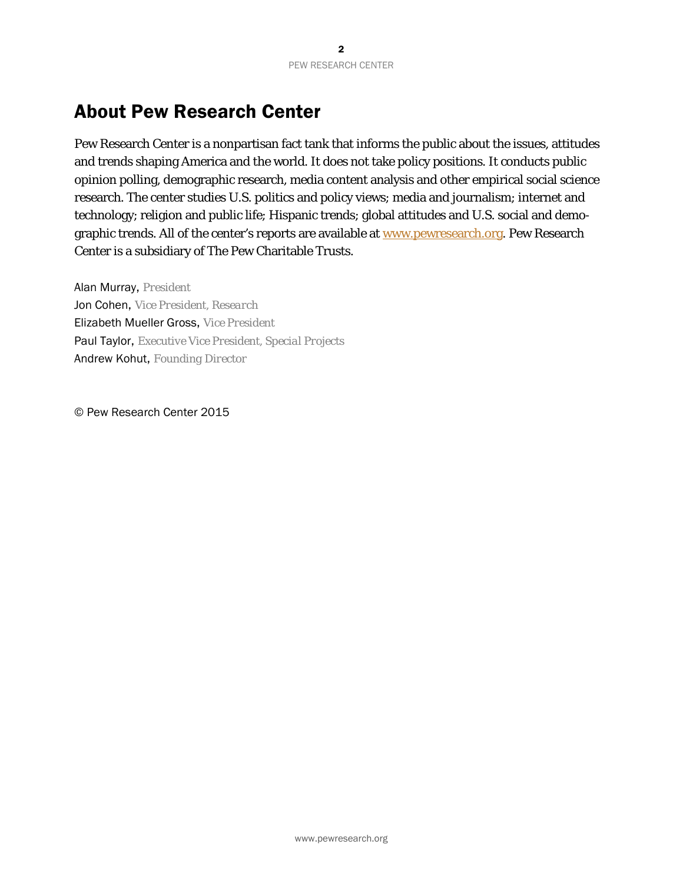# About Pew Research Center

Pew Research Center is a nonpartisan fact tank that informs the public about the issues, attitudes and trends shaping America and the world. It does not take policy positions. It conducts public opinion polling, demographic research, media content analysis and other empirical social science research. The center studies U.S. politics and policy views; media and journalism; internet and technology; religion and public life; Hispanic trends; global attitudes and U.S. social and demographic trends. All of the center's reports are available at www.pewresearch.org. Pew Research Center is a subsidiary of The Pew Charitable Trusts.

Alan Murray, *President*
Jon Cohen, *Vice President, Research*
Elizabeth Mueller Gross, *Vice President*
Paul Taylor, *Executive Vice President, Special Projects*
Andrew Kohut, *Founding Director*

© Pew Research Center 2015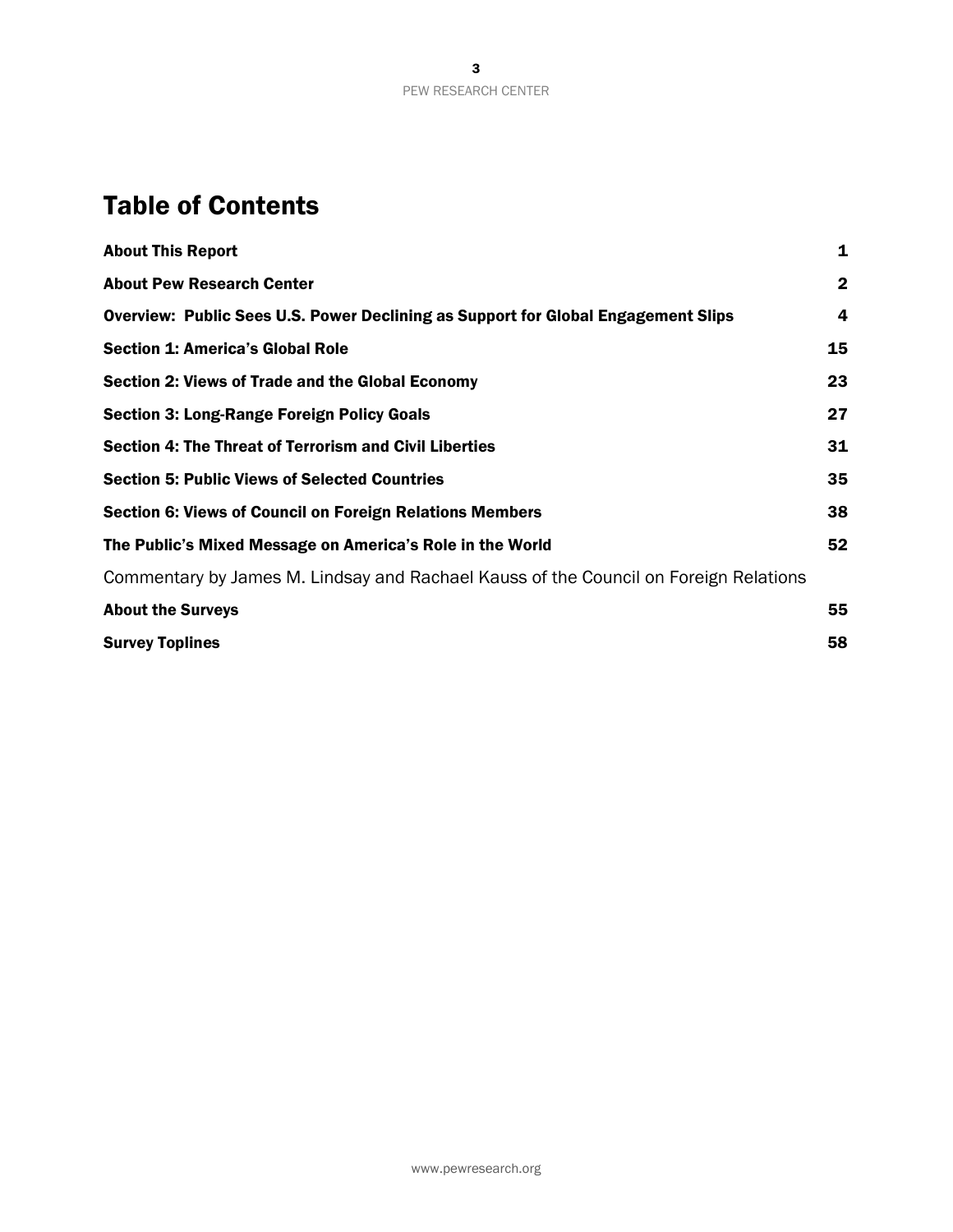# Table of Contents

| | |
|---|---|
| **About This Report** | **1** |
| **About Pew Research Center** | **2** |
| **Overview: Public Sees U.S. Power Declining as Support for Global Engagement Slips** | **4** |
| **Section 1: America's Global Role** | **15** |
| **Section 2: Views of Trade and the Global Economy** | **23** |
| **Section 3: Long-Range Foreign Policy Goals** | **27** |
| **Section 4: The Threat of Terrorism and Civil Liberties** | **31** |
| **Section 5: Public Views of Selected Countries** | **35** |
| **Section 6: Views of Council on Foreign Relations Members** | **38** |
| **The Public's Mixed Message on America's Role in the World** | **52** |
| Commentary by James M. Lindsay and Rachael Kauss of the Council on Foreign Relations | |
| **About the Surveys** | **55** |
| **Survey Toplines** | **58** |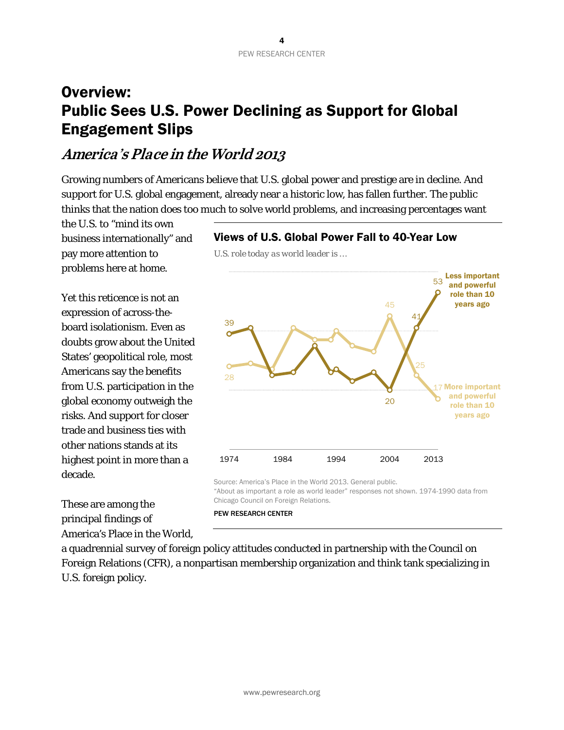# Overview:
# Public Sees U.S. Power Declining as Support for Global Engagement Slips

## *America's Place in the World 2013*

Growing numbers of Americans believe that U.S. global power and prestige are in decline. And support for U.S. global engagement, already near a historic low, has fallen further. The public thinks that the nation does too much to solve world problems, and increasing percentages want the U.S. to "mind its own business internationally" and pay more attention to problems here at home.

Yet this reticence is not an expression of across-the-board isolationism. Even as doubts grow about the United States' geopolitical role, most Americans say the benefits from U.S. participation in the global economy outweigh the risks. And support for closer trade and business ties with other nations stands at its highest point in more than a decade.

**Views of U.S. Global Power Fall to 40-Year Low**

*U.S. role today as world leader is …*

Less important and powerful role than 10 years ago: 39 (1974), 20 (2004), 41, 53 (2013)

More important and powerful role than 10 years ago: 28 (1974), 45 (2004), 25, 17 (2013)

Source: America's Place in the World 2013. General public.
"About as important a role as world leader" responses not shown. 1974-1990 data from Chicago Council on Foreign Relations.

PEW RESEARCH CENTER

These are among the principal findings of America's Place in the World, a quadrennial survey of foreign policy attitudes conducted in partnership with the Council on Foreign Relations (CFR), a nonpartisan membership organization and think tank specializing in U.S. foreign policy.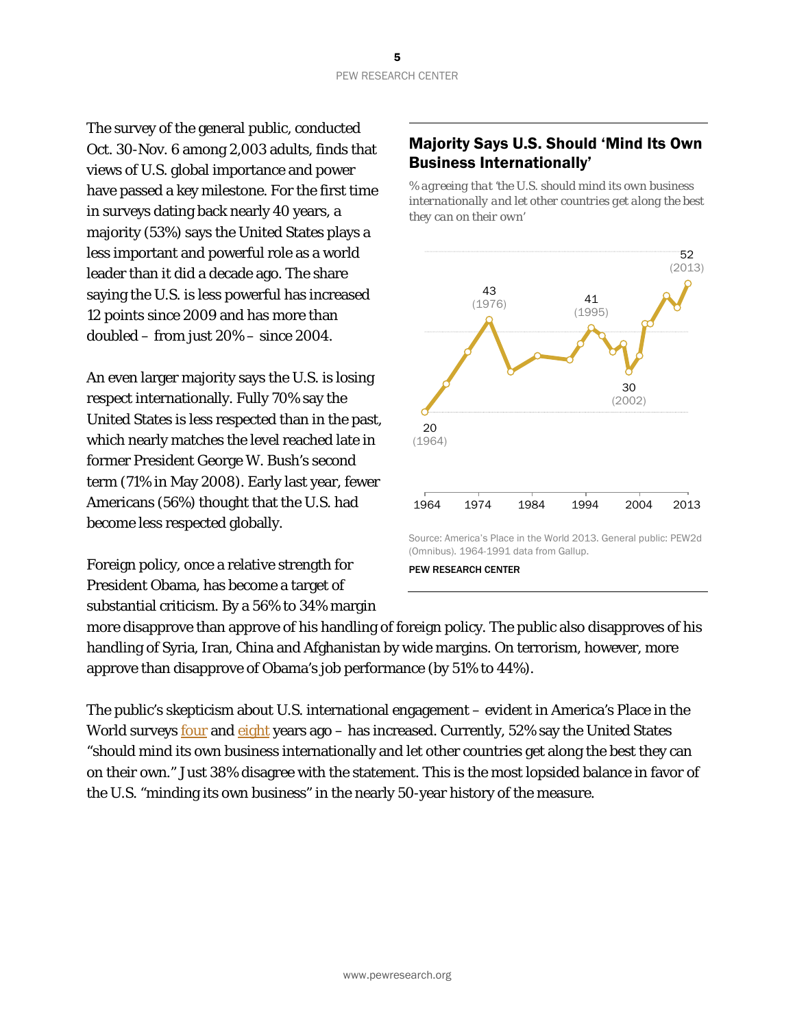The survey of the general public, conducted Oct. 30-Nov. 6 among 2,003 adults, finds that views of U.S. global importance and power have passed a key milestone. For the first time in surveys dating back nearly 40 years, a majority (53%) says the United States plays a less important and powerful role as a world leader than it did a decade ago. The share saying the U.S. is less powerful has increased 12 points since 2009 and has more than doubled – from just 20% – since 2004.

An even larger majority says the U.S. is losing respect internationally. Fully 70% say the United States is less respected than in the past, which nearly matches the level reached late in former President George W. Bush's second term (71% in May 2008). Early last year, fewer Americans (56%) thought that the U.S. had become less respected globally.

**Majority Says U.S. Should 'Mind Its Own Business Internationally'**

*% agreeing that 'the U.S. should mind its own business internationally and let other countries get along the best they can on their own'*

Chart labels: 20 (1964); 43 (1976); 41 (1995); 30 (2002); 52 (2013). X-axis: 1964, 1974, 1984, 1994, 2004, 2013.

Source: America's Place in the World 2013. General public: PEW2d (Omnibus). 1964-1991 data from Gallup.

PEW RESEARCH CENTER

Foreign policy, once a relative strength for President Obama, has become a target of substantial criticism. By a 56% to 34% margin more disapprove than approve of his handling of foreign policy. The public also disapproves of his handling of Syria, Iran, China and Afghanistan by wide margins. On terrorism, however, more approve than disapprove of Obama's job performance (by 51% to 44%).

The public's skepticism about U.S. international engagement – evident in America's Place in the World surveys four and eight years ago – has increased. Currently, 52% say the United States "should mind its own business internationally and let other countries get along the best they can on their own." Just 38% disagree with the statement. This is the most lopsided balance in favor of the U.S. "minding its own business" in the nearly 50-year history of the measure.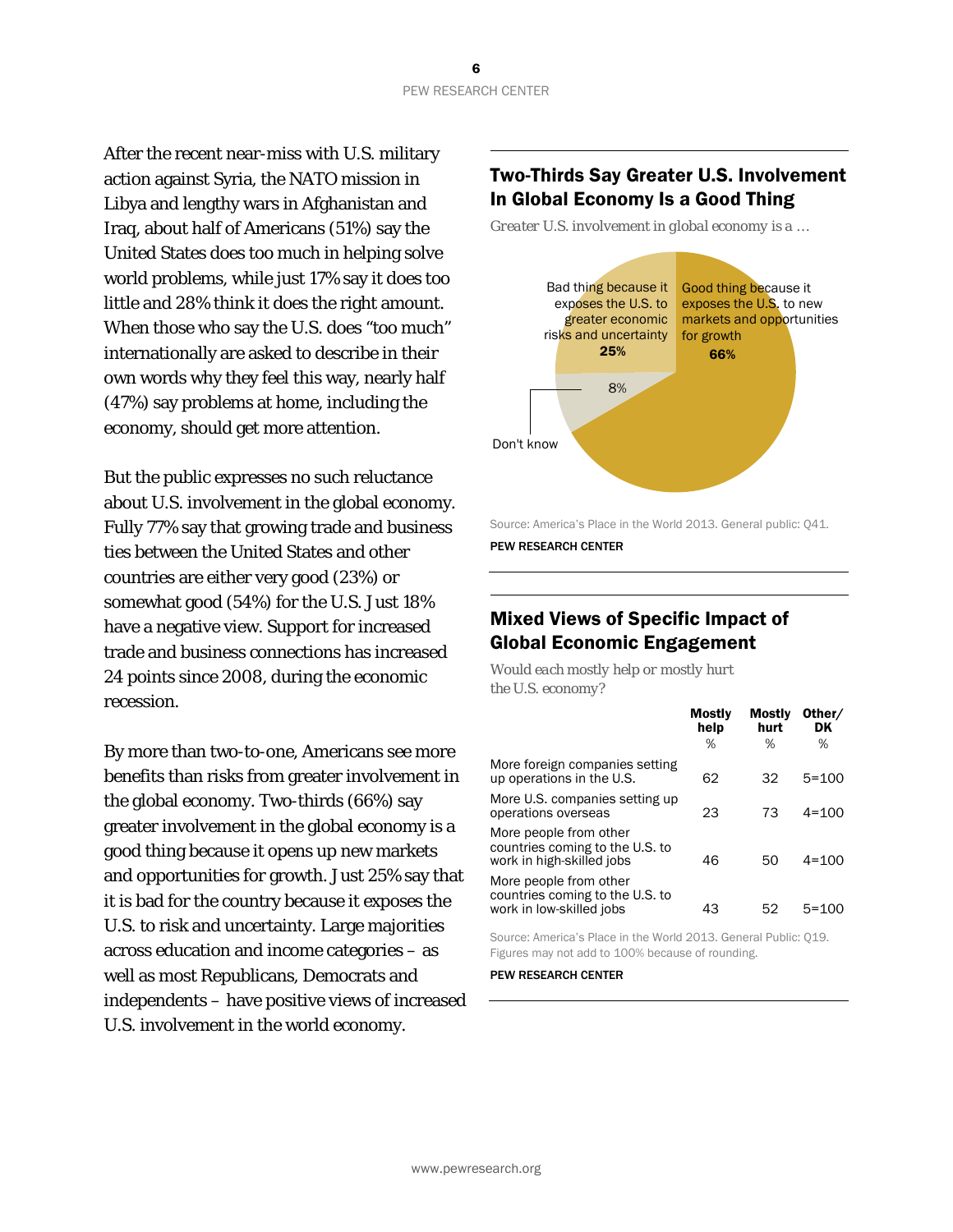After the recent near-miss with U.S. military action against Syria, the NATO mission in Libya and lengthy wars in Afghanistan and Iraq, about half of Americans (51%) say the United States does too much in helping solve world problems, while just 17% say it does too little and 28% think it does the right amount. When those who say the U.S. does "too much" internationally are asked to describe in their own words why they feel this way, nearly half (47%) say problems at home, including the economy, should get more attention.

But the public expresses no such reluctance about U.S. involvement in the global economy. Fully 77% say that growing trade and business ties between the United States and other countries are either very good (23%) or somewhat good (54%) for the U.S. Just 18% have a negative view. Support for increased trade and business connections has increased 24 points since 2008, during the economic recession.

By more than two-to-one, Americans see more benefits than risks from greater involvement in the global economy. Two-thirds (66%) say greater involvement in the global economy is a good thing because it opens up new markets and opportunities for growth. Just 25% say that it is bad for the country because it exposes the U.S. to risk and uncertainty. Large majorities across education and income categories – as well as most Republicans, Democrats and independents – have positive views of increased U.S. involvement in the world economy.

## Two-Thirds Say Greater U.S. Involvement In Global Economy Is a Good Thing

*Greater U.S. involvement in global economy is a …*

- Good thing because it exposes the U.S. to new markets and opportunities for growth: **66%**
- Bad thing because it exposes the U.S. to greater economic risks and uncertainty: **25%**
- Don't know: 8%

Source: America's Place in the World 2013. General public: Q41.

PEW RESEARCH CENTER

## Mixed Views of Specific Impact of Global Economic Engagement

*Would each mostly help or mostly hurt the U.S. economy?*

| | Mostly help % | Mostly hurt % | Other/ DK % |
|---|---|---|---|
| More foreign companies setting up operations in the U.S. | 62 | 32 | 5=100 |
| More U.S. companies setting up operations overseas | 23 | 73 | 4=100 |
| More people from other countries coming to the U.S. to work in high-skilled jobs | 46 | 50 | 4=100 |
| More people from other countries coming to the U.S. to work in low-skilled jobs | 43 | 52 | 5=100 |

Source: America's Place in the World 2013. General Public: Q19. Figures may not add to 100% because of rounding.

PEW RESEARCH CENTER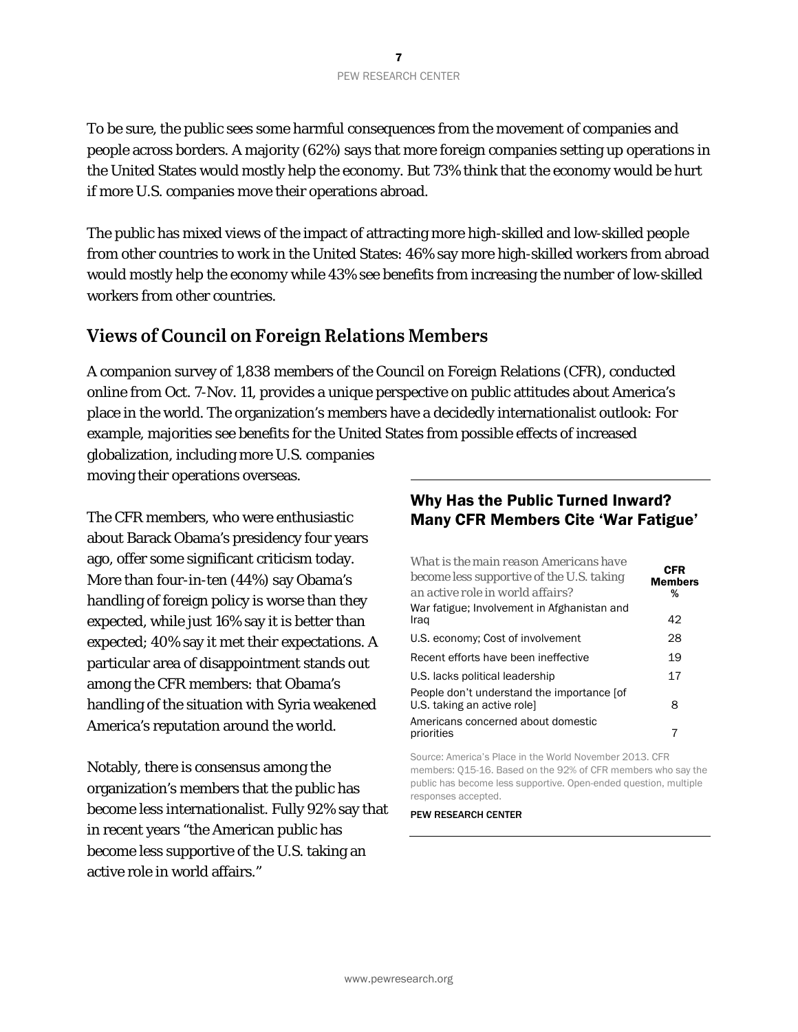To be sure, the public sees some harmful consequences from the movement of companies and people across borders. A majority (62%) says that more foreign companies setting up operations in the United States would mostly help the economy. But 73% think that the economy would be hurt if more U.S. companies move their operations abroad.

The public has mixed views of the impact of attracting more high-skilled and low-skilled people from other countries to work in the United States: 46% say more high-skilled workers from abroad would mostly help the economy while 43% see benefits from increasing the number of low-skilled workers from other countries.

## Views of Council on Foreign Relations Members

A companion survey of 1,838 members of the Council on Foreign Relations (CFR), conducted online from Oct. 7-Nov. 11, provides a unique perspective on public attitudes about America's place in the world. The organization's members have a decidedly internationalist outlook: For example, majorities see benefits for the United States from possible effects of increased globalization, including more U.S. companies moving their operations overseas.

The CFR members, who were enthusiastic about Barack Obama's presidency four years ago, offer some significant criticism today. More than four-in-ten (44%) say Obama's handling of foreign policy is worse than they expected, while just 16% say it is better than expected; 40% say it met their expectations. A particular area of disappointment stands out among the CFR members: that Obama's handling of the situation with Syria weakened America's reputation around the world.

Notably, there is consensus among the organization's members that the public has become less internationalist. Fully 92% say that in recent years "the American public has become less supportive of the U.S. taking an active role in world affairs."

### Why Has the Public Turned Inward? Many CFR Members Cite 'War Fatigue'

| *What is the main reason Americans have become less supportive of the U.S. taking an active role in world affairs?* | CFR Members % |
|---|---|
| War fatigue; Involvement in Afghanistan and Iraq | 42 |
| U.S. economy; Cost of involvement | 28 |
| Recent efforts have been ineffective | 19 |
| U.S. lacks political leadership | 17 |
| People don't understand the importance [of U.S. taking an active role] | 8 |
| Americans concerned about domestic priorities | 7 |

Source: America's Place in the World November 2013. CFR members: Q15-16. Based on the 92% of CFR members who say the public has become less supportive. Open-ended question, multiple responses accepted.

PEW RESEARCH CENTER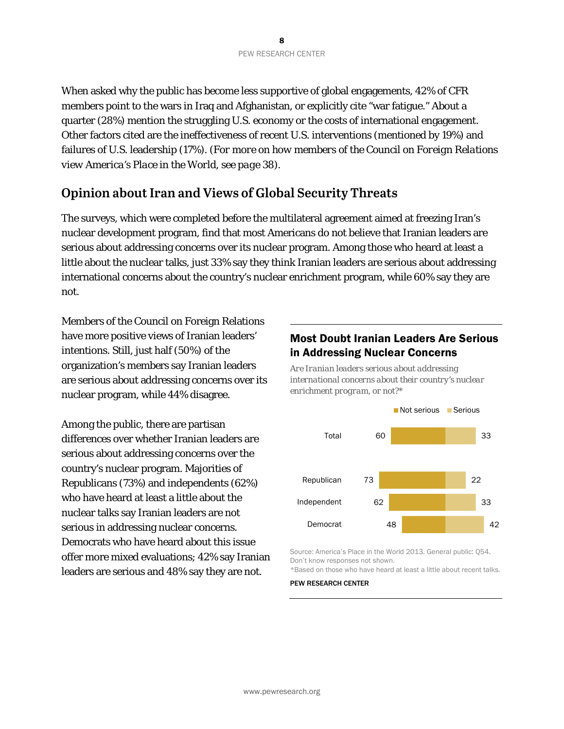When asked why the public has become less supportive of global engagements, 42% of CFR members point to the wars in Iraq and Afghanistan, or explicitly cite "war fatigue." About a quarter (28%) mention the struggling U.S. economy or the costs of international engagement. Other factors cited are the ineffectiveness of recent U.S. interventions (mentioned by 19%) and failures of U.S. leadership (17%). (*For more on how members of the Council on Foreign Relations view America's Place in the World, see page 38*).

## Opinion about Iran and Views of Global Security Threats

The surveys, which were completed before the multilateral agreement aimed at freezing Iran's nuclear development program, find that most Americans do not believe that Iranian leaders are serious about addressing concerns over its nuclear program. Among those who heard at least a little about the nuclear talks, just 33% say they think Iranian leaders are serious about addressing international concerns about the country's nuclear enrichment program, while 60% say they are not.

Members of the Council on Foreign Relations have more positive views of Iranian leaders' intentions. Still, just half (50%) of the organization's members say Iranian leaders are serious about addressing concerns over its nuclear program, while 44% disagree.

Among the public, there are partisan differences over whether Iranian leaders are serious about addressing concerns over the country's nuclear program. Majorities of Republicans (73%) and independents (62%) who have heard at least a little about the nuclear talks say Iranian leaders are not serious in addressing nuclear concerns. Democrats who have heard about this issue offer more mixed evaluations; 42% say Iranian leaders are serious and 48% say they are not.

### Most Doubt Iranian Leaders Are Serious in Addressing Nuclear Concerns

*Are Iranian leaders serious about addressing international concerns about their country's nuclear enrichment program, or not?**

| | Not serious | Serious |
|---|---|---|
| Total | 60 | 33 |
| Republican | 73 | 22 |
| Independent | 62 | 33 |
| Democrat | 48 | 42 |

Source: America's Place in the World 2013. General public: Q54. Don't know responses not shown.
*Based on those who have heard at least a little about recent talks.

PEW RESEARCH CENTER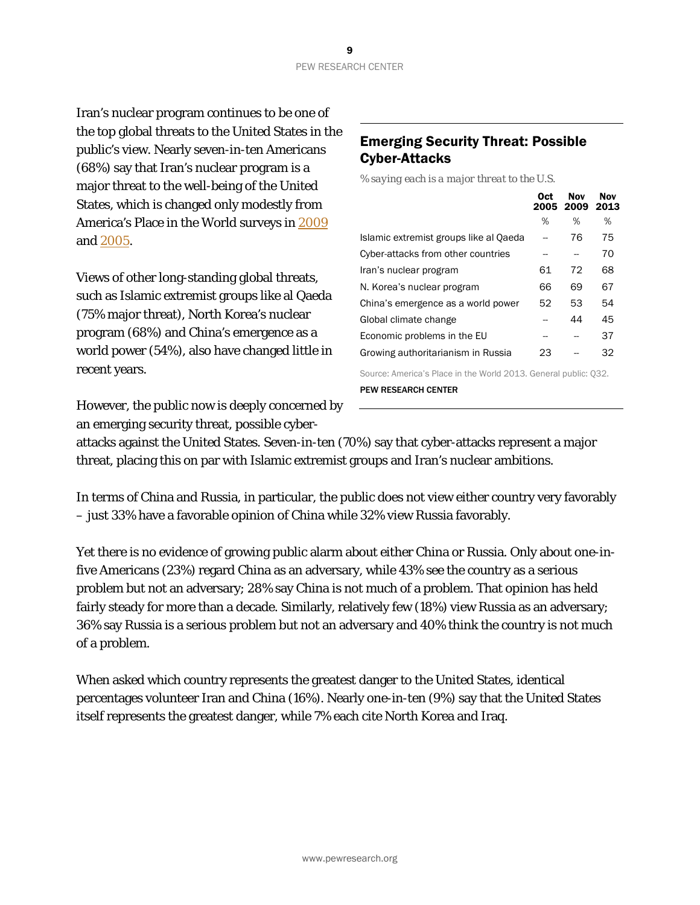Iran's nuclear program continues to be one of the top global threats to the United States in the public's view. Nearly seven-in-ten Americans (68%) say that Iran's nuclear program is a major threat to the well-being of the United States, which is changed only modestly from America's Place in the World surveys in 2009 and 2005.

Views of other long-standing global threats, such as Islamic extremist groups like al Qaeda (75% major threat), North Korea's nuclear program (68%) and China's emergence as a world power (54%), also have changed little in recent years.

## Emerging Security Threat: Possible Cyber-Attacks

*% saying each is a major threat to the U.S.*

| | Oct 2005 | Nov 2009 | Nov 2013 |
|---|---|---|---|
| | % | % | % |
| Islamic extremist groups like al Qaeda | -- | 76 | 75 |
| Cyber-attacks from other countries | -- | -- | 70 |
| Iran's nuclear program | 61 | 72 | 68 |
| N. Korea's nuclear program | 66 | 69 | 67 |
| China's emergence as a world power | 52 | 53 | 54 |
| Global climate change | -- | 44 | 45 |
| Economic problems in the EU | -- | -- | 37 |
| Growing authoritarianism in Russia | 23 | -- | 32 |

Source: America's Place in the World 2013. General public: Q32.

PEW RESEARCH CENTER

However, the public now is deeply concerned by an emerging security threat, possible cyber-attacks against the United States. Seven-in-ten (70%) say that cyber-attacks represent a major threat, placing this on par with Islamic extremist groups and Iran's nuclear ambitions.

In terms of China and Russia, in particular, the public does not view either country very favorably – just 33% have a favorable opinion of China while 32% view Russia favorably.

Yet there is no evidence of growing public alarm about either China or Russia. Only about one-in-five Americans (23%) regard China as an adversary, while 43% see the country as a serious problem but not an adversary; 28% say China is not much of a problem. That opinion has held fairly steady for more than a decade. Similarly, relatively few (18%) view Russia as an adversary; 36% say Russia is a serious problem but not an adversary and 40% think the country is not much of a problem.

When asked which country represents the greatest danger to the United States, identical percentages volunteer Iran and China (16%). Nearly one-in-ten (9%) say that the United States itself represents the greatest danger, while 7% each cite North Korea and Iraq.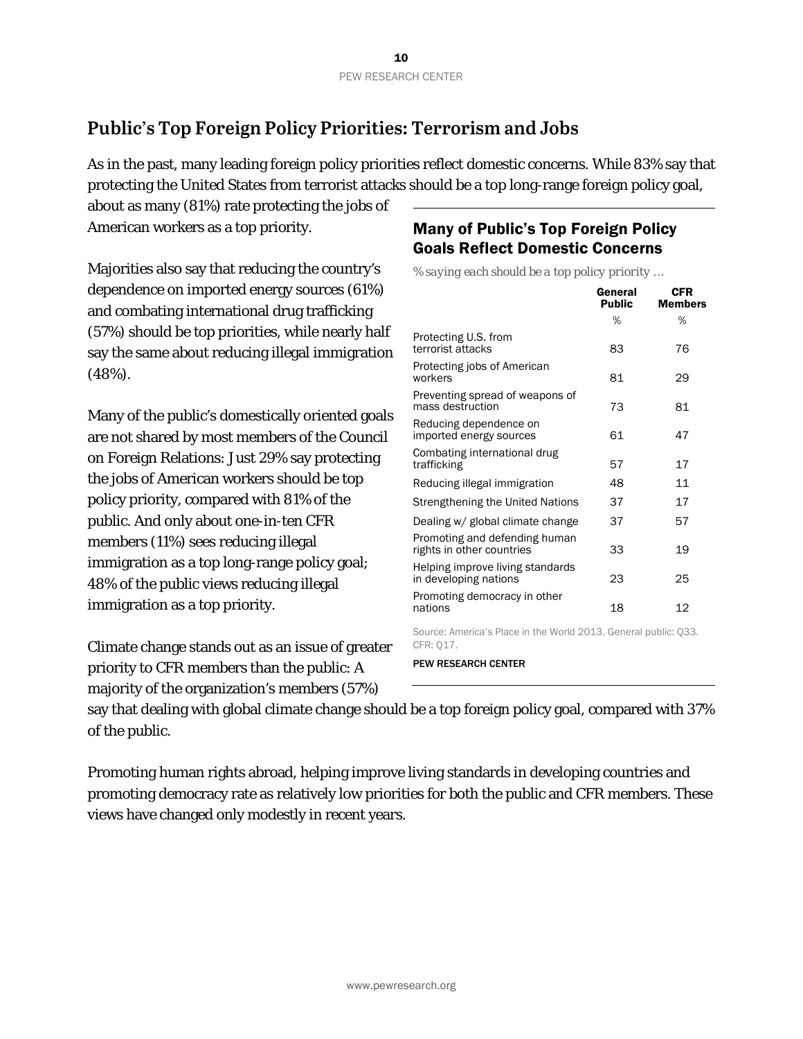## Public's Top Foreign Policy Priorities: Terrorism and Jobs

As in the past, many leading foreign policy priorities reflect domestic concerns. While 83% say that protecting the United States from terrorist attacks should be a top long-range foreign policy goal, about as many (81%) rate protecting the jobs of American workers as a top priority.

Majorities also say that reducing the country's dependence on imported energy sources (61%) and combating international drug trafficking (57%) should be top priorities, while nearly half say the same about reducing illegal immigration (48%).

Many of the public's domestically oriented goals are not shared by most members of the Council on Foreign Relations: Just 29% say protecting the jobs of American workers should be top policy priority, compared with 81% of the public. And only about one-in-ten CFR members (11%) sees reducing illegal immigration as a top long-range policy goal; 48% of the public views reducing illegal immigration as a top priority.

Climate change stands out as an issue of greater priority to CFR members than the public: A majority of the organization's members (57%) say that dealing with global climate change should be a top foreign policy goal, compared with 37% of the public.

Promoting human rights abroad, helping improve living standards in developing countries and promoting democracy rate as relatively low priorities for both the public and CFR members. These views have changed only modestly in recent years.

### Many of Public's Top Foreign Policy Goals Reflect Domestic Concerns

*% saying each should be a top policy priority …*

| | General Public | CFR Members |
|---|---|---|
| | % | % |
| Protecting U.S. from terrorist attacks | 83 | 76 |
| Protecting jobs of American workers | 81 | 29 |
| Preventing spread of weapons of mass destruction | 73 | 81 |
| Reducing dependence on imported energy sources | 61 | 47 |
| Combating international drug trafficking | 57 | 17 |
| Reducing illegal immigration | 48 | 11 |
| Strengthening the United Nations | 37 | 17 |
| Dealing w/ global climate change | 37 | 57 |
| Promoting and defending human rights in other countries | 33 | 19 |
| Helping improve living standards in developing nations | 23 | 25 |
| Promoting democracy in other nations | 18 | 12 |

Source: America's Place in the World 2013. General public: Q33. CFR: Q17.

PEW RESEARCH CENTER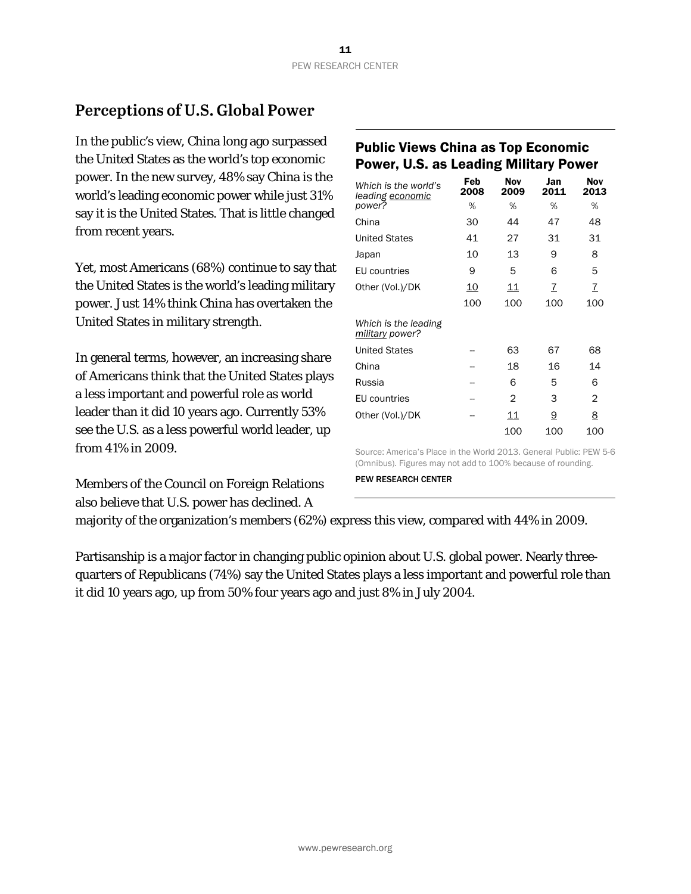## Perceptions of U.S. Global Power

In the public's view, China long ago surpassed the United States as the world's top economic power. In the new survey, 48% say China is the world's leading economic power while just 31% say it is the United States. That is little changed from recent years.

Yet, most Americans (68%) continue to say that the United States is the world's leading military power. Just 14% think China has overtaken the United States in military strength.

In general terms, however, an increasing share of Americans think that the United States plays a less important and powerful role as world leader than it did 10 years ago. Currently 53% see the U.S. as a less powerful world leader, up from 41% in 2009.

### Public Views China as Top Economic Power, U.S. as Leading Military Power

| *Which is the world's leading economic power?* | Feb 2008 | Nov 2009 | Jan 2011 | Nov 2013 |
|---|---|---|---|---|
| | % | % | % | % |
| China | 30 | 44 | 47 | 48 |
| United States | 41 | 27 | 31 | 31 |
| Japan | 10 | 13 | 9 | 8 |
| EU countries | 9 | 5 | 6 | 5 |
| Other (Vol.)/DK | 10 | 11 | 7 | 7 |
| | 100 | 100 | 100 | 100 |
| *Which is the leading military power?* | | | | |
| United States | -- | 63 | 67 | 68 |
| China | -- | 18 | 16 | 14 |
| Russia | -- | 6 | 5 | 6 |
| EU countries | -- | 2 | 3 | 2 |
| Other (Vol.)/DK | -- | 11 | 9 | 8 |
| | | 100 | 100 | 100 |

Source: America's Place in the World 2013. General Public: PEW 5-6 (Omnibus). Figures may not add to 100% because of rounding.

PEW RESEARCH CENTER

Members of the Council on Foreign Relations also believe that U.S. power has declined. A majority of the organization's members (62%) express this view, compared with 44% in 2009.

Partisanship is a major factor in changing public opinion about U.S. global power. Nearly three-quarters of Republicans (74%) say the United States plays a less important and powerful role than it did 10 years ago, up from 50% four years ago and just 8% in July 2004.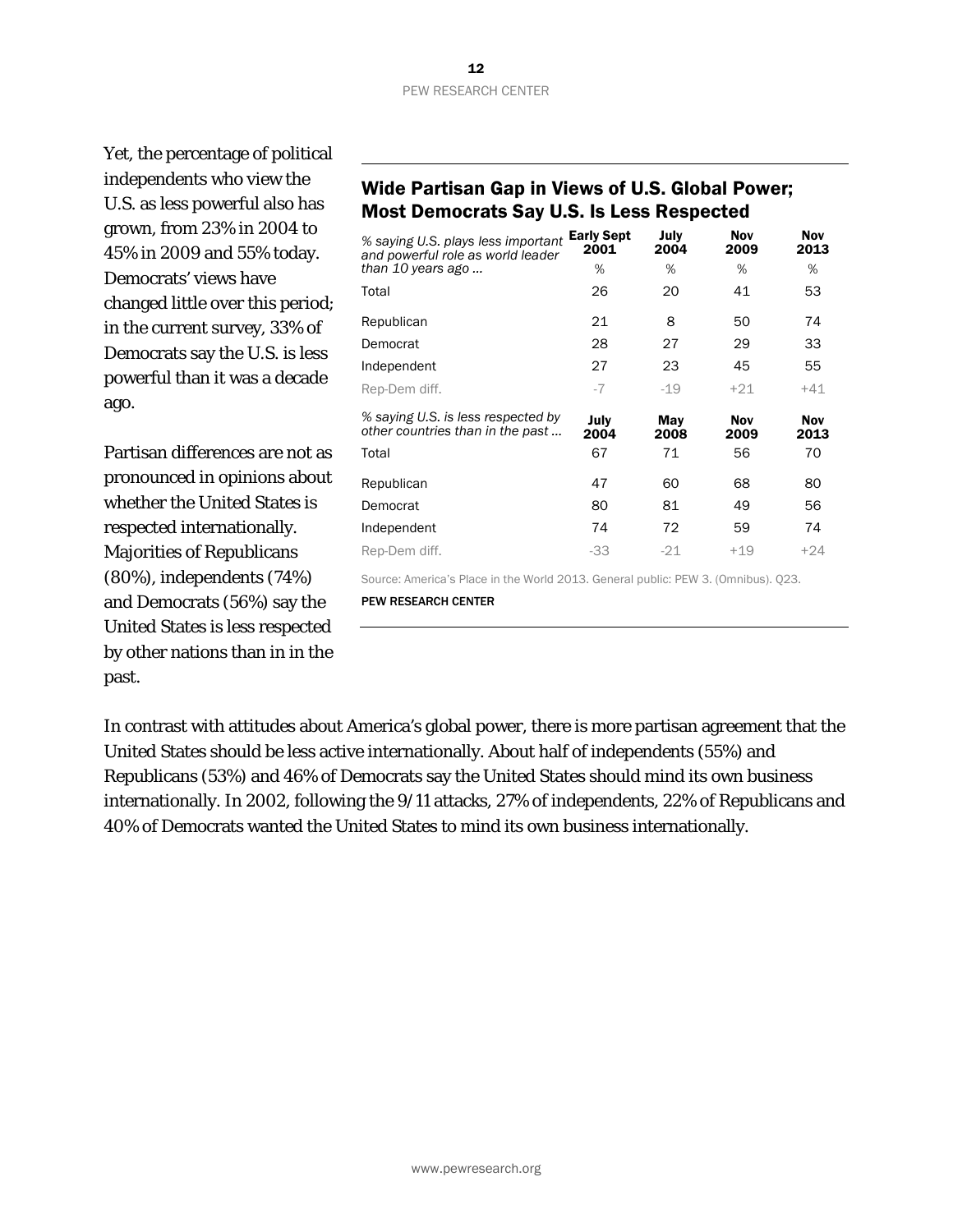Yet, the percentage of political independents who view the U.S. as less powerful also has grown, from 23% in 2004 to 45% in 2009 and 55% today. Democrats' views have changed little over this period; in the current survey, 33% of Democrats say the U.S. is less powerful than it was a decade ago.

Partisan differences are not as pronounced in opinions about whether the United States is respected internationally. Majorities of Republicans (80%), independents (74%) and Democrats (56%) say the United States is less respected by other nations than in in the past.

### Wide Partisan Gap in Views of U.S. Global Power; Most Democrats Say U.S. Is Less Respected

| *% saying U.S. plays less important and powerful role as world leader than 10 years ago …* | **Early Sept 2001** | **July 2004** | **Nov 2009** | **Nov 2013** |
|---|---|---|---|---|
| | % | % | % | % |
| Total | 26 | 20 | 41 | 53 |
| Republican | 21 | 8 | 50 | 74 |
| Democrat | 28 | 27 | 29 | 33 |
| Independent | 27 | 23 | 45 | 55 |
| Rep-Dem diff. | -7 | -19 | +21 | +41 |
| *% saying U.S. is less respected by other countries than in the past …* | **July 2004** | **May 2008** | **Nov 2009** | **Nov 2013** |
| Total | 67 | 71 | 56 | 70 |
| Republican | 47 | 60 | 68 | 80 |
| Democrat | 80 | 81 | 49 | 56 |
| Independent | 74 | 72 | 59 | 74 |
| Rep-Dem diff. | -33 | -21 | +19 | +24 |

Source: America's Place in the World 2013. General public: PEW 3. (Omnibus). Q23.

PEW RESEARCH CENTER

In contrast with attitudes about America's global power, there is more partisan agreement that the United States should be less active internationally. About half of independents (55%) and Republicans (53%) and 46% of Democrats say the United States should mind its own business internationally. In 2002, following the 9/11 attacks, 27% of independents, 22% of Republicans and 40% of Democrats wanted the United States to mind its own business internationally.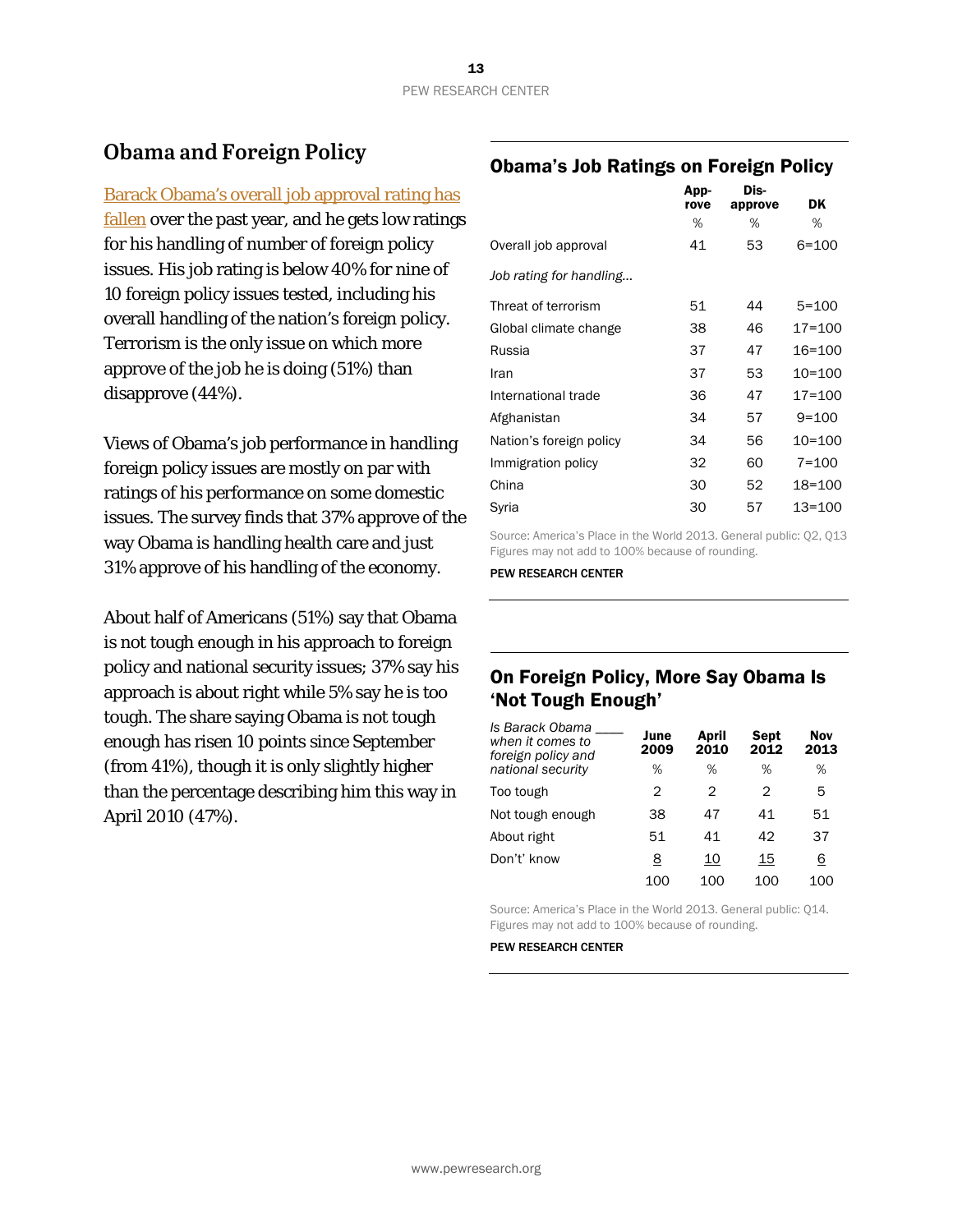## Obama and Foreign Policy

Barack Obama's overall job approval rating has fallen over the past year, and he gets low ratings for his handling of number of foreign policy issues. His job rating is below 40% for nine of 10 foreign policy issues tested, including his overall handling of the nation's foreign policy. Terrorism is the only issue on which more approve of the job he is doing (51%) than disapprove (44%).

Views of Obama's job performance in handling foreign policy issues are mostly on par with ratings of his performance on some domestic issues. The survey finds that 37% approve of the way Obama is handling health care and just 31% approve of his handling of the economy.

About half of Americans (51%) say that Obama is not tough enough in his approach to foreign policy and national security issues; 37% say his approach is about right while 5% say he is too tough. The share saying Obama is not tough enough has risen 10 points since September (from 41%), though it is only slightly higher than the percentage describing him this way in April 2010 (47%).

### Obama's Job Ratings on Foreign Policy

| | Approve | Disapprove | DK |
|---|---|---|---|
| | % | % | % |
| Overall job approval | 41 | 53 | 6=100 |
| *Job rating for handling…* | | | |
| Threat of terrorism | 51 | 44 | 5=100 |
| Global climate change | 38 | 46 | 17=100 |
| Russia | 37 | 47 | 16=100 |
| Iran | 37 | 53 | 10=100 |
| International trade | 36 | 47 | 17=100 |
| Afghanistan | 34 | 57 | 9=100 |
| Nation's foreign policy | 34 | 56 | 10=100 |
| Immigration policy | 32 | 60 | 7=100 |
| China | 30 | 52 | 18=100 |
| Syria | 30 | 57 | 13=100 |

Source: America's Place in the World 2013. General public: Q2, Q13
Figures may not add to 100% because of rounding.

PEW RESEARCH CENTER

### On Foreign Policy, More Say Obama Is 'Not Tough Enough'

| *Is Barack Obama ____ when it comes to foreign policy and national security* | June 2009 | April 2010 | Sept 2012 | Nov 2013 |
|---|---|---|---|---|
| | % | % | % | % |
| Too tough | 2 | 2 | 2 | 5 |
| Not tough enough | 38 | 47 | 41 | 51 |
| About right | 51 | 41 | 42 | 37 |
| Don't' know | 8 | 10 | 15 | 6 |
| | 100 | 100 | 100 | 100 |

Source: America's Place in the World 2013. General public: Q14.
Figures may not add to 100% because of rounding.

PEW RESEARCH CENTER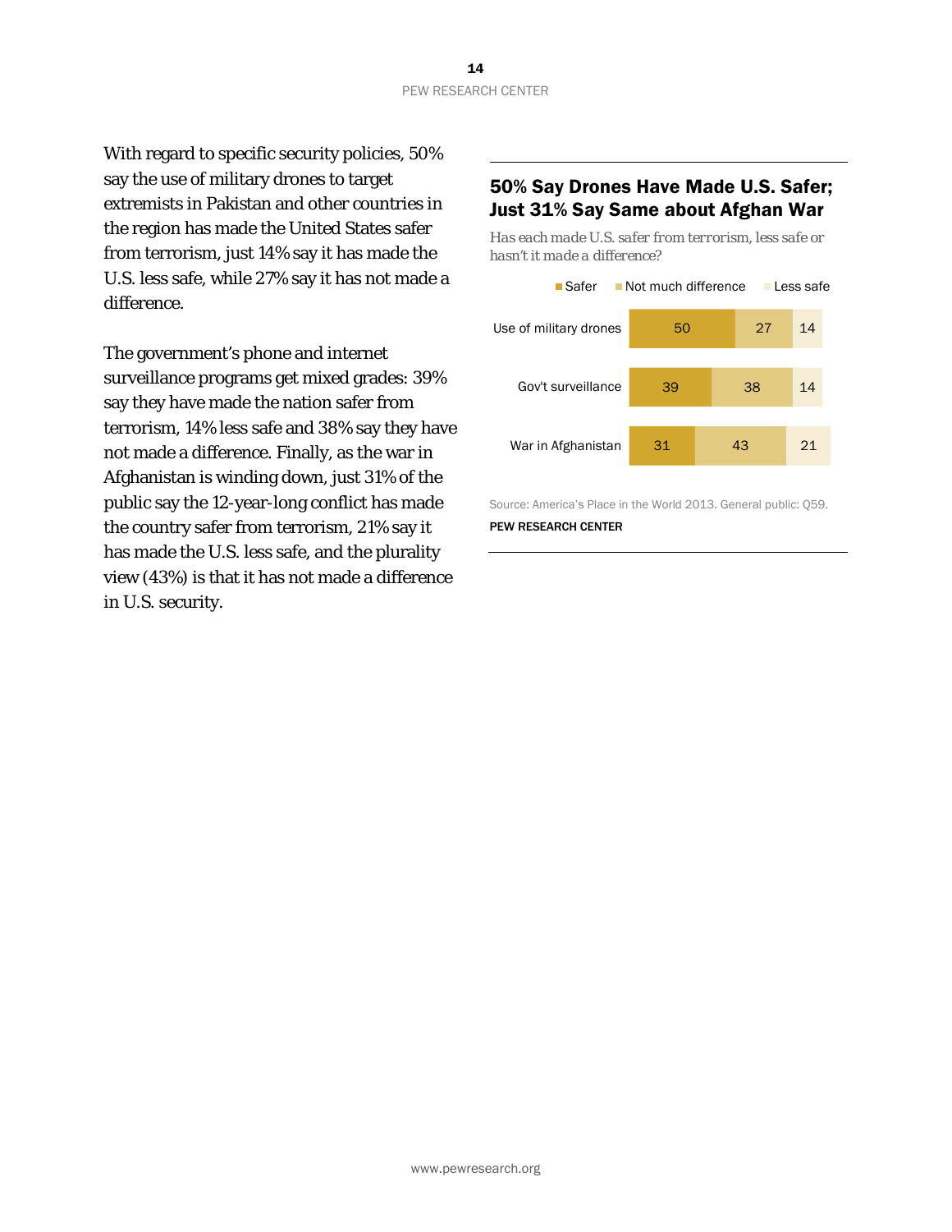With regard to specific security policies, 50% say the use of military drones to target extremists in Pakistan and other countries in the region has made the United States safer from terrorism, just 14% say it has made the U.S. less safe, while 27% say it has not made a difference.

The government's phone and internet surveillance programs get mixed grades: 39% say they have made the nation safer from terrorism, 14% less safe and 38% say they have not made a difference. Finally, as the war in Afghanistan is winding down, just 31% of the public say the 12-year-long conflict has made the country safer from terrorism, 21% say it has made the U.S. less safe, and the plurality view (43%) is that it has not made a difference in U.S. security.

## 50% Say Drones Have Made U.S. Safer; Just 31% Say Same about Afghan War

*Has each made U.S. safer from terrorism, less safe or hasn't it made a difference?*

| | Safer | Not much difference | Less safe |
|---|---|---|---|
| Use of military drones | 50 | 27 | 14 |
| Gov't surveillance | 39 | 38 | 14 |
| War in Afghanistan | 31 | 43 | 21 |

Source: America's Place in the World 2013. General public: Q59.

PEW RESEARCH CENTER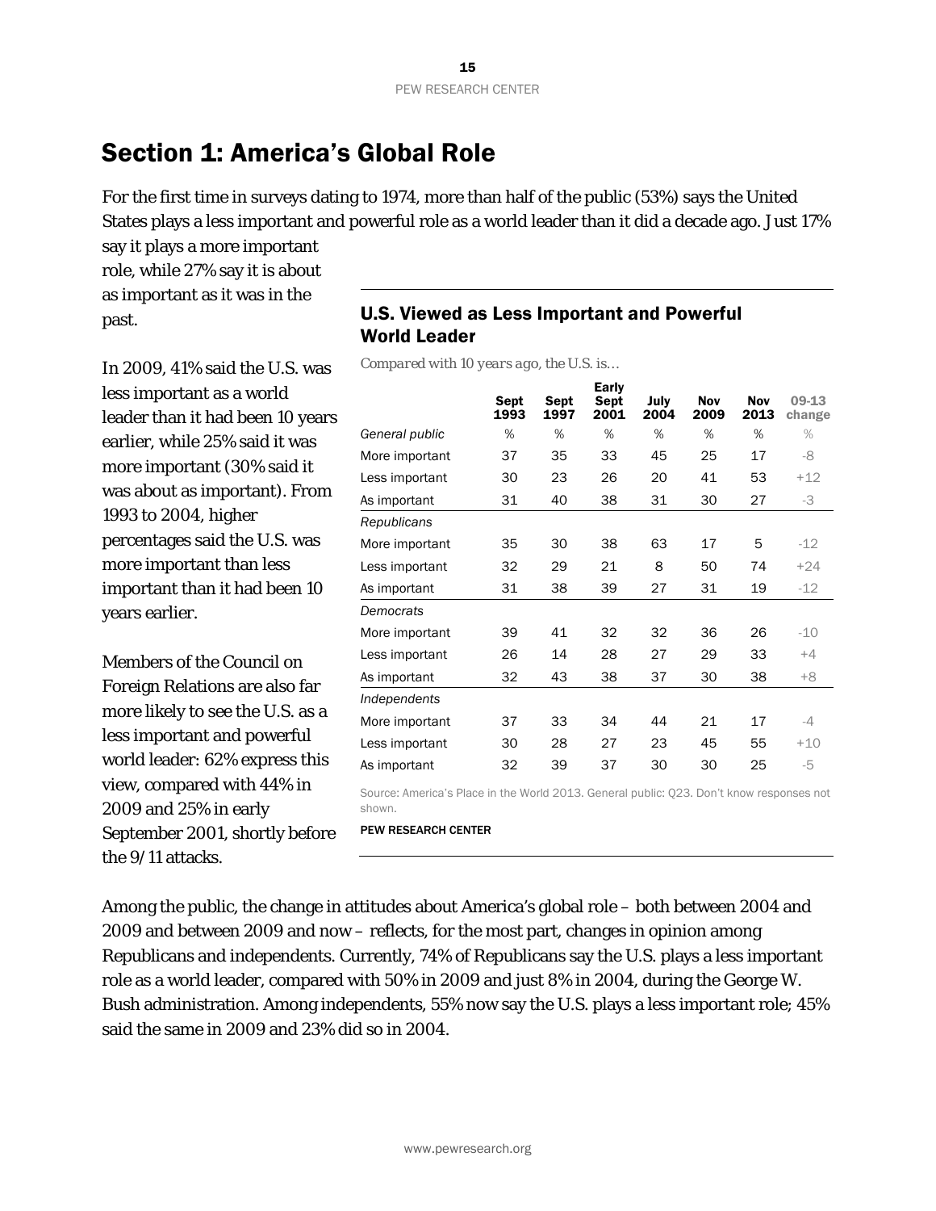# Section 1: America's Global Role

For the first time in surveys dating to 1974, more than half of the public (53%) says the United States plays a less important and powerful role as a world leader than it did a decade ago. Just 17% say it plays a more important role, while 27% say it is about as important as it was in the past.

In 2009, 41% said the U.S. was less important as a world leader than it had been 10 years earlier, while 25% said it was more important (30% said it was about as important). From 1993 to 2004, higher percentages said the U.S. was more important than less important than it had been 10 years earlier.

Members of the Council on Foreign Relations are also far more likely to see the U.S. as a less important and powerful world leader: 62% express this view, compared with 44% in 2009 and 25% in early September 2001, shortly before the 9/11 attacks.

### U.S. Viewed as Less Important and Powerful World Leader

*Compared with 10 years ago, the U.S. is…*

| | Sept 1993 | Sept 1997 | Early Sept 2001 | July 2004 | Nov 2009 | Nov 2013 | 09-13 change |
|---|---|---|---|---|---|---|---|
| *General public* | % | % | % | % | % | % | % |
| More important | 37 | 35 | 33 | 45 | 25 | 17 | -8 |
| Less important | 30 | 23 | 26 | 20 | 41 | 53 | +12 |
| As important | 31 | 40 | 38 | 31 | 30 | 27 | -3 |
| *Republicans* | | | | | | | |
| More important | 35 | 30 | 38 | 63 | 17 | 5 | -12 |
| Less important | 32 | 29 | 21 | 8 | 50 | 74 | +24 |
| As important | 31 | 38 | 39 | 27 | 31 | 19 | -12 |
| *Democrats* | | | | | | | |
| More important | 39 | 41 | 32 | 32 | 36 | 26 | -10 |
| Less important | 26 | 14 | 28 | 27 | 29 | 33 | +4 |
| As important | 32 | 43 | 38 | 37 | 30 | 38 | +8 |
| *Independents* | | | | | | | |
| More important | 37 | 33 | 34 | 44 | 21 | 17 | -4 |
| Less important | 30 | 28 | 27 | 23 | 45 | 55 | +10 |
| As important | 32 | 39 | 37 | 30 | 30 | 25 | -5 |

Source: America's Place in the World 2013. General public: Q23. Don't know responses not shown.

PEW RESEARCH CENTER

Among the public, the change in attitudes about America's global role – both between 2004 and 2009 and between 2009 and now – reflects, for the most part, changes in opinion among Republicans and independents. Currently, 74% of Republicans say the U.S. plays a less important role as a world leader, compared with 50% in 2009 and just 8% in 2004, during the George W. Bush administration. Among independents, 55% now say the U.S. plays a less important role; 45% said the same in 2009 and 23% did so in 2004.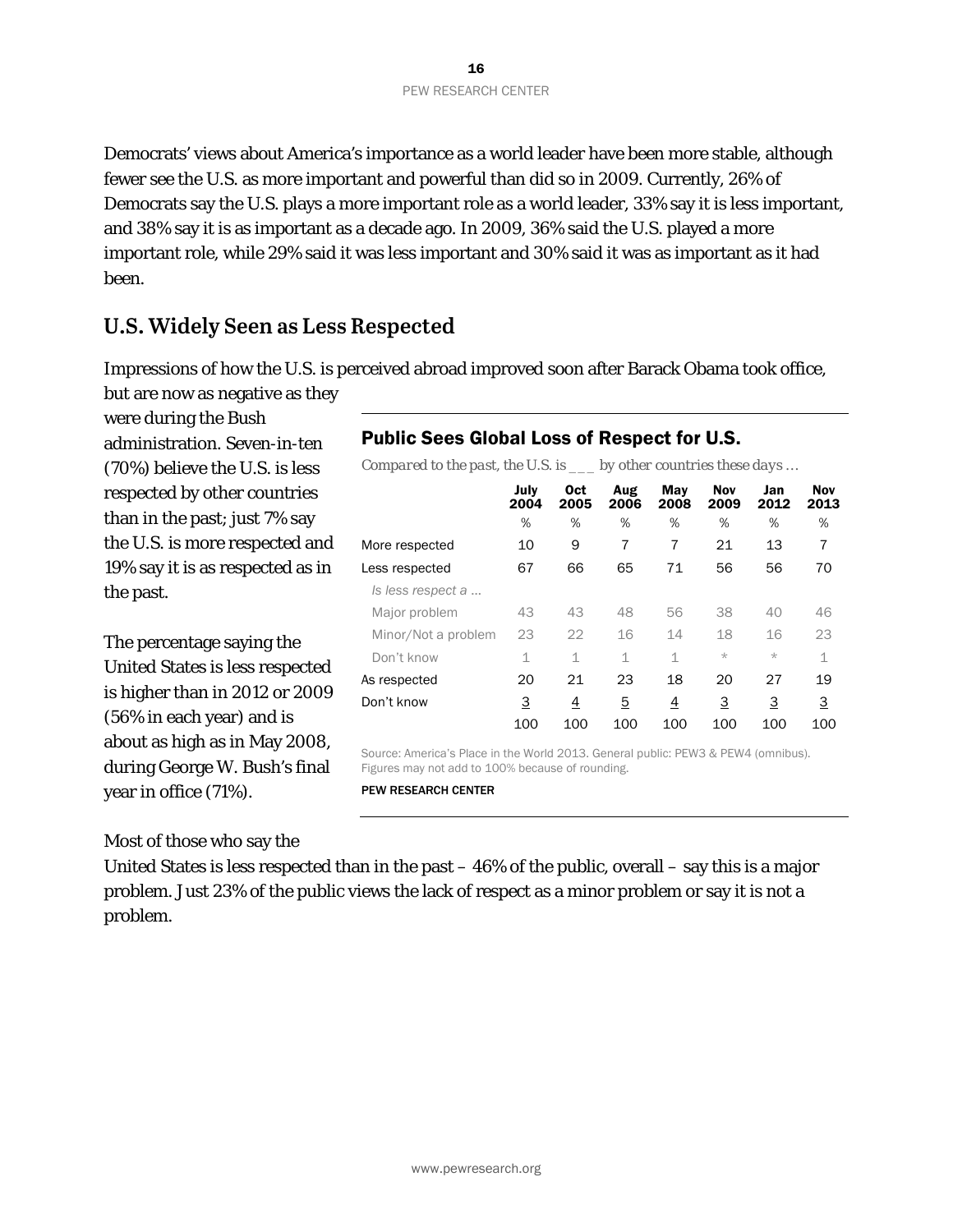Democrats' views about America's importance as a world leader have been more stable, although fewer see the U.S. as more important and powerful than did so in 2009. Currently, 26% of Democrats say the U.S. plays a more important role as a world leader, 33% say it is less important, and 38% say it is as important as a decade ago. In 2009, 36% said the U.S. played a more important role, while 29% said it was less important and 30% said it was as important as it had been.

## U.S. Widely Seen as Less Respected

Impressions of how the U.S. is perceived abroad improved soon after Barack Obama took office, but are now as negative as they were during the Bush administration. Seven-in-ten (70%) believe the U.S. is less respected by other countries than in the past; just 7% say the U.S. is more respected and 19% say it is as respected as in the past.

The percentage saying the United States is less respected is higher than in 2012 or 2009 (56% in each year) and is about as high as in May 2008, during George W. Bush's final year in office (71%).

### Public Sees Global Loss of Respect for U.S.

*Compared to the past, the U.S. is ___ by other countries these days …*

| | July 2004 | Oct 2005 | Aug 2006 | May 2008 | Nov 2009 | Jan 2012 | Nov 2013 |
|---|---|---|---|---|---|---|---|
| | % | % | % | % | % | % | % |
| More respected | 10 | 9 | 7 | 7 | 21 | 13 | 7 |
| Less respected | 67 | 66 | 65 | 71 | 56 | 56 | 70 |
| *Is less respect a …* | | | | | | | |
| Major problem | 43 | 43 | 48 | 56 | 38 | 40 | 46 |
| Minor/Not a problem | 23 | 22 | 16 | 14 | 18 | 16 | 23 |
| Don't know | 1 | 1 | 1 | 1 | * | * | 1 |
| As respected | 20 | 21 | 23 | 18 | 20 | 27 | 19 |
| Don't know | 3 | 4 | 5 | 4 | 3 | 3 | 3 |
| | 100 | 100 | 100 | 100 | 100 | 100 | 100 |

Source: America's Place in the World 2013. General public: PEW3 & PEW4 (omnibus). Figures may not add to 100% because of rounding.

PEW RESEARCH CENTER

Most of those who say the United States is less respected than in the past – 46% of the public, overall – say this is a major problem. Just 23% of the public views the lack of respect as a minor problem or say it is not a problem.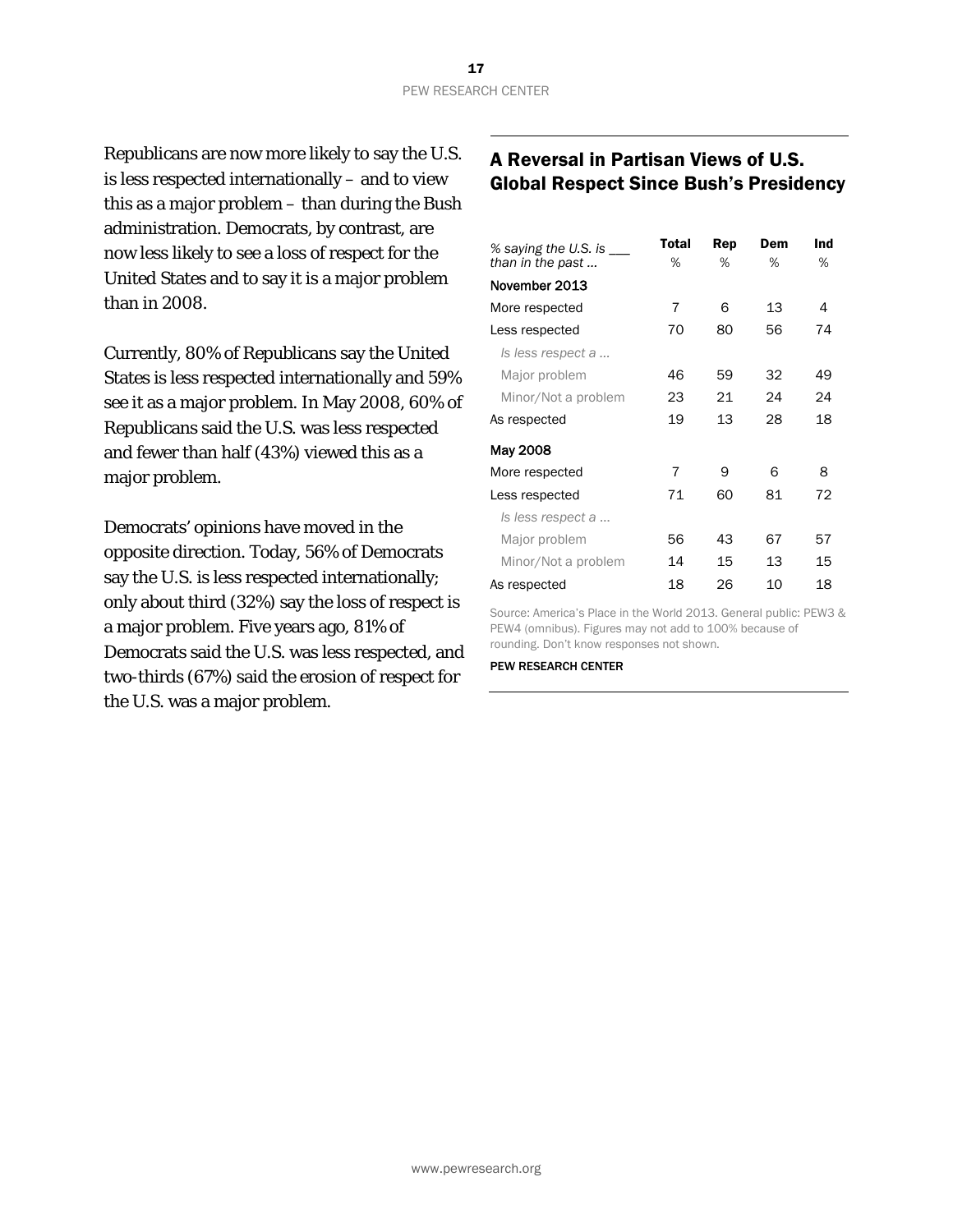Republicans are now more likely to say the U.S. is less respected internationally – and to view this as a major problem – than during the Bush administration. Democrats, by contrast, are now less likely to see a loss of respect for the United States and to say it is a major problem than in 2008.

Currently, 80% of Republicans say the United States is less respected internationally and 59% see it as a major problem. In May 2008, 60% of Republicans said the U.S. was less respected and fewer than half (43%) viewed this as a major problem.

Democrats' opinions have moved in the opposite direction. Today, 56% of Democrats say the U.S. is less respected internationally; only about third (32%) say the loss of respect is a major problem. Five years ago, 81% of Democrats said the U.S. was less respected, and two-thirds (67%) said the erosion of respect for the U.S. was a major problem.

## A Reversal in Partisan Views of U.S. Global Respect Since Bush's Presidency

| *% saying the U.S. is ___ than in the past ...* | **Total** % | **Rep** % | **Dem** % | **Ind** % |
|---|---|---|---|---|
| **November 2013** | | | | |
| More respected | 7 | 6 | 13 | 4 |
| Less respected | 70 | 80 | 56 | 74 |
| *Is less respect a ...* | | | | |
| Major problem | 46 | 59 | 32 | 49 |
| Minor/Not a problem | 23 | 21 | 24 | 24 |
| As respected | 19 | 13 | 28 | 18 |
| **May 2008** | | | | |
| More respected | 7 | 9 | 6 | 8 |
| Less respected | 71 | 60 | 81 | 72 |
| *Is less respect a ...* | | | | |
| Major problem | 56 | 43 | 67 | 57 |
| Minor/Not a problem | 14 | 15 | 13 | 15 |
| As respected | 18 | 26 | 10 | 18 |

Source: America's Place in the World 2013. General public: PEW3 & PEW4 (omnibus). Figures may not add to 100% because of rounding. Don't know responses not shown.

PEW RESEARCH CENTER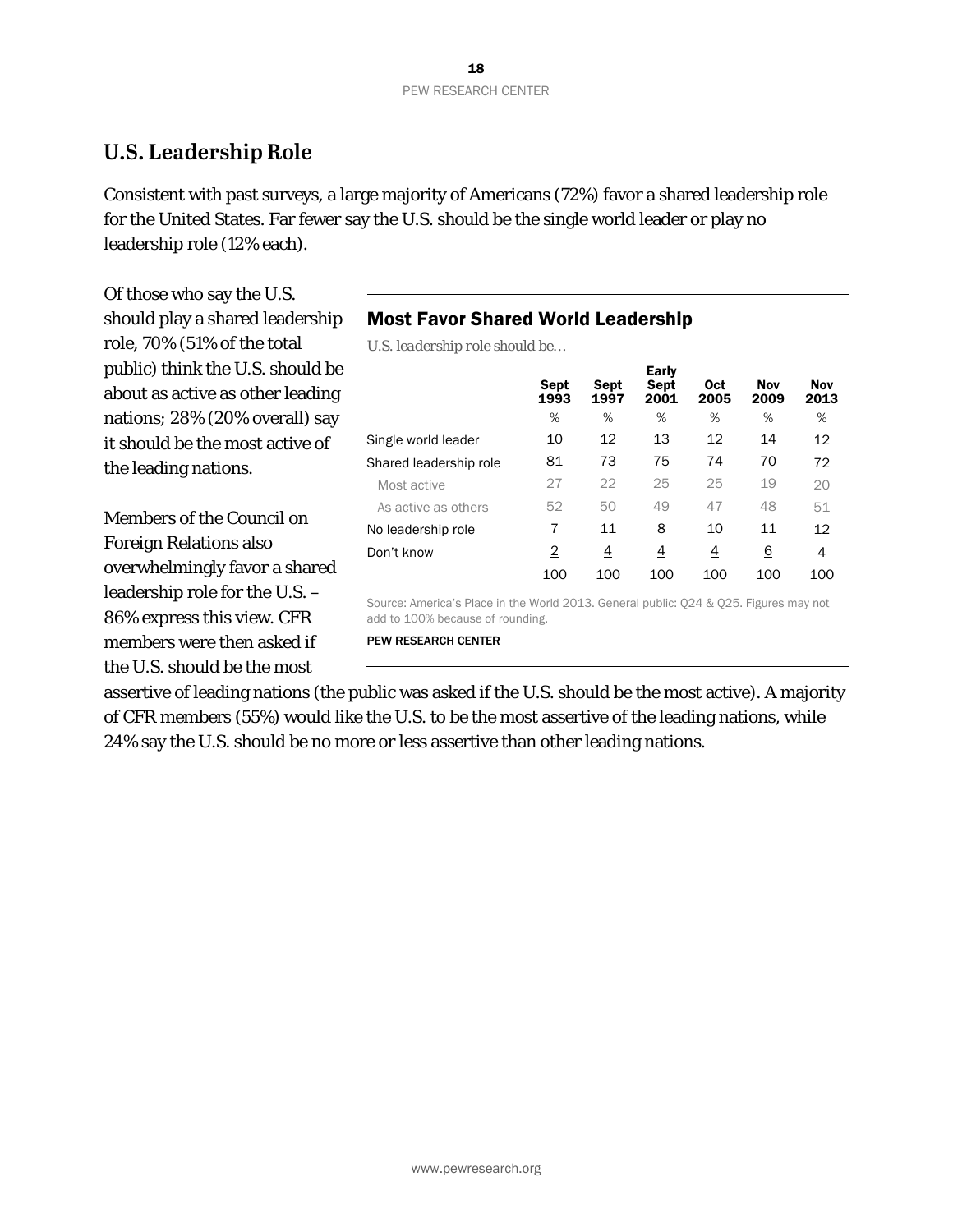## U.S. Leadership Role

Consistent with past surveys, a large majority of Americans (72%) favor a shared leadership role for the United States. Far fewer say the U.S. should be the single world leader or play no leadership role (12% each).

Of those who say the U.S. should play a shared leadership role, 70% (51% of the total public) think the U.S. should be about as active as other leading nations; 28% (20% overall) say it should be the most active of the leading nations.

Members of the Council on Foreign Relations also overwhelmingly favor a shared leadership role for the U.S. – 86% express this view. CFR members were then asked if the U.S. should be the most assertive of leading nations (the public was asked if the U.S. should be the most active). A majority of CFR members (55%) would like the U.S. to be the most assertive of the leading nations, while 24% say the U.S. should be no more or less assertive than other leading nations.

### Most Favor Shared World Leadership

*U.S. leadership role should be…*

| | Sept 1993 | Sept 1997 | Early Sept 2001 | Oct 2005 | Nov 2009 | Nov 2013 |
|---|---|---|---|---|---|---|
| | % | % | % | % | % | % |
| Single world leader | 10 | 12 | 13 | 12 | 14 | 12 |
| Shared leadership role | 81 | 73 | 75 | 74 | 70 | 72 |
| Most active | 27 | 22 | 25 | 25 | 19 | 20 |
| As active as others | 52 | 50 | 49 | 47 | 48 | 51 |
| No leadership role | 7 | 11 | 8 | 10 | 11 | 12 |
| Don't know | 2 | 4 | 4 | 4 | 6 | 4 |
| | 100 | 100 | 100 | 100 | 100 | 100 |

Source: America's Place in the World 2013. General public: Q24 & Q25. Figures may not add to 100% because of rounding.

PEW RESEARCH CENTER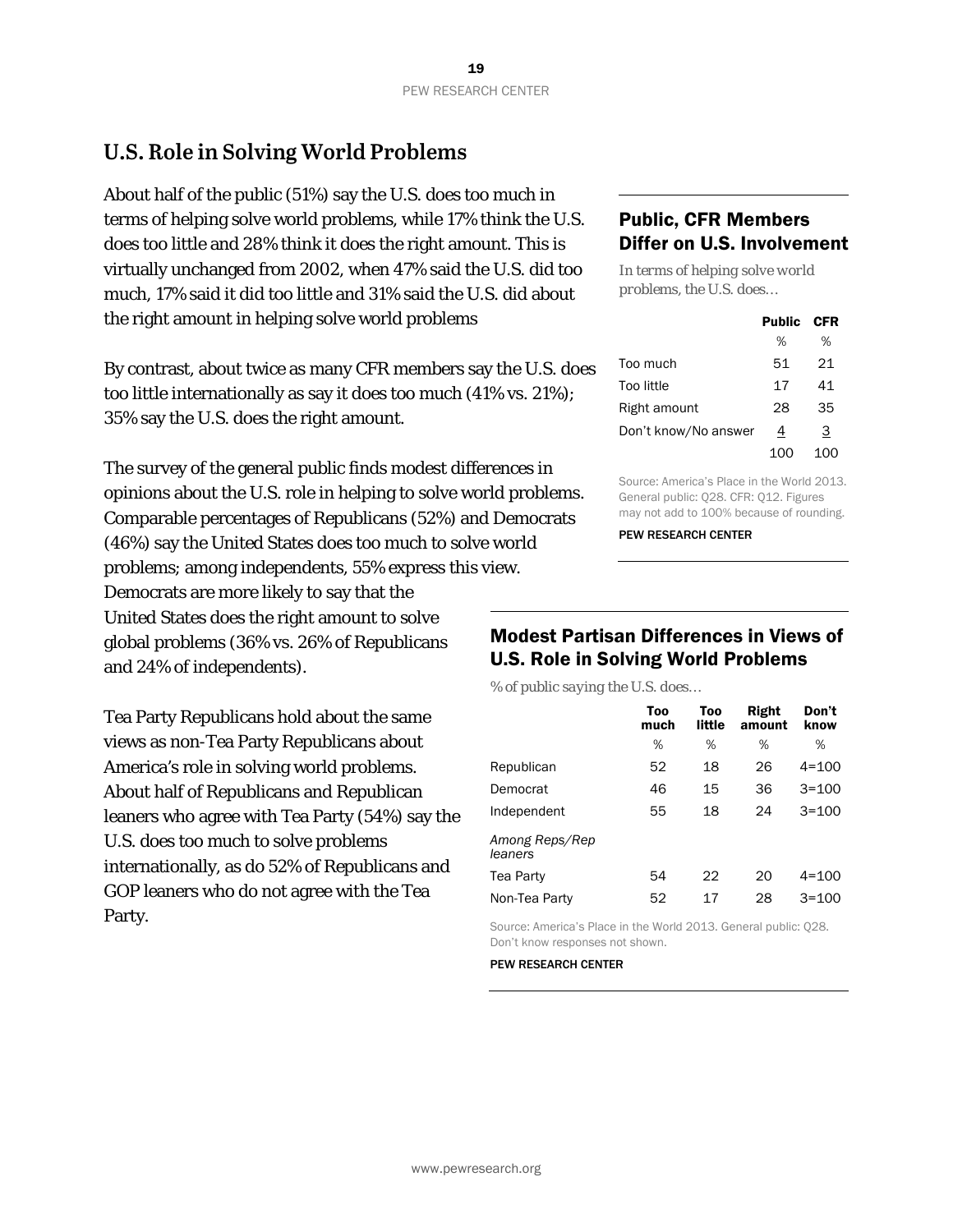## U.S. Role in Solving World Problems

About half of the public (51%) say the U.S. does too much in terms of helping solve world problems, while 17% think the U.S. does too little and 28% think it does the right amount. This is virtually unchanged from 2002, when 47% said the U.S. did too much, 17% said it did too little and 31% said the U.S. did about the right amount in helping solve world problems

By contrast, about twice as many CFR members say the U.S. does too little internationally as say it does too much (41% vs. 21%); 35% say the U.S. does the right amount.

### Public, CFR Members Differ on U.S. Involvement

*In terms of helping solve world problems, the U.S. does…*

| | Public | CFR |
|---|---|---|
| | % | % |
| Too much | 51 | 21 |
| Too little | 17 | 41 |
| Right amount | 28 | 35 |
| Don't know/No answer | 4 | 3 |
| | 100 | 100 |

Source: America's Place in the World 2013. General public: Q28. CFR: Q12. Figures may not add to 100% because of rounding.

PEW RESEARCH CENTER

The survey of the general public finds modest differences in opinions about the U.S. role in helping to solve world problems. Comparable percentages of Republicans (52%) and Democrats (46%) say the United States does too much to solve world problems; among independents, 55% express this view. Democrats are more likely to say that the United States does the right amount to solve global problems (36% vs. 26% of Republicans and 24% of independents).

Tea Party Republicans hold about the same views as non-Tea Party Republicans about America's role in solving world problems. About half of Republicans and Republican leaners who agree with Tea Party (54%) say the U.S. does too much to solve problems internationally, as do 52% of Republicans and GOP leaners who do not agree with the Tea Party.

### Modest Partisan Differences in Views of U.S. Role in Solving World Problems

*% of public saying the U.S. does…*

| | Too much | Too little | Right amount | Don't know |
|---|---|---|---|---|
| | % | % | % | % |
| Republican | 52 | 18 | 26 | 4=100 |
| Democrat | 46 | 15 | 36 | 3=100 |
| Independent | 55 | 18 | 24 | 3=100 |
| *Among Reps/Rep leaners* | | | | |
| Tea Party | 54 | 22 | 20 | 4=100 |
| Non-Tea Party | 52 | 17 | 28 | 3=100 |

Source: America's Place in the World 2013. General public: Q28. Don't know responses not shown.

PEW RESEARCH CENTER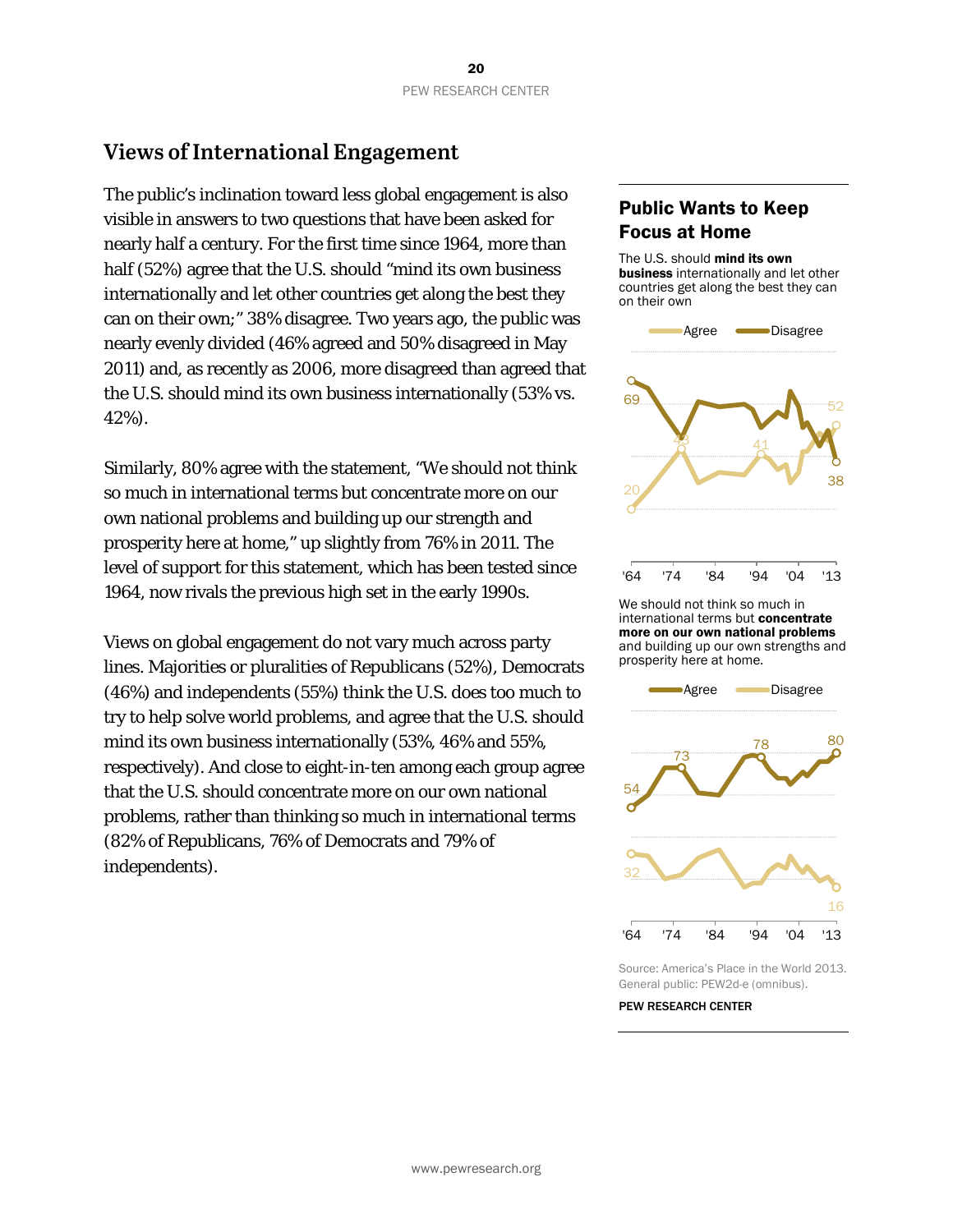## Views of International Engagement

The public's inclination toward less global engagement is also visible in answers to two questions that have been asked for nearly half a century. For the first time since 1964, more than half (52%) agree that the U.S. should "mind its own business internationally and let other countries get along the best they can on their own;" 38% disagree. Two years ago, the public was nearly evenly divided (46% agreed and 50% disagreed in May 2011) and, as recently as 2006, more disagreed than agreed that the U.S. should mind its own business internationally (53% vs. 42%).

Similarly, 80% agree with the statement, "We should not think so much in international terms but concentrate more on our own national problems and building up our strength and prosperity here at home," up slightly from 76% in 2011. The level of support for this statement, which has been tested since 1964, now rivals the previous high set in the early 1990s.

Views on global engagement do not vary much across party lines. Majorities or pluralities of Republicans (52%), Democrats (46%) and independents (55%) think the U.S. does too much to try to help solve world problems, and agree that the U.S. should mind its own business internationally (53%, 46% and 55%, respectively). And close to eight-in-ten among each group agree that the U.S. should concentrate more on our own national problems, rather than thinking so much in international terms (82% of Republicans, 76% of Democrats and 79% of independents).

### Public Wants to Keep Focus at Home

The U.S. should **mind its own business** internationally and let other countries get along the best they can on their own

Agree / Disagree

Disagree: 69 ('64), 43 ('74), 52 ('13 Agree), 38 ('13)
Agree: 20 ('64), 43 ('74), 41 ('95), 52 ('13)

'64 '74 '84 '94 '04 '13

We should not think so much in international terms but **concentrate more on our own national problems** and building up our own strengths and prosperity here at home.

Agree / Disagree

Agree: 54 ('64), 73 ('76), 78 ('95), 80 ('13)
Disagree: 32 ('64), 16 ('13)

'64 '74 '84 '94 '04 '13

Source: America's Place in the World 2013. General public: PEW2d-e (omnibus).

PEW RESEARCH CENTER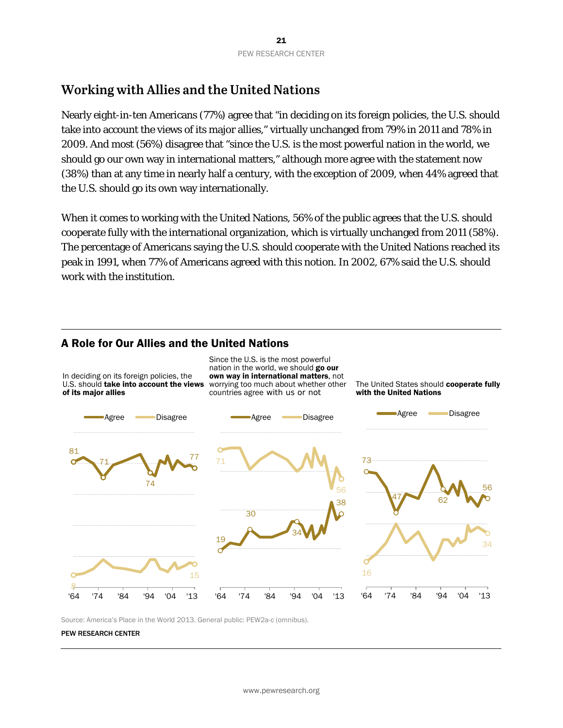## Working with Allies and the United Nations

Nearly eight-in-ten Americans (77%) agree that "in deciding on its foreign policies, the U.S. should take into account the views of its major allies," virtually unchanged from 79% in 2011 and 78% in 2009. And most (56%) disagree that "since the U.S. is the most powerful nation in the world, we should go our own way in international matters," although more agree with the statement now (38%) than at any time in nearly half a century, with the exception of 2009, when 44% agreed that the U.S. should go its own way internationally.

When it comes to working with the United Nations, 56% of the public agrees that the U.S. should cooperate fully with the international organization, which is virtually unchanged from 2011 (58%). The percentage of Americans saying the U.S. should cooperate with the United Nations reached its peak in 1991, when 77% of Americans agreed with this notion. In 2002, 67% said the U.S. should work with the institution.

### A Role for Our Allies and the United Nations

In deciding on its foreign policies, the U.S. should **take into account the views of its major allies**

Agree: '64: 81; '74: 71; '94: 74; '13: 77
Disagree: '64: 8; '13: 15

Since the U.S. is the most powerful nation in the world, we should **go our own way in international matters**, not worrying too much about whether other countries agree with us or not

Agree: '64: 19; '74: 30; '94: 34; '13: 38
Disagree: '64: 71; '13: 56

The United States should **cooperate fully with the United Nations**

Agree: '64: 73; '74: 47; '94: 62; '13: 56
Disagree: '64: 16; '13: 34

Source: America's Place in the World 2013. General public: PEW2a-c (omnibus).

PEW RESEARCH CENTER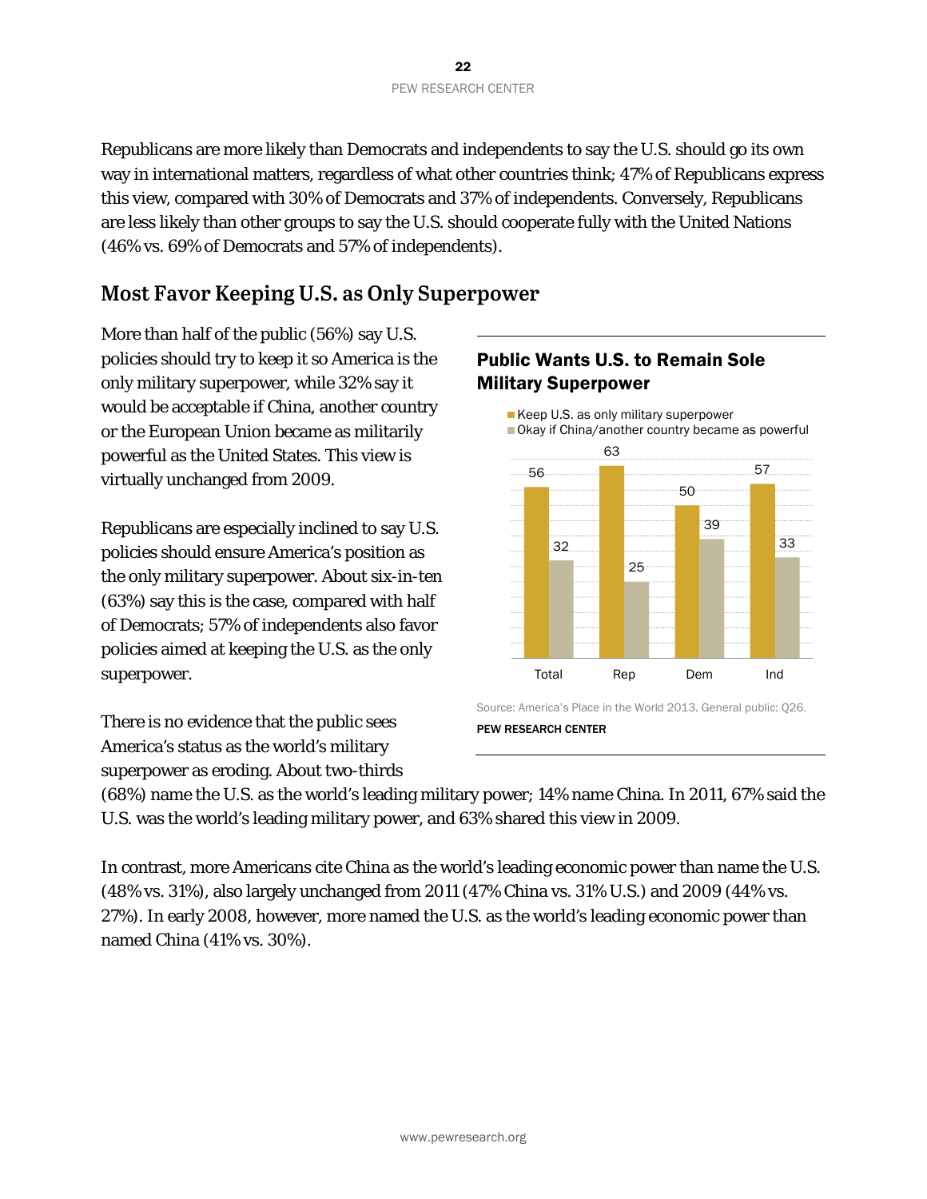Republicans are more likely than Democrats and independents to say the U.S. should go its own way in international matters, regardless of what other countries think; 47% of Republicans express this view, compared with 30% of Democrats and 37% of independents. Conversely, Republicans are less likely than other groups to say the U.S. should cooperate fully with the United Nations (46% vs. 69% of Democrats and 57% of independents).

## Most Favor Keeping U.S. as Only Superpower

More than half of the public (56%) say U.S. policies should try to keep it so America is the only military superpower, while 32% say it would be acceptable if China, another country or the European Union became as militarily powerful as the United States. This view is virtually unchanged from 2009.

**Public Wants U.S. to Remain Sole Military Superpower**

| | Keep U.S. as only military superpower | Okay if China/another country became as powerful |
|---|---|---|
| Total | 56 | 32 |
| Rep | 63 | 25 |
| Dem | 50 | 39 |
| Ind | 57 | 33 |

Source: America's Place in the World 2013. General public: Q26.

PEW RESEARCH CENTER

Republicans are especially inclined to say U.S. policies should ensure America's position as the only military superpower. About six-in-ten (63%) say this is the case, compared with half of Democrats; 57% of independents also favor policies aimed at keeping the U.S. as the only superpower.

There is no evidence that the public sees America's status as the world's military superpower as eroding. About two-thirds (68%) name the U.S. as the world's leading military power; 14% name China. In 2011, 67% said the U.S. was the world's leading military power, and 63% shared this view in 2009.

In contrast, more Americans cite China as the world's leading economic power than name the U.S. (48% vs. 31%), also largely unchanged from 2011 (47% China vs. 31% U.S.) and 2009 (44% vs. 27%). In early 2008, however, more named the U.S. as the world's leading economic power than named China (41% vs. 30%).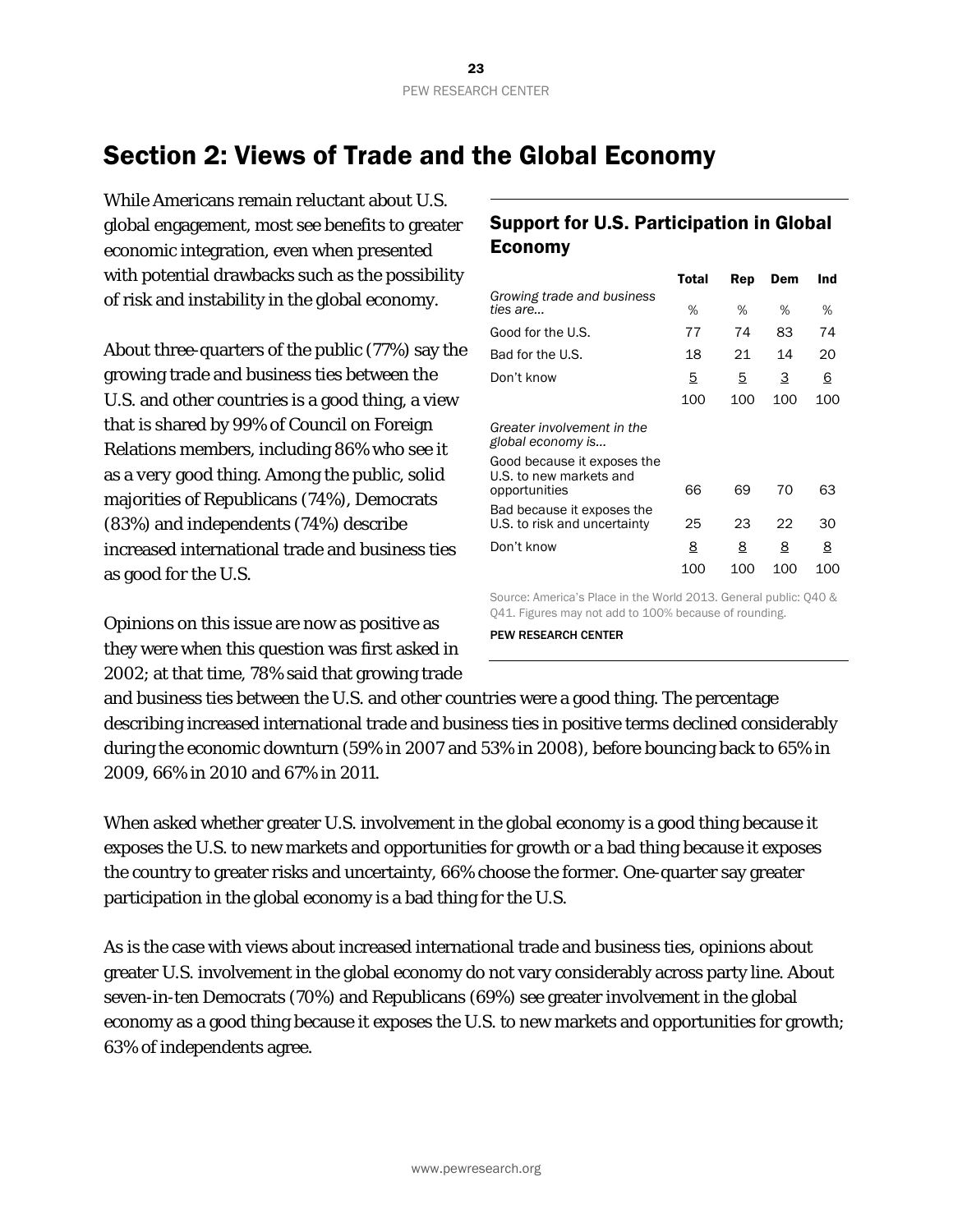# Section 2: Views of Trade and the Global Economy

While Americans remain reluctant about U.S. global engagement, most see benefits to greater economic integration, even when presented with potential drawbacks such as the possibility of risk and instability in the global economy.

About three-quarters of the public (77%) say the growing trade and business ties between the U.S. and other countries is a good thing, a view that is shared by 99% of Council on Foreign Relations members, including 86% who see it as a very good thing. Among the public, solid majorities of Republicans (74%), Democrats (83%) and independents (74%) describe increased international trade and business ties as good for the U.S.

## Support for U.S. Participation in Global Economy

| | Total | Rep | Dem | Ind |
|---|---|---|---|---|
| *Growing trade and business ties are…* | % | % | % | % |
| Good for the U.S. | 77 | 74 | 83 | 74 |
| Bad for the U.S. | 18 | 21 | 14 | 20 |
| Don't know | 5 | 5 | 3 | 6 |
| | 100 | 100 | 100 | 100 |
| *Greater involvement in the global economy is…* | | | | |
| Good because it exposes the U.S. to new markets and opportunities | 66 | 69 | 70 | 63 |
| Bad because it exposes the U.S. to risk and uncertainty | 25 | 23 | 22 | 30 |
| Don't know | 8 | 8 | 8 | 8 |
| | 100 | 100 | 100 | 100 |

Source: America's Place in the World 2013. General public: Q40 & Q41. Figures may not add to 100% because of rounding.

PEW RESEARCH CENTER

Opinions on this issue are now as positive as they were when this question was first asked in 2002; at that time, 78% said that growing trade and business ties between the U.S. and other countries were a good thing. The percentage describing increased international trade and business ties in positive terms declined considerably during the economic downturn (59% in 2007 and 53% in 2008), before bouncing back to 65% in 2009, 66% in 2010 and 67% in 2011.

When asked whether greater U.S. involvement in the global economy is a good thing because it exposes the U.S. to new markets and opportunities for growth or a bad thing because it exposes the country to greater risks and uncertainty, 66% choose the former. One-quarter say greater participation in the global economy is a bad thing for the U.S.

As is the case with views about increased international trade and business ties, opinions about greater U.S. involvement in the global economy do not vary considerably across party line. About seven-in-ten Democrats (70%) and Republicans (69%) see greater involvement in the global economy as a good thing because it exposes the U.S. to new markets and opportunities for growth; 63% of independents agree.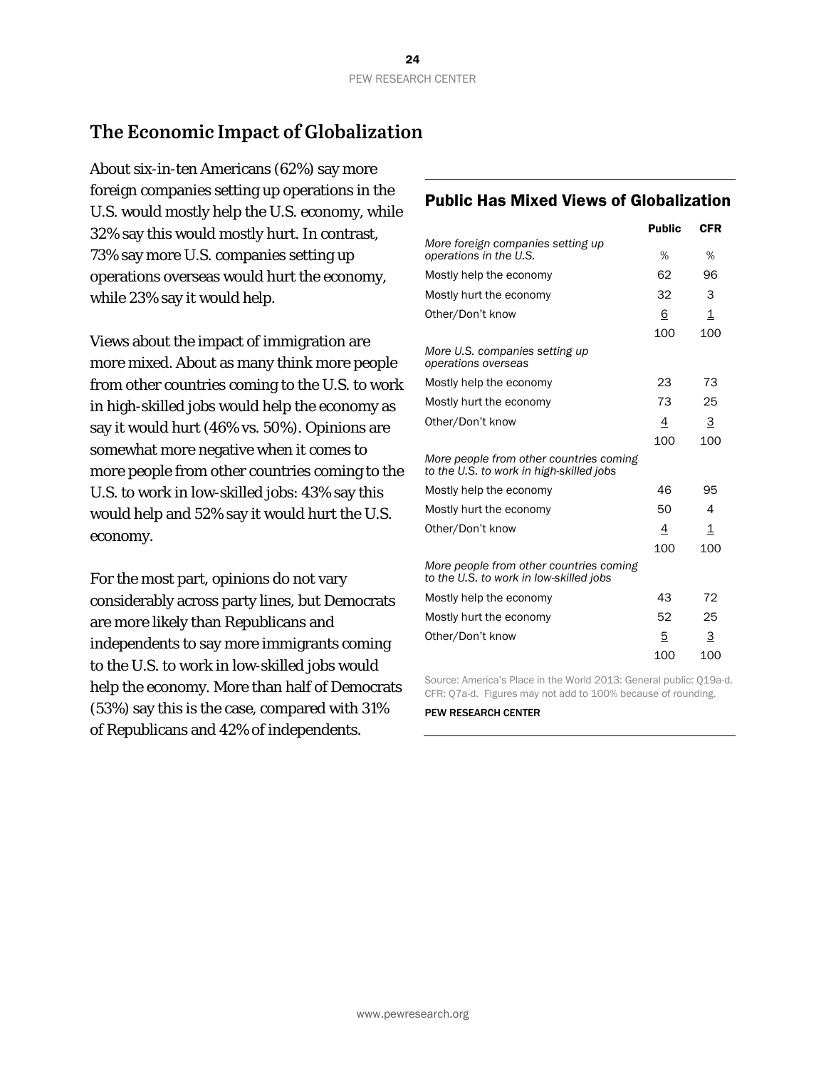## The Economic Impact of Globalization

About six-in-ten Americans (62%) say more foreign companies setting up operations in the U.S. would mostly help the U.S. economy, while 32% say this would mostly hurt. In contrast, 73% say more U.S. companies setting up operations overseas would hurt the economy, while 23% say it would help.

Views about the impact of immigration are more mixed. About as many think more people from other countries coming to the U.S. to work in high-skilled jobs would help the economy as say it would hurt (46% vs. 50%). Opinions are somewhat more negative when it comes to more people from other countries coming to the U.S. to work in low-skilled jobs: 43% say this would help and 52% say it would hurt the U.S. economy.

For the most part, opinions do not vary considerably across party lines, but Democrats are more likely than Republicans and independents to say more immigrants coming to the U.S. to work in low-skilled jobs would help the economy. More than half of Democrats (53%) say this is the case, compared with 31% of Republicans and 42% of independents.

### Public Has Mixed Views of Globalization

| | Public | CFR |
|---|---|---|
| *More foreign companies setting up operations in the U.S.* | % | % |
| Mostly help the economy | 62 | 96 |
| Mostly hurt the economy | 32 | 3 |
| Other/Don't know | 6 | 1 |
| | 100 | 100 |
| *More U.S. companies setting up operations overseas* | | |
| Mostly help the economy | 23 | 73 |
| Mostly hurt the economy | 73 | 25 |
| Other/Don't know | 4 | 3 |
| | 100 | 100 |
| *More people from other countries coming to the U.S. to work in high-skilled jobs* | | |
| Mostly help the economy | 46 | 95 |
| Mostly hurt the economy | 50 | 4 |
| Other/Don't know | 4 | 1 |
| | 100 | 100 |
| *More people from other countries coming to the U.S. to work in low-skilled jobs* | | |
| Mostly help the economy | 43 | 72 |
| Mostly hurt the economy | 52 | 25 |
| Other/Don't know | 5 | 3 |
| | 100 | 100 |

Source: America's Place in the World 2013: General public: Q19a-d. CFR: Q7a-d. Figures may not add to 100% because of rounding.

PEW RESEARCH CENTER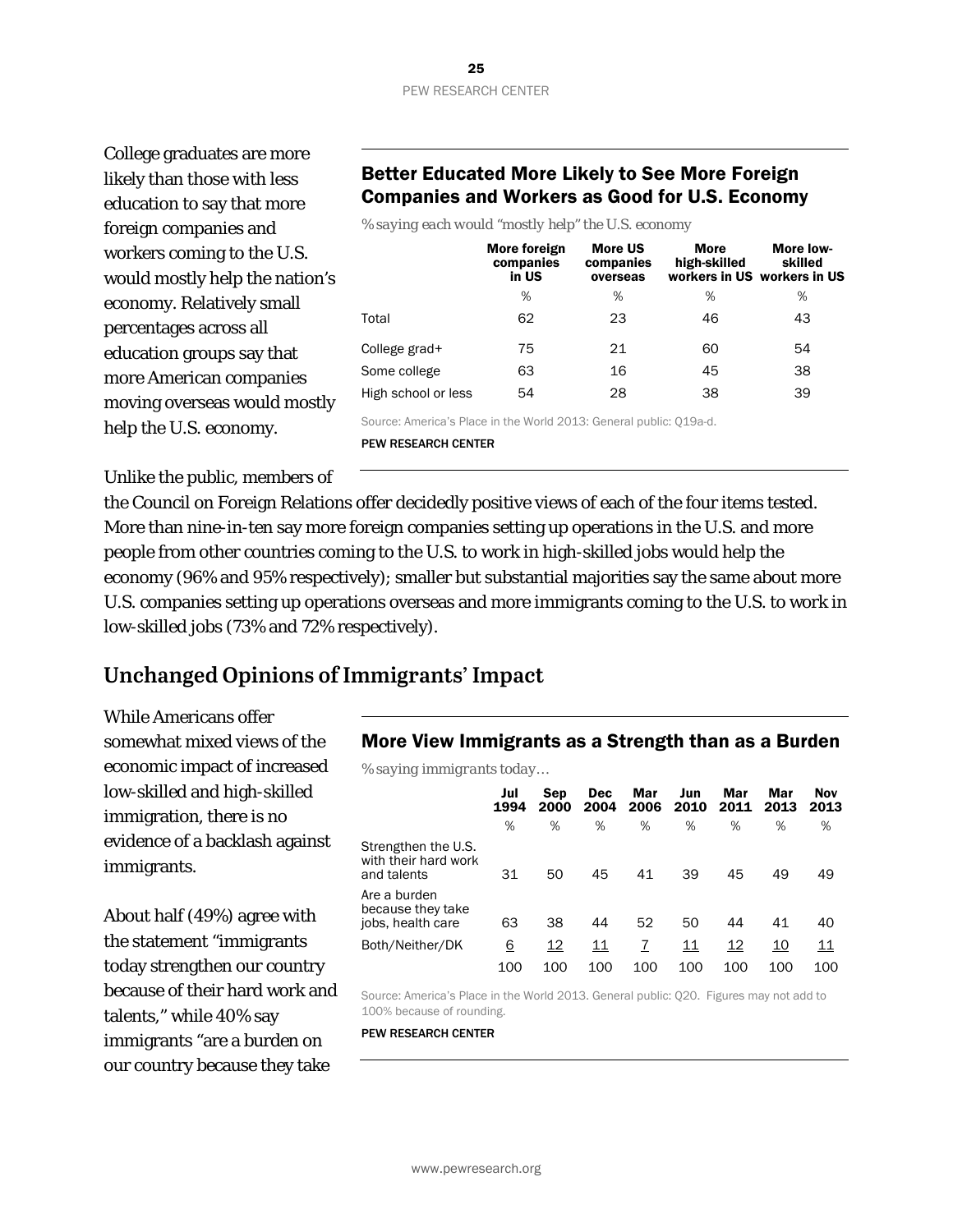College graduates are more likely than those with less education to say that more foreign companies and workers coming to the U.S. would mostly help the nation's economy. Relatively small percentages across all education groups say that more American companies moving overseas would mostly help the U.S. economy.

### Better Educated More Likely to See More Foreign Companies and Workers as Good for U.S. Economy

*% saying each would "mostly help" the U.S. economy*

| | More foreign companies in US | More US companies overseas | More high-skilled workers in US | More low-skilled workers in US |
|---|---|---|---|---|
| | % | % | % | % |
| Total | 62 | 23 | 46 | 43 |
| College grad+ | 75 | 21 | 60 | 54 |
| Some college | 63 | 16 | 45 | 38 |
| High school or less | 54 | 28 | 38 | 39 |

Source: America's Place in the World 2013: General public: Q19a-d.

PEW RESEARCH CENTER

Unlike the public, members of the Council on Foreign Relations offer decidedly positive views of each of the four items tested. More than nine-in-ten say more foreign companies setting up operations in the U.S. and more people from other countries coming to the U.S. to work in high-skilled jobs would help the economy (96% and 95% respectively); smaller but substantial majorities say the same about more U.S. companies setting up operations overseas and more immigrants coming to the U.S. to work in low-skilled jobs (73% and 72% respectively).

## Unchanged Opinions of Immigrants' Impact

While Americans offer somewhat mixed views of the economic impact of increased low-skilled and high-skilled immigration, there is no evidence of a backlash against immigrants.

### More View Immigrants as a Strength than as a Burden

*% saying immigrants today…*

| | Jul 1994 | Sep 2000 | Dec 2004 | Mar 2006 | Jun 2010 | Mar 2011 | Mar 2013 | Nov 2013 |
|---|---|---|---|---|---|---|---|---|
| | % | % | % | % | % | % | % | % |
| Strengthen the U.S. with their hard work and talents | 31 | 50 | 45 | 41 | 39 | 45 | 49 | 49 |
| Are a burden because they take jobs, health care | 63 | 38 | 44 | 52 | 50 | 44 | 41 | 40 |
| Both/Neither/DK | 6 | 12 | 11 | 7 | 11 | 12 | 10 | 11 |
| | 100 | 100 | 100 | 100 | 100 | 100 | 100 | 100 |

Source: America's Place in the World 2013. General public: Q20. Figures may not add to 100% because of rounding.

PEW RESEARCH CENTER

About half (49%) agree with the statement "immigrants today strengthen our country because of their hard work and talents," while 40% say immigrants "are a burden on our country because they take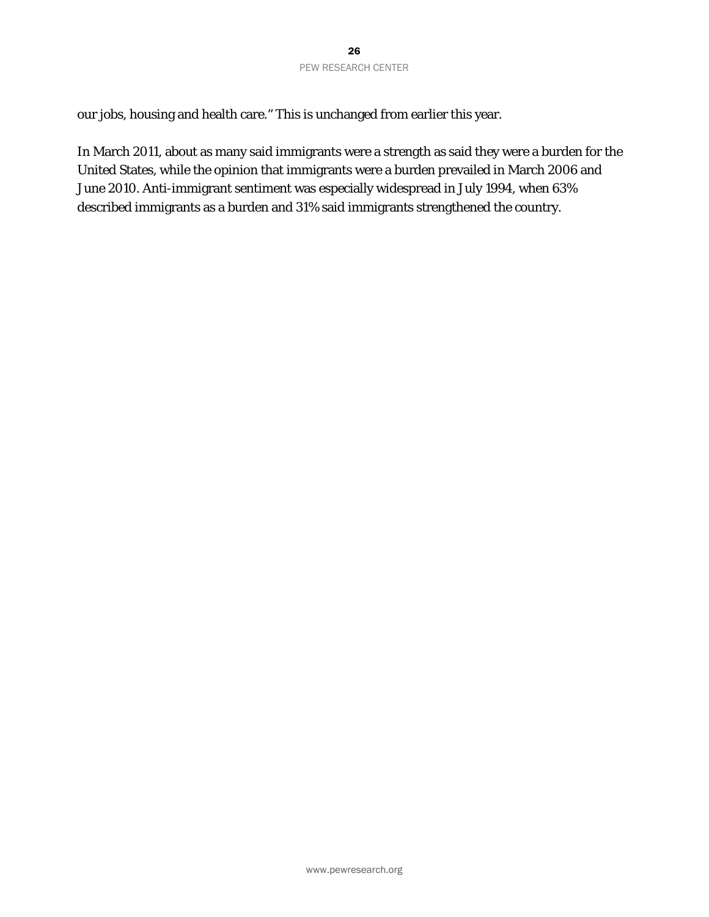our jobs, housing and health care." This is unchanged from earlier this year.

In March 2011, about as many said immigrants were a strength as said they were a burden for the United States, while the opinion that immigrants were a burden prevailed in March 2006 and June 2010. Anti-immigrant sentiment was especially widespread in July 1994, when 63% described immigrants as a burden and 31% said immigrants strengthened the country.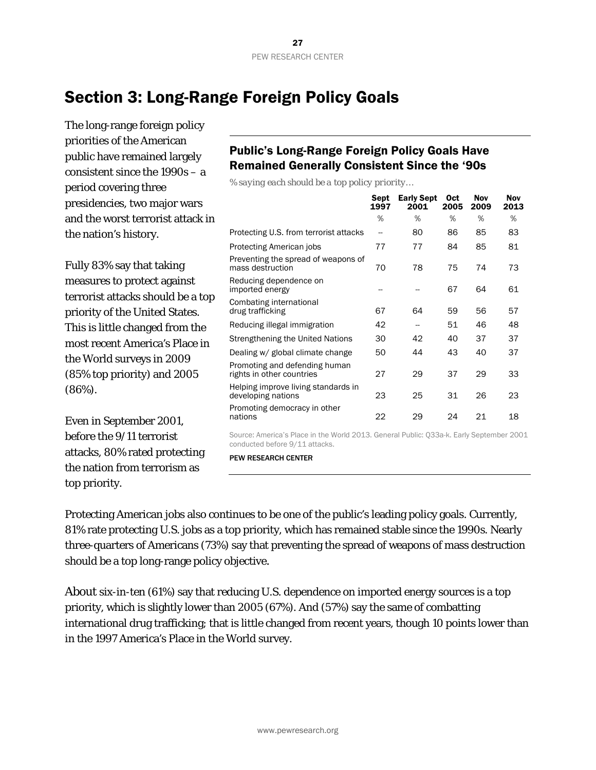# Section 3: Long-Range Foreign Policy Goals

The long-range foreign policy priorities of the American public have remained largely consistent since the 1990s – a period covering three presidencies, two major wars and the worst terrorist attack in the nation's history.

Fully 83% say that taking measures to protect against terrorist attacks should be a top priority of the United States. This is little changed from the most recent America's Place in the World surveys in 2009 (85% top priority) and 2005 (86%).

Even in September 2001, before the 9/11 terrorist attacks, 80% rated protecting the nation from terrorism as top priority.

**Public's Long-Range Foreign Policy Goals Have Remained Generally Consistent Since the '90s**

*% saying each should be a top policy priority…*

| | Sept 1997 | Early Sept 2001 | Oct 2005 | Nov 2009 | Nov 2013 |
|---|---|---|---|---|---|
| | % | % | % | % | % |
| Protecting U.S. from terrorist attacks | -- | 80 | 86 | 85 | 83 |
| Protecting American jobs | 77 | 77 | 84 | 85 | 81 |
| Preventing the spread of weapons of mass destruction | 70 | 78 | 75 | 74 | 73 |
| Reducing dependence on imported energy | -- | -- | 67 | 64 | 61 |
| Combating international drug trafficking | 67 | 64 | 59 | 56 | 57 |
| Reducing illegal immigration | 42 | -- | 51 | 46 | 48 |
| Strengthening the United Nations | 30 | 42 | 40 | 37 | 37 |
| Dealing w/ global climate change | 50 | 44 | 43 | 40 | 37 |
| Promoting and defending human rights in other countries | 27 | 29 | 37 | 29 | 33 |
| Helping improve living standards in developing nations | 23 | 25 | 31 | 26 | 23 |
| Promoting democracy in other nations | 22 | 29 | 24 | 21 | 18 |

Source: America's Place in the World 2013. General Public: Q33a-k. Early September 2001 conducted before 9/11 attacks.

PEW RESEARCH CENTER

Protecting American jobs also continues to be one of the public's leading policy goals. Currently, 81% rate protecting U.S. jobs as a top priority, which has remained stable since the 1990s. Nearly three-quarters of Americans (73%) say that preventing the spread of weapons of mass destruction should be a top long-range policy objective.

About six-in-ten (61%) say that reducing U.S. dependence on imported energy sources is a top priority, which is slightly lower than 2005 (67%). And (57%) say the same of combatting international drug trafficking; that is little changed from recent years, though 10 points lower than in the 1997 America's Place in the World survey.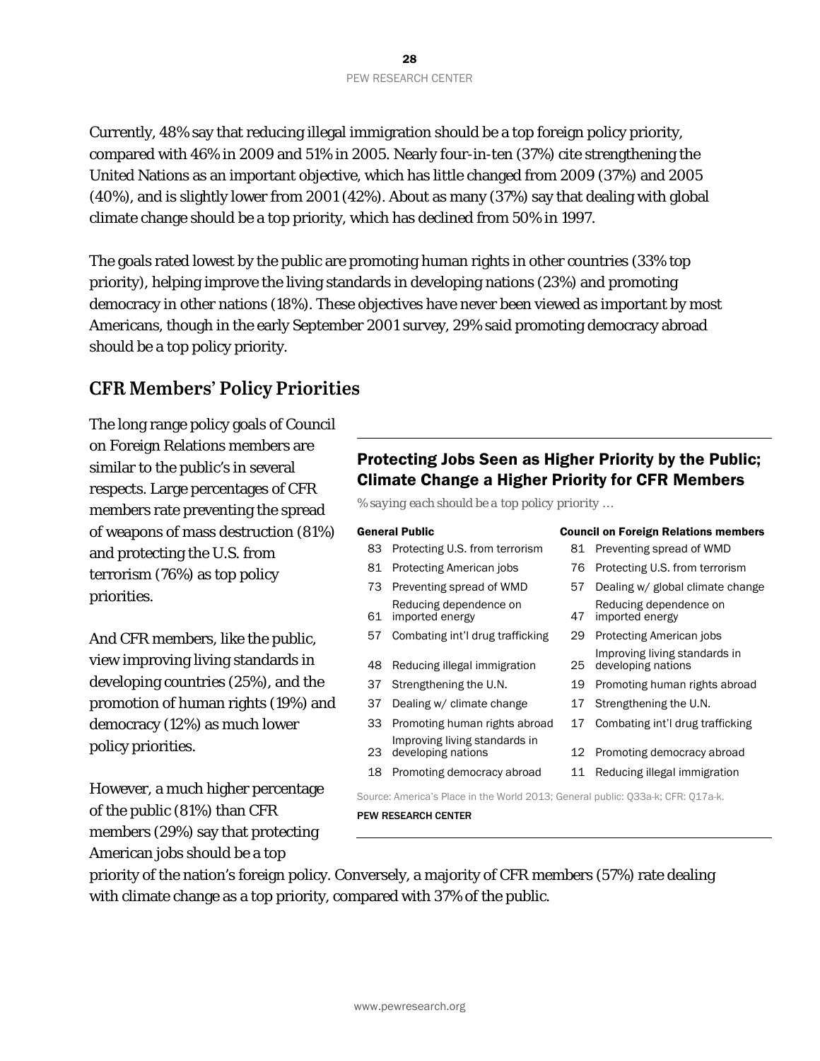Currently, 48% say that reducing illegal immigration should be a top foreign policy priority, compared with 46% in 2009 and 51% in 2005. Nearly four-in-ten (37%) cite strengthening the United Nations as an important objective, which has little changed from 2009 (37%) and 2005 (40%), and is slightly lower from 2001 (42%). About as many (37%) say that dealing with global climate change should be a top priority, which has declined from 50% in 1997.

The goals rated lowest by the public are promoting human rights in other countries (33% top priority), helping improve the living standards in developing nations (23%) and promoting democracy in other nations (18%). These objectives have never been viewed as important by most Americans, though in the early September 2001 survey, 29% said promoting democracy abroad should be a top policy priority.

## CFR Members' Policy Priorities

The long range policy goals of Council on Foreign Relations members are similar to the public's in several respects. Large percentages of CFR members rate preventing the spread of weapons of mass destruction (81%) and protecting the U.S. from terrorism (76%) as top policy priorities.

And CFR members, like the public, view improving living standards in developing countries (25%), and the promotion of human rights (19%) and democracy (12%) as much lower policy priorities.

However, a much higher percentage of the public (81%) than CFR members (29%) say that protecting American jobs should be a top priority of the nation's foreign policy. Conversely, a majority of CFR members (57%) rate dealing with climate change as a top priority, compared with 37% of the public.

### Protecting Jobs Seen as Higher Priority by the Public; Climate Change a Higher Priority for CFR Members

*% saying each should be a top policy priority …*

| General Public | | Council on Foreign Relations members | |
|---|---|---|---|
| 83 | Protecting U.S. from terrorism | 81 | Preventing spread of WMD |
| 81 | Protecting American jobs | 76 | Protecting U.S. from terrorism |
| 73 | Preventing spread of WMD | 57 | Dealing w/ global climate change |
| 61 | Reducing dependence on imported energy | 47 | Reducing dependence on imported energy |
| 57 | Combating int'l drug trafficking | 29 | Protecting American jobs |
| 48 | Reducing illegal immigration | 25 | Improving living standards in developing nations |
| 37 | Strengthening the U.N. | 19 | Promoting human rights abroad |
| 37 | Dealing w/ climate change | 17 | Strengthening the U.N. |
| 33 | Promoting human rights abroad | 17 | Combating int'l drug trafficking |
| 23 | Improving living standards in developing nations | 12 | Promoting democracy abroad |
| 18 | Promoting democracy abroad | 11 | Reducing illegal immigration |

Source: America's Place in the World 2013; General public: Q33a-k; CFR: Q17a-k.

PEW RESEARCH CENTER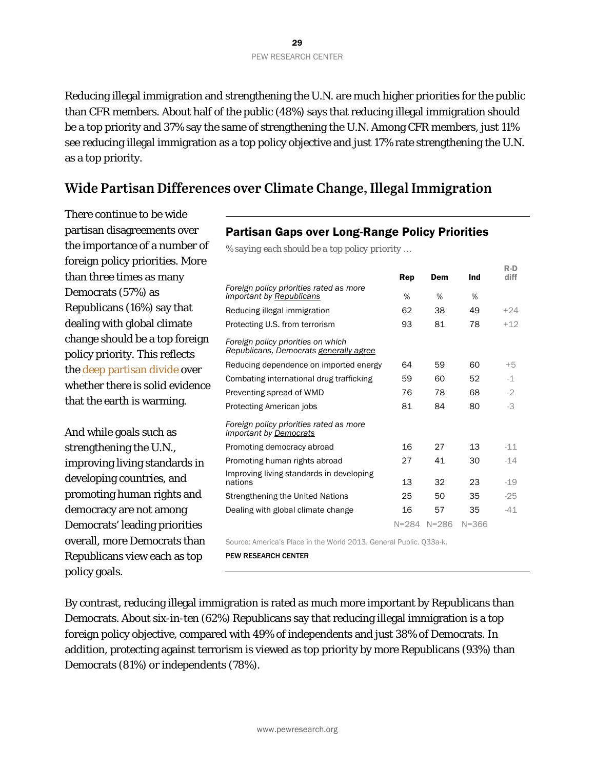Reducing illegal immigration and strengthening the U.N. are much higher priorities for the public than CFR members. About half of the public (48%) says that reducing illegal immigration should be a top priority and 37% say the same of strengthening the U.N. Among CFR members, just 11% see reducing illegal immigration as a top policy objective and just 17% rate strengthening the U.N. as a top priority.

## Wide Partisan Differences over Climate Change, Illegal Immigration

There continue to be wide partisan disagreements over the importance of a number of foreign policy priorities. More than three times as many Democrats (57%) as Republicans (16%) say that dealing with global climate change should be a top foreign policy priority. This reflects the deep partisan divide over whether there is solid evidence that the earth is warming.

And while goals such as strengthening the U.N., improving living standards in developing countries, and promoting human rights and democracy are not among Democrats' leading priorities overall, more Democrats than Republicans view each as top policy goals.

### Partisan Gaps over Long-Range Policy Priorities

*% saying each should be a top policy priority …*

| | Rep | Dem | Ind | R-D diff |
|---|---|---|---|---|
| *Foreign policy priorities rated as more important by Republicans* | % | % | % | |
| Reducing illegal immigration | 62 | 38 | 49 | +24 |
| Protecting U.S. from terrorism | 93 | 81 | 78 | +12 |
| *Foreign policy priorities on which Republicans, Democrats generally agree* | | | | |
| Reducing dependence on imported energy | 64 | 59 | 60 | +5 |
| Combating international drug trafficking | 59 | 60 | 52 | -1 |
| Preventing spread of WMD | 76 | 78 | 68 | -2 |
| Protecting American jobs | 81 | 84 | 80 | -3 |
| *Foreign policy priorities rated as more important by Democrats* | | | | |
| Promoting democracy abroad | 16 | 27 | 13 | -11 |
| Promoting human rights abroad | 27 | 41 | 30 | -14 |
| Improving living standards in developing nations | 13 | 32 | 23 | -19 |
| Strengthening the United Nations | 25 | 50 | 35 | -25 |
| Dealing with global climate change | 16 | 57 | 35 | -41 |
| | N=284 | N=286 | N=366 | |

Source: America's Place in the World 2013. General Public. Q33a-k.

PEW RESEARCH CENTER

By contrast, reducing illegal immigration is rated as much more important by Republicans than Democrats. About six-in-ten (62%) Republicans say that reducing illegal immigration is a top foreign policy objective, compared with 49% of independents and just 38% of Democrats. In addition, protecting against terrorism is viewed as top priority by more Republicans (93%) than Democrats (81%) or independents (78%).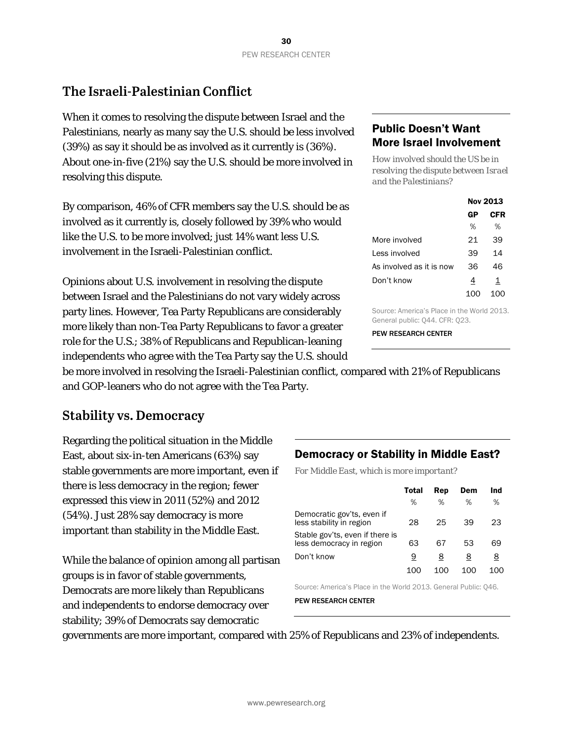## The Israeli-Palestinian Conflict

When it comes to resolving the dispute between Israel and the Palestinians, nearly as many say the U.S. should be less involved (39%) as say it should be as involved as it currently is (36%). About one-in-five (21%) say the U.S. should be more involved in resolving this dispute.

By comparison, 46% of CFR members say the U.S. should be as involved as it currently is, closely followed by 39% who would like the U.S. to be more involved; just 14% want less U.S. involvement in the Israeli-Palestinian conflict.

Opinions about U.S. involvement in resolving the dispute between Israel and the Palestinians do not vary widely across party lines. However, Tea Party Republicans are considerably more likely than non-Tea Party Republicans to favor a greater role for the U.S.; 38% of Republicans and Republican-leaning independents who agree with the Tea Party say the U.S. should be more involved in resolving the Israeli-Palestinian conflict, compared with 21% of Republicans and GOP-leaners who do not agree with the Tea Party.

### Public Doesn't Want More Israel Involvement

*How involved should the US be in resolving the dispute between Israel and the Palestinians?*

| | Nov 2013 | |
|---|---|---|
| | GP | CFR |
| | % | % |
| More involved | 21 | 39 |
| Less involved | 39 | 14 |
| As involved as it is now | 36 | 46 |
| Don't know | 4 | 1 |
| | 100 | 100 |

Source: America's Place in the World 2013. General public: Q44. CFR: Q23.

PEW RESEARCH CENTER

## Stability vs. Democracy

Regarding the political situation in the Middle East, about six-in-ten Americans (63%) say stable governments are more important, even if there is less democracy in the region; fewer expressed this view in 2011 (52%) and 2012 (54%). Just 28% say democracy is more important than stability in the Middle East.

While the balance of opinion among all partisan groups is in favor of stable governments, Democrats are more likely than Republicans and independents to endorse democracy over stability; 39% of Democrats say democratic governments are more important, compared with 25% of Republicans and 23% of independents.

### Democracy or Stability in Middle East?

*For Middle East, which is more important?*

| | Total | Rep | Dem | Ind |
|---|---|---|---|---|
| | % | % | % | % |
| Democratic gov'ts, even if less stability in region | 28 | 25 | 39 | 23 |
| Stable gov'ts, even if there is less democracy in region | 63 | 67 | 53 | 69 |
| Don't know | 9 | 8 | 8 | 8 |
| | 100 | 100 | 100 | 100 |

Source: America's Place in the World 2013. General Public: Q46.

PEW RESEARCH CENTER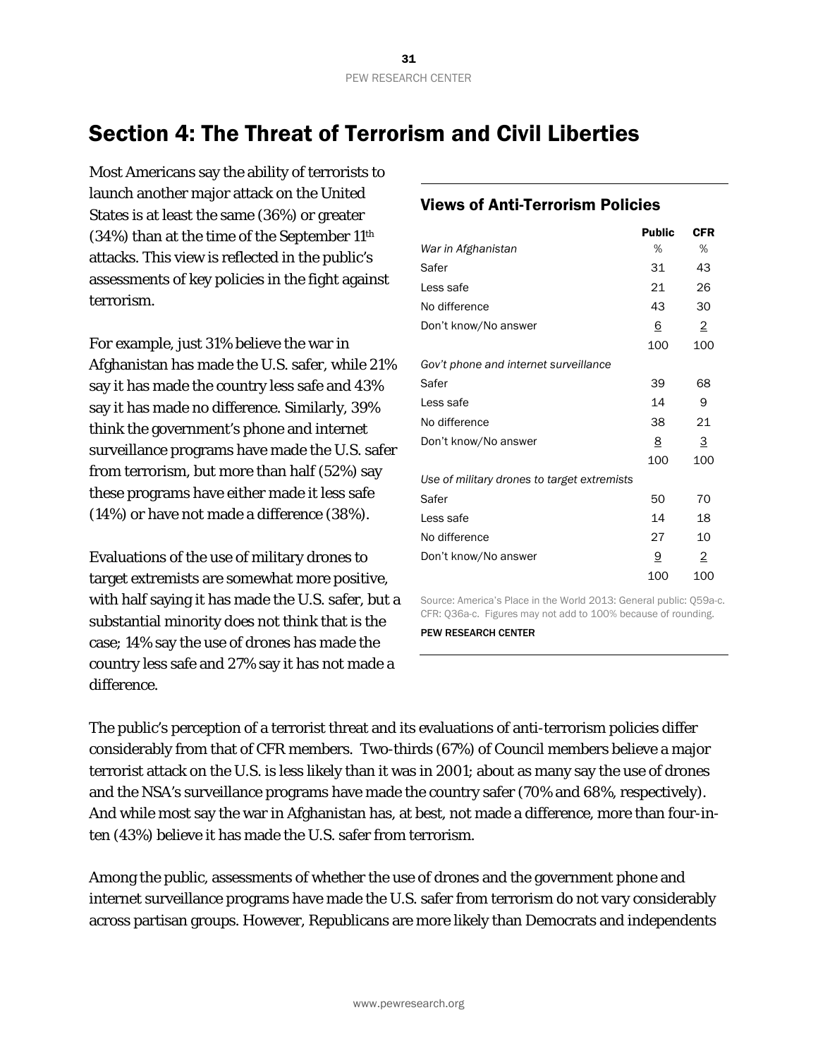# Section 4: The Threat of Terrorism and Civil Liberties

Most Americans say the ability of terrorists to launch another major attack on the United States is at least the same (36%) or greater (34%) than at the time of the September 11th attacks. This view is reflected in the public's assessments of key policies in the fight against terrorism.

For example, just 31% believe the war in Afghanistan has made the U.S. safer, while 21% say it has made the country less safe and 43% say it has made no difference. Similarly, 39% think the government's phone and internet surveillance programs have made the U.S. safer from terrorism, but more than half (52%) say these programs have either made it less safe (14%) or have not made a difference (38%).

Evaluations of the use of military drones to target extremists are somewhat more positive, with half saying it has made the U.S. safer, but a substantial minority does not think that is the case; 14% say the use of drones has made the country less safe and 27% say it has not made a difference.

### Views of Anti-Terrorism Policies

| | Public | CFR |
|---|---|---|
| *War in Afghanistan* | % | % |
| Safer | 31 | 43 |
| Less safe | 21 | 26 |
| No difference | 43 | 30 |
| Don't know/No answer | 6 | 2 |
| | 100 | 100 |
| *Gov't phone and internet surveillance* | | |
| Safer | 39 | 68 |
| Less safe | 14 | 9 |
| No difference | 38 | 21 |
| Don't know/No answer | 8 | 3 |
| | 100 | 100 |
| *Use of military drones to target extremists* | | |
| Safer | 50 | 70 |
| Less safe | 14 | 18 |
| No difference | 27 | 10 |
| Don't know/No answer | 9 | 2 |
| | 100 | 100 |

Source: America's Place in the World 2013: General public: Q59a-c. CFR: Q36a-c. Figures may not add to 100% because of rounding.

PEW RESEARCH CENTER

The public's perception of a terrorist threat and its evaluations of anti-terrorism policies differ considerably from that of CFR members. Two-thirds (67%) of Council members believe a major terrorist attack on the U.S. is less likely than it was in 2001; about as many say the use of drones and the NSA's surveillance programs have made the country safer (70% and 68%, respectively). And while most say the war in Afghanistan has, at best, not made a difference, more than four-in-ten (43%) believe it has made the U.S. safer from terrorism.

Among the public, assessments of whether the use of drones and the government phone and internet surveillance programs have made the U.S. safer from terrorism do not vary considerably across partisan groups. However, Republicans are more likely than Democrats and independents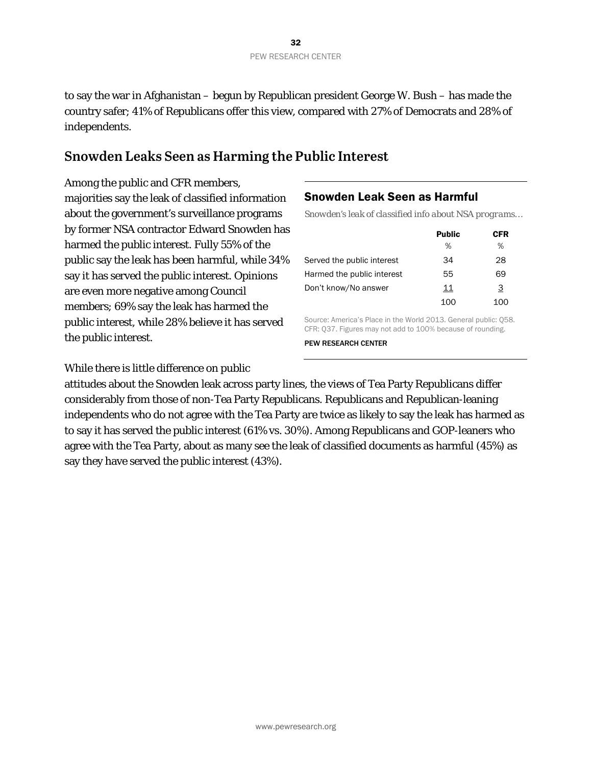to say the war in Afghanistan – begun by Republican president George W. Bush – has made the country safer; 41% of Republicans offer this view, compared with 27% of Democrats and 28% of independents.

## Snowden Leaks Seen as Harming the Public Interest

Among the public and CFR members, majorities say the leak of classified information about the government's surveillance programs by former NSA contractor Edward Snowden has harmed the public interest. Fully 55% of the public say the leak has been harmful, while 34% say it has served the public interest. Opinions are even more negative among Council members; 69% say the leak has harmed the public interest, while 28% believe it has served the public interest.

### Snowden Leak Seen as Harmful

*Snowden's leak of classified info about NSA programs…*

| | Public | CFR |
|---|---|---|
| | % | % |
| Served the public interest | 34 | 28 |
| Harmed the public interest | 55 | 69 |
| Don't know/No answer | 11 | 3 |
| | 100 | 100 |

Source: America's Place in the World 2013. General public: Q58. CFR: Q37. Figures may not add to 100% because of rounding.

PEW RESEARCH CENTER

While there is little difference on public attitudes about the Snowden leak across party lines, the views of Tea Party Republicans differ considerably from those of non-Tea Party Republicans. Republicans and Republican-leaning independents who do not agree with the Tea Party are twice as likely to say the leak has harmed as to say it has served the public interest (61% vs. 30%). Among Republicans and GOP-leaners who agree with the Tea Party, about as many see the leak of classified documents as harmful (45%) as say they have served the public interest (43%).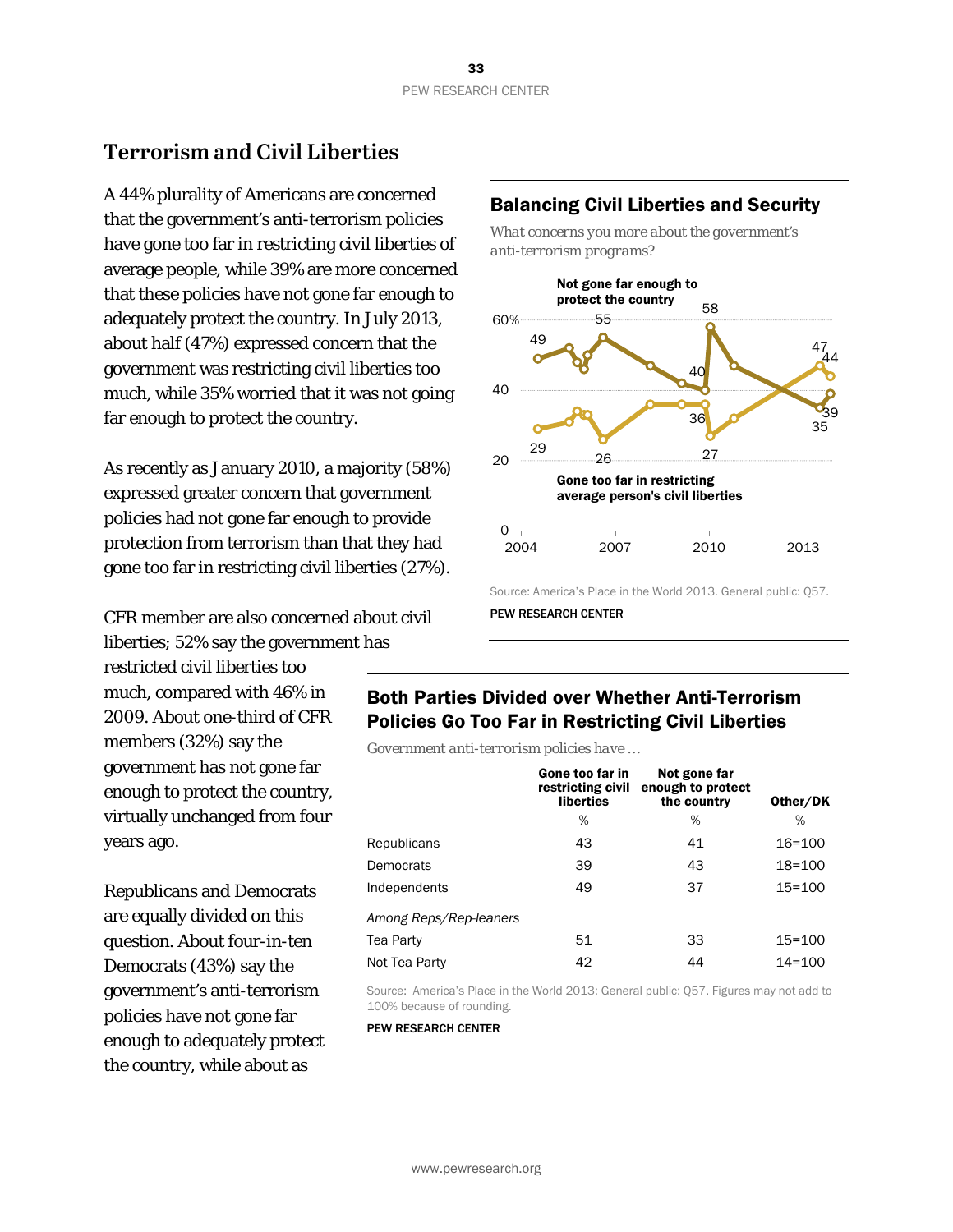## Terrorism and Civil Liberties

A 44% plurality of Americans are concerned that the government's anti-terrorism policies have gone too far in restricting civil liberties of average people, while 39% are more concerned that these policies have not gone far enough to adequately protect the country. In July 2013, about half (47%) expressed concern that the government was restricting civil liberties too much, while 35% worried that it was not going far enough to protect the country.

As recently as January 2010, a majority (58%) expressed greater concern that government policies had not gone far enough to provide protection from terrorism than that they had gone too far in restricting civil liberties (27%).

CFR member are also concerned about civil liberties; 52% say the government has restricted civil liberties too much, compared with 46% in 2009. About one-third of CFR members (32%) say the government has not gone far enough to protect the country, virtually unchanged from four years ago.

Republicans and Democrats are equally divided on this question. About four-in-ten Democrats (43%) say the government's anti-terrorism policies have not gone far enough to adequately protect the country, while about as

### Balancing Civil Liberties and Security

*What concerns you more about the government's anti-terrorism programs?*

Not gone far enough to protect the country: 49, 55, 40, 58, 35, 39

Gone too far in restricting average person's civil liberties: 29, 26, 36, 27, 47, 44

Source: America's Place in the World 2013. General public: Q57.

PEW RESEARCH CENTER

### Both Parties Divided over Whether Anti-Terrorism Policies Go Too Far in Restricting Civil Liberties

*Government anti-terrorism policies have …*

| | Gone too far in restricting civil liberties | Not gone far enough to protect the country | Other/DK |
|---|---|---|---|
| | % | % | % |
| Republicans | 43 | 41 | 16=100 |
| Democrats | 39 | 43 | 18=100 |
| Independents | 49 | 37 | 15=100 |
| *Among Reps/Rep-leaners* | | | |
| Tea Party | 51 | 33 | 15=100 |
| Not Tea Party | 42 | 44 | 14=100 |

Source: America's Place in the World 2013; General public: Q57. Figures may not add to 100% because of rounding.

PEW RESEARCH CENTER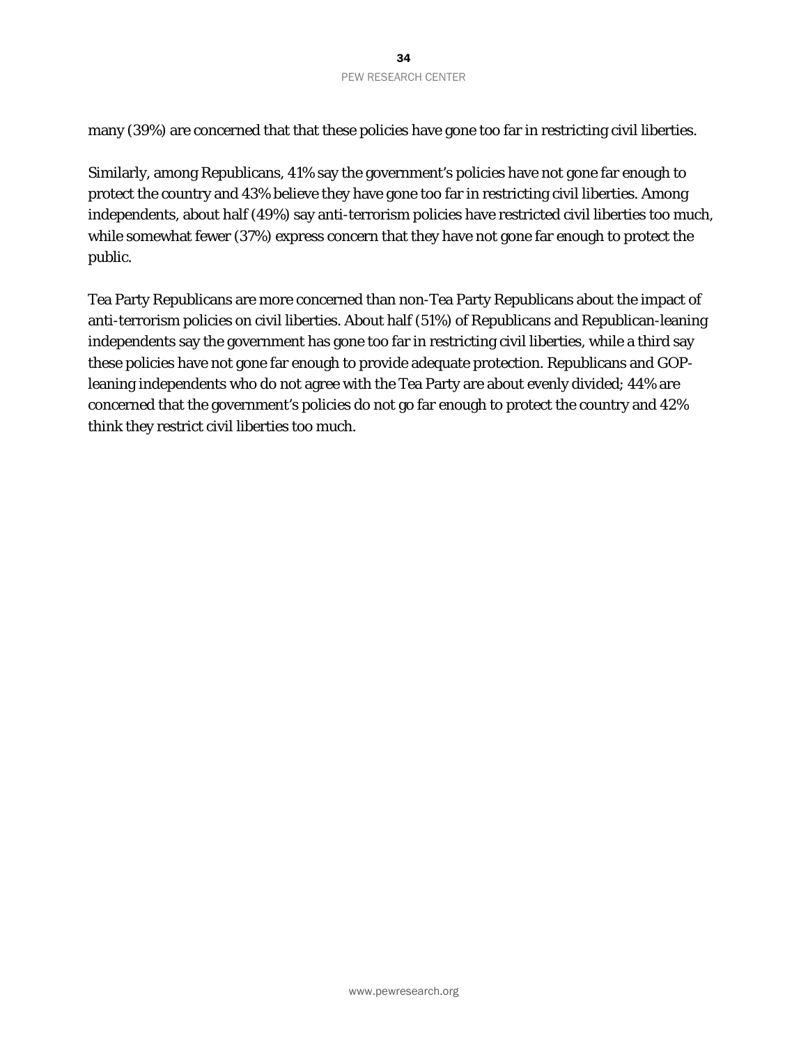many (39%) are concerned that that these policies have gone too far in restricting civil liberties.

Similarly, among Republicans, 41% say the government's policies have not gone far enough to protect the country and 43% believe they have gone too far in restricting civil liberties. Among independents, about half (49%) say anti-terrorism policies have restricted civil liberties too much, while somewhat fewer (37%) express concern that they have not gone far enough to protect the public.

Tea Party Republicans are more concerned than non-Tea Party Republicans about the impact of anti-terrorism policies on civil liberties. About half (51%) of Republicans and Republican-leaning independents say the government has gone too far in restricting civil liberties, while a third say these policies have not gone far enough to provide adequate protection. Republicans and GOP-leaning independents who do not agree with the Tea Party are about evenly divided; 44% are concerned that the government's policies do not go far enough to protect the country and 42% think they restrict civil liberties too much.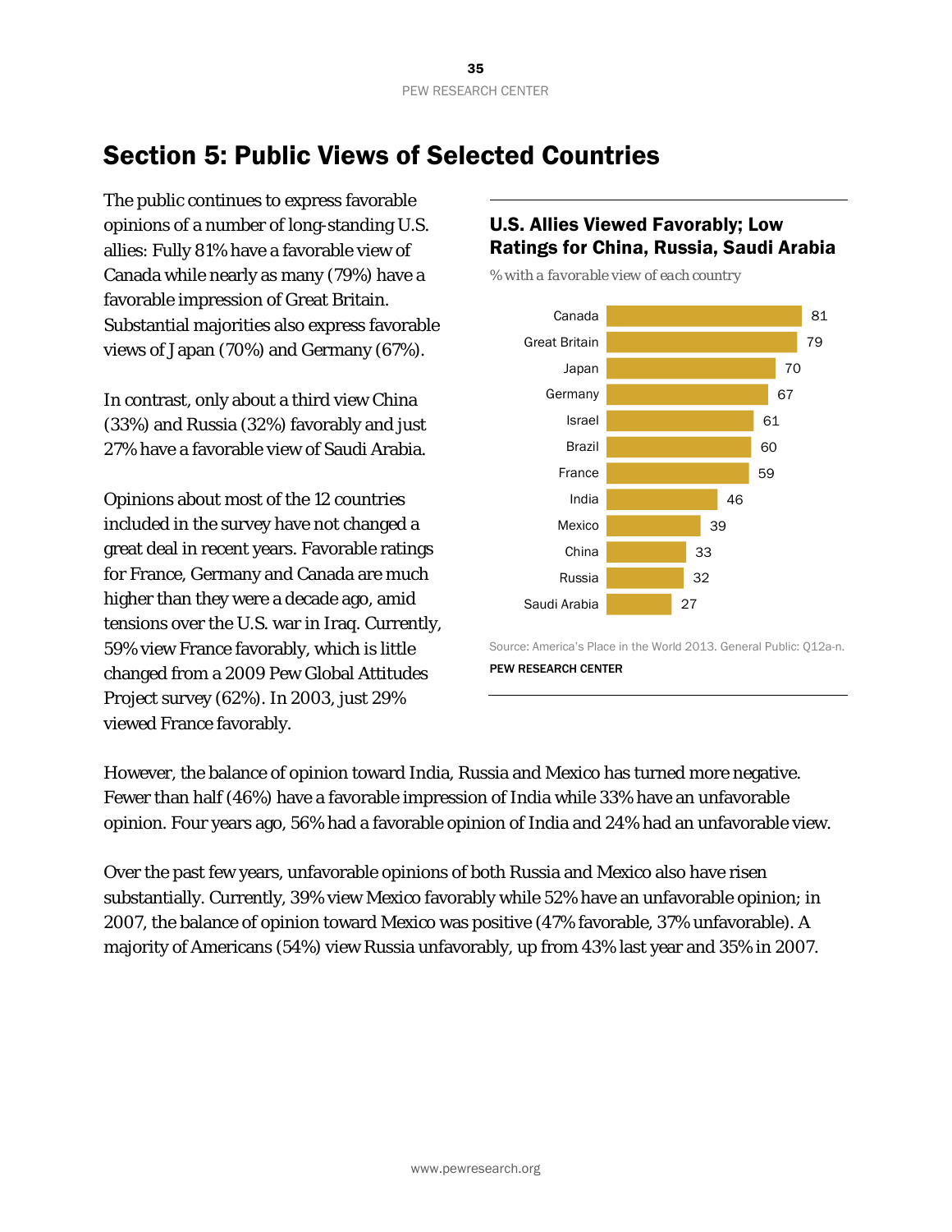# Section 5: Public Views of Selected Countries

The public continues to express favorable opinions of a number of long-standing U.S. allies: Fully 81% have a favorable view of Canada while nearly as many (79%) have a favorable impression of Great Britain. Substantial majorities also express favorable views of Japan (70%) and Germany (67%).

In contrast, only about a third view China (33%) and Russia (32%) favorably and just 27% have a favorable view of Saudi Arabia.

Opinions about most of the 12 countries included in the survey have not changed a great deal in recent years. Favorable ratings for France, Germany and Canada are much higher than they were a decade ago, amid tensions over the U.S. war in Iraq. Currently, 59% view France favorably, which is little changed from a 2009 Pew Global Attitudes Project survey (62%). In 2003, just 29% viewed France favorably.

## U.S. Allies Viewed Favorably; Low Ratings for China, Russia, Saudi Arabia

*% with a favorable view of each country*

| Country | % |
|---|---|
| Canada | 81 |
| Great Britain | 79 |
| Japan | 70 |
| Germany | 67 |
| Israel | 61 |
| Brazil | 60 |
| France | 59 |
| India | 46 |
| Mexico | 39 |
| China | 33 |
| Russia | 32 |
| Saudi Arabia | 27 |

Source: America's Place in the World 2013. General Public: Q12a-n.

PEW RESEARCH CENTER

However, the balance of opinion toward India, Russia and Mexico has turned more negative. Fewer than half (46%) have a favorable impression of India while 33% have an unfavorable opinion. Four years ago, 56% had a favorable opinion of India and 24% had an unfavorable view.

Over the past few years, unfavorable opinions of both Russia and Mexico also have risen substantially. Currently, 39% view Mexico favorably while 52% have an unfavorable opinion; in 2007, the balance of opinion toward Mexico was positive (47% favorable, 37% unfavorable). A majority of Americans (54%) view Russia unfavorably, up from 43% last year and 35% in 2007.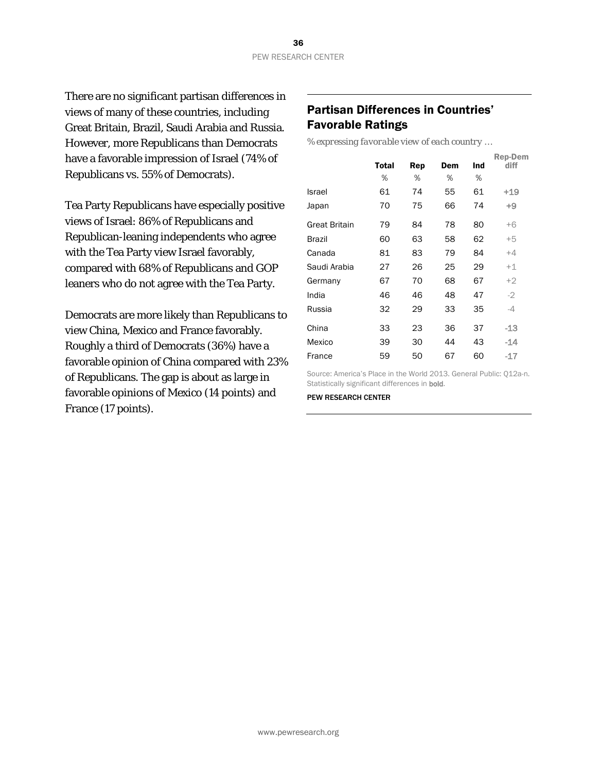There are no significant partisan differences in views of many of these countries, including Great Britain, Brazil, Saudi Arabia and Russia. However, more Republicans than Democrats have a favorable impression of Israel (74% of Republicans vs. 55% of Democrats).

Tea Party Republicans have especially positive views of Israel: 86% of Republicans and Republican-leaning independents who agree with the Tea Party view Israel favorably, compared with 68% of Republicans and GOP leaners who do not agree with the Tea Party.

Democrats are more likely than Republicans to view China, Mexico and France favorably. Roughly a third of Democrats (36%) have a favorable opinion of China compared with 23% of Republicans. The gap is about as large in favorable opinions of Mexico (14 points) and France (17 points).

## Partisan Differences in Countries' Favorable Ratings

*% expressing favorable view of each country …*

| | Total | Rep | Dem | Ind | Rep-Dem diff |
|---|---|---|---|---|---|
| | % | % | % | % | |
| Israel | 61 | 74 | 55 | 61 | **+19** |
| Japan | 70 | 75 | 66 | 74 | **+9** |
| Great Britain | 79 | 84 | 78 | 80 | +6 |
| Brazil | 60 | 63 | 58 | 62 | +5 |
| Canada | 81 | 83 | 79 | 84 | +4 |
| Saudi Arabia | 27 | 26 | 25 | 29 | +1 |
| Germany | 67 | 70 | 68 | 67 | +2 |
| India | 46 | 46 | 48 | 47 | -2 |
| Russia | 32 | 29 | 33 | 35 | -4 |
| China | 33 | 23 | 36 | 37 | **-13** |
| Mexico | 39 | 30 | 44 | 43 | **-14** |
| France | 59 | 50 | 67 | 60 | **-17** |

Source: America's Place in the World 2013. General Public: Q12a-n. Statistically significant differences in **bold**.

PEW RESEARCH CENTER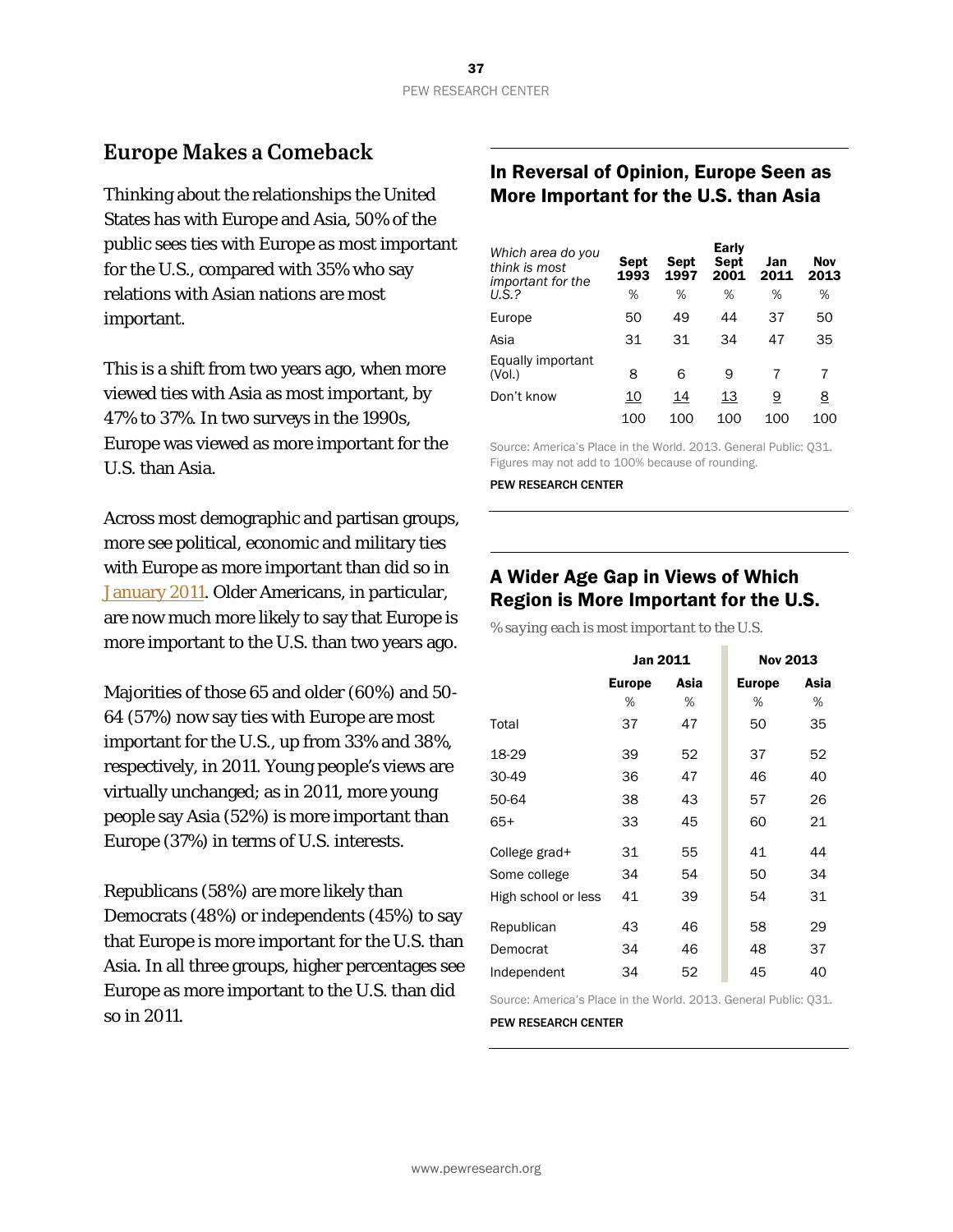## Europe Makes a Comeback

Thinking about the relationships the United States has with Europe and Asia, 50% of the public sees ties with Europe as most important for the U.S., compared with 35% who say relations with Asian nations are most important.

This is a shift from two years ago, when more viewed ties with Asia as most important, by 47% to 37%. In two surveys in the 1990s, Europe was viewed as more important for the U.S. than Asia.

Across most demographic and partisan groups, more see political, economic and military ties with Europe as more important than did so in January 2011. Older Americans, in particular, are now much more likely to say that Europe is more important to the U.S. than two years ago.

Majorities of those 65 and older (60%) and 50-64 (57%) now say ties with Europe are most important for the U.S., up from 33% and 38%, respectively, in 2011. Young people's views are virtually unchanged; as in 2011, more young people say Asia (52%) is more important than Europe (37%) in terms of U.S. interests.

Republicans (58%) are more likely than Democrats (48%) or independents (45%) to say that Europe is more important for the U.S. than Asia. In all three groups, higher percentages see Europe as more important to the U.S. than did so in 2011.

### In Reversal of Opinion, Europe Seen as More Important for the U.S. than Asia

| *Which area do you think is most important for the U.S.?* | Sept 1993 | Sept 1997 | Early Sept 2001 | Jan 2011 | Nov 2013 |
|---|---|---|---|---|---|
| | % | % | % | % | % |
| Europe | 50 | 49 | 44 | 37 | 50 |
| Asia | 31 | 31 | 34 | 47 | 35 |
| Equally important (Vol.) | 8 | 6 | 9 | 7 | 7 |
| Don't know | 10 | 14 | 13 | 9 | 8 |
| | 100 | 100 | 100 | 100 | 100 |

Source: America's Place in the World. 2013. General Public: Q31. Figures may not add to 100% because of rounding.

PEW RESEARCH CENTER

### A Wider Age Gap in Views of Which Region is More Important for the U.S.

*% saying each is most important to the U.S.*

| | Jan 2011 | | Nov 2013 | |
|---|---|---|---|---|
| | Europe | Asia | Europe | Asia |
| | % | % | % | % |
| Total | 37 | 47 | 50 | 35 |
| 18-29 | 39 | 52 | 37 | 52 |
| 30-49 | 36 | 47 | 46 | 40 |
| 50-64 | 38 | 43 | 57 | 26 |
| 65+ | 33 | 45 | 60 | 21 |
| College grad+ | 31 | 55 | 41 | 44 |
| Some college | 34 | 54 | 50 | 34 |
| High school or less | 41 | 39 | 54 | 31 |
| Republican | 43 | 46 | 58 | 29 |
| Democrat | 34 | 46 | 48 | 37 |
| Independent | 34 | 52 | 45 | 40 |

Source: America's Place in the World. 2013. General Public: Q31.

PEW RESEARCH CENTER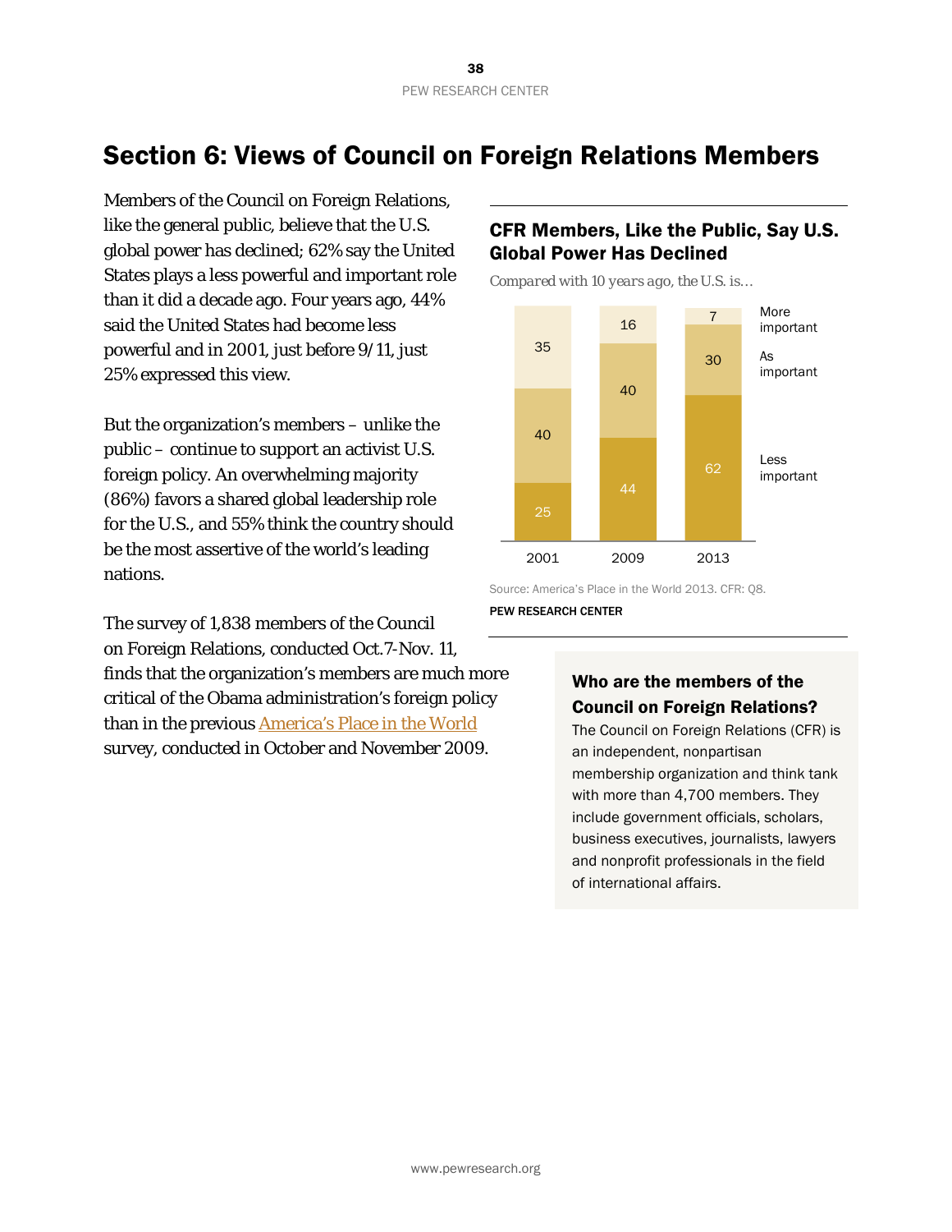# Section 6: Views of Council on Foreign Relations Members

Members of the Council on Foreign Relations, like the general public, believe that the U.S. global power has declined; 62% say the United States plays a less powerful and important role than it did a decade ago. Four years ago, 44% said the United States had become less powerful and in 2001, just before 9/11, just 25% expressed this view.

But the organization's members – unlike the public – continue to support an activist U.S. foreign policy. An overwhelming majority (86%) favors a shared global leadership role for the U.S., and 55% think the country should be the most assertive of the world's leading nations.

The survey of 1,838 members of the Council on Foreign Relations, conducted Oct.7-Nov. 11, finds that the organization's members are much more critical of the Obama administration's foreign policy than in the previous America's Place in the World survey, conducted in October and November 2009.

### CFR Members, Like the Public, Say U.S. Global Power Has Declined

*Compared with 10 years ago, the U.S. is…*

| | 2001 | 2009 | 2013 |
|---|---|---|---|
| More important | 35 | 16 | 7 |
| As important | 40 | 40 | 30 |
| Less important | 25 | 44 | 62 |

Source: America's Place in the World 2013. CFR: Q8.

PEW RESEARCH CENTER

### Who are the members of the Council on Foreign Relations?

The Council on Foreign Relations (CFR) is an independent, nonpartisan membership organization and think tank with more than 4,700 members. They include government officials, scholars, business executives, journalists, lawyers and nonprofit professionals in the field of international affairs.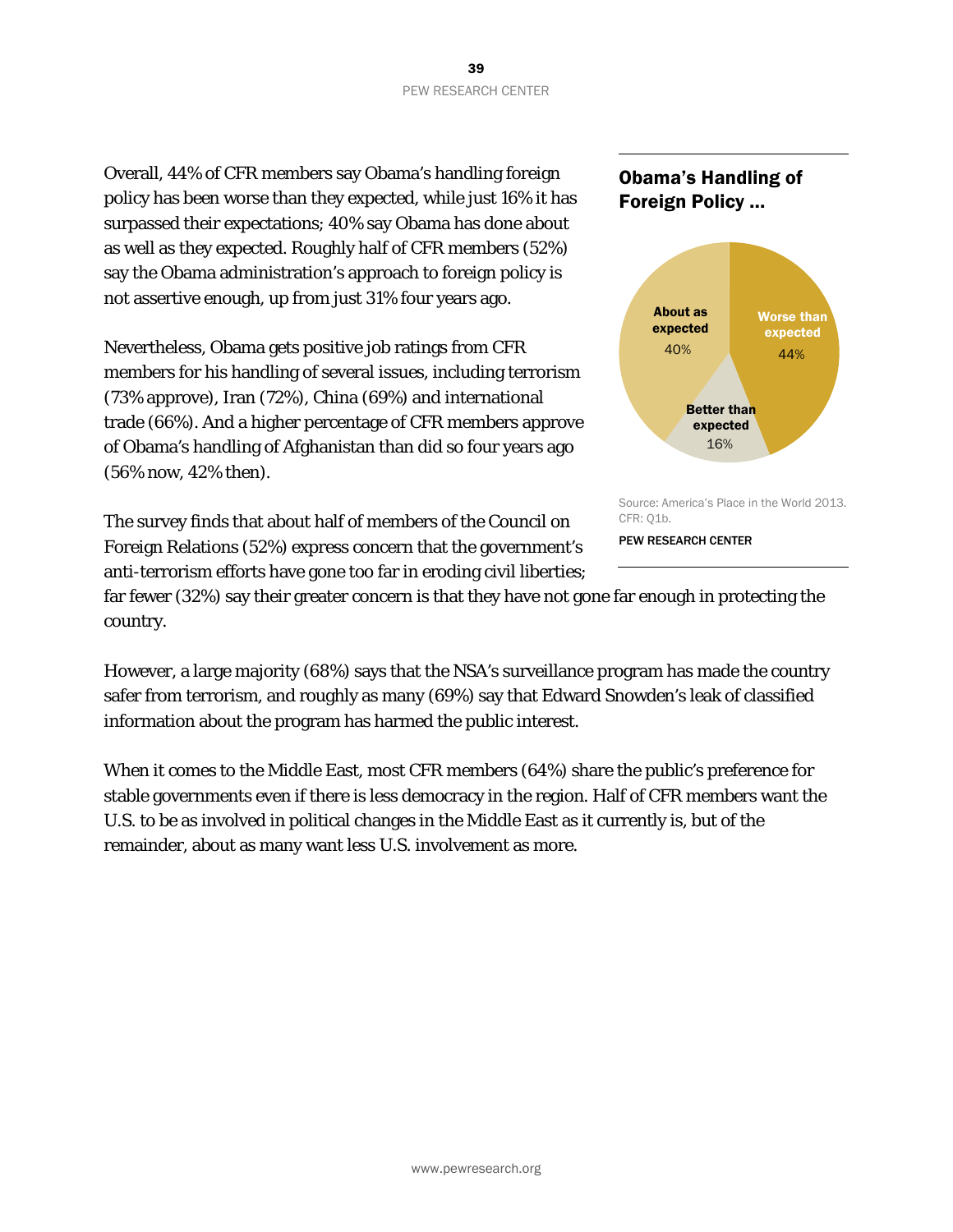Overall, 44% of CFR members say Obama's handling foreign policy has been worse than they expected, while just 16% it has surpassed their expectations; 40% say Obama has done about as well as they expected. Roughly half of CFR members (52%) say the Obama administration's approach to foreign policy is not assertive enough, up from just 31% four years ago.

Nevertheless, Obama gets positive job ratings from CFR members for his handling of several issues, including terrorism (73% approve), Iran (72%), China (69%) and international trade (66%). And a higher percentage of CFR members approve of Obama's handling of Afghanistan than did so four years ago (56% now, 42% then).

### Obama's Handling of Foreign Policy …

| | |
|---|---|
| Worse than expected | 44% |
| About as expected | 40% |
| Better than expected | 16% |

Source: America's Place in the World 2013. CFR: Q1b.

PEW RESEARCH CENTER

The survey finds that about half of members of the Council on Foreign Relations (52%) express concern that the government's anti-terrorism efforts have gone too far in eroding civil liberties; far fewer (32%) say their greater concern is that they have not gone far enough in protecting the country.

However, a large majority (68%) says that the NSA's surveillance program has made the country safer from terrorism, and roughly as many (69%) say that Edward Snowden's leak of classified information about the program has harmed the public interest.

When it comes to the Middle East, most CFR members (64%) share the public's preference for stable governments even if there is less democracy in the region. Half of CFR members want the U.S. to be as involved in political changes in the Middle East as it currently is, but of the remainder, about as many want less U.S. involvement as more.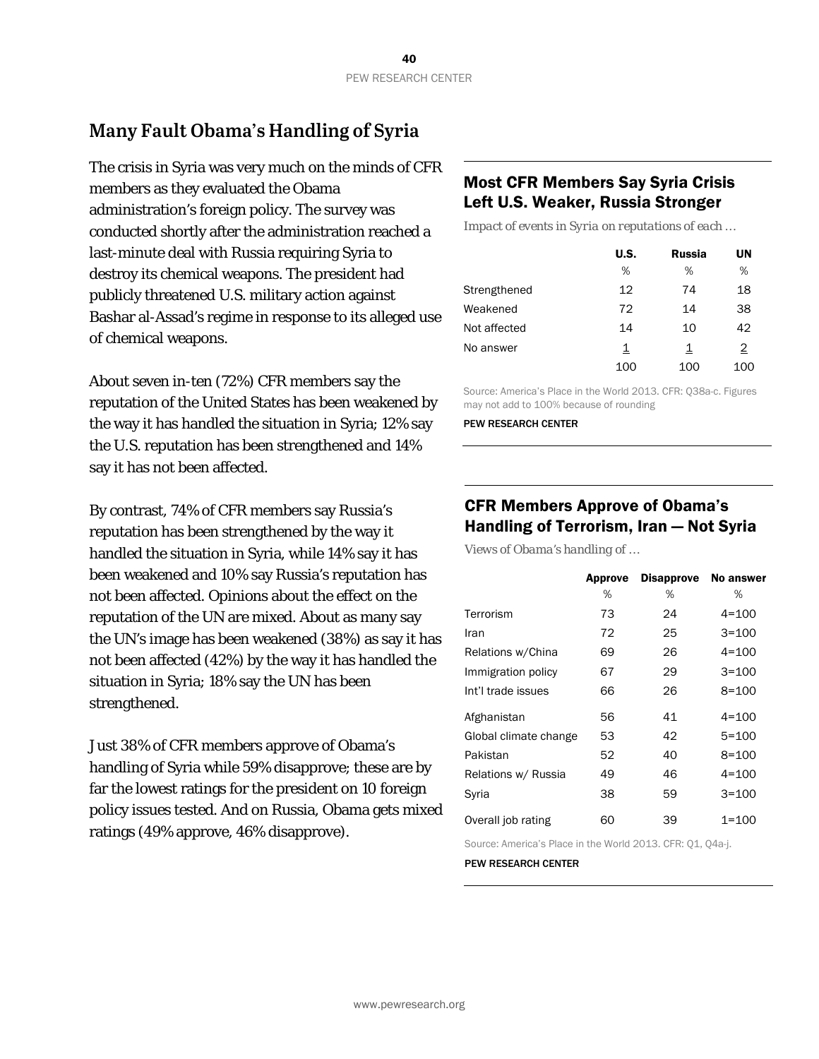## Many Fault Obama's Handling of Syria

The crisis in Syria was very much on the minds of CFR members as they evaluated the Obama administration's foreign policy. The survey was conducted shortly after the administration reached a last-minute deal with Russia requiring Syria to destroy its chemical weapons. The president had publicly threatened U.S. military action against Bashar al-Assad's regime in response to its alleged use of chemical weapons.

About seven in-ten (72%) CFR members say the reputation of the United States has been weakened by the way it has handled the situation in Syria; 12% say the U.S. reputation has been strengthened and 14% say it has not been affected.

By contrast, 74% of CFR members say Russia's reputation has been strengthened by the way it handled the situation in Syria, while 14% say it has been weakened and 10% say Russia's reputation has not been affected. Opinions about the effect on the reputation of the UN are mixed. About as many say the UN's image has been weakened (38%) as say it has not been affected (42%) by the way it has handled the situation in Syria; 18% say the UN has been strengthened.

Just 38% of CFR members approve of Obama's handling of Syria while 59% disapprove; these are by far the lowest ratings for the president on 10 foreign policy issues tested. And on Russia, Obama gets mixed ratings (49% approve, 46% disapprove).

### Most CFR Members Say Syria Crisis Left U.S. Weaker, Russia Stronger

*Impact of events in Syria on reputations of each …*

| | U.S. | Russia | UN |
|---|---|---|---|
| | % | % | % |
| Strengthened | 12 | 74 | 18 |
| Weakened | 72 | 14 | 38 |
| Not affected | 14 | 10 | 42 |
| No answer | 1 | 1 | 2 |
| | 100 | 100 | 100 |

Source: America's Place in the World 2013. CFR: Q38a-c. Figures may not add to 100% because of rounding

PEW RESEARCH CENTER

### CFR Members Approve of Obama's Handling of Terrorism, Iran — Not Syria

*Views of Obama's handling of …*

| | Approve | Disapprove | No answer |
|---|---|---|---|
| | % | % | % |
| Terrorism | 73 | 24 | 4=100 |
| Iran | 72 | 25 | 3=100 |
| Relations w/China | 69 | 26 | 4=100 |
| Immigration policy | 67 | 29 | 3=100 |
| Int'l trade issues | 66 | 26 | 8=100 |
| Afghanistan | 56 | 41 | 4=100 |
| Global climate change | 53 | 42 | 5=100 |
| Pakistan | 52 | 40 | 8=100 |
| Relations w/ Russia | 49 | 46 | 4=100 |
| Syria | 38 | 59 | 3=100 |
| Overall job rating | 60 | 39 | 1=100 |

Source: America's Place in the World 2013. CFR: Q1, Q4a-j.

PEW RESEARCH CENTER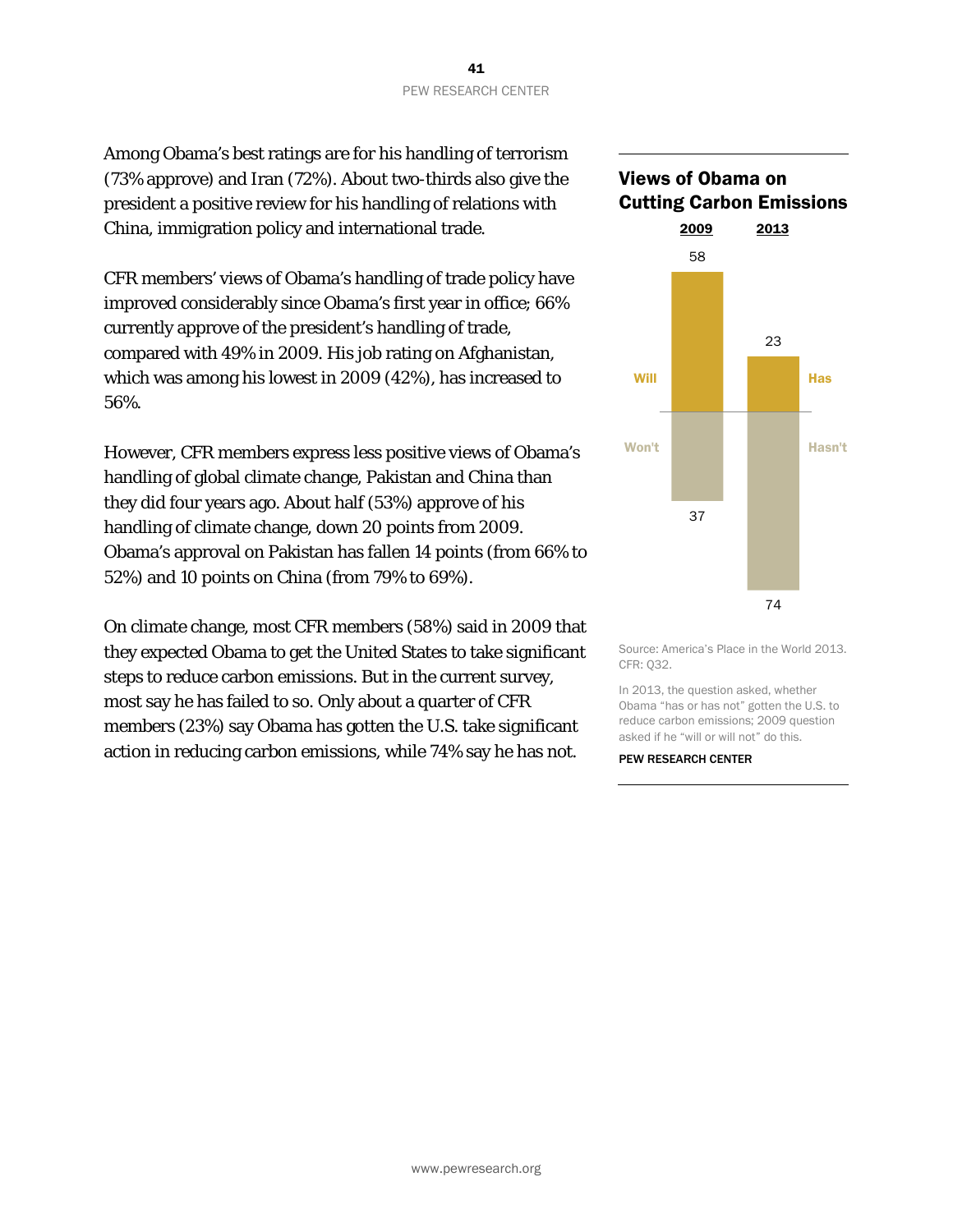Among Obama's best ratings are for his handling of terrorism (73% approve) and Iran (72%). About two-thirds also give the president a positive review for his handling of relations with China, immigration policy and international trade.

CFR members' views of Obama's handling of trade policy have improved considerably since Obama's first year in office; 66% currently approve of the president's handling of trade, compared with 49% in 2009. His job rating on Afghanistan, which was among his lowest in 2009 (42%), has increased to 56%.

However, CFR members express less positive views of Obama's handling of global climate change, Pakistan and China than they did four years ago. About half (53%) approve of his handling of climate change, down 20 points from 2009. Obama's approval on Pakistan has fallen 14 points (from 66% to 52%) and 10 points on China (from 79% to 69%).

On climate change, most CFR members (58%) said in 2009 that they expected Obama to get the United States to take significant steps to reduce carbon emissions. But in the current survey, most say he has failed to so. Only about a quarter of CFR members (23%) say Obama has gotten the U.S. take significant action in reducing carbon emissions, while 74% say he has not.

**Views of Obama on Cutting Carbon Emissions**

| | 2009 | 2013 |
|---|---|---|
| Will / Has | 58 | 23 |
| Won't / Hasn't | 37 | 74 |

Source: America's Place in the World 2013. CFR: Q32.

In 2013, the question asked, whether Obama "has or has not" gotten the U.S. to reduce carbon emissions; 2009 question asked if he "will or will not" do this.

PEW RESEARCH CENTER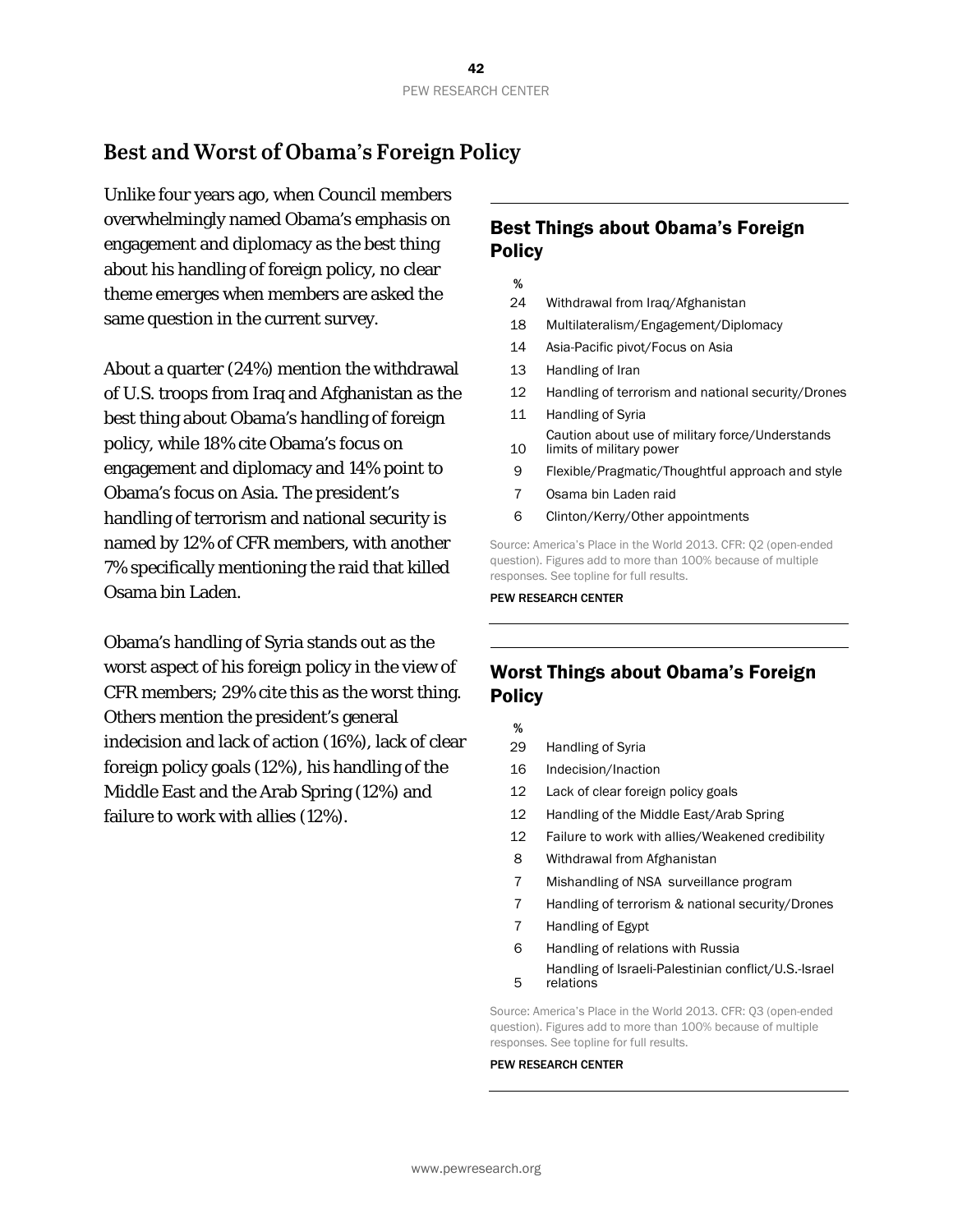## Best and Worst of Obama's Foreign Policy

Unlike four years ago, when Council members overwhelmingly named Obama's emphasis on engagement and diplomacy as the best thing about his handling of foreign policy, no clear theme emerges when members are asked the same question in the current survey.

About a quarter (24%) mention the withdrawal of U.S. troops from Iraq and Afghanistan as the best thing about Obama's handling of foreign policy, while 18% cite Obama's focus on engagement and diplomacy and 14% point to Obama's focus on Asia. The president's handling of terrorism and national security is named by 12% of CFR members, with another 7% specifically mentioning the raid that killed Osama bin Laden.

Obama's handling of Syria stands out as the worst aspect of his foreign policy in the view of CFR members; 29% cite this as the worst thing. Others mention the president's general indecision and lack of action (16%), lack of clear foreign policy goals (12%), his handling of the Middle East and the Arab Spring (12%) and failure to work with allies (12%).

### Best Things about Obama's Foreign Policy

| % | |
|---|---|
| 24 | Withdrawal from Iraq/Afghanistan |
| 18 | Multilateralism/Engagement/Diplomacy |
| 14 | Asia-Pacific pivot/Focus on Asia |
| 13 | Handling of Iran |
| 12 | Handling of terrorism and national security/Drones |
| 11 | Handling of Syria |
| 10 | Caution about use of military force/Understands limits of military power |
| 9 | Flexible/Pragmatic/Thoughtful approach and style |
| 7 | Osama bin Laden raid |
| 6 | Clinton/Kerry/Other appointments |

Source: America's Place in the World 2013. CFR: Q2 (open-ended question). Figures add to more than 100% because of multiple responses. See topline for full results.

PEW RESEARCH CENTER

### Worst Things about Obama's Foreign Policy

| % | |
|---|---|
| 29 | Handling of Syria |
| 16 | Indecision/Inaction |
| 12 | Lack of clear foreign policy goals |
| 12 | Handling of the Middle East/Arab Spring |
| 12 | Failure to work with allies/Weakened credibility |
| 8 | Withdrawal from Afghanistan |
| 7 | Mishandling of NSA surveillance program |
| 7 | Handling of terrorism & national security/Drones |
| 7 | Handling of Egypt |
| 6 | Handling of relations with Russia |
| 5 | Handling of Israeli-Palestinian conflict/U.S.-Israel relations |

Source: America's Place in the World 2013. CFR: Q3 (open-ended question). Figures add to more than 100% because of multiple responses. See topline for full results.

PEW RESEARCH CENTER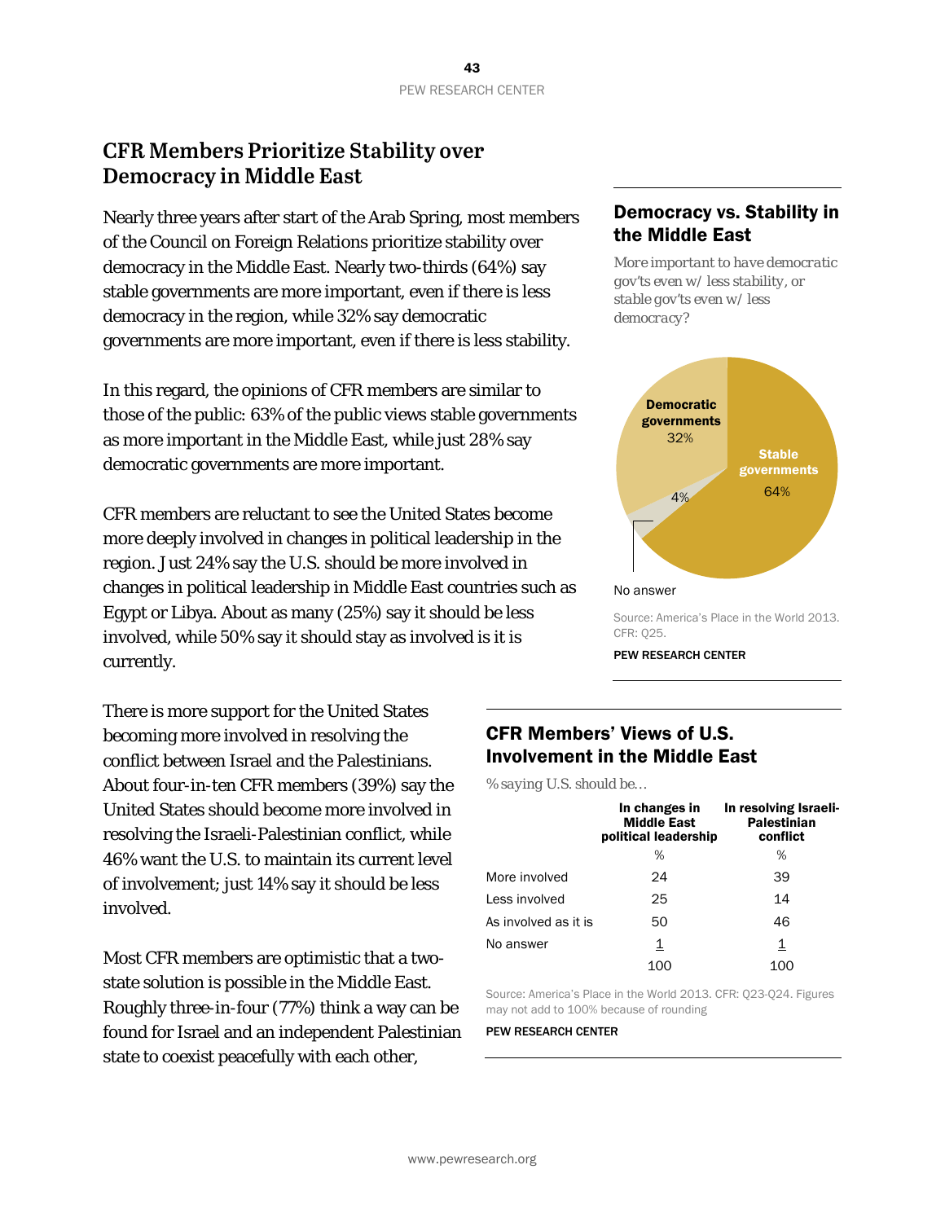## CFR Members Prioritize Stability over Democracy in Middle East

Nearly three years after start of the Arab Spring, most members of the Council on Foreign Relations prioritize stability over democracy in the Middle East. Nearly two-thirds (64%) say stable governments are more important, even if there is less democracy in the region, while 32% say democratic governments are more important, even if there is less stability.

In this regard, the opinions of CFR members are similar to those of the public: 63% of the public views stable governments as more important in the Middle East, while just 28% say democratic governments are more important.

CFR members are reluctant to see the United States become more deeply involved in changes in political leadership in the region. Just 24% say the U.S. should be more involved in changes in political leadership in Middle East countries such as Egypt or Libya. About as many (25%) say it should be less involved, while 50% say it should stay as involved is it is currently.

There is more support for the United States becoming more involved in resolving the conflict between Israel and the Palestinians. About four-in-ten CFR members (39%) say the United States should become more involved in resolving the Israeli-Palestinian conflict, while 46% want the U.S. to maintain its current level of involvement; just 14% say it should be less involved.

Most CFR members are optimistic that a two-state solution is possible in the Middle East. Roughly three-in-four (77%) think a way can be found for Israel and an independent Palestinian state to coexist peacefully with each other,

### Democracy vs. Stability in the Middle East

*More important to have democratic gov'ts even w/ less stability, or stable gov'ts even w/ less democracy?*

| | % |
|---|---|
| Stable governments | 64 |
| Democratic governments | 32 |
| No answer | 4 |

Source: America's Place in the World 2013. CFR: Q25.

PEW RESEARCH CENTER

### CFR Members' Views of U.S. Involvement in the Middle East

*% saying U.S. should be…*

| | In changes in Middle East political leadership | In resolving Israeli-Palestinian conflict |
|---|---|---|
| | % | % |
| More involved | 24 | 39 |
| Less involved | 25 | 14 |
| As involved as it is | 50 | 46 |
| No answer | 1 | 1 |
| | 100 | 100 |

Source: America's Place in the World 2013. CFR: Q23-Q24. Figures may not add to 100% because of rounding

PEW RESEARCH CENTER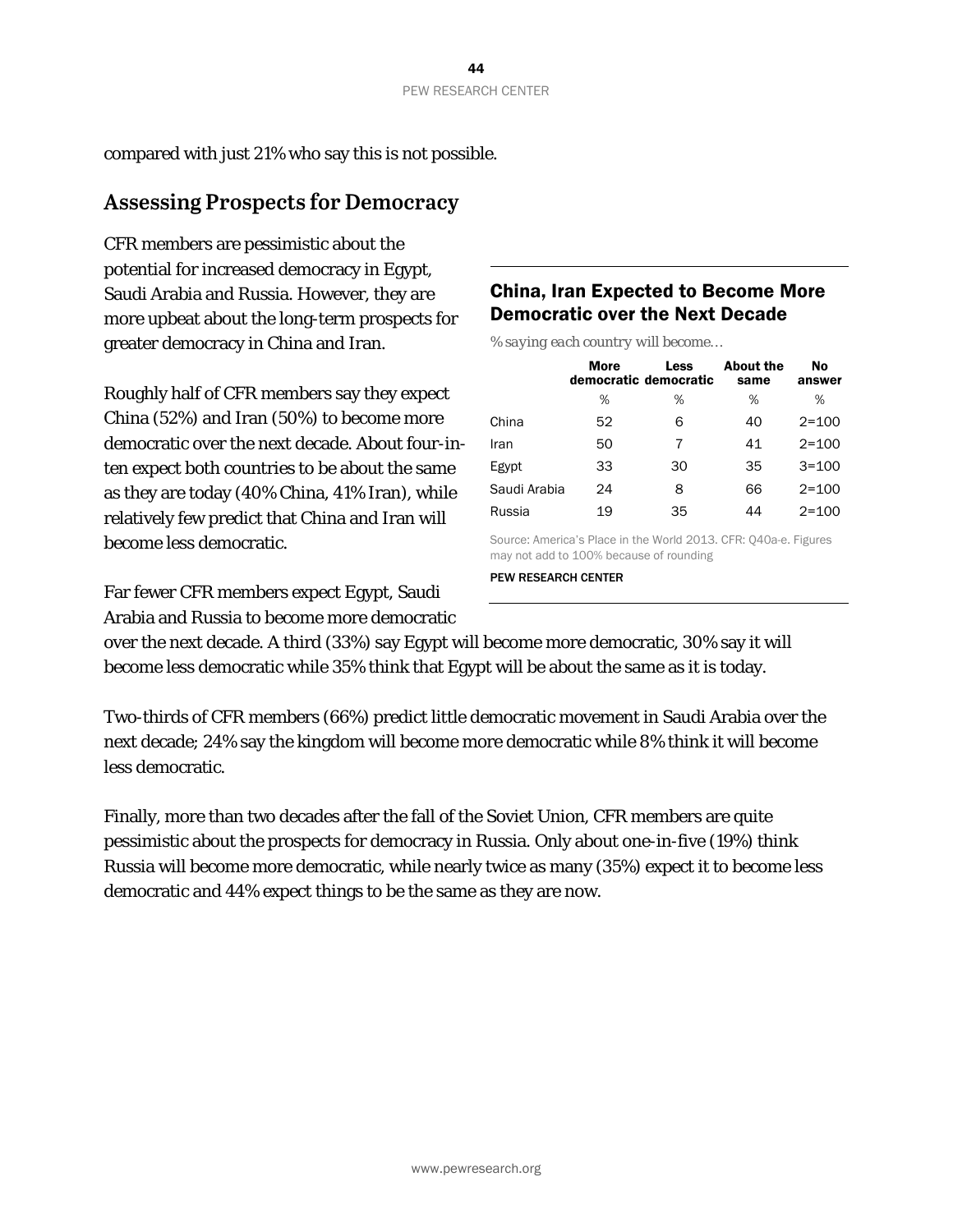compared with just 21% who say this is not possible.

## Assessing Prospects for Democracy

CFR members are pessimistic about the potential for increased democracy in Egypt, Saudi Arabia and Russia. However, they are more upbeat about the long-term prospects for greater democracy in China and Iran.

Roughly half of CFR members say they expect China (52%) and Iran (50%) to become more democratic over the next decade. About four-in-ten expect both countries to be about the same as they are today (40% China, 41% Iran), while relatively few predict that China and Iran will become less democratic.

### China, Iran Expected to Become More Democratic over the Next Decade

*% saying each country will become…*

| | More democratic | Less democratic | About the same | No answer |
|---|---|---|---|---|
| | % | % | % | % |
| China | 52 | 6 | 40 | 2=100 |
| Iran | 50 | 7 | 41 | 2=100 |
| Egypt | 33 | 30 | 35 | 3=100 |
| Saudi Arabia | 24 | 8 | 66 | 2=100 |
| Russia | 19 | 35 | 44 | 2=100 |

Source: America's Place in the World 2013. CFR: Q40a-e. Figures may not add to 100% because of rounding

PEW RESEARCH CENTER

Far fewer CFR members expect Egypt, Saudi Arabia and Russia to become more democratic over the next decade. A third (33%) say Egypt will become more democratic, 30% say it will become less democratic while 35% think that Egypt will be about the same as it is today.

Two-thirds of CFR members (66%) predict little democratic movement in Saudi Arabia over the next decade; 24% say the kingdom will become more democratic while 8% think it will become less democratic.

Finally, more than two decades after the fall of the Soviet Union, CFR members are quite pessimistic about the prospects for democracy in Russia. Only about one-in-five (19%) think Russia will become more democratic, while nearly twice as many (35%) expect it to become less democratic and 44% expect things to be the same as they are now.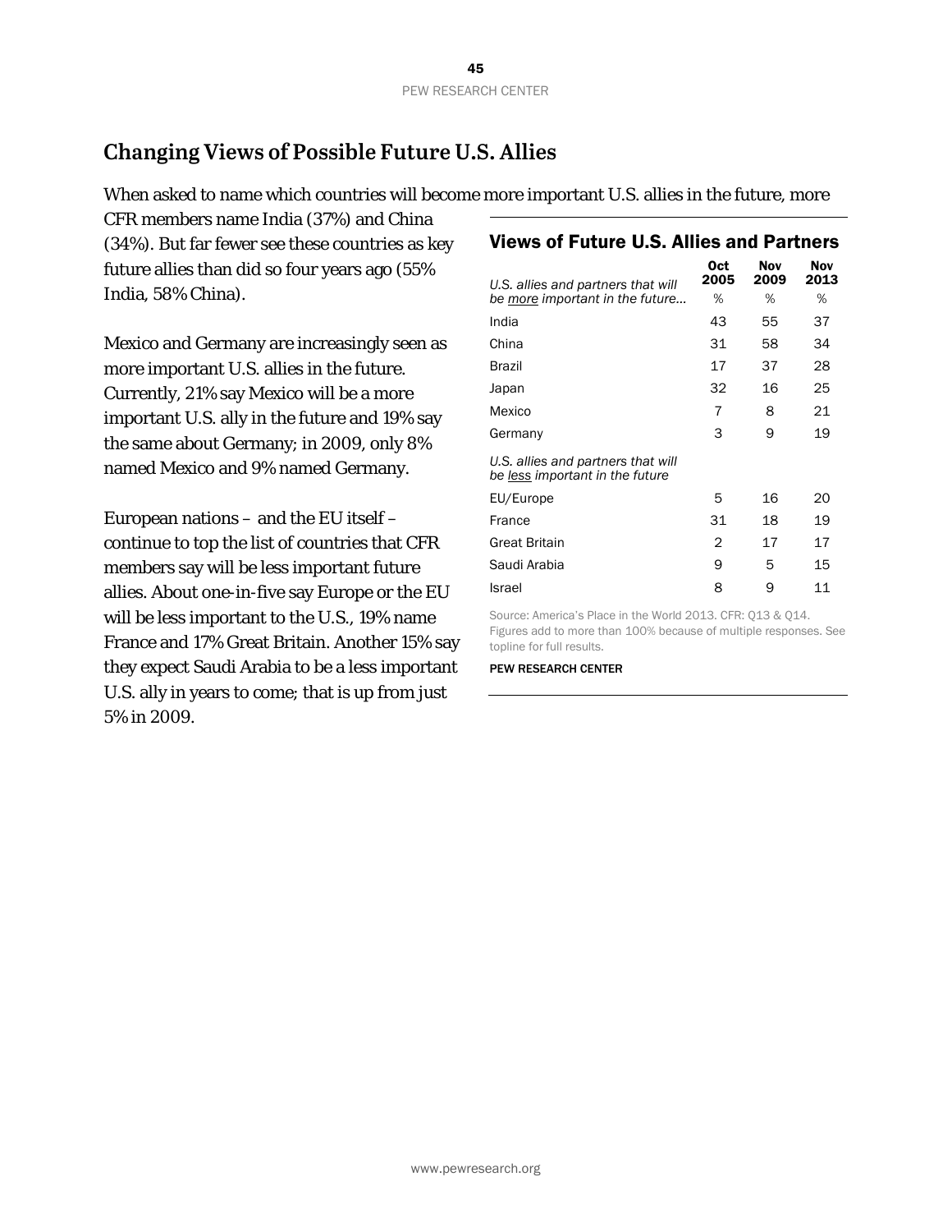## Changing Views of Possible Future U.S. Allies

When asked to name which countries will become more important U.S. allies in the future, more CFR members name India (37%) and China (34%). But far fewer see these countries as key future allies than did so four years ago (55% India, 58% China).

Mexico and Germany are increasingly seen as more important U.S. allies in the future. Currently, 21% say Mexico will be a more important U.S. ally in the future and 19% say the same about Germany; in 2009, only 8% named Mexico and 9% named Germany.

European nations – and the EU itself – continue to top the list of countries that CFR members say will be less important future allies. About one-in-five say Europe or the EU will be less important to the U.S., 19% name France and 17% Great Britain. Another 15% say they expect Saudi Arabia to be a less important U.S. ally in years to come; that is up from just 5% in 2009.

### Views of Future U.S. Allies and Partners

| *U.S. allies and partners that will be more important in the future…* | Oct 2005 | Nov 2009 | Nov 2013 |
|---|---|---|---|
| | % | % | % |
| India | 43 | 55 | 37 |
| China | 31 | 58 | 34 |
| Brazil | 17 | 37 | 28 |
| Japan | 32 | 16 | 25 |
| Mexico | 7 | 8 | 21 |
| Germany | 3 | 9 | 19 |
| *U.S. allies and partners that will be less important in the future* | | | |
| EU/Europe | 5 | 16 | 20 |
| France | 31 | 18 | 19 |
| Great Britain | 2 | 17 | 17 |
| Saudi Arabia | 9 | 5 | 15 |
| Israel | 8 | 9 | 11 |

Source: America's Place in the World 2013. CFR: Q13 & Q14. Figures add to more than 100% because of multiple responses. See topline for full results.

PEW RESEARCH CENTER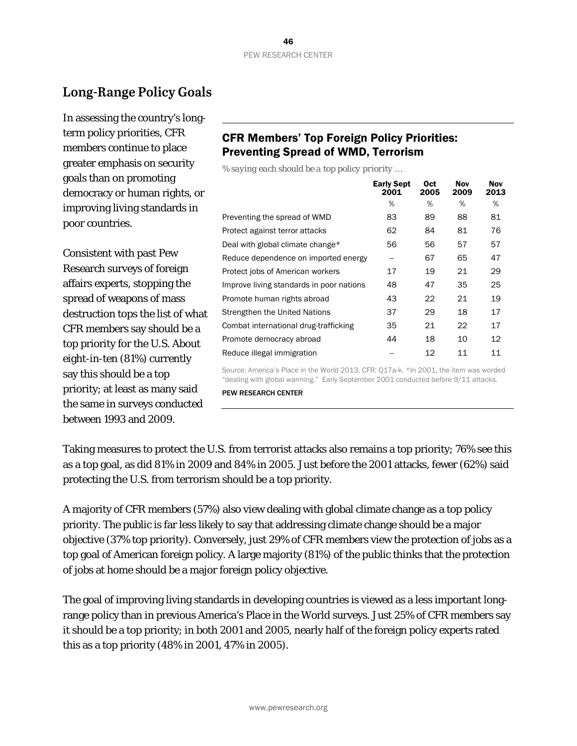## Long-Range Policy Goals

In assessing the country's long-term policy priorities, CFR members continue to place greater emphasis on security goals than on promoting democracy or human rights, or improving living standards in poor countries.

Consistent with past Pew Research surveys of foreign affairs experts, stopping the spread of weapons of mass destruction tops the list of what CFR members say should be a top priority for the U.S. About eight-in-ten (81%) currently say this should be a top priority; at least as many said the same in surveys conducted between 1993 and 2009.

### CFR Members' Top Foreign Policy Priorities: Preventing Spread of WMD, Terrorism

*% saying each should be a top policy priority …*

| | Early Sept 2001 | Oct 2005 | Nov 2009 | Nov 2013 |
|---|---|---|---|---|
| | % | % | % | % |
| Preventing the spread of WMD | 83 | 89 | 88 | 81 |
| Protect against terror attacks | 62 | 84 | 81 | 76 |
| Deal with global climate change* | 56 | 56 | 57 | 57 |
| Reduce dependence on imported energy | -- | 67 | 65 | 47 |
| Protect jobs of American workers | 17 | 19 | 21 | 29 |
| Improve living standards in poor nations | 48 | 47 | 35 | 25 |
| Promote human rights abroad | 43 | 22 | 21 | 19 |
| Strengthen the United Nations | 37 | 29 | 18 | 17 |
| Combat international drug-trafficking | 35 | 21 | 22 | 17 |
| Promote democracy abroad | 44 | 18 | 10 | 12 |
| Reduce illegal immigration | -- | 12 | 11 | 11 |

Source: America's Place in the World 2013. CFR: Q17a-k. *In 2001, the item was worded "dealing with global warming." Early September 2001 conducted before 9/11 attacks.

PEW RESEARCH CENTER

Taking measures to protect the U.S. from terrorist attacks also remains a top priority; 76% see this as a top goal, as did 81% in 2009 and 84% in 2005. Just before the 2001 attacks, fewer (62%) said protecting the U.S. from terrorism should be a top priority.

A majority of CFR members (57%) also view dealing with global climate change as a top policy priority. The public is far less likely to say that addressing climate change should be a major objective (37% top priority). Conversely, just 29% of CFR members view the protection of jobs as a top goal of American foreign policy. A large majority (81%) of the public thinks that the protection of jobs at home should be a major foreign policy objective.

The goal of improving living standards in developing countries is viewed as a less important long-range policy than in previous America's Place in the World surveys. Just 25% of CFR members say it should be a top priority; in both 2001 and 2005, nearly half of the foreign policy experts rated this as a top priority (48% in 2001, 47% in 2005).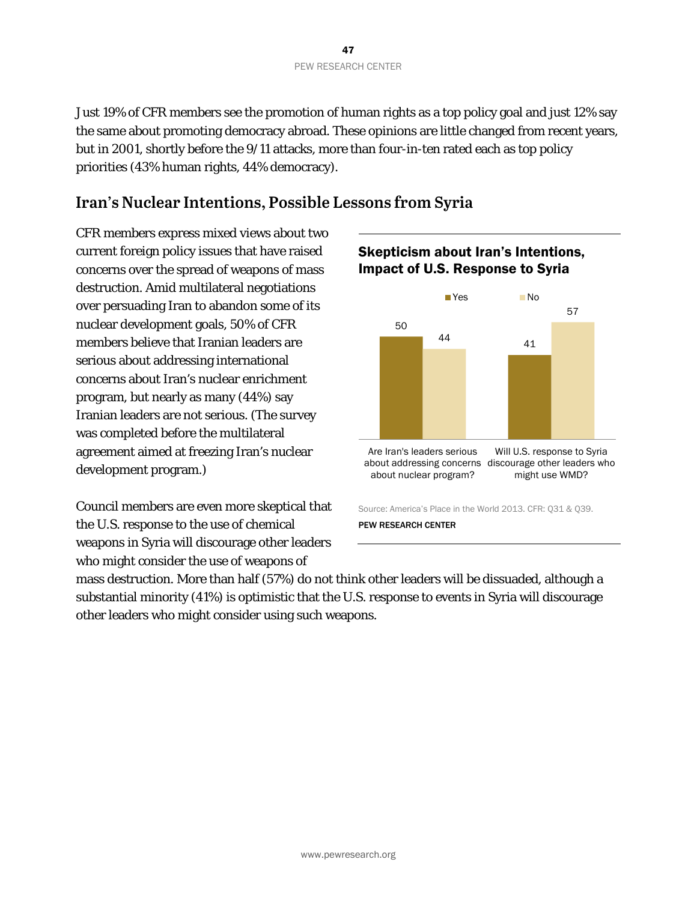Just 19% of CFR members see the promotion of human rights as a top policy goal and just 12% say the same about promoting democracy abroad. These opinions are little changed from recent years, but in 2001, shortly before the 9/11 attacks, more than four-in-ten rated each as top policy priorities (43% human rights, 44% democracy).

## Iran's Nuclear Intentions, Possible Lessons from Syria

CFR members express mixed views about two current foreign policy issues that have raised concerns over the spread of weapons of mass destruction. Amid multilateral negotiations over persuading Iran to abandon some of its nuclear development goals, 50% of CFR members believe that Iranian leaders are serious about addressing international concerns about Iran's nuclear enrichment program, but nearly as many (44%) say Iranian leaders are not serious. (The survey was completed before the multilateral agreement aimed at freezing Iran's nuclear development program.)

**Skepticism about Iran's Intentions, Impact of U.S. Response to Syria**

| | Yes | No |
|---|---|---|
| Are Iran's leaders serious about addressing concerns about nuclear program? | 50 | 44 |
| Will U.S. response to Syria discourage other leaders who might use WMD? | 41 | 57 |

Source: America's Place in the World 2013. CFR: Q31 & Q39.

PEW RESEARCH CENTER

Council members are even more skeptical that the U.S. response to the use of chemical weapons in Syria will discourage other leaders who might consider the use of weapons of mass destruction. More than half (57%) do not think other leaders will be dissuaded, although a substantial minority (41%) is optimistic that the U.S. response to events in Syria will discourage other leaders who might consider using such weapons.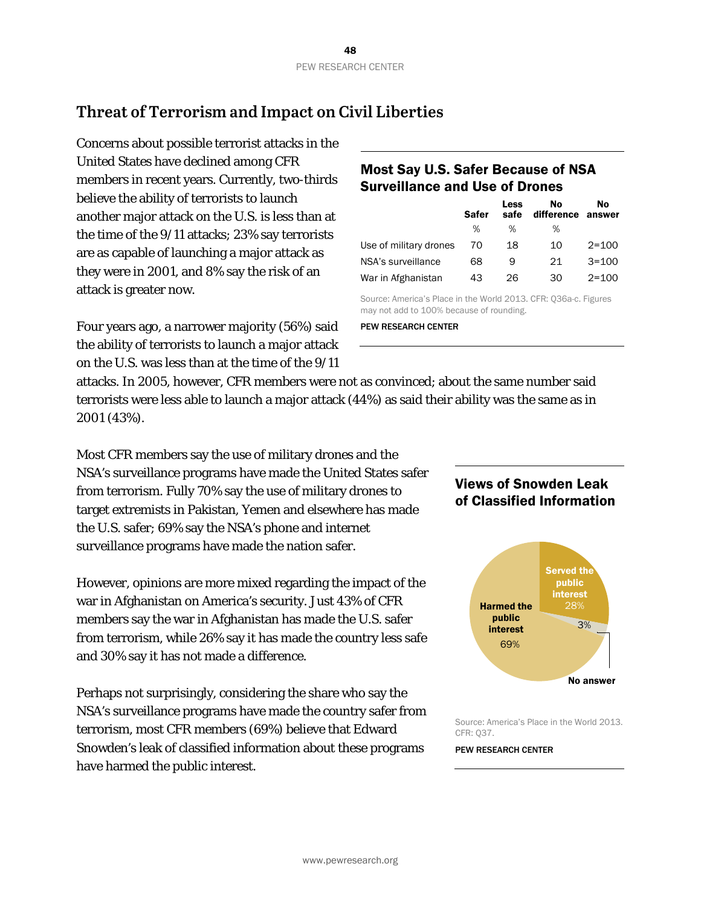## Threat of Terrorism and Impact on Civil Liberties

Concerns about possible terrorist attacks in the United States have declined among CFR members in recent years. Currently, two-thirds believe the ability of terrorists to launch another major attack on the U.S. is less than at the time of the 9/11 attacks; 23% say terrorists are as capable of launching a major attack as they were in 2001, and 8% say the risk of an attack is greater now.

Four years ago, a narrower majority (56%) said the ability of terrorists to launch a major attack on the U.S. was less than at the time of the 9/11 attacks. In 2005, however, CFR members were not as convinced; about the same number said terrorists were less able to launch a major attack (44%) as said their ability was the same as in 2001 (43%).

### Most Say U.S. Safer Because of NSA Surveillance and Use of Drones

| | Safer | Less safe | No difference | No answer |
|---|---|---|---|---|
| | % | % | % | |
| Use of military drones | 70 | 18 | 10 | 2=100 |
| NSA's surveillance | 68 | 9 | 21 | 3=100 |
| War in Afghanistan | 43 | 26 | 30 | 2=100 |

Source: America's Place in the World 2013. CFR: Q36a-c. Figures may not add to 100% because of rounding.

PEW RESEARCH CENTER

Most CFR members say the use of military drones and the NSA's surveillance programs have made the United States safer from terrorism. Fully 70% say the use of military drones to target extremists in Pakistan, Yemen and elsewhere has made the U.S. safer; 69% say the NSA's phone and internet surveillance programs have made the nation safer.

However, opinions are more mixed regarding the impact of the war in Afghanistan on America's security. Just 43% of CFR members say the war in Afghanistan has made the U.S. safer from terrorism, while 26% say it has made the country less safe and 30% say it has not made a difference.

Perhaps not surprisingly, considering the share who say the NSA's surveillance programs have made the country safer from terrorism, most CFR members (69%) believe that Edward Snowden's leak of classified information about these programs have harmed the public interest.

### Views of Snowden Leak of Classified Information

| | % |
|---|---|
| Served the public interest | 28 |
| Harmed the public interest | 69 |
| No answer | 3 |

Source: America's Place in the World 2013. CFR: Q37.

PEW RESEARCH CENTER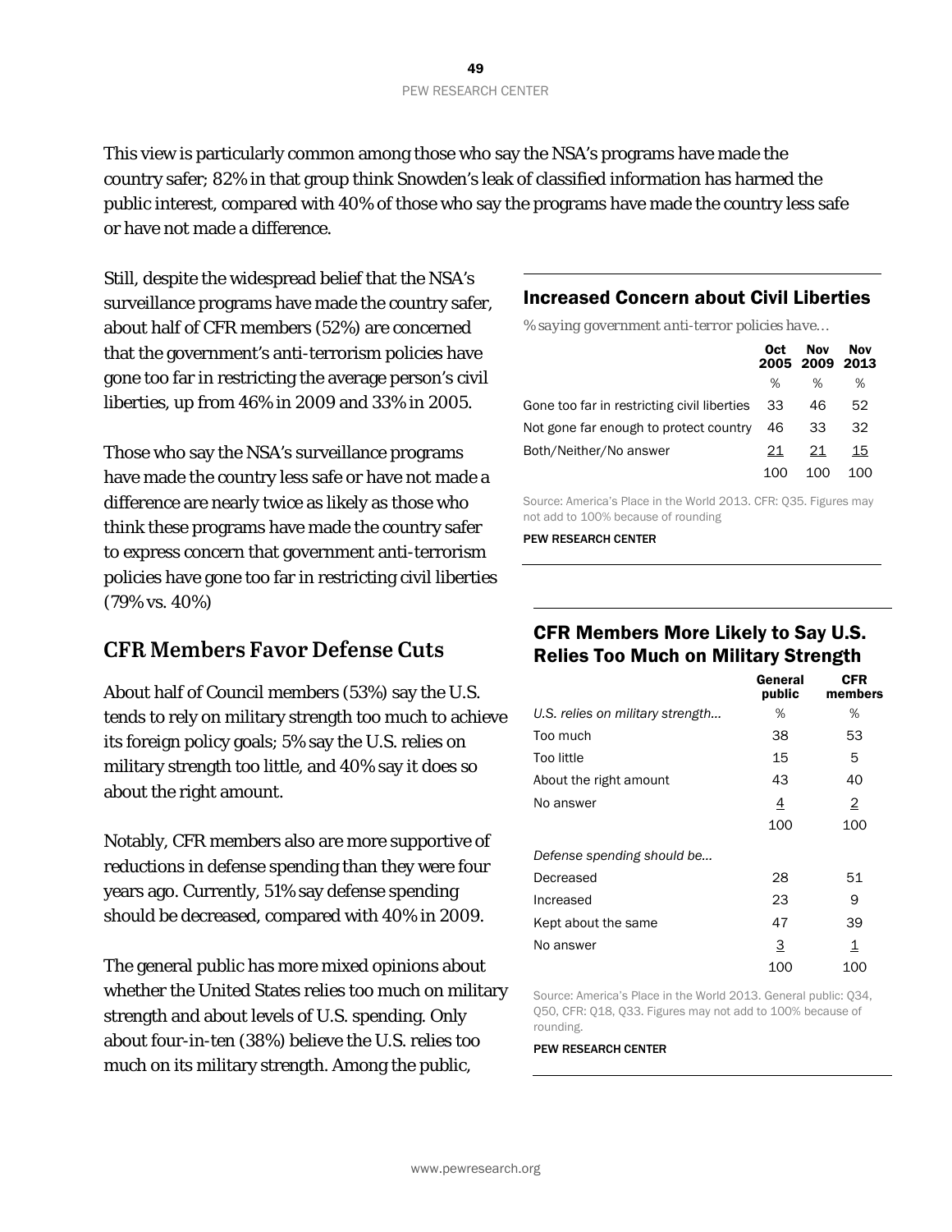This view is particularly common among those who say the NSA's programs have made the country safer; 82% in that group think Snowden's leak of classified information has harmed the public interest, compared with 40% of those who say the programs have made the country less safe or have not made a difference.

Still, despite the widespread belief that the NSA's surveillance programs have made the country safer, about half of CFR members (52%) are concerned that the government's anti-terrorism policies have gone too far in restricting the average person's civil liberties, up from 46% in 2009 and 33% in 2005.

Those who say the NSA's surveillance programs have made the country less safe or have not made a difference are nearly twice as likely as those who think these programs have made the country safer to express concern that government anti-terrorism policies have gone too far in restricting civil liberties (79% vs. 40%)

### Increased Concern about Civil Liberties

*% saying government anti-terror policies have…*

| | Oct 2005 | Nov 2009 | Nov 2013 |
|---|---|---|---|
| | % | % | % |
| Gone too far in restricting civil liberties | 33 | 46 | 52 |
| Not gone far enough to protect country | 46 | 33 | 32 |
| Both/Neither/No answer | 21 | 21 | 15 |
| | 100 | 100 | 100 |

Source: America's Place in the World 2013. CFR: Q35. Figures may not add to 100% because of rounding

PEW RESEARCH CENTER

## CFR Members Favor Defense Cuts

About half of Council members (53%) say the U.S. tends to rely on military strength too much to achieve its foreign policy goals; 5% say the U.S. relies on military strength too little, and 40% say it does so about the right amount.

Notably, CFR members also are more supportive of reductions in defense spending than they were four years ago. Currently, 51% say defense spending should be decreased, compared with 40% in 2009.

The general public has more mixed opinions about whether the United States relies too much on military strength and about levels of U.S. spending. Only about four-in-ten (38%) believe the U.S. relies too much on its military strength. Among the public,

### CFR Members More Likely to Say U.S. Relies Too Much on Military Strength

| | General public | CFR members |
|---|---|---|
| *U.S. relies on military strength…* | % | % |
| Too much | 38 | 53 |
| Too little | 15 | 5 |
| About the right amount | 43 | 40 |
| No answer | 4 | 2 |
| | 100 | 100 |
| *Defense spending should be…* | | |
| Decreased | 28 | 51 |
| Increased | 23 | 9 |
| Kept about the same | 47 | 39 |
| No answer | 3 | 1 |
| | 100 | 100 |

Source: America's Place in the World 2013. General public: Q34, Q50, CFR: Q18, Q33. Figures may not add to 100% because of rounding.

PEW RESEARCH CENTER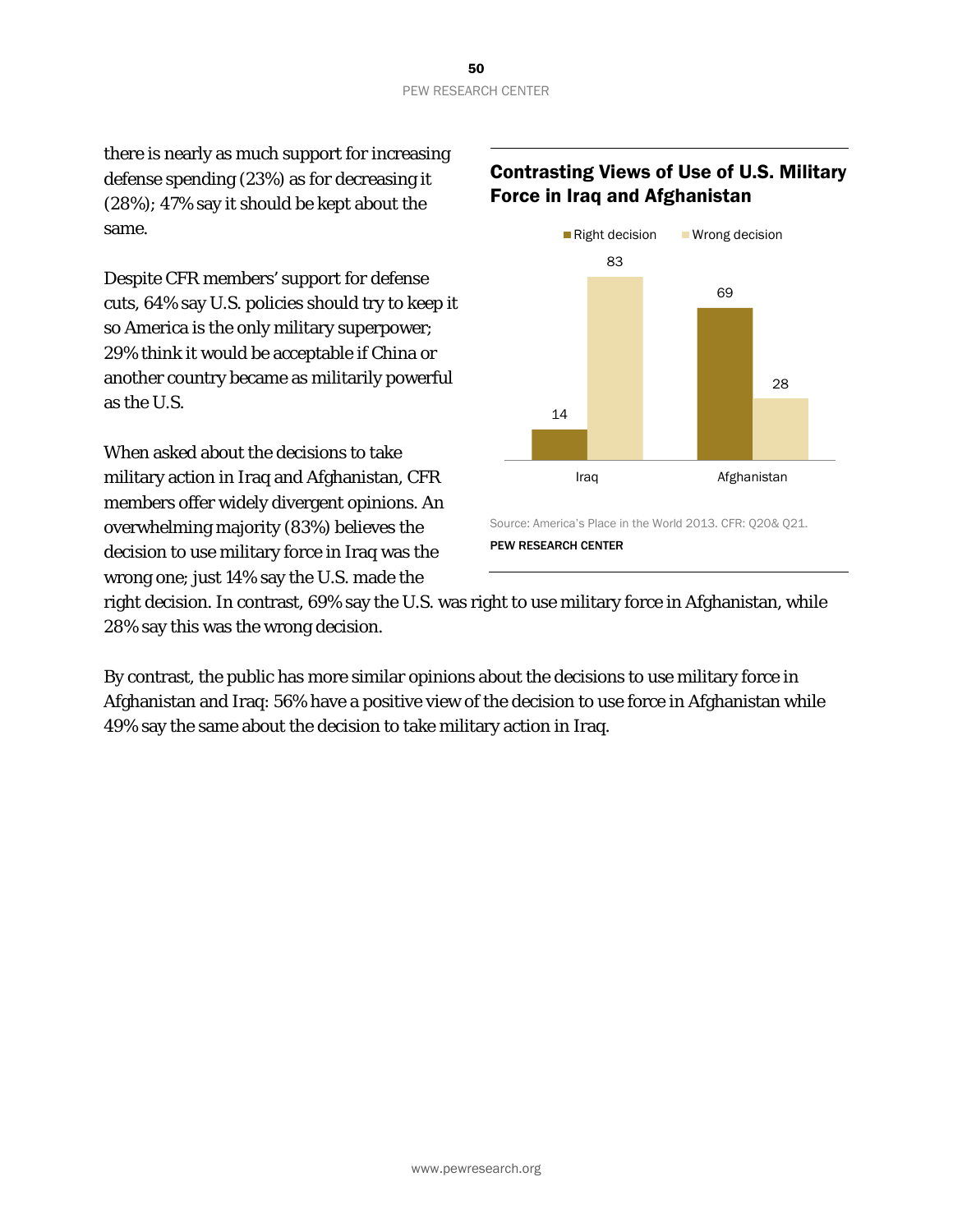there is nearly as much support for increasing defense spending (23%) as for decreasing it (28%); 47% say it should be kept about the same.

Despite CFR members' support for defense cuts, 64% say U.S. policies should try to keep it so America is the only military superpower; 29% think it would be acceptable if China or another country became as militarily powerful as the U.S.

When asked about the decisions to take military action in Iraq and Afghanistan, CFR members offer widely divergent opinions. An overwhelming majority (83%) believes the decision to use military force in Iraq was the wrong one; just 14% say the U.S. made the right decision. In contrast, 69% say the U.S. was right to use military force in Afghanistan, while 28% say this was the wrong decision.

**Contrasting Views of Use of U.S. Military Force in Iraq and Afghanistan**

| | Right decision | Wrong decision |
|---|---|---|
| Iraq | 14 | 83 |
| Afghanistan | 69 | 28 |

Source: America's Place in the World 2013. CFR: Q20& Q21.

PEW RESEARCH CENTER

By contrast, the public has more similar opinions about the decisions to use military force in Afghanistan and Iraq: 56% have a positive view of the decision to use force in Afghanistan while 49% say the same about the decision to take military action in Iraq.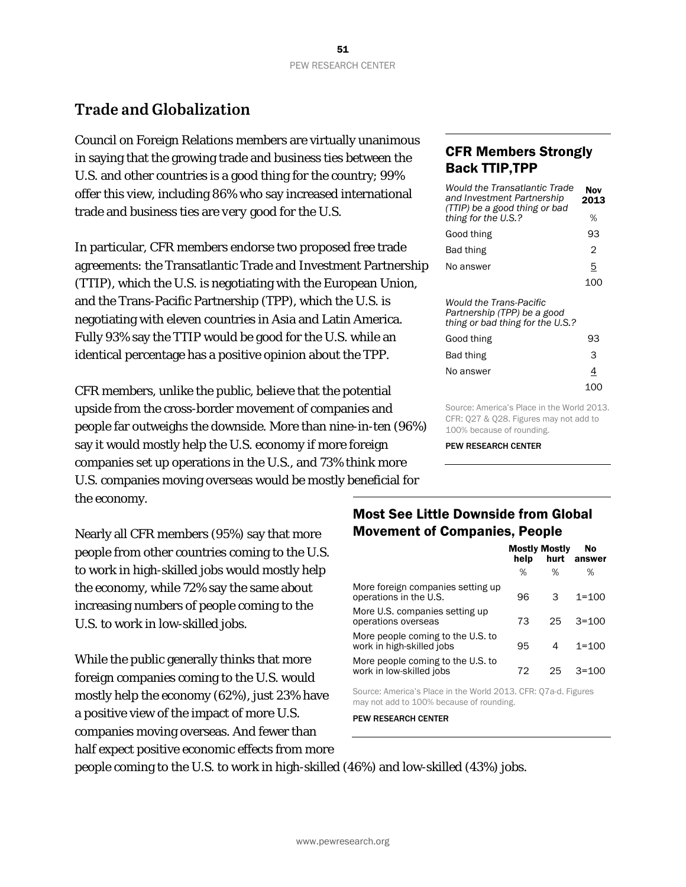## Trade and Globalization

Council on Foreign Relations members are virtually unanimous in saying that the growing trade and business ties between the U.S. and other countries is a good thing for the country; 99% offer this view, including 86% who say increased international trade and business ties are *very* good for the U.S.

In particular, CFR members endorse two proposed free trade agreements: the Transatlantic Trade and Investment Partnership (TTIP), which the U.S. is negotiating with the European Union, and the Trans-Pacific Partnership (TPP), which the U.S. is negotiating with eleven countries in Asia and Latin America. Fully 93% say the TTIP would be good for the U.S. while an identical percentage has a positive opinion about the TPP.

CFR members, unlike the public, believe that the potential upside from the cross-border movement of companies and people far outweighs the downside. More than nine-in-ten (96%) say it would mostly help the U.S. economy if more foreign companies set up operations in the U.S., and 73% think more U.S. companies moving overseas would be mostly beneficial for the economy.

Nearly all CFR members (95%) say that more people from other countries coming to the U.S. to work in high-skilled jobs would mostly help the economy, while 72% say the same about increasing numbers of people coming to the U.S. to work in low-skilled jobs.

While the public generally thinks that more foreign companies coming to the U.S. would mostly help the economy (62%), just 23% have a positive view of the impact of more U.S. companies moving overseas. And fewer than half expect positive economic effects from more people coming to the U.S. to work in high-skilled (46%) and low-skilled (43%) jobs.

### CFR Members Strongly Back TTIP,TPP

| *Would the Transatlantic Trade and Investment Partnership (TTIP) be a good thing or bad thing for the U.S.?* | Nov 2013 |
|---|---|
| | % |
| Good thing | 93 |
| Bad thing | 2 |
| No answer | 5 |
| | 100 |
| *Would the Trans-Pacific Partnership (TPP) be a good thing or bad thing for the U.S.?* | |
| Good thing | 93 |
| Bad thing | 3 |
| No answer | 4 |
| | 100 |

Source: America's Place in the World 2013. CFR: Q27 & Q28. Figures may not add to 100% because of rounding.

PEW RESEARCH CENTER

### Most See Little Downside from Global Movement of Companies, People

| | Mostly help | Mostly hurt | No answer |
|---|---|---|---|
| | % | % | % |
| More foreign companies setting up operations in the U.S. | 96 | 3 | 1=100 |
| More U.S. companies setting up operations overseas | 73 | 25 | 3=100 |
| More people coming to the U.S. to work in high-skilled jobs | 95 | 4 | 1=100 |
| More people coming to the U.S. to work in low-skilled jobs | 72 | 25 | 3=100 |

Source: America's Place in the World 2013. CFR: Q7a-d. Figures may not add to 100% because of rounding.

PEW RESEARCH CENTER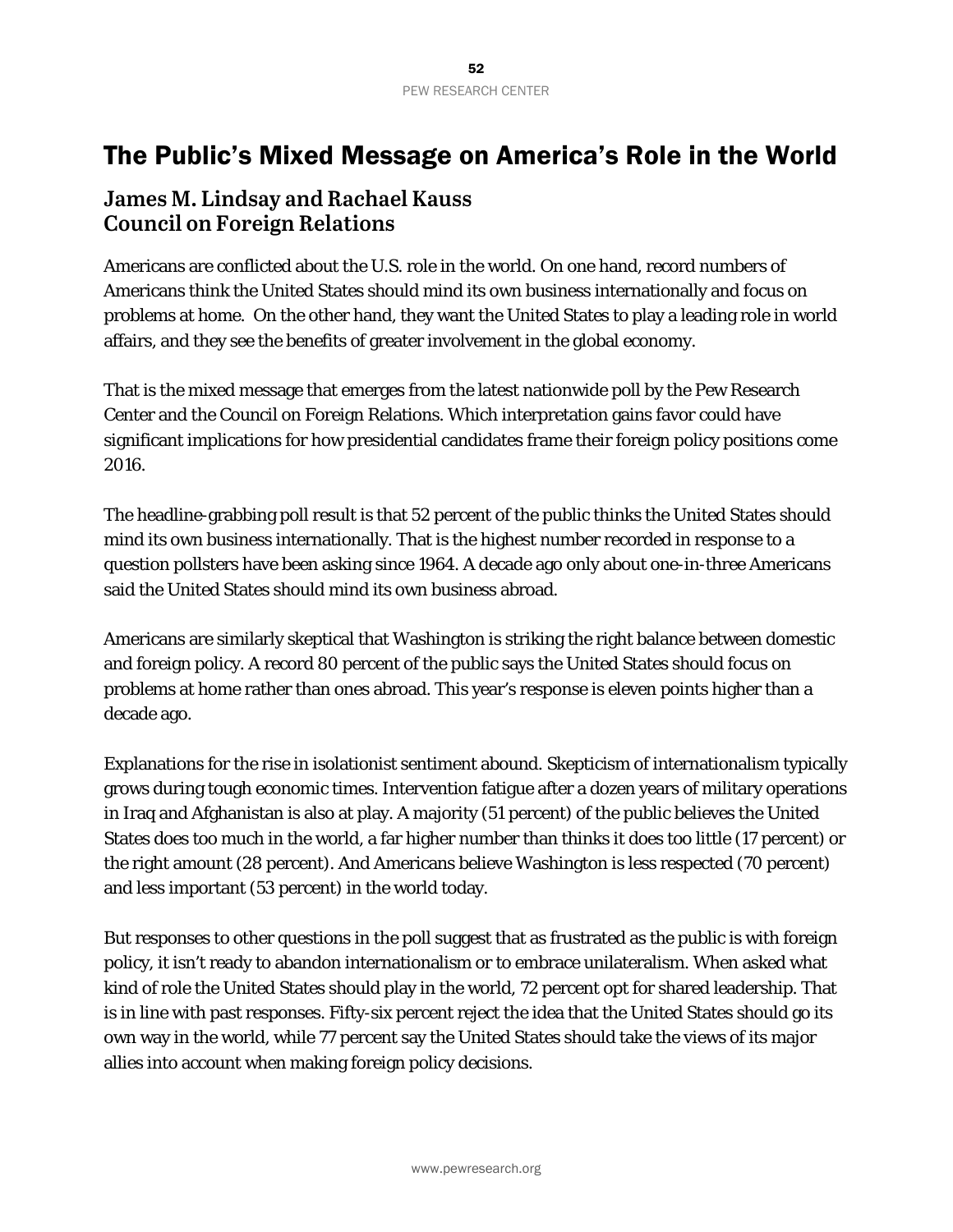# The Public's Mixed Message on America's Role in the World

## James M. Lindsay and Rachael Kauss
## Council on Foreign Relations

Americans are conflicted about the U.S. role in the world. On one hand, record numbers of Americans think the United States should mind its own business internationally and focus on problems at home. On the other hand, they want the United States to play a leading role in world affairs, and they see the benefits of greater involvement in the global economy.

That is the mixed message that emerges from the latest nationwide poll by the Pew Research Center and the Council on Foreign Relations. Which interpretation gains favor could have significant implications for how presidential candidates frame their foreign policy positions come 2016.

The headline-grabbing poll result is that 52 percent of the public thinks the United States should mind its own business internationally. That is the highest number recorded in response to a question pollsters have been asking since 1964. A decade ago only about one-in-three Americans said the United States should mind its own business abroad.

Americans are similarly skeptical that Washington is striking the right balance between domestic and foreign policy. A record 80 percent of the public says the United States should focus on problems at home rather than ones abroad. This year's response is eleven points higher than a decade ago.

Explanations for the rise in isolationist sentiment abound. Skepticism of internationalism typically grows during tough economic times. Intervention fatigue after a dozen years of military operations in Iraq and Afghanistan is also at play. A majority (51 percent) of the public believes the United States does too much in the world, a far higher number than thinks it does too little (17 percent) or the right amount (28 percent). And Americans believe Washington is less respected (70 percent) and less important (53 percent) in the world today.

But responses to other questions in the poll suggest that as frustrated as the public is with foreign policy, it isn't ready to abandon internationalism or to embrace unilateralism. When asked what kind of role the United States should play in the world, 72 percent opt for shared leadership. That is in line with past responses. Fifty-six percent reject the idea that the United States should go its own way in the world, while 77 percent say the United States should take the views of its major allies into account when making foreign policy decisions.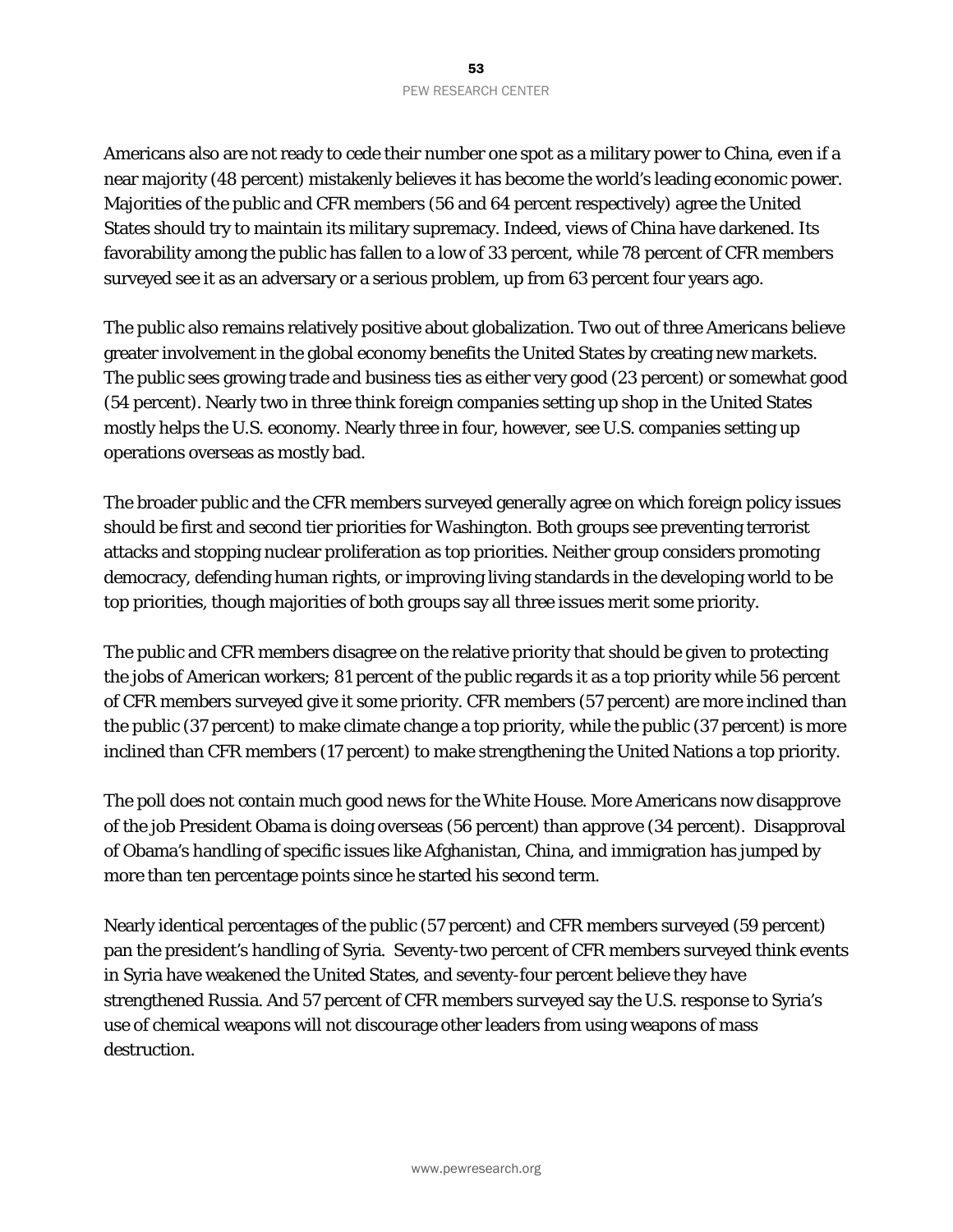Americans also are not ready to cede their number one spot as a military power to China, even if a near majority (48 percent) mistakenly believes it has become the world's leading economic power. Majorities of the public and CFR members (56 and 64 percent respectively) agree the United States should try to maintain its military supremacy. Indeed, views of China have darkened. Its favorability among the public has fallen to a low of 33 percent, while 78 percent of CFR members surveyed see it as an adversary or a serious problem, up from 63 percent four years ago.

The public also remains relatively positive about globalization. Two out of three Americans believe greater involvement in the global economy benefits the United States by creating new markets. The public sees growing trade and business ties as either very good (23 percent) or somewhat good (54 percent). Nearly two in three think foreign companies setting up shop in the United States mostly helps the U.S. economy. Nearly three in four, however, see U.S. companies setting up operations overseas as mostly bad.

The broader public and the CFR members surveyed generally agree on which foreign policy issues should be first and second tier priorities for Washington. Both groups see preventing terrorist attacks and stopping nuclear proliferation as top priorities. Neither group considers promoting democracy, defending human rights, or improving living standards in the developing world to be top priorities, though majorities of both groups say all three issues merit some priority.

The public and CFR members disagree on the relative priority that should be given to protecting the jobs of American workers; 81 percent of the public regards it as a top priority while 56 percent of CFR members surveyed give it some priority. CFR members (57 percent) are more inclined than the public (37 percent) to make climate change a top priority, while the public (37 percent) is more inclined than CFR members (17 percent) to make strengthening the United Nations a top priority.

The poll does not contain much good news for the White House. More Americans now disapprove of the job President Obama is doing overseas (56 percent) than approve (34 percent). Disapproval of Obama's handling of specific issues like Afghanistan, China, and immigration has jumped by more than ten percentage points since he started his second term.

Nearly identical percentages of the public (57 percent) and CFR members surveyed (59 percent) pan the president's handling of Syria. Seventy-two percent of CFR members surveyed think events in Syria have weakened the United States, and seventy-four percent believe they have strengthened Russia. And 57 percent of CFR members surveyed say the U.S. response to Syria's use of chemical weapons will not discourage other leaders from using weapons of mass destruction.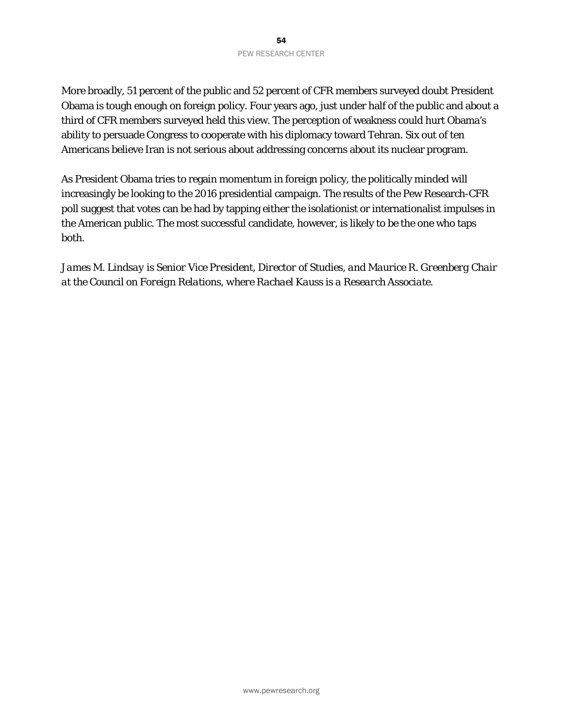More broadly, 51 percent of the public and 52 percent of CFR members surveyed doubt President Obama is tough enough on foreign policy. Four years ago, just under half of the public and about a third of CFR members surveyed held this view. The perception of weakness could hurt Obama's ability to persuade Congress to cooperate with his diplomacy toward Tehran. Six out of ten Americans believe Iran is not serious about addressing concerns about its nuclear program.

As President Obama tries to regain momentum in foreign policy, the politically minded will increasingly be looking to the 2016 presidential campaign. The results of the Pew Research-CFR poll suggest that votes can be had by tapping either the isolationist or internationalist impulses in the American public. The most successful candidate, however, is likely to be the one who taps both.

*James M. Lindsay is Senior Vice President, Director of Studies, and Maurice R. Greenberg Chair at the Council on Foreign Relations, where Rachael Kauss is a Research Associate.*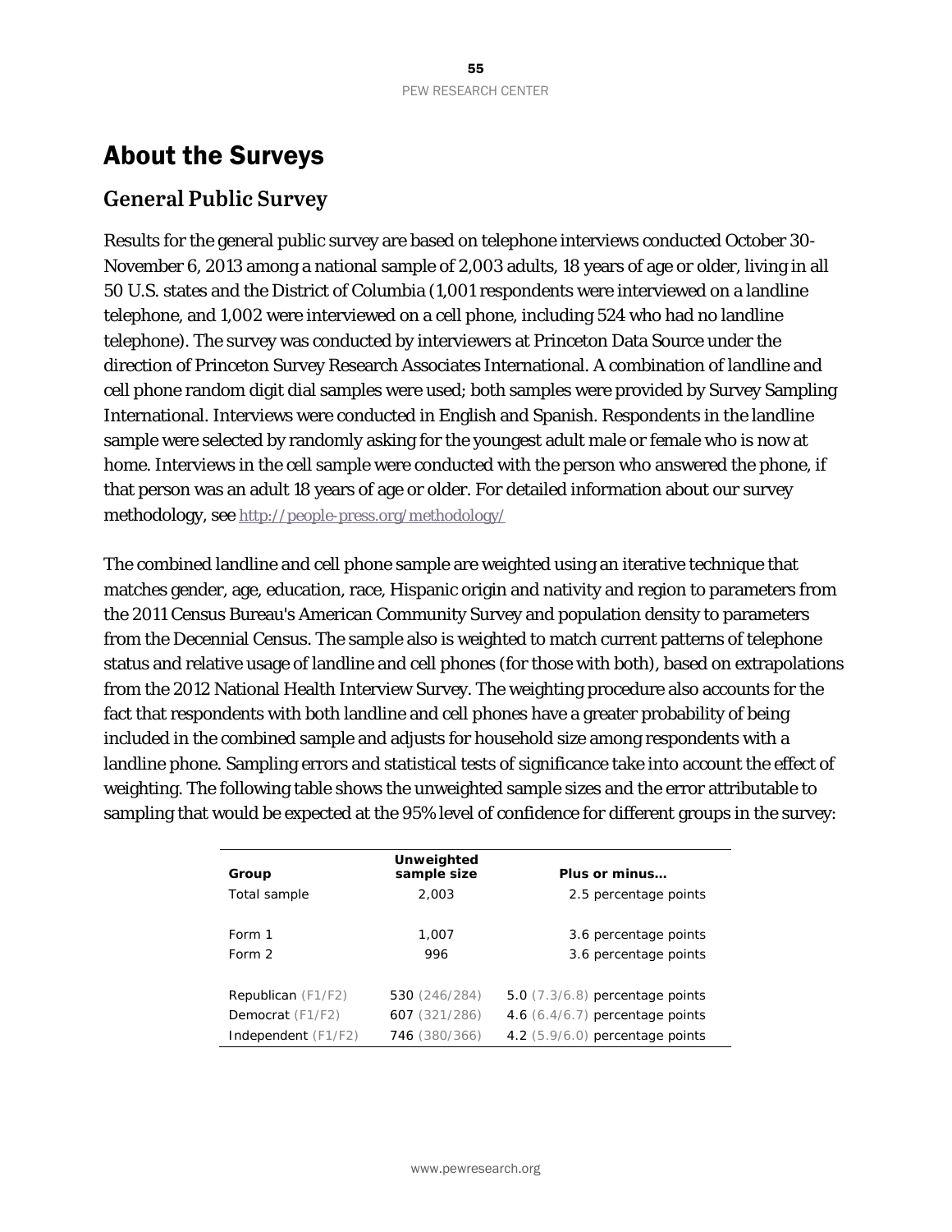# About the Surveys

## General Public Survey

Results for the general public survey are based on telephone interviews conducted October 30-November 6, 2013 among a national sample of 2,003 adults, 18 years of age or older, living in all 50 U.S. states and the District of Columbia (1,001 respondents were interviewed on a landline telephone, and 1,002 were interviewed on a cell phone, including 524 who had no landline telephone). The survey was conducted by interviewers at Princeton Data Source under the direction of Princeton Survey Research Associates International. A combination of landline and cell phone random digit dial samples were used; both samples were provided by Survey Sampling International. Interviews were conducted in English and Spanish. Respondents in the landline sample were selected by randomly asking for the youngest adult male or female who is now at home. Interviews in the cell sample were conducted with the person who answered the phone, if that person was an adult 18 years of age or older. For detailed information about our survey methodology, see http://people-press.org/methodology/

The combined landline and cell phone sample are weighted using an iterative technique that matches gender, age, education, race, Hispanic origin and nativity and region to parameters from the 2011 Census Bureau's American Community Survey and population density to parameters from the Decennial Census. The sample also is weighted to match current patterns of telephone status and relative usage of landline and cell phones (for those with both), based on extrapolations from the 2012 National Health Interview Survey. The weighting procedure also accounts for the fact that respondents with both landline and cell phones have a greater probability of being included in the combined sample and adjusts for household size among respondents with a landline phone. Sampling errors and statistical tests of significance take into account the effect of weighting. The following table shows the unweighted sample sizes and the error attributable to sampling that would be expected at the 95% level of confidence for different groups in the survey:

| Group | Unweighted sample size | Plus or minus… |
|---|---|---|
| Total sample | 2,003 | 2.5 percentage points |
| | | |
| Form 1 | 1,007 | 3.6 percentage points |
| Form 2 | 996 | 3.6 percentage points |
| | | |
| Republican (F1/F2) | 530 (246/284) | 5.0 (7.3/6.8) percentage points |
| Democrat (F1/F2) | 607 (321/286) | 4.6 (6.4/6.7) percentage points |
| Independent (F1/F2) | 746 (380/366) | 4.2 (5.9/6.0) percentage points |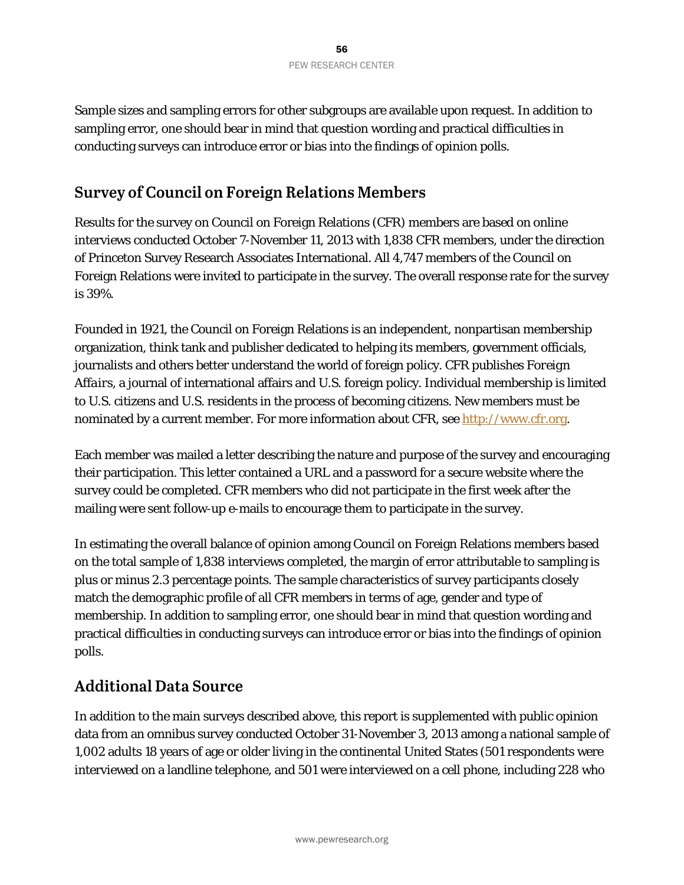Sample sizes and sampling errors for other subgroups are available upon request. In addition to sampling error, one should bear in mind that question wording and practical difficulties in conducting surveys can introduce error or bias into the findings of opinion polls.

## Survey of Council on Foreign Relations Members

Results for the survey on Council on Foreign Relations (CFR) members are based on online interviews conducted October 7-November 11, 2013 with 1,838 CFR members, under the direction of Princeton Survey Research Associates International. All 4,747 members of the Council on Foreign Relations were invited to participate in the survey. The overall response rate for the survey is 39%.

Founded in 1921, the Council on Foreign Relations is an independent, nonpartisan membership organization, think tank and publisher dedicated to helping its members, government officials, journalists and others better understand the world of foreign policy. CFR publishes *Foreign Affairs*, a journal of international affairs and U.S. foreign policy. Individual membership is limited to U.S. citizens and U.S. residents in the process of becoming citizens. New members must be nominated by a current member. For more information about CFR, see [http://www.cfr.org](http://www.cfr.org).

Each member was mailed a letter describing the nature and purpose of the survey and encouraging their participation. This letter contained a URL and a password for a secure website where the survey could be completed. CFR members who did not participate in the first week after the mailing were sent follow-up e-mails to encourage them to participate in the survey.

In estimating the overall balance of opinion among Council on Foreign Relations members based on the total sample of 1,838 interviews completed, the margin of error attributable to sampling is plus or minus 2.3 percentage points. The sample characteristics of survey participants closely match the demographic profile of all CFR members in terms of age, gender and type of membership. In addition to sampling error, one should bear in mind that question wording and practical difficulties in conducting surveys can introduce error or bias into the findings of opinion polls.

## Additional Data Source

In addition to the main surveys described above, this report is supplemented with public opinion data from an omnibus survey conducted October 31-November 3, 2013 among a national sample of 1,002 adults 18 years of age or older living in the continental United States (501 respondents were interviewed on a landline telephone, and 501 were interviewed on a cell phone, including 228 who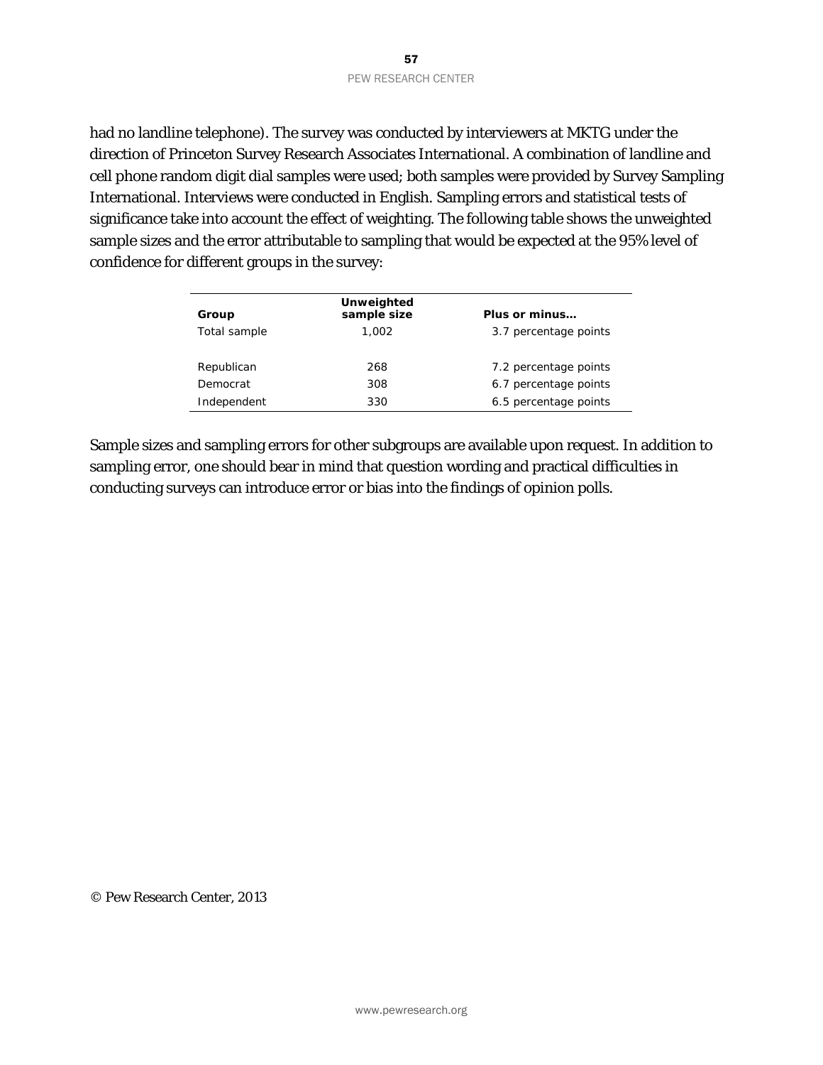had no landline telephone). The survey was conducted by interviewers at MKTG under the direction of Princeton Survey Research Associates International. A combination of landline and cell phone random digit dial samples were used; both samples were provided by Survey Sampling International. Interviews were conducted in English. Sampling errors and statistical tests of significance take into account the effect of weighting. The following table shows the unweighted sample sizes and the error attributable to sampling that would be expected at the 95% level of confidence for different groups in the survey:

| Group | Unweighted sample size | Plus or minus… |
|---|---|---|
| Total sample | 1,002 | 3.7 percentage points |
| | | |
| Republican | 268 | 7.2 percentage points |
| Democrat | 308 | 6.7 percentage points |
| Independent | 330 | 6.5 percentage points |

Sample sizes and sampling errors for other subgroups are available upon request. In addition to sampling error, one should bear in mind that question wording and practical difficulties in conducting surveys can introduce error or bias into the findings of opinion polls.

© Pew Research Center, 2013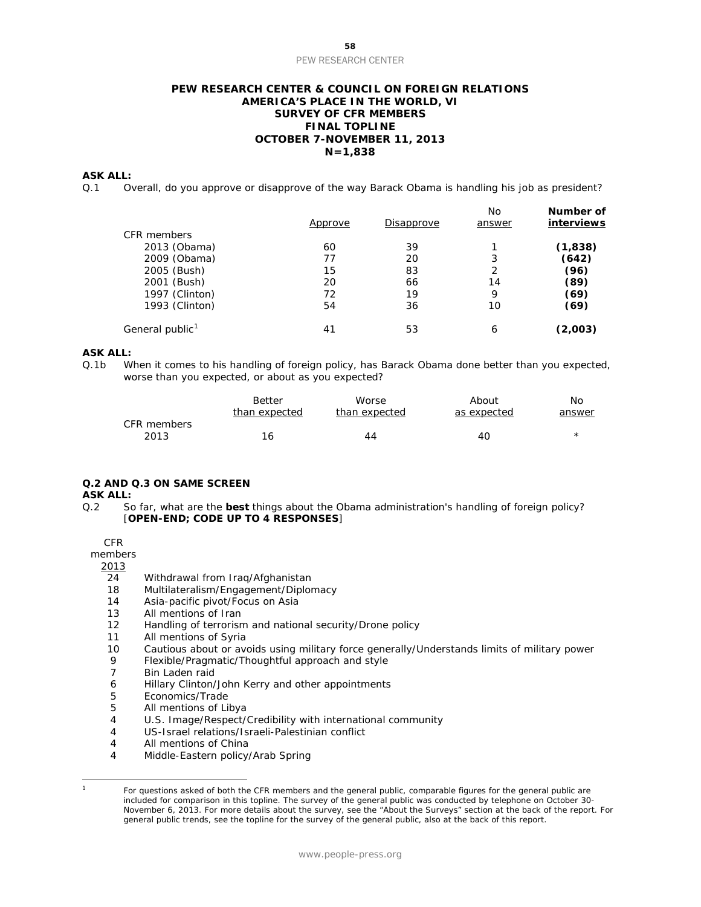**PEW RESEARCH CENTER & COUNCIL ON FOREIGN RELATIONS**
**AMERICA'S PLACE IN THE WORLD, VI**
**SURVEY OF CFR MEMBERS**
**FINAL TOPLINE**
**OCTOBER 7-NOVEMBER 11, 2013**
**N=1,838**

**ASK ALL:**

Q.1 Overall, do you approve or disapprove of the way Barack Obama is handling his job as president?

| | Approve | Disapprove | No answer | **Number of interviews** |
|---|---|---|---|---|
| CFR members | | | | |
| 2013 (Obama) | 60 | 39 | 1 | **(1,838)** |
| 2009 (Obama) | 77 | 20 | 3 | **(642)** |
| 2005 (Bush) | 15 | 83 | 2 | **(96)** |
| 2001 (Bush) | 20 | 66 | 14 | **(89)** |
| 1997 (Clinton) | 72 | 19 | 9 | **(69)** |
| 1993 (Clinton) | 54 | 36 | 10 | **(69)** |
| General public[1] | 41 | 53 | 6 | **(2,003)** |

**ASK ALL:**

Q.1b When it comes to his handling of foreign policy, has Barack Obama done better than you expected, worse than you expected, or about as you expected?

| | Better than expected | Worse than expected | About as expected | No answer |
|---|---|---|---|---|
| CFR members | | | | |
| 2013 | 16 | 44 | 40 | * |

**Q.2 AND Q.3 ON SAME SCREEN**

**ASK ALL:**

Q.2 So far, what are the **best** things about the Obama administration's handling of foreign policy? [**OPEN-END; CODE UP TO 4 RESPONSES**]

| CFR members 2013 | |
|---|---|
| 24 | Withdrawal from Iraq/Afghanistan |
| 18 | Multilateralism/Engagement/Diplomacy |
| 14 | Asia-pacific pivot/Focus on Asia |
| 13 | All mentions of Iran |
| 12 | Handling of terrorism and national security/Drone policy |
| 11 | All mentions of Syria |
| 10 | Cautious about or avoids using military force generally/Understands limits of military power |
| 9 | Flexible/Pragmatic/Thoughtful approach and style |
| 7 | Bin Laden raid |
| 6 | Hillary Clinton/John Kerry and other appointments |
| 5 | Economics/Trade |
| 5 | All mentions of Libya |
| 4 | U.S. Image/Respect/Credibility with international community |
| 4 | US-Israel relations/Israeli-Palestinian conflict |
| 4 | All mentions of China |
| 4 | Middle-Eastern policy/Arab Spring |

[1] For questions asked of both the CFR members and the general public, comparable figures for the general public are included for comparison in this topline. The survey of the general public was conducted by telephone on October 30-November 6, 2013. For more details about the survey, see the "About the Surveys" section at the back of the report. For general public trends, see the topline for the survey of the general public, also at the back of this report.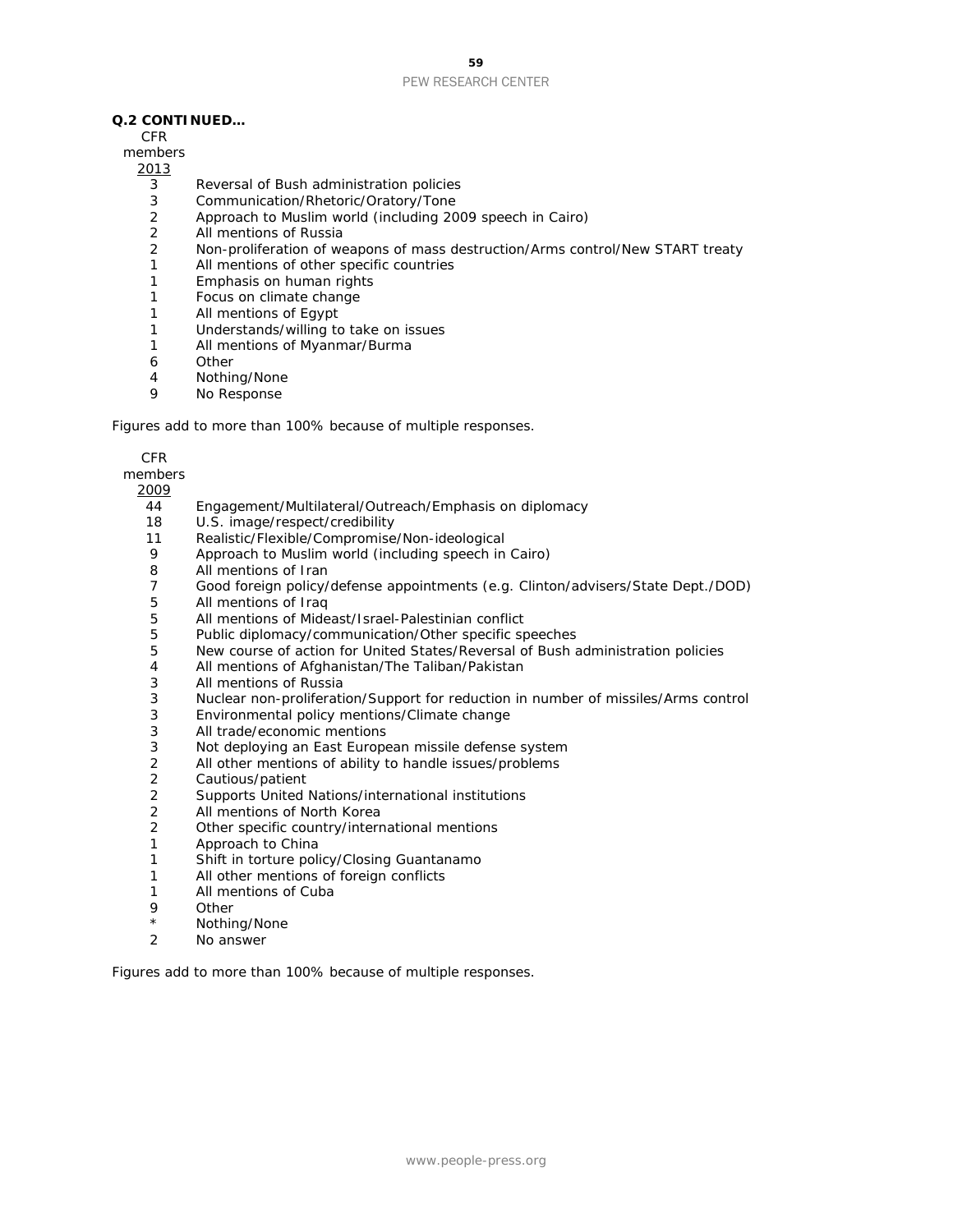**Q.2 CONTINUED…**

| CFR members 2013 | |
|---|---|
| 3 | Reversal of Bush administration policies |
| 3 | Communication/Rhetoric/Oratory/Tone |
| 2 | Approach to Muslim world (including 2009 speech in Cairo) |
| 2 | All mentions of Russia |
| 2 | Non-proliferation of weapons of mass destruction/Arms control/New START treaty |
| 1 | All mentions of other specific countries |
| 1 | Emphasis on human rights |
| 1 | Focus on climate change |
| 1 | All mentions of Egypt |
| 1 | Understands/willing to take on issues |
| 1 | All mentions of Myanmar/Burma |
| 6 | Other |
| 4 | Nothing/None |
| 9 | No Response |

*Figures add to more than 100% because of multiple responses.*

| CFR members 2009 | |
|---|---|
| 44 | Engagement/Multilateral/Outreach/Emphasis on diplomacy |
| 18 | U.S. image/respect/credibility |
| 11 | Realistic/Flexible/Compromise/Non-ideological |
| 9 | Approach to Muslim world (including speech in Cairo) |
| 8 | All mentions of Iran |
| 7 | Good foreign policy/defense appointments (e.g. Clinton/advisers/State Dept./DOD) |
| 5 | All mentions of Iraq |
| 5 | All mentions of Mideast/Israel-Palestinian conflict |
| 5 | Public diplomacy/communication/Other specific speeches |
| 5 | New course of action for United States/Reversal of Bush administration policies |
| 4 | All mentions of Afghanistan/The Taliban/Pakistan |
| 3 | All mentions of Russia |
| 3 | Nuclear non-proliferation/Support for reduction in number of missiles/Arms control |
| 3 | Environmental policy mentions/Climate change |
| 3 | All trade/economic mentions |
| 3 | Not deploying an East European missile defense system |
| 2 | All other mentions of ability to handle issues/problems |
| 2 | Cautious/patient |
| 2 | Supports United Nations/international institutions |
| 2 | All mentions of North Korea |
| 2 | Other specific country/international mentions |
| 1 | Approach to China |
| 1 | Shift in torture policy/Closing Guantanamo |
| 1 | All other mentions of foreign conflicts |
| 1 | All mentions of Cuba |
| 9 | Other |
| * | Nothing/None |
| 2 | No answer |

*Figures add to more than 100% because of multiple responses.*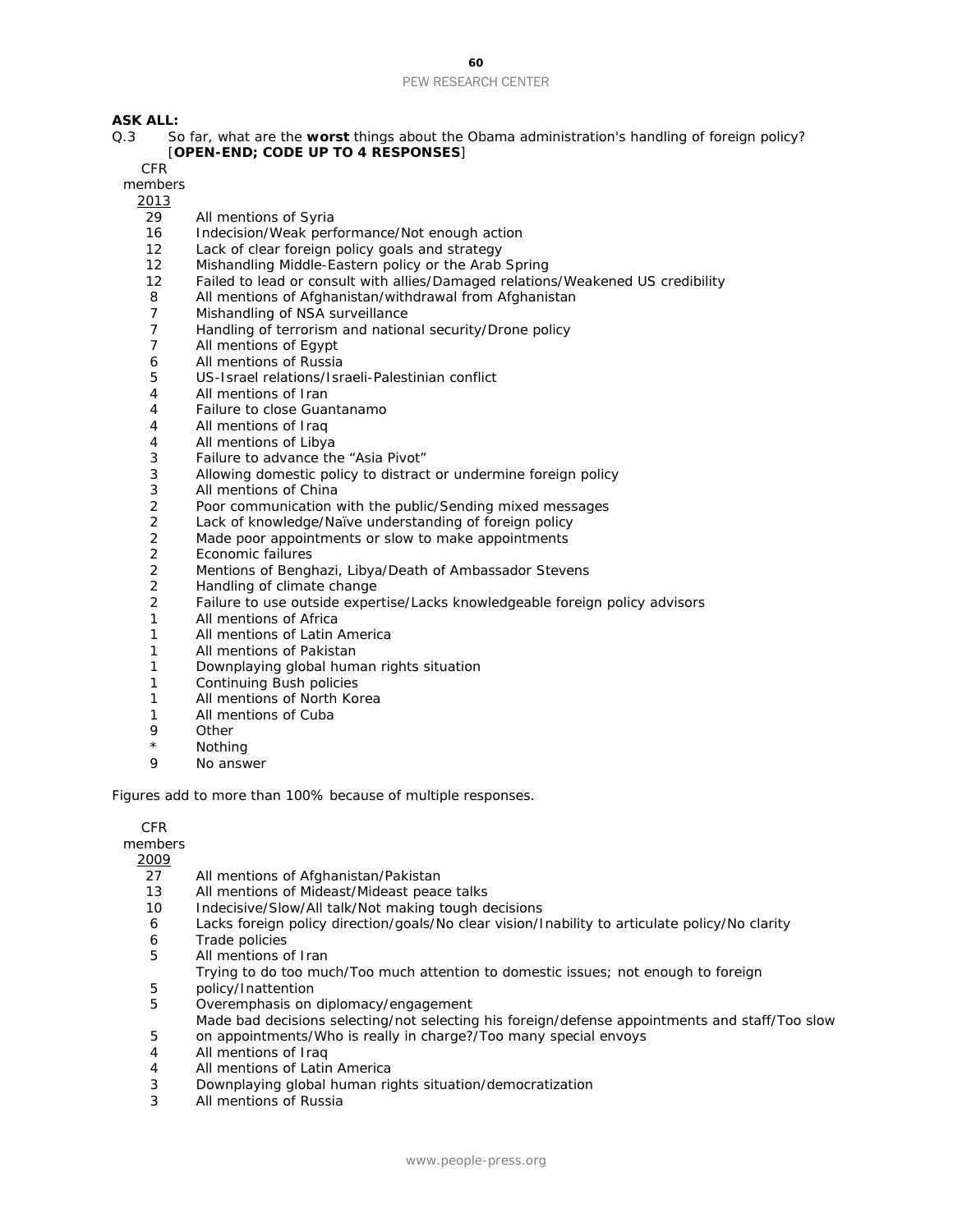**ASK ALL:**

Q.3 So far, what are the **worst** things about the Obama administration's handling of foreign policy? [**OPEN-END; CODE UP TO 4 RESPONSES**]

| CFR members 2013 | |
|---|---|
| 29 | All mentions of Syria |
| 16 | Indecision/Weak performance/Not enough action |
| 12 | Lack of clear foreign policy goals and strategy |
| 12 | Mishandling Middle-Eastern policy or the Arab Spring |
| 12 | Failed to lead or consult with allies/Damaged relations/Weakened US credibility |
| 8 | All mentions of Afghanistan/withdrawal from Afghanistan |
| 7 | Mishandling of NSA surveillance |
| 7 | Handling of terrorism and national security/Drone policy |
| 7 | All mentions of Egypt |
| 6 | All mentions of Russia |
| 5 | US-Israel relations/Israeli-Palestinian conflict |
| 4 | All mentions of Iran |
| 4 | Failure to close Guantanamo |
| 4 | All mentions of Iraq |
| 4 | All mentions of Libya |
| 3 | Failure to advance the "Asia Pivot" |
| 3 | Allowing domestic policy to distract or undermine foreign policy |
| 3 | All mentions of China |
| 2 | Poor communication with the public/Sending mixed messages |
| 2 | Lack of knowledge/Naïve understanding of foreign policy |
| 2 | Made poor appointments or slow to make appointments |
| 2 | Economic failures |
| 2 | Mentions of Benghazi, Libya/Death of Ambassador Stevens |
| 2 | Handling of climate change |
| 2 | Failure to use outside expertise/Lacks knowledgeable foreign policy advisors |
| 1 | All mentions of Africa |
| 1 | All mentions of Latin America |
| 1 | All mentions of Pakistan |
| 1 | Downplaying global human rights situation |
| 1 | Continuing Bush policies |
| 1 | All mentions of North Korea |
| 1 | All mentions of Cuba |
| 9 | Other |
| * | Nothing |
| 9 | No answer |

Figures add to more than 100% because of multiple responses.

| CFR members 2009 | |
|---|---|
| 27 | All mentions of Afghanistan/Pakistan |
| 13 | All mentions of Mideast/Mideast peace talks |
| 10 | Indecisive/Slow/All talk/Not making tough decisions |
| 6 | Lacks foreign policy direction/goals/No clear vision/Inability to articulate policy/No clarity |
| 6 | Trade policies |
| 5 | All mentions of Iran |
| 5 | Trying to do too much/Too much attention to domestic issues; not enough to foreign policy/Inattention |
| 5 | Overemphasis on diplomacy/engagement |
| 5 | Made bad decisions selecting/not selecting his foreign/defense appointments and staff/Too slow on appointments/Who is really in charge?/Too many special envoys |
| 4 | All mentions of Iraq |
| 4 | All mentions of Latin America |
| 3 | Downplaying global human rights situation/democratization |
| 3 | All mentions of Russia |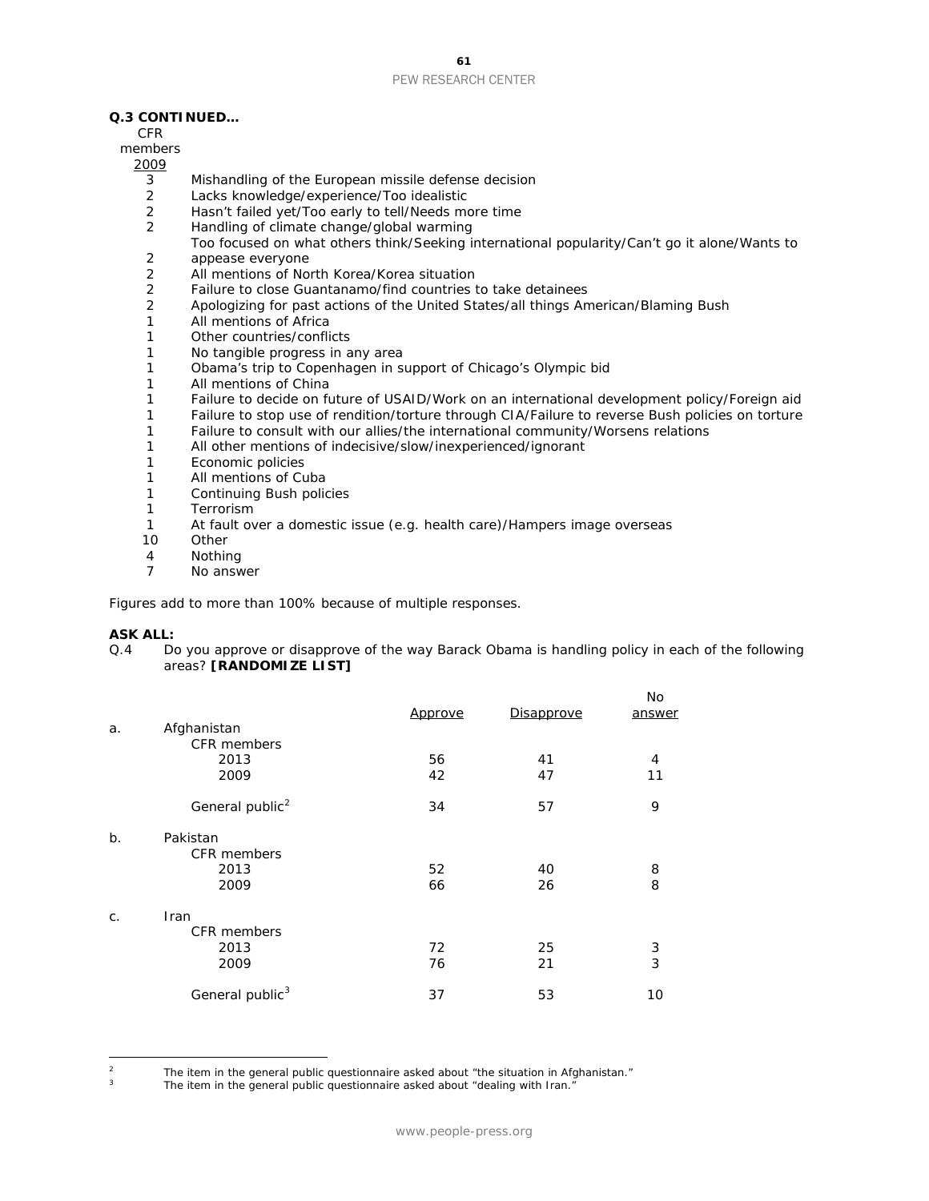**Q.3 CONTINUED…**

| CFR members 2009 | |
|---|---|
| 3 | Mishandling of the European missile defense decision |
| 2 | Lacks knowledge/experience/Too idealistic |
| 2 | Hasn't failed yet/Too early to tell/Needs more time |
| 2 | Handling of climate change/global warming |
| 2 | Too focused on what others think/Seeking international popularity/Can't go it alone/Wants to appease everyone |
| 2 | All mentions of North Korea/Korea situation |
| 2 | Failure to close Guantanamo/find countries to take detainees |
| 2 | Apologizing for past actions of the United States/all things American/Blaming Bush |
| 1 | All mentions of Africa |
| 1 | Other countries/conflicts |
| 1 | No tangible progress in any area |
| 1 | Obama's trip to Copenhagen in support of Chicago's Olympic bid |
| 1 | All mentions of China |
| 1 | Failure to decide on future of USAID/Work on an international development policy/Foreign aid |
| 1 | Failure to stop use of rendition/torture through CIA/Failure to reverse Bush policies on torture |
| 1 | Failure to consult with our allies/the international community/Worsens relations |
| 1 | All other mentions of indecisive/slow/inexperienced/ignorant |
| 1 | Economic policies |
| 1 | All mentions of Cuba |
| 1 | Continuing Bush policies |
| 1 | Terrorism |
| 1 | At fault over a domestic issue (e.g. health care)/Hampers image overseas |
| 10 | Other |
| 4 | Nothing |
| 7 | No answer |

*Figures add to more than 100% because of multiple responses.*

**ASK ALL:**

Q.4 Do you approve or disapprove of the way Barack Obama is handling policy in each of the following areas? **[RANDOMIZE LIST]**

| | | Approve | Disapprove | No answer |
|---|---|---|---|---|
| a. | Afghanistan | | | |
| | CFR members | | | |
| | 2013 | 56 | 41 | 4 |
| | 2009 | 42 | 47 | 11 |
| | General public[2] | 34 | 57 | 9 |
| b. | Pakistan | | | |
| | CFR members | | | |
| | 2013 | 52 | 40 | 8 |
| | 2009 | 66 | 26 | 8 |
| c. | Iran | | | |
| | CFR members | | | |
| | 2013 | 72 | 25 | 3 |
| | 2009 | 76 | 21 | 3 |
| | General public[3] | 37 | 53 | 10 |

[2] The item in the general public questionnaire asked about "the situation in Afghanistan."

[3] The item in the general public questionnaire asked about "dealing with Iran."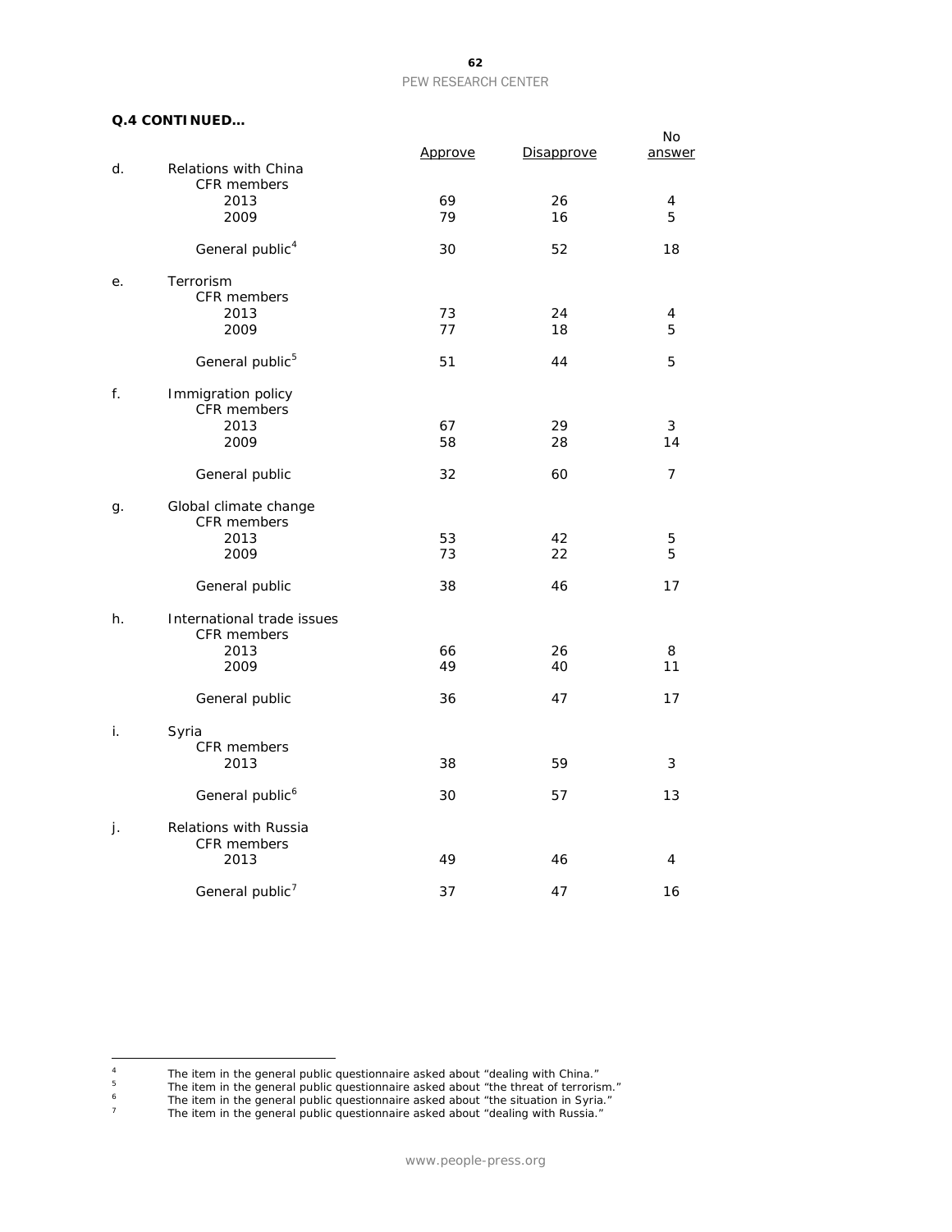**Q.4 CONTINUED…**

| | | Approve | Disapprove | No answer |
|---|---|---|---|---|
| d. | Relations with China | | | |
| | CFR members | | | |
| | 2013 | 69 | 26 | 4 |
| | 2009 | 79 | 16 | 5 |
| | General public[4] | 30 | 52 | 18 |
| e. | Terrorism | | | |
| | CFR members | | | |
| | 2013 | 73 | 24 | 4 |
| | 2009 | 77 | 18 | 5 |
| | General public[5] | 51 | 44 | 5 |
| f. | Immigration policy | | | |
| | CFR members | | | |
| | 2013 | 67 | 29 | 3 |
| | 2009 | 58 | 28 | 14 |
| | General public | 32 | 60 | 7 |
| g. | Global climate change | | | |
| | CFR members | | | |
| | 2013 | 53 | 42 | 5 |
| | 2009 | 73 | 22 | 5 |
| | General public | 38 | 46 | 17 |
| h. | International trade issues | | | |
| | CFR members | | | |
| | 2013 | 66 | 26 | 8 |
| | 2009 | 49 | 40 | 11 |
| | General public | 36 | 47 | 17 |
| i. | Syria | | | |
| | CFR members | | | |
| | 2013 | 38 | 59 | 3 |
| | General public[6] | 30 | 57 | 13 |
| j. | Relations with Russia | | | |
| | CFR members | | | |
| | 2013 | 49 | 46 | 4 |
| | General public[7] | 37 | 47 | 16 |

[4] The item in the general public questionnaire asked about "dealing with China."
[5] The item in the general public questionnaire asked about "the threat of terrorism."
[6] The item in the general public questionnaire asked about "the situation in Syria."
[7] The item in the general public questionnaire asked about "dealing with Russia."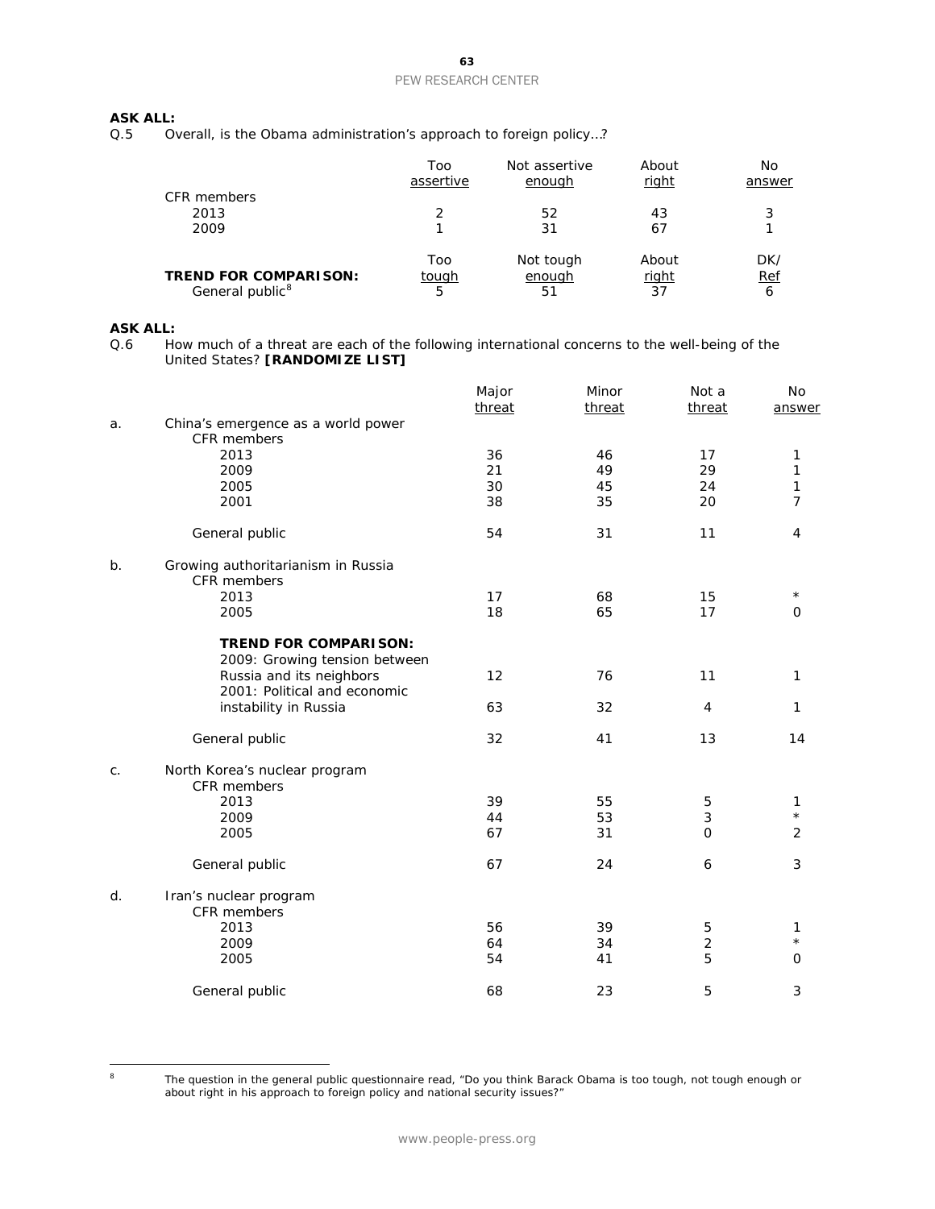**ASK ALL:**
Q.5 Overall, is the Obama administration's approach to foreign policy…?

| | Too assertive | Not assertive enough | About right | No answer |
|---|---|---|---|---|
| CFR members | | | | |
| 2013 | 2 | 52 | 43 | 3 |
| 2009 | 1 | 31 | 67 | 1 |
| | Too tough | Not tough enough | About right | DK/ Ref |
| **TREND FOR COMPARISON:** | | | | |
| General public[8] | 5 | 51 | 37 | 6 |

**ASK ALL:**
Q.6 How much of a threat are each of the following international concerns to the well-being of the United States? **[RANDOMIZE LIST]**

| | | Major threat | Minor threat | Not a threat | No answer |
|---|---|---|---|---|---|
| a. | China's emergence as a world power | | | | |
| | CFR members | | | | |
| | 2013 | 36 | 46 | 17 | 1 |
| | 2009 | 21 | 49 | 29 | 1 |
| | 2005 | 30 | 45 | 24 | 1 |
| | 2001 | 38 | 35 | 20 | 7 |
| | General public | 54 | 31 | 11 | 4 |
| b. | Growing authoritarianism in Russia | | | | |
| | CFR members | | | | |
| | 2013 | 17 | 68 | 15 | * |
| | 2005 | 18 | 65 | 17 | 0 |
| | **TREND FOR COMPARISON:** | | | | |
| | 2009: Growing tension between Russia and its neighbors | 12 | 76 | 11 | 1 |
| | 2001: Political and economic instability in Russia | 63 | 32 | 4 | 1 |
| | General public | 32 | 41 | 13 | 14 |
| c. | North Korea's nuclear program | | | | |
| | CFR members | | | | |
| | 2013 | 39 | 55 | 5 | 1 |
| | 2009 | 44 | 53 | 3 | * |
| | 2005 | 67 | 31 | 0 | 2 |
| | General public | 67 | 24 | 6 | 3 |
| d. | Iran's nuclear program | | | | |
| | CFR members | | | | |
| | 2013 | 56 | 39 | 5 | 1 |
| | 2009 | 64 | 34 | 2 | * |
| | 2005 | 54 | 41 | 5 | 0 |
| | General public | 68 | 23 | 5 | 3 |

---

[8] The question in the general public questionnaire read, "Do you think Barack Obama is too tough, not tough enough or about right in his approach to foreign policy and national security issues?"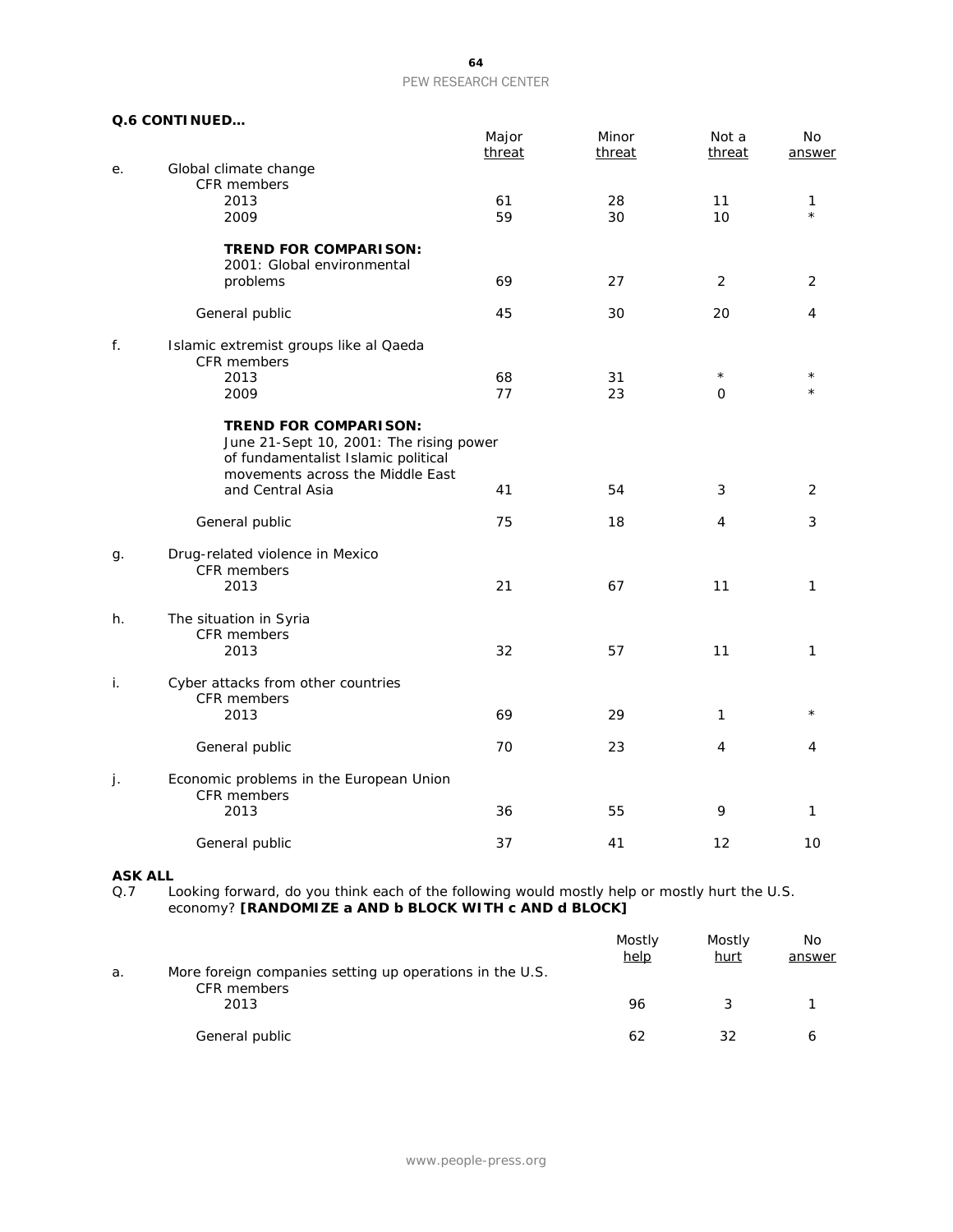**Q.6 CONTINUED…**

| | | Major threat | Minor threat | Not a threat | No answer |
|---|---|---|---|---|---|
| e. | Global climate change | | | | |
| | CFR members | | | | |
| | 2013 | 61 | 28 | 11 | 1 |
| | 2009 | 59 | 30 | 10 | * |
| | **TREND FOR COMPARISON:** | | | | |
| | 2001: Global environmental problems | 69 | 27 | 2 | 2 |
| | General public | 45 | 30 | 20 | 4 |
| f. | Islamic extremist groups like al Qaeda | | | | |
| | CFR members | | | | |
| | 2013 | 68 | 31 | * | * |
| | 2009 | 77 | 23 | 0 | * |
| | **TREND FOR COMPARISON:** | | | | |
| | June 21-Sept 10, 2001: The rising power of fundamentalist Islamic political movements across the Middle East and Central Asia | 41 | 54 | 3 | 2 |
| | General public | 75 | 18 | 4 | 3 |
| g. | Drug-related violence in Mexico | | | | |
| | CFR members | | | | |
| | 2013 | 21 | 67 | 11 | 1 |
| h. | The situation in Syria | | | | |
| | CFR members | | | | |
| | 2013 | 32 | 57 | 11 | 1 |
| i. | Cyber attacks from other countries | | | | |
| | CFR members | | | | |
| | 2013 | 69 | 29 | 1 | * |
| | General public | 70 | 23 | 4 | 4 |
| j. | Economic problems in the European Union | | | | |
| | CFR members | | | | |
| | 2013 | 36 | 55 | 9 | 1 |
| | General public | 37 | 41 | 12 | 10 |

**ASK ALL**

Q.7 Looking forward, do you think each of the following would mostly help or mostly hurt the U.S. economy? **[RANDOMIZE a AND b BLOCK WITH c AND d BLOCK]**

| | | Mostly help | Mostly hurt | No answer |
|---|---|---|---|---|
| a. | More foreign companies setting up operations in the U.S. | | | |
| | CFR members | | | |
| | 2013 | 96 | 3 | 1 |
| | General public | 62 | 32 | 6 |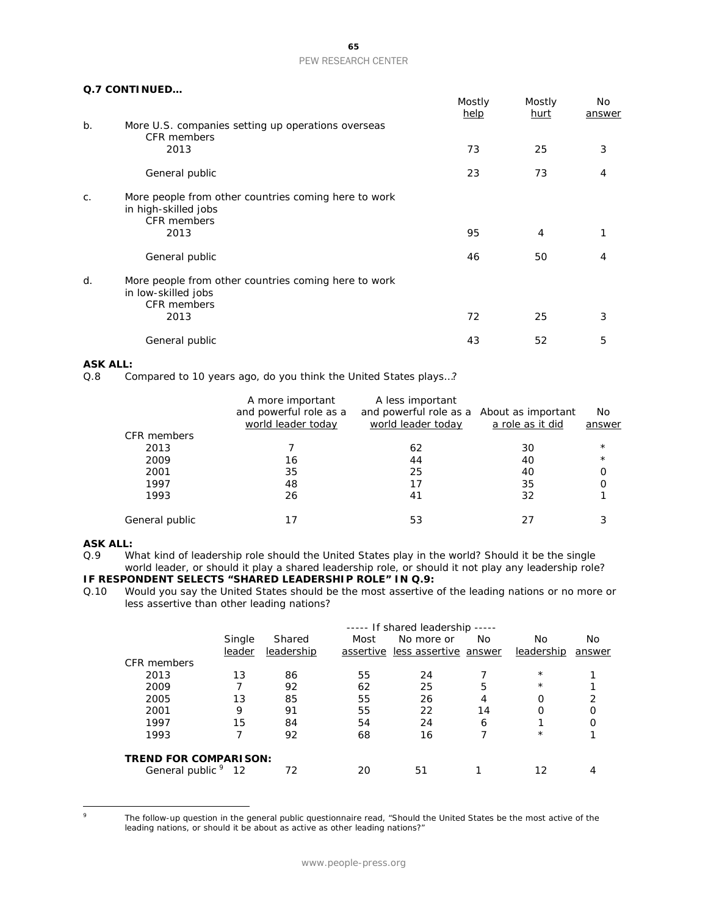**Q.7 CONTINUED…**

| | | Mostly help | Mostly hurt | No answer |
|---|---|---|---|---|
| b. | More U.S. companies setting up operations overseas | | | |
| | CFR members | | | |
| | 2013 | 73 | 25 | 3 |
| | General public | 23 | 73 | 4 |
| c. | More people from other countries coming here to work in high-skilled jobs | | | |
| | CFR members | | | |
| | 2013 | 95 | 4 | 1 |
| | General public | 46 | 50 | 4 |
| d. | More people from other countries coming here to work in low-skilled jobs | | | |
| | CFR members | | | |
| | 2013 | 72 | 25 | 3 |
| | General public | 43 | 52 | 5 |

**ASK ALL:**

Q.8 Compared to 10 years ago, do you think the United States plays…?

| | A more important and powerful role as a world leader today | A less important and powerful role as a world leader today | About as important a role as it did | No answer |
|---|---|---|---|---|
| CFR members | | | | |
| 2013 | 7 | 62 | 30 | * |
| 2009 | 16 | 44 | 40 | * |
| 2001 | 35 | 25 | 40 | 0 |
| 1997 | 48 | 17 | 35 | 0 |
| 1993 | 26 | 41 | 32 | 1 |
| General public | 17 | 53 | 27 | 3 |

**ASK ALL:**

Q.9 What kind of leadership role should the United States play in the world? Should it be the single world leader, or should it play a shared leadership role, or should it not play any leadership role?

**IF RESPONDENT SELECTS "SHARED LEADERSHIP ROLE" IN Q.9:**

Q.10 Would you say the United States should be the most assertive of the leading nations or no more or less assertive than other leading nations?

| | Single leader | Shared leadership | ----- If shared leadership ----- | | | No leadership | No answer |
|---|---|---|---|---|---|---|---|
| | | | Most assertive | No more or less assertive | No answer | | |
| CFR members | | | | | | | |
| 2013 | 13 | 86 | 55 | 24 | 7 | * | 1 |
| 2009 | 7 | 92 | 62 | 25 | 5 | * | 1 |
| 2005 | 13 | 85 | 55 | 26 | 4 | 0 | 2 |
| 2001 | 9 | 91 | 55 | 22 | 14 | 0 | 0 |
| 1997 | 15 | 84 | 54 | 24 | 6 | 1 | 0 |
| 1993 | 7 | 92 | 68 | 16 | 7 | * | 1 |
| **TREND FOR COMPARISON:** | | | | | | | |
| General public [9] | 12 | 72 | 20 | 51 | 1 | 12 | 4 |

[9] The follow-up question in the general public questionnaire read, "Should the United States be the most active of the leading nations, or should it be about as active as other leading nations?"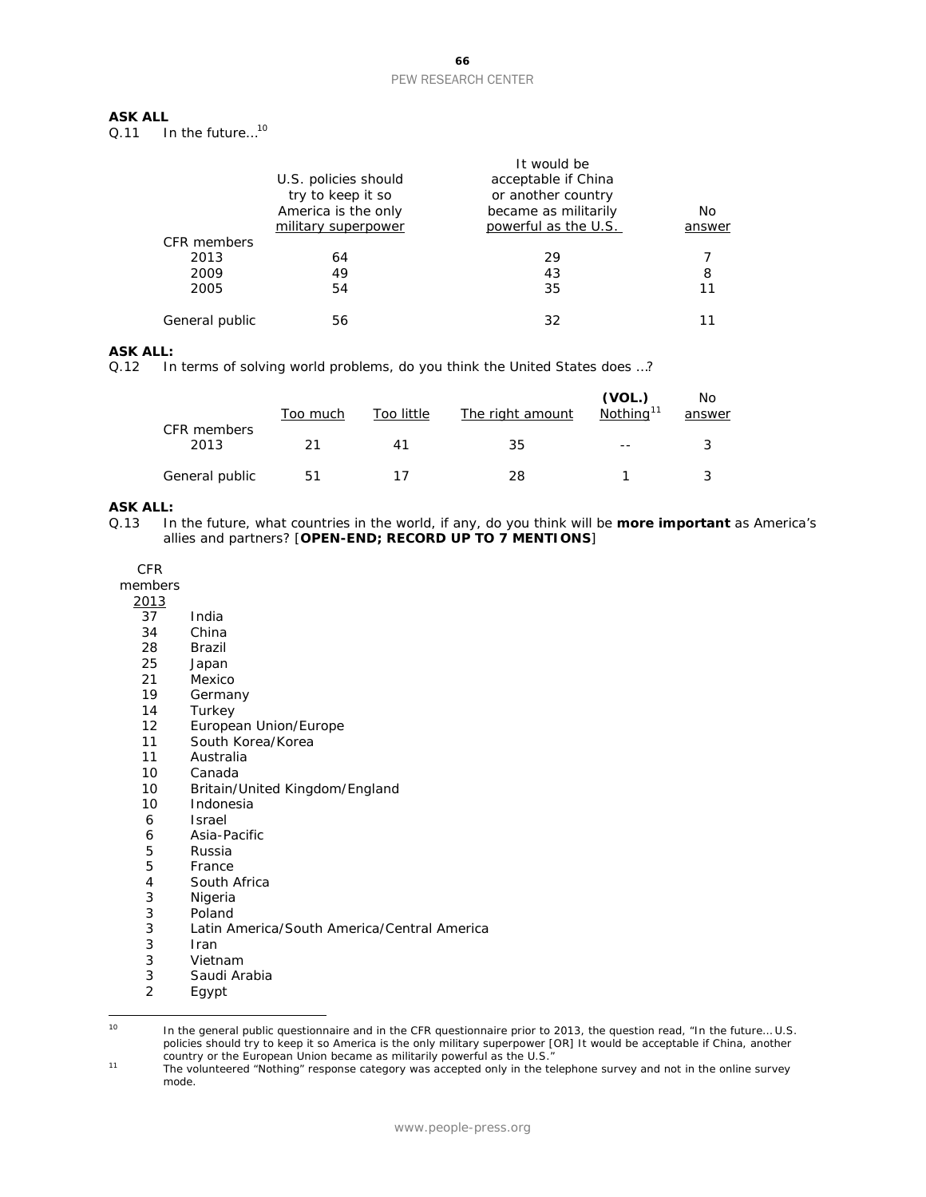**ASK ALL**

Q.11 In the future...[10]

| | U.S. policies should try to keep it so America is the only military superpower | It would be acceptable if China or another country became as militarily powerful as the U.S. | No answer |
|---|---|---|---|
| CFR members | | | |
| 2013 | 64 | 29 | 7 |
| 2009 | 49 | 43 | 8 |
| 2005 | 54 | 35 | 11 |
| General public | 56 | 32 | 11 |

**ASK ALL:**

Q.12 In terms of solving world problems, do you think the United States does ...?

| | Too much | Too little | The right amount | (VOL.) Nothing[11] | No answer |
|---|---|---|---|---|---|
| CFR members 2013 | 21 | 41 | 35 | -- | 3 |
| General public | 51 | 17 | 28 | 1 | 3 |

**ASK ALL:**

Q.13 In the future, what countries in the world, if any, do you think will be **more important** as America's allies and partners? [**OPEN-END; RECORD UP TO 7 MENTIONS**]

| CFR members 2013 | |
|---|---|
| 37 | India |
| 34 | China |
| 28 | Brazil |
| 25 | Japan |
| 21 | Mexico |
| 19 | Germany |
| 14 | Turkey |
| 12 | European Union/Europe |
| 11 | South Korea/Korea |
| 11 | Australia |
| 10 | Canada |
| 10 | Britain/United Kingdom/England |
| 10 | Indonesia |
| 6 | Israel |
| 6 | Asia-Pacific |
| 5 | Russia |
| 5 | France |
| 4 | South Africa |
| 3 | Nigeria |
| 3 | Poland |
| 3 | Latin America/South America/Central America |
| 3 | Iran |
| 3 | Vietnam |
| 3 | Saudi Arabia |
| 2 | Egypt |

---

[10] In the general public questionnaire and in the CFR questionnaire prior to 2013, the question read, "In the future... U.S. policies should try to keep it so America is the only military superpower [OR] It would be acceptable if China, another country or the European Union became as militarily powerful as the U.S."

[11] The volunteered "Nothing" response category was accepted only in the telephone survey and not in the online survey mode.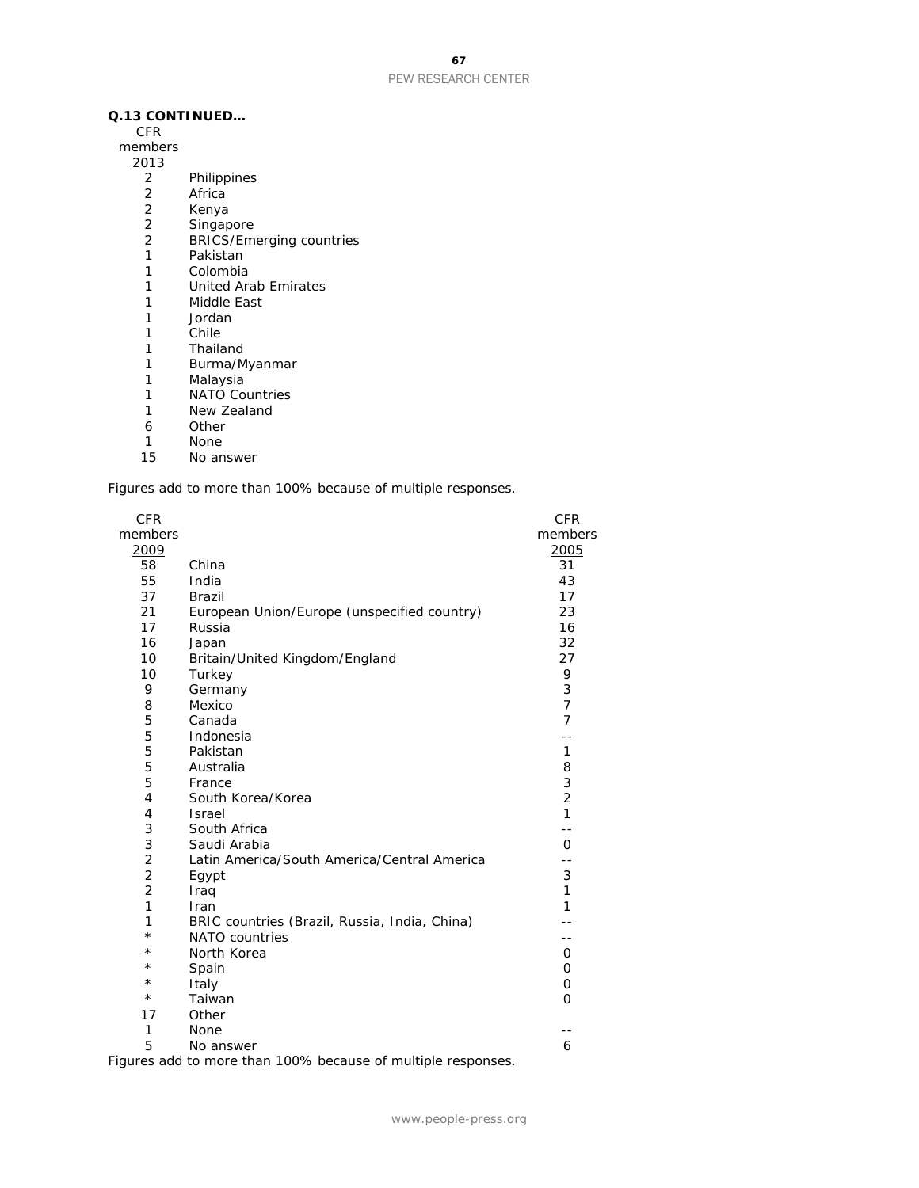**Q.13 CONTINUED…**

| CFR members 2013 | |
|---|---|
| 2 | Philippines |
| 2 | Africa |
| 2 | Kenya |
| 2 | Singapore |
| 2 | BRICS/Emerging countries |
| 1 | Pakistan |
| 1 | Colombia |
| 1 | United Arab Emirates |
| 1 | Middle East |
| 1 | Jordan |
| 1 | Chile |
| 1 | Thailand |
| 1 | Burma/Myanmar |
| 1 | Malaysia |
| 1 | NATO Countries |
| 1 | New Zealand |
| 6 | Other |
| 1 | None |
| 15 | No answer |

*Figures add to more than 100% because of multiple responses.*

| CFR members 2009 | | CFR members 2005 |
|---|---|---|
| 58 | China | 31 |
| 55 | India | 43 |
| 37 | Brazil | 17 |
| 21 | European Union/Europe (unspecified country) | 23 |
| 17 | Russia | 16 |
| 16 | Japan | 32 |
| 10 | Britain/United Kingdom/England | 27 |
| 10 | Turkey | 9 |
| 9 | Germany | 3 |
| 8 | Mexico | 7 |
| 5 | Canada | 7 |
| 5 | Indonesia | -- |
| 5 | Pakistan | 1 |
| 5 | Australia | 8 |
| 5 | France | 3 |
| 4 | South Korea/Korea | 2 |
| 4 | Israel | 1 |
| 3 | South Africa | -- |
| 3 | Saudi Arabia | 0 |
| 2 | Latin America/South America/Central America | -- |
| 2 | Egypt | 3 |
| 2 | Iraq | 1 |
| 1 | Iran | 1 |
| 1 | BRIC countries (Brazil, Russia, India, China) | -- |
| * | NATO countries | -- |
| * | North Korea | 0 |
| * | Spain | 0 |
| * | Italy | 0 |
| * | Taiwan | 0 |
| 17 | Other | |
| 1 | None | -- |
| 5 | No answer | 6 |

*Figures add to more than 100% because of multiple responses.*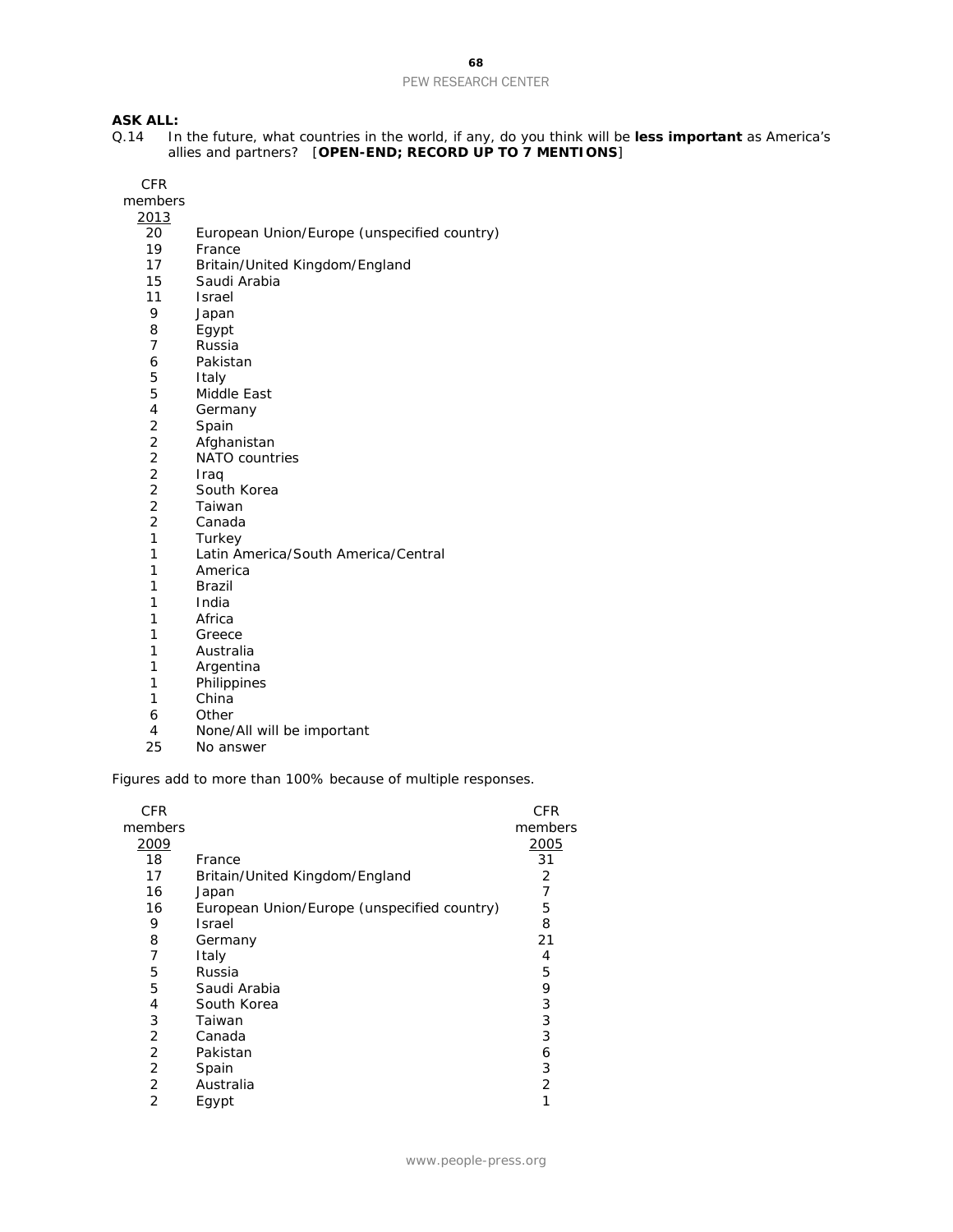**ASK ALL:**

Q.14 In the future, what countries in the world, if any, do you think will be **less important** as America's allies and partners? [**OPEN-END; RECORD UP TO 7 MENTIONS**]

| CFR members 2013 | |
|---|---|
| 20 | European Union/Europe (unspecified country) |
| 19 | France |
| 17 | Britain/United Kingdom/England |
| 15 | Saudi Arabia |
| 11 | Israel |
| 9 | Japan |
| 8 | Egypt |
| 7 | Russia |
| 6 | Pakistan |
| 5 | Italy |
| 5 | Middle East |
| 4 | Germany |
| 2 | Spain |
| 2 | Afghanistan |
| 2 | NATO countries |
| 2 | Iraq |
| 2 | South Korea |
| 2 | Taiwan |
| 2 | Canada |
| 1 | Turkey |
| 1 | Latin America/South America/Central America |
| 1 | Brazil |
| 1 | India |
| 1 | Africa |
| 1 | Greece |
| 1 | Australia |
| 1 | Argentina |
| 1 | Philippines |
| 1 | China |
| 6 | Other |
| 4 | None/All will be important |
| 25 | No answer |

Figures add to more than 100% because of multiple responses.

| CFR members 2009 | | CFR members 2005 |
|---|---|---|
| 18 | France | 31 |
| 17 | Britain/United Kingdom/England | 2 |
| 16 | Japan | 7 |
| 16 | European Union/Europe (unspecified country) | 5 |
| 9 | Israel | 8 |
| 8 | Germany | 21 |
| 7 | Italy | 4 |
| 5 | Russia | 5 |
| 5 | Saudi Arabia | 9 |
| 4 | South Korea | 3 |
| 3 | Taiwan | 3 |
| 2 | Canada | 3 |
| 2 | Pakistan | 6 |
| 2 | Spain | 3 |
| 2 | Australia | 2 |
| 2 | Egypt | 1 |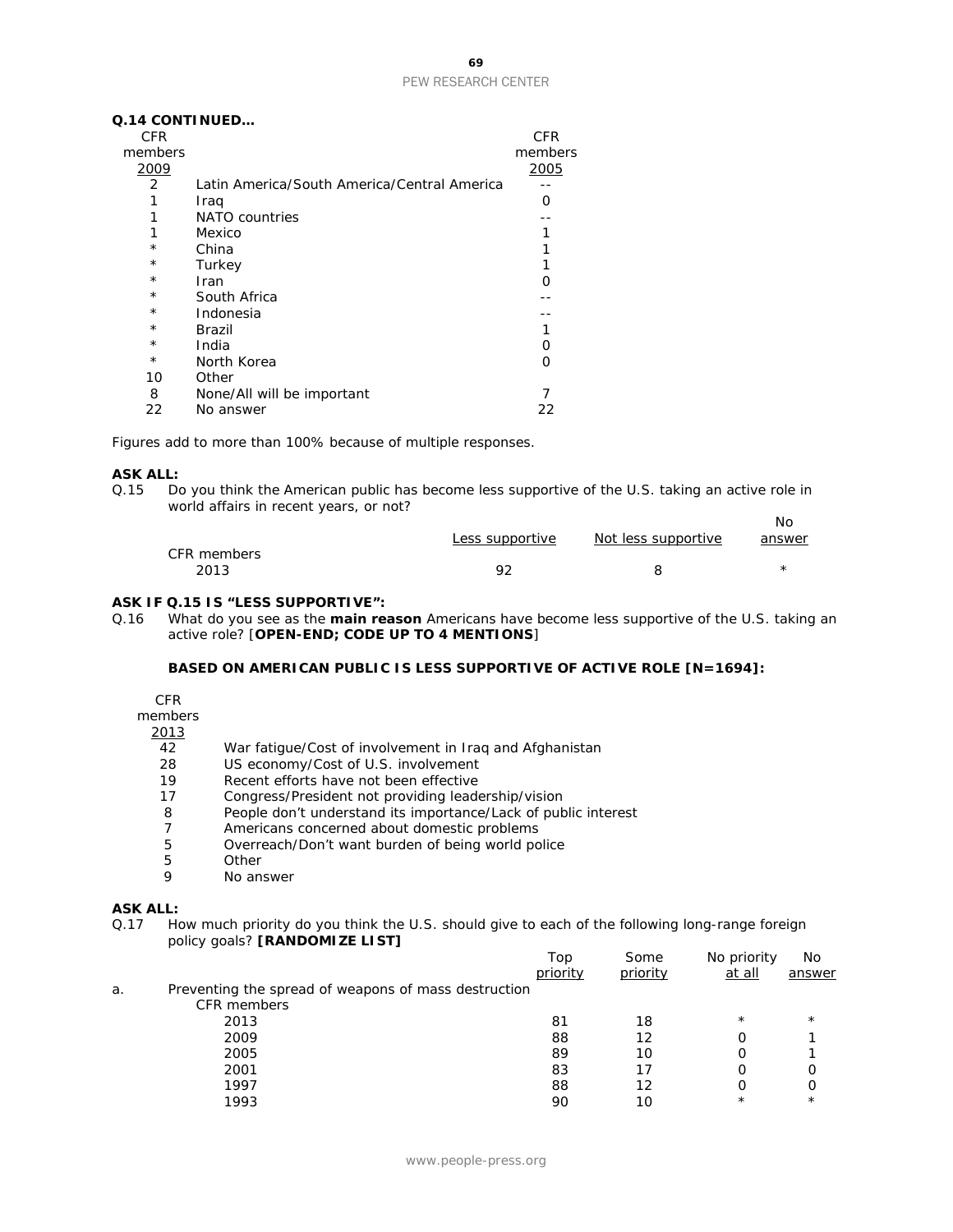**Q.14 CONTINUED…**

| CFR members 2009 | | CFR members 2005 |
|---|---|---|
| 2 | Latin America/South America/Central America | -- |
| 1 | Iraq | 0 |
| 1 | NATO countries | -- |
| 1 | Mexico | 1 |
| * | China | 1 |
| * | Turkey | 1 |
| * | Iran | 0 |
| * | South Africa | -- |
| * | Indonesia | -- |
| * | Brazil | 1 |
| * | India | 0 |
| * | North Korea | 0 |
| 10 | Other | |
| 8 | None/All will be important | 7 |
| 22 | No answer | 22 |

Figures add to more than 100% because of multiple responses.

**ASK ALL:**

Q.15 Do you think the American public has become less supportive of the U.S. taking an active role in world affairs in recent years, or not?

| | Less supportive | Not less supportive | No answer |
|---|---|---|---|
| CFR members | | | |
| 2013 | 92 | 8 | * |

**ASK IF Q.15 IS "LESS SUPPORTIVE":**

Q.16 What do you see as the **main reason** Americans have become less supportive of the U.S. taking an active role? [**OPEN-END; CODE UP TO 4 MENTIONS**]

**BASED ON AMERICAN PUBLIC IS LESS SUPPORTIVE OF ACTIVE ROLE [N=1694]:**

| CFR members 2013 | |
|---|---|
| 42 | War fatigue/Cost of involvement in Iraq and Afghanistan |
| 28 | US economy/Cost of U.S. involvement |
| 19 | Recent efforts have not been effective |
| 17 | Congress/President not providing leadership/vision |
| 8 | People don't understand its importance/Lack of public interest |
| 7 | Americans concerned about domestic problems |
| 5 | Overreach/Don't want burden of being world police |
| 5 | Other |
| 9 | No answer |

**ASK ALL:**

Q.17 How much priority do you think the U.S. should give to each of the following long-range foreign policy goals? **[RANDOMIZE LIST]**

| | | Top priority | Some priority | No priority at all | No answer |
|---|---|---|---|---|---|
| a. | Preventing the spread of weapons of mass destruction | | | | |
| | CFR members | | | | |
| | 2013 | 81 | 18 | * | * |
| | 2009 | 88 | 12 | 0 | 1 |
| | 2005 | 89 | 10 | 0 | 1 |
| | 2001 | 83 | 17 | 0 | 0 |
| | 1997 | 88 | 12 | 0 | 0 |
| | 1993 | 90 | 10 | * | * |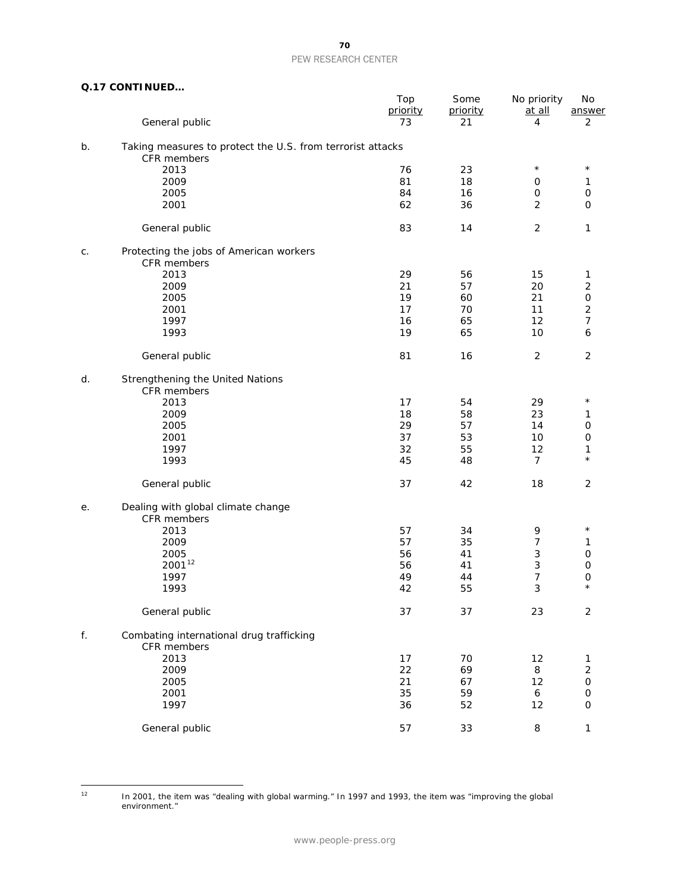**Q.17 CONTINUED…**

| | | Top priority | Some priority | No priority at all | No answer |
|---|---|---|---|---|---|
| | General public | 73 | 21 | 4 | 2 |
| b. | Taking measures to protect the U.S. from terrorist attacks | | | | |
| | CFR members | | | | |
| | 2013 | 76 | 23 | * | * |
| | 2009 | 81 | 18 | 0 | 1 |
| | 2005 | 84 | 16 | 0 | 0 |
| | 2001 | 62 | 36 | 2 | 0 |
| | General public | 83 | 14 | 2 | 1 |
| c. | Protecting the jobs of American workers | | | | |
| | CFR members | | | | |
| | 2013 | 29 | 56 | 15 | 1 |
| | 2009 | 21 | 57 | 20 | 2 |
| | 2005 | 19 | 60 | 21 | 0 |
| | 2001 | 17 | 70 | 11 | 2 |
| | 1997 | 16 | 65 | 12 | 7 |
| | 1993 | 19 | 65 | 10 | 6 |
| | General public | 81 | 16 | 2 | 2 |
| d. | Strengthening the United Nations | | | | |
| | CFR members | | | | |
| | 2013 | 17 | 54 | 29 | * |
| | 2009 | 18 | 58 | 23 | 1 |
| | 2005 | 29 | 57 | 14 | 0 |
| | 2001 | 37 | 53 | 10 | 0 |
| | 1997 | 32 | 55 | 12 | 1 |
| | 1993 | 45 | 48 | 7 | * |
| | General public | 37 | 42 | 18 | 2 |
| e. | Dealing with global climate change | | | | |
| | CFR members | | | | |
| | 2013 | 57 | 34 | 9 | * |
| | 2009 | 57 | 35 | 7 | 1 |
| | 2005 | 56 | 41 | 3 | 0 |
| | 2001[12] | 56 | 41 | 3 | 0 |
| | 1997 | 49 | 44 | 7 | 0 |
| | 1993 | 42 | 55 | 3 | * |
| | General public | 37 | 37 | 23 | 2 |
| f. | Combating international drug trafficking | | | | |
| | CFR members | | | | |
| | 2013 | 17 | 70 | 12 | 1 |
| | 2009 | 22 | 69 | 8 | 2 |
| | 2005 | 21 | 67 | 12 | 0 |
| | 2001 | 35 | 59 | 6 | 0 |
| | 1997 | 36 | 52 | 12 | 0 |
| | General public | 57 | 33 | 8 | 1 |

[12] In 2001, the item was "dealing with global warming." In 1997 and 1993, the item was "improving the global environment."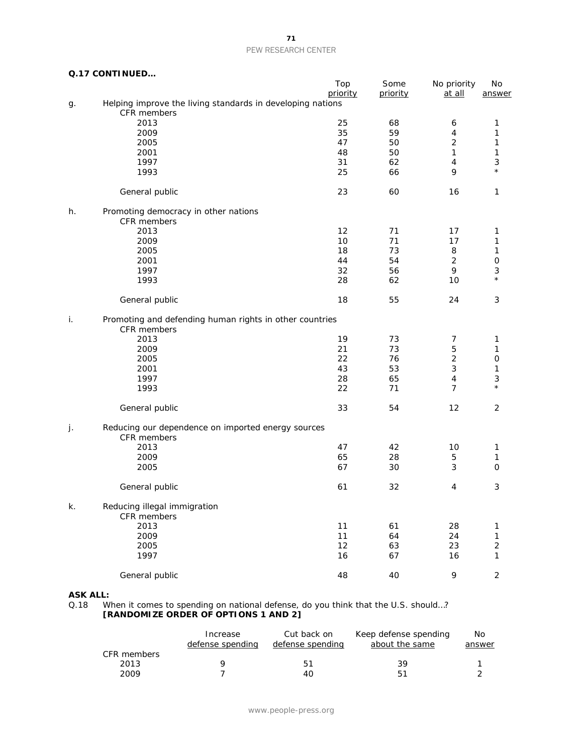**Q.17 CONTINUED…**

| | | Top priority | Some priority | No priority at all | No answer |
|---|---|---|---|---|---|
| g. | Helping improve the living standards in developing nations | | | | |
| | CFR members | | | | |
| | 2013 | 25 | 68 | 6 | 1 |
| | 2009 | 35 | 59 | 4 | 1 |
| | 2005 | 47 | 50 | 2 | 1 |
| | 2001 | 48 | 50 | 1 | 1 |
| | 1997 | 31 | 62 | 4 | 3 |
| | 1993 | 25 | 66 | 9 | * |
| | General public | 23 | 60 | 16 | 1 |
| h. | Promoting democracy in other nations | | | | |
| | CFR members | | | | |
| | 2013 | 12 | 71 | 17 | 1 |
| | 2009 | 10 | 71 | 17 | 1 |
| | 2005 | 18 | 73 | 8 | 1 |
| | 2001 | 44 | 54 | 2 | 0 |
| | 1997 | 32 | 56 | 9 | 3 |
| | 1993 | 28 | 62 | 10 | * |
| | General public | 18 | 55 | 24 | 3 |
| i. | Promoting and defending human rights in other countries | | | | |
| | CFR members | | | | |
| | 2013 | 19 | 73 | 7 | 1 |
| | 2009 | 21 | 73 | 5 | 1 |
| | 2005 | 22 | 76 | 2 | 0 |
| | 2001 | 43 | 53 | 3 | 1 |
| | 1997 | 28 | 65 | 4 | 3 |
| | 1993 | 22 | 71 | 7 | * |
| | General public | 33 | 54 | 12 | 2 |
| j. | Reducing our dependence on imported energy sources | | | | |
| | CFR members | | | | |
| | 2013 | 47 | 42 | 10 | 1 |
| | 2009 | 65 | 28 | 5 | 1 |
| | 2005 | 67 | 30 | 3 | 0 |
| | General public | 61 | 32 | 4 | 3 |
| k. | Reducing illegal immigration | | | | |
| | CFR members | | | | |
| | 2013 | 11 | 61 | 28 | 1 |
| | 2009 | 11 | 64 | 24 | 1 |
| | 2005 | 12 | 63 | 23 | 2 |
| | 1997 | 16 | 67 | 16 | 1 |
| | General public | 48 | 40 | 9 | 2 |

**ASK ALL:**

Q.18 When it comes to spending on national defense, do you think that the U.S. should…? **[RANDOMIZE ORDER OF OPTIONS 1 AND 2]**

| | Increase defense spending | Cut back on defense spending | Keep defense spending about the same | No answer |
|---|---|---|---|---|
| CFR members | | | | |
| 2013 | 9 | 51 | 39 | 1 |
| 2009 | 7 | 40 | 51 | 2 |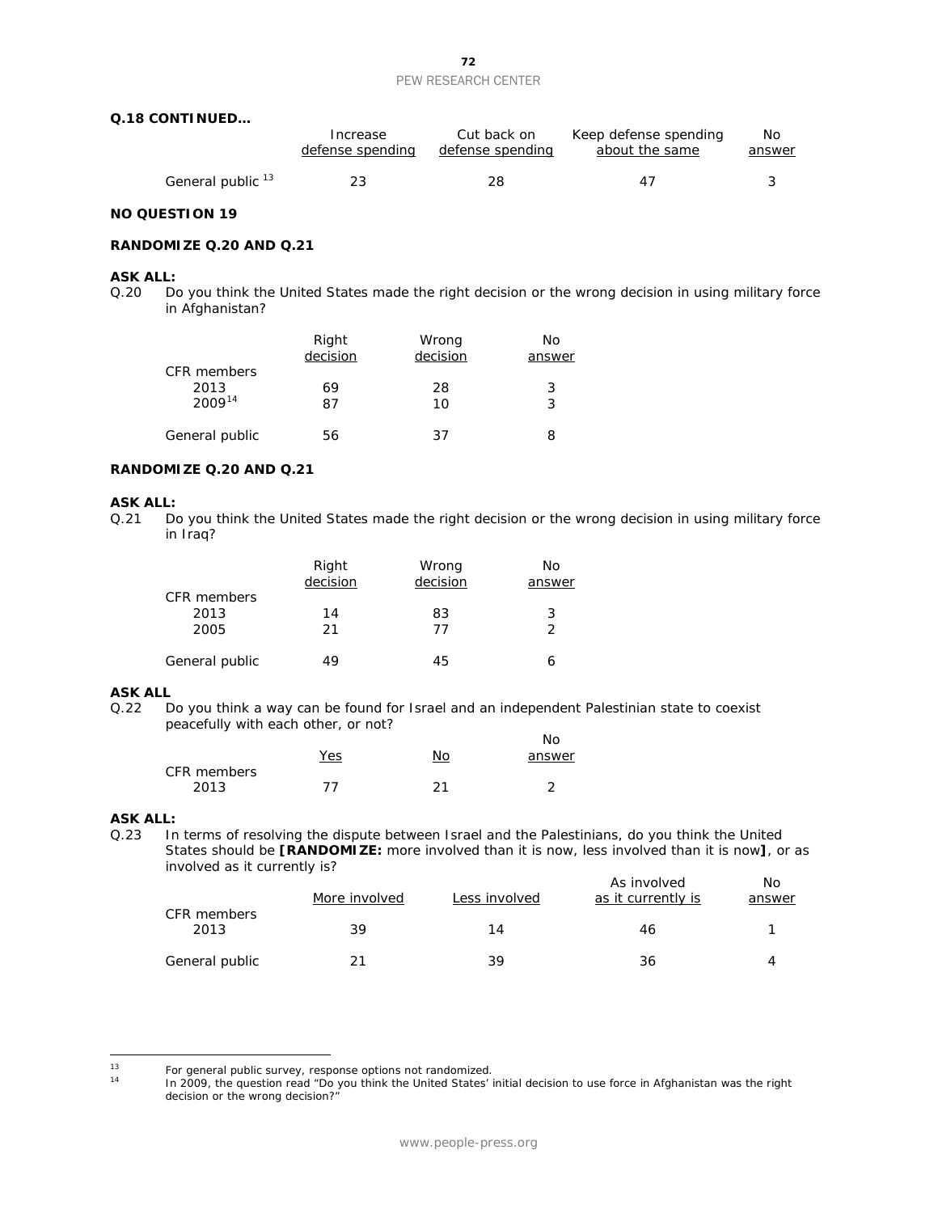**Q.18 CONTINUED…**

| | Increase defense spending | Cut back on defense spending | Keep defense spending about the same | No answer |
|---|---|---|---|---|
| General public [13] | 23 | 28 | 47 | 3 |

**NO QUESTION 19**

**RANDOMIZE Q.20 AND Q.21**

**ASK ALL:**

Q.20 Do you think the United States made the right decision or the wrong decision in using military force in Afghanistan?

| | Right decision | Wrong decision | No answer |
|---|---|---|---|
| CFR members | | | |
| 2013 | 69 | 28 | 3 |
| 2009[14] | 87 | 10 | 3 |
| | | | |
| General public | 56 | 37 | 8 |

**RANDOMIZE Q.20 AND Q.21**

**ASK ALL:**

Q.21 Do you think the United States made the right decision or the wrong decision in using military force in Iraq?

| | Right decision | Wrong decision | No answer |
|---|---|---|---|
| CFR members | | | |
| 2013 | 14 | 83 | 3 |
| 2005 | 21 | 77 | 2 |
| | | | |
| General public | 49 | 45 | 6 |

**ASK ALL**

Q.22 Do you think a way can be found for Israel and an independent Palestinian state to coexist peacefully with each other, or not?

| | Yes | No | No answer |
|---|---|---|---|
| CFR members | | | |
| 2013 | 77 | 21 | 2 |

**ASK ALL:**

Q.23 In terms of resolving the dispute between Israel and the Palestinians, do you think the United States should be **[RANDOMIZE:** more involved than it is now, less involved than it is now**]**, or as involved as it currently is?

| | More involved | Less involved | As involved as it currently is | No answer |
|---|---|---|---|---|
| CFR members | | | | |
| 2013 | 39 | 14 | 46 | 1 |
| | | | | |
| General public | 21 | 39 | 36 | 4 |

---

[13] For general public survey, response options not randomized.

[14] In 2009, the question read "Do you think the United States' initial decision to use force in Afghanistan was the right decision or the wrong decision?"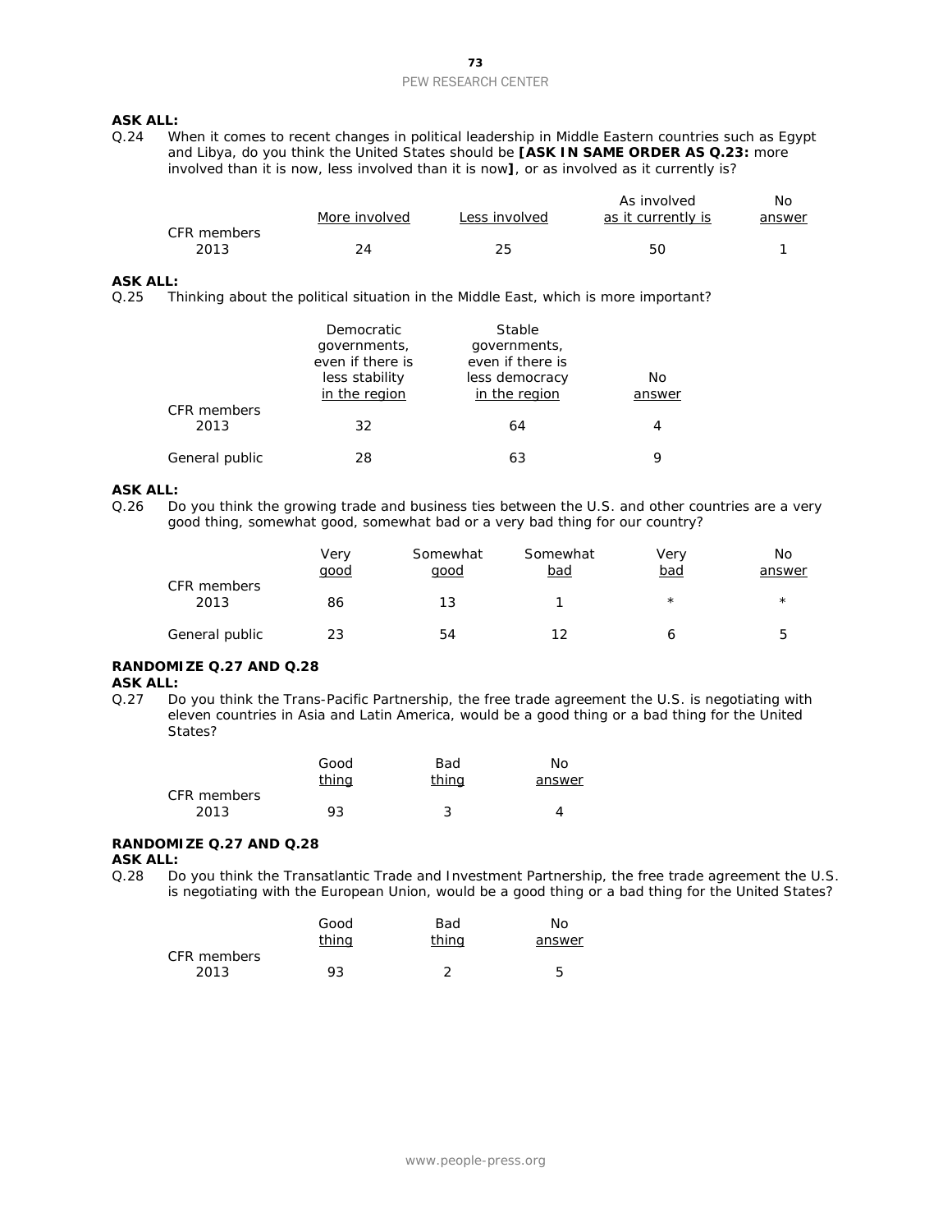**ASK ALL:**

Q.24 When it comes to recent changes in political leadership in Middle Eastern countries such as Egypt and Libya, do you think the United States should be **[ASK IN SAME ORDER AS Q.23:** more involved than it is now, less involved than it is now**]**, or as involved as it currently is?

| | More involved | Less involved | As involved as it currently is | No answer |
|---|---|---|---|---|
| CFR members 2013 | 24 | 25 | 50 | 1 |

**ASK ALL:**

Q.25 Thinking about the political situation in the Middle East, which is more important?

| | Democratic governments, even if there is less stability in the region | Stable governments, even if there is less democracy in the region | No answer |
|---|---|---|---|
| CFR members 2013 | 32 | 64 | 4 |
| General public | 28 | 63 | 9 |

**ASK ALL:**

Q.26 Do you think the growing trade and business ties between the U.S. and other countries are a very good thing, somewhat good, somewhat bad or a very bad thing for our country?

| | Very good | Somewhat good | Somewhat bad | Very bad | No answer |
|---|---|---|---|---|---|
| CFR members 2013 | 86 | 13 | 1 | * | * |
| General public | 23 | 54 | 12 | 6 | 5 |

**RANDOMIZE Q.27 AND Q.28**

**ASK ALL:**

Q.27 Do you think the Trans-Pacific Partnership, the free trade agreement the U.S. is negotiating with eleven countries in Asia and Latin America, would be a good thing or a bad thing for the United States?

| | Good thing | Bad thing | No answer |
|---|---|---|---|
| CFR members 2013 | 93 | 3 | 4 |

**RANDOMIZE Q.27 AND Q.28**

**ASK ALL:**

Q.28 Do you think the Transatlantic Trade and Investment Partnership, the free trade agreement the U.S. is negotiating with the European Union, would be a good thing or a bad thing for the United States?

| | Good thing | Bad thing | No answer |
|---|---|---|---|
| CFR members 2013 | 93 | 2 | 5 |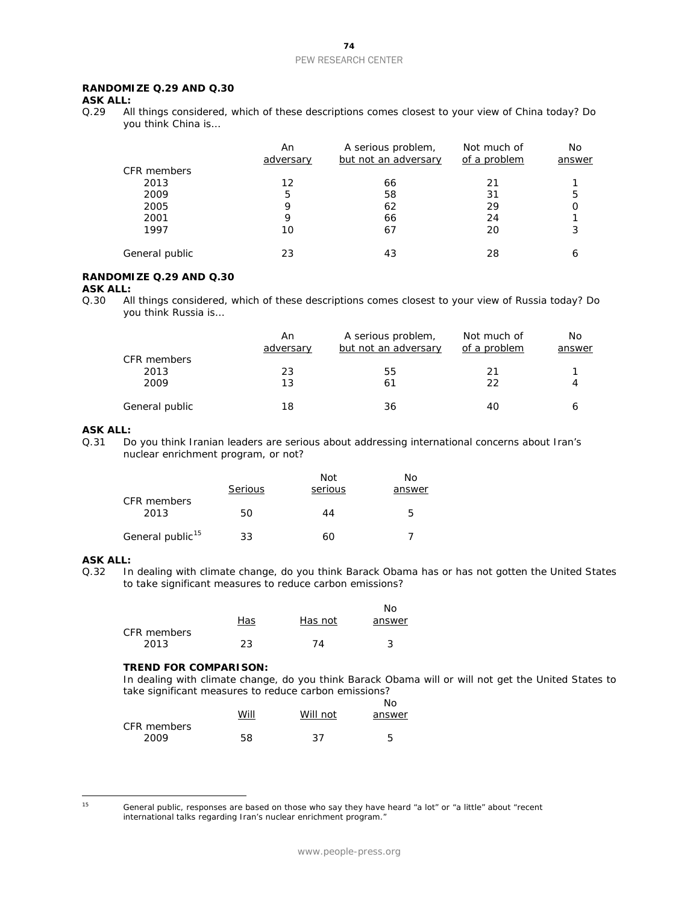**RANDOMIZE Q.29 AND Q.30**

**ASK ALL:**

Q.29 All things considered, which of these descriptions comes closest to your view of China today? Do you think China is…

| | An adversary | A serious problem, but not an adversary | Not much of a problem | No answer |
|---|---|---|---|---|
| CFR members | | | | |
| 2013 | 12 | 66 | 21 | 1 |
| 2009 | 5 | 58 | 31 | 5 |
| 2005 | 9 | 62 | 29 | 0 |
| 2001 | 9 | 66 | 24 | 1 |
| 1997 | 10 | 67 | 20 | 3 |
| General public | 23 | 43 | 28 | 6 |

**RANDOMIZE Q.29 AND Q.30**

**ASK ALL:**

Q.30 All things considered, which of these descriptions comes closest to your view of Russia today? Do you think Russia is…

| | An adversary | A serious problem, but not an adversary | Not much of a problem | No answer |
|---|---|---|---|---|
| CFR members | | | | |
| 2013 | 23 | 55 | 21 | 1 |
| 2009 | 13 | 61 | 22 | 4 |
| General public | 18 | 36 | 40 | 6 |

**ASK ALL:**

Q.31 Do you think Iranian leaders are serious about addressing international concerns about Iran's nuclear enrichment program, or not?

| | Serious | Not serious | No answer |
|---|---|---|---|
| CFR members | | | |
| 2013 | 50 | 44 | 5 |
| General public[15] | 33 | 60 | 7 |

**ASK ALL:**

Q.32 In dealing with climate change, do you think Barack Obama has or has not gotten the United States to take significant measures to reduce carbon emissions?

| | Has | Has not | No answer |
|---|---|---|---|
| CFR members | | | |
| 2013 | 23 | 74 | 3 |

**TREND FOR COMPARISON:**

In dealing with climate change, do you think Barack Obama will or will not get the United States to take significant measures to reduce carbon emissions?

| | Will | Will not | No answer |
|---|---|---|---|
| CFR members | | | |
| 2009 | 58 | 37 | 5 |

[15] General public, responses are based on those who say they have heard "a lot" or "a little" about "recent international talks regarding Iran's nuclear enrichment program."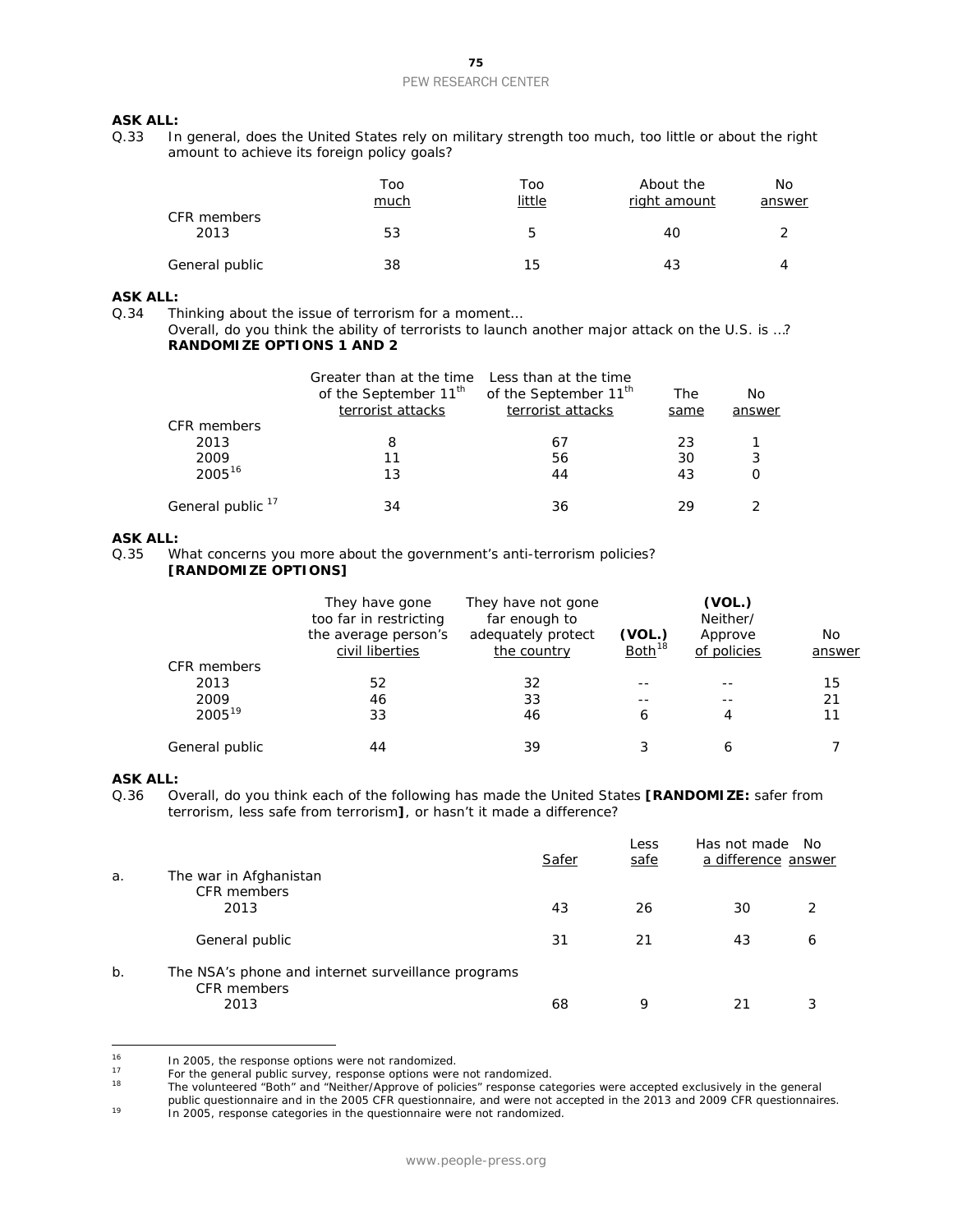**ASK ALL:**

Q.33 In general, does the United States rely on military strength too much, too little or about the right amount to achieve its foreign policy goals?

| | Too much | Too little | About the right amount | No answer |
|---|---|---|---|---|
| CFR members | | | | |
| 2013 | 53 | 5 | 40 | 2 |
| General public | 38 | 15 | 43 | 4 |

**ASK ALL:**

Q.34 Thinking about the issue of terrorism for a moment…
Overall, do you think the ability of terrorists to launch another major attack on the U.S. is …?
**RANDOMIZE OPTIONS 1 AND 2**

| | Greater than at the time of the September 11th terrorist attacks | Less than at the time of the September 11th terrorist attacks | The same | No answer |
|---|---|---|---|---|
| CFR members | | | | |
| 2013 | 8 | 67 | 23 | 1 |
| 2009 | 11 | 56 | 30 | 3 |
| 2005[16] | 13 | 44 | 43 | 0 |
| General public[17] | 34 | 36 | 29 | 2 |

**ASK ALL:**

Q.35 What concerns you more about the government's anti-terrorism policies?
**[RANDOMIZE OPTIONS]**

| | They have gone too far in restricting the average person's civil liberties | They have not gone far enough to adequately protect the country | (VOL.) Both[18] | (VOL.) Neither/ Approve of policies | No answer |
|---|---|---|---|---|---|
| CFR members | | | | | |
| 2013 | 52 | 32 | -- | -- | 15 |
| 2009 | 46 | 33 | -- | -- | 21 |
| 2005[19] | 33 | 46 | 6 | 4 | 11 |
| General public | 44 | 39 | 3 | 6 | 7 |

**ASK ALL:**

Q.36 Overall, do you think each of the following has made the United States **[RANDOMIZE:** safer from terrorism, less safe from terrorism**]**, or hasn't it made a difference?

| | | Safer | Less safe | Has not made a difference | No answer |
|---|---|---|---|---|---|
| a. | The war in Afghanistan | | | | |
| | CFR members | | | | |
| | 2013 | 43 | 26 | 30 | 2 |
| | General public | 31 | 21 | 43 | 6 |
| b. | The NSA's phone and internet surveillance programs | | | | |
| | CFR members | | | | |
| | 2013 | 68 | 9 | 21 | 3 |

16 In 2005, the response options were not randomized.

17 For the general public survey, response options were not randomized.

18 The volunteered "Both" and "Neither/Approve of policies" response categories were accepted exclusively in the general public questionnaire and in the 2005 CFR questionnaire, and were not accepted in the 2013 and 2009 CFR questionnaires.

19 In 2005, response categories in the questionnaire were not randomized.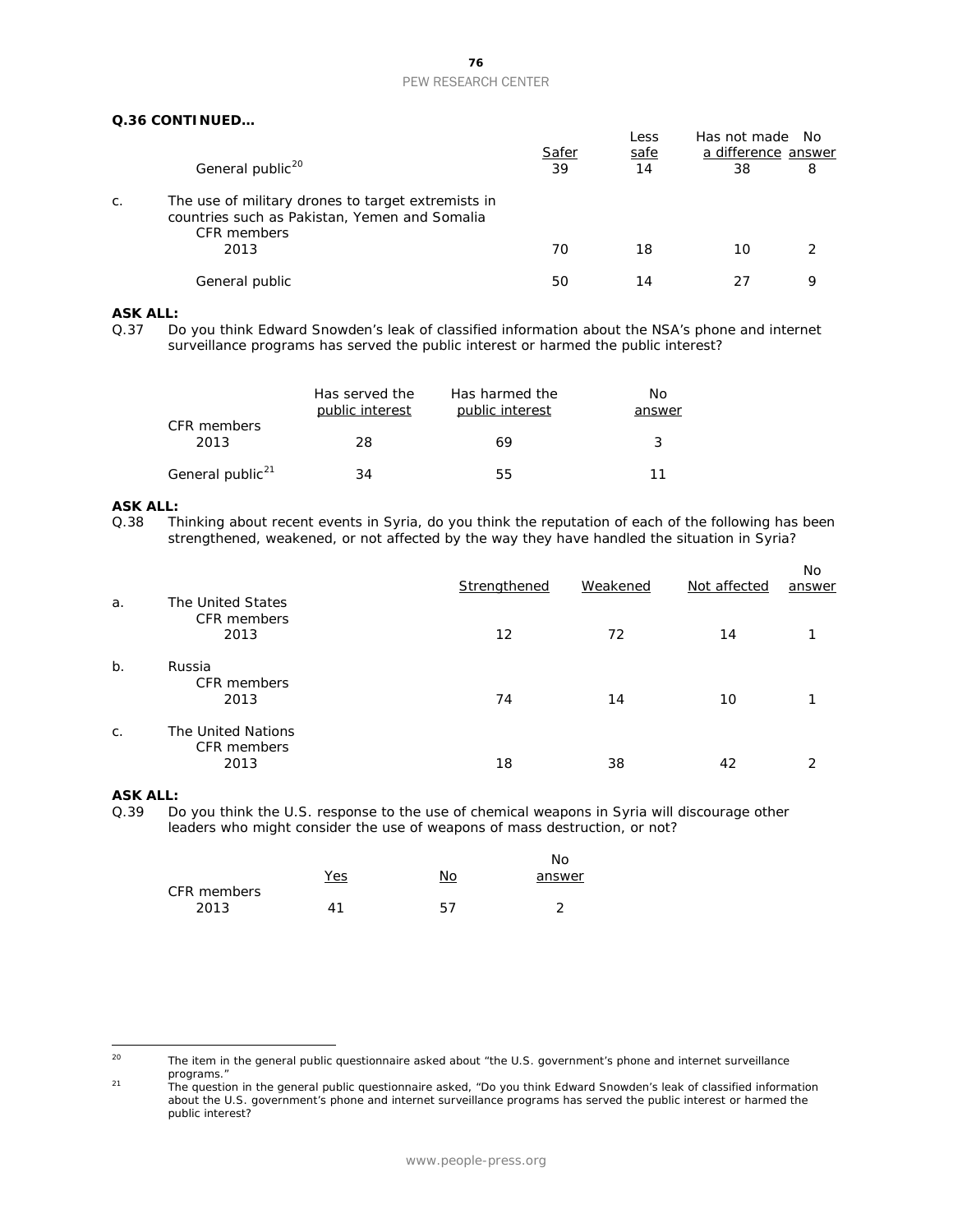**Q.36 CONTINUED…**

| | | Safer | Less safe | Has not made a difference | No answer |
|---|---|---|---|---|---|
| | General public[20] | 39 | 14 | 38 | 8 |
| c. | The use of military drones to target extremists in countries such as Pakistan, Yemen and Somalia | | | | |
| | CFR members 2013 | 70 | 18 | 10 | 2 |
| | General public | 50 | 14 | 27 | 9 |

**ASK ALL:**

Q.37 Do you think Edward Snowden's leak of classified information about the NSA's phone and internet surveillance programs has served the public interest or harmed the public interest?

| | Has served the public interest | Has harmed the public interest | No answer |
|---|---|---|---|
| CFR members 2013 | 28 | 69 | 3 |
| General public[21] | 34 | 55 | 11 |

**ASK ALL:**

Q.38 Thinking about recent events in Syria, do you think the reputation of each of the following has been strengthened, weakened, or not affected by the way they have handled the situation in Syria?

| | | Strengthened | Weakened | Not affected | No answer |
|---|---|---|---|---|---|
| a. | The United States | | | | |
| | CFR members 2013 | 12 | 72 | 14 | 1 |
| b. | Russia | | | | |
| | CFR members 2013 | 74 | 14 | 10 | 1 |
| c. | The United Nations | | | | |
| | CFR members 2013 | 18 | 38 | 42 | 2 |

**ASK ALL:**

Q.39 Do you think the U.S. response to the use of chemical weapons in Syria will discourage other leaders who might consider the use of weapons of mass destruction, or not?

| | Yes | No | No answer |
|---|---|---|---|
| CFR members 2013 | 41 | 57 | 2 |

[20] The item in the general public questionnaire asked about "the U.S. government's phone and internet surveillance programs."

[21] The question in the general public questionnaire asked, "Do you think Edward Snowden's leak of classified information about the U.S. government's phone and internet surveillance programs has served the public interest or harmed the public interest?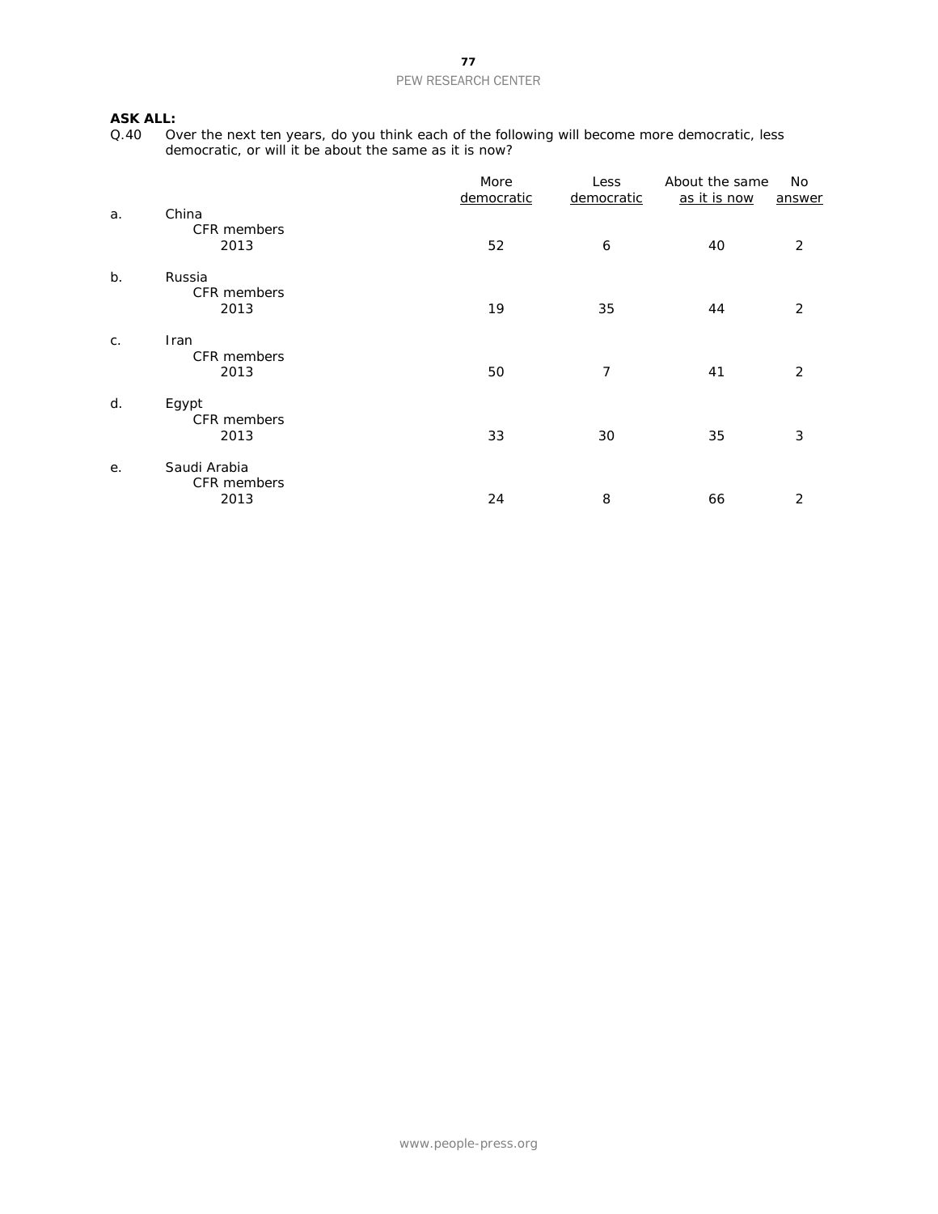**ASK ALL:**

Q.40 Over the next ten years, do you think each of the following will become more democratic, less democratic, or will it be about the same as it is now?

| | | More democratic | Less democratic | About the same as it is now | No answer |
|---|---|---|---|---|---|
| a. | China | | | | |
| | CFR members | | | | |
| | 2013 | 52 | 6 | 40 | 2 |
| b. | Russia | | | | |
| | CFR members | | | | |
| | 2013 | 19 | 35 | 44 | 2 |
| c. | Iran | | | | |
| | CFR members | | | | |
| | 2013 | 50 | 7 | 41 | 2 |
| d. | Egypt | | | | |
| | CFR members | | | | |
| | 2013 | 33 | 30 | 35 | 3 |
| e. | Saudi Arabia | | | | |
| | CFR members | | | | |
| | 2013 | 24 | 8 | 66 | 2 |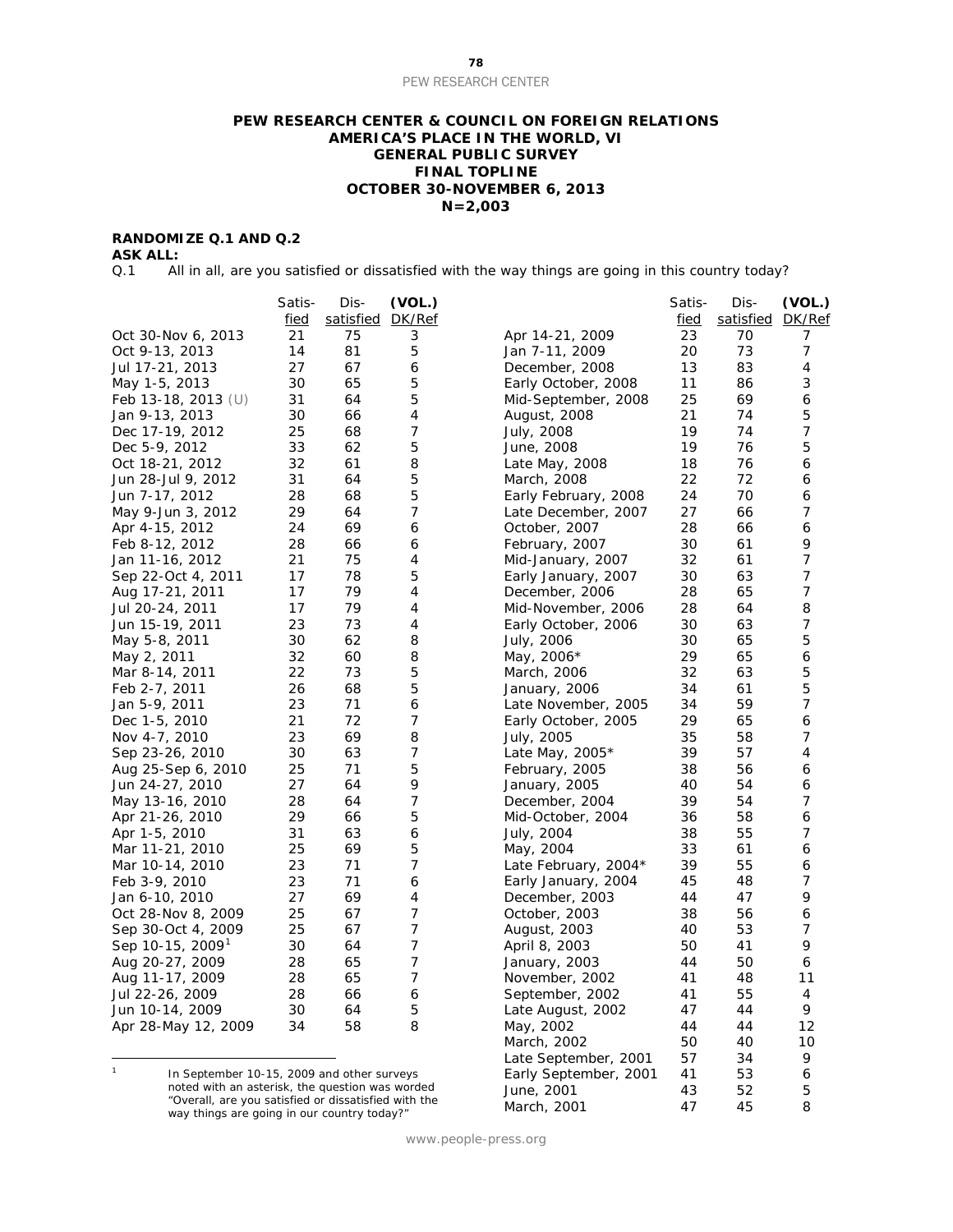**PEW RESEARCH CENTER & COUNCIL ON FOREIGN RELATIONS**
**AMERICA'S PLACE IN THE WORLD, VI**
**GENERAL PUBLIC SURVEY**
**FINAL TOPLINE**
**OCTOBER 30-NOVEMBER 6, 2013**
**N=2,003**

**RANDOMIZE Q.1 AND Q.2**
**ASK ALL:**
Q.1 All in all, are you satisfied or dissatisfied with the way things are going in this country today?

| | Satis-fied | Dis-satisfied | (VOL.) DK/Ref |
|---|---|---|---|
| Oct 30-Nov 6, 2013 | 21 | 75 | 3 |
| Oct 9-13, 2013 | 14 | 81 | 5 |
| Jul 17-21, 2013 | 27 | 67 | 6 |
| May 1-5, 2013 | 30 | 65 | 5 |
| Feb 13-18, 2013 (U) | 31 | 64 | 5 |
| Jan 9-13, 2013 | 30 | 66 | 4 |
| Dec 17-19, 2012 | 25 | 68 | 7 |
| Dec 5-9, 2012 | 33 | 62 | 5 |
| Oct 18-21, 2012 | 32 | 61 | 8 |
| Jun 28-Jul 9, 2012 | 31 | 64 | 5 |
| Jun 7-17, 2012 | 28 | 68 | 5 |
| May 9-Jun 3, 2012 | 29 | 64 | 7 |
| Apr 4-15, 2012 | 24 | 69 | 6 |
| Feb 8-12, 2012 | 28 | 66 | 6 |
| Jan 11-16, 2012 | 21 | 75 | 4 |
| Sep 22-Oct 4, 2011 | 17 | 78 | 5 |
| Aug 17-21, 2011 | 17 | 79 | 4 |
| Jul 20-24, 2011 | 17 | 79 | 4 |
| Jun 15-19, 2011 | 23 | 73 | 4 |
| May 5-8, 2011 | 30 | 62 | 8 |
| May 2, 2011 | 32 | 60 | 8 |
| Mar 8-14, 2011 | 22 | 73 | 5 |
| Feb 2-7, 2011 | 26 | 68 | 5 |
| Jan 5-9, 2011 | 23 | 71 | 6 |
| Dec 1-5, 2010 | 21 | 72 | 7 |
| Nov 4-7, 2010 | 23 | 69 | 8 |
| Sep 23-26, 2010 | 30 | 63 | 7 |
| Aug 25-Sep 6, 2010 | 25 | 71 | 5 |
| Jun 24-27, 2010 | 27 | 64 | 9 |
| May 13-16, 2010 | 28 | 64 | 7 |
| Apr 21-26, 2010 | 29 | 66 | 5 |
| Apr 1-5, 2010 | 31 | 63 | 6 |
| Mar 11-21, 2010 | 25 | 69 | 5 |
| Mar 10-14, 2010 | 23 | 71 | 7 |
| Feb 3-9, 2010 | 23 | 71 | 6 |
| Jan 6-10, 2010 | 27 | 69 | 4 |
| Oct 28-Nov 8, 2009 | 25 | 67 | 7 |
| Sep 30-Oct 4, 2009 | 25 | 67 | 7 |
| Sep 10-15, 2009[1] | 30 | 64 | 7 |
| Aug 20-27, 2009 | 28 | 65 | 7 |
| Aug 11-17, 2009 | 28 | 65 | 7 |
| Jul 22-26, 2009 | 28 | 66 | 6 |
| Jun 10-14, 2009 | 30 | 64 | 5 |
| Apr 28-May 12, 2009 | 34 | 58 | 8 |
| Apr 14-21, 2009 | 23 | 70 | 7 |
| Jan 7-11, 2009 | 20 | 73 | 7 |
| December, 2008 | 13 | 83 | 4 |
| Early October, 2008 | 11 | 86 | 3 |
| Mid-September, 2008 | 25 | 69 | 6 |
| August, 2008 | 21 | 74 | 5 |
| July, 2008 | 19 | 74 | 7 |
| June, 2008 | 19 | 76 | 5 |
| Late May, 2008 | 18 | 76 | 6 |
| March, 2008 | 22 | 72 | 6 |
| Early February, 2008 | 24 | 70 | 6 |
| Late December, 2007 | 27 | 66 | 7 |
| October, 2007 | 28 | 66 | 6 |
| February, 2007 | 30 | 61 | 9 |
| Mid-January, 2007 | 32 | 61 | 7 |
| Early January, 2007 | 30 | 63 | 7 |
| December, 2006 | 28 | 65 | 7 |
| Mid-November, 2006 | 28 | 64 | 8 |
| Early October, 2006 | 30 | 63 | 7 |
| July, 2006 | 30 | 65 | 5 |
| May, 2006* | 29 | 65 | 6 |
| March, 2006 | 32 | 63 | 5 |
| January, 2006 | 34 | 61 | 5 |
| Late November, 2005 | 34 | 59 | 7 |
| Early October, 2005 | 29 | 65 | 6 |
| July, 2005 | 35 | 58 | 7 |
| Late May, 2005* | 39 | 57 | 4 |
| February, 2005 | 38 | 56 | 6 |
| January, 2005 | 40 | 54 | 6 |
| December, 2004 | 39 | 54 | 7 |
| Mid-October, 2004 | 36 | 58 | 6 |
| July, 2004 | 38 | 55 | 7 |
| May, 2004 | 33 | 61 | 6 |
| Late February, 2004* | 39 | 55 | 6 |
| Early January, 2004 | 45 | 48 | 7 |
| December, 2003 | 44 | 47 | 9 |
| October, 2003 | 38 | 56 | 6 |
| August, 2003 | 40 | 53 | 7 |
| April 8, 2003 | 50 | 41 | 9 |
| January, 2003 | 44 | 50 | 6 |
| November, 2002 | 41 | 48 | 11 |
| September, 2002 | 41 | 55 | 4 |
| Late August, 2002 | 47 | 44 | 9 |
| May, 2002 | 44 | 44 | 12 |
| March, 2002 | 50 | 40 | 10 |
| Late September, 2001 | 57 | 34 | 9 |
| Early September, 2001 | 41 | 53 | 6 |
| June, 2001 | 43 | 52 | 5 |
| March, 2001 | 47 | 45 | 8 |

[1] In September 10-15, 2009 and other surveys noted with an asterisk, the question was worded "Overall, are you satisfied or dissatisfied with the way things are going in our country today?"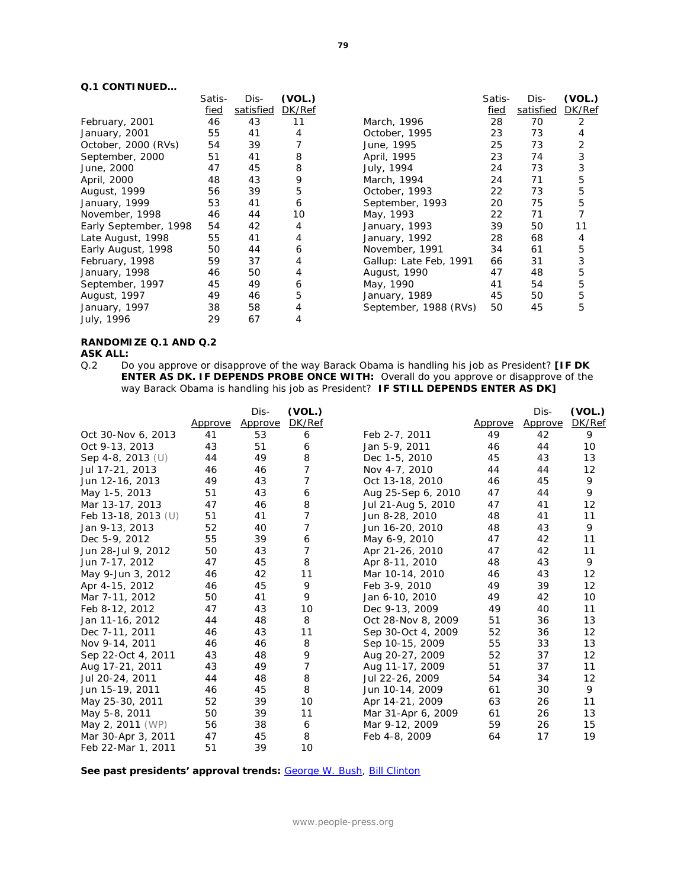**Q.1 CONTINUED…**

| | Satis-fied | Dis-satisfied | (VOL.) DK/Ref |
|---|---|---|---|
| February, 2001 | 46 | 43 | 11 |
| January, 2001 | 55 | 41 | 4 |
| October, 2000 (RVs) | 54 | 39 | 7 |
| September, 2000 | 51 | 41 | 8 |
| June, 2000 | 47 | 45 | 8 |
| April, 2000 | 48 | 43 | 9 |
| August, 1999 | 56 | 39 | 5 |
| January, 1999 | 53 | 41 | 6 |
| November, 1998 | 46 | 44 | 10 |
| Early September, 1998 | 54 | 42 | 4 |
| Late August, 1998 | 55 | 41 | 4 |
| Early August, 1998 | 50 | 44 | 6 |
| February, 1998 | 59 | 37 | 4 |
| January, 1998 | 46 | 50 | 4 |
| September, 1997 | 45 | 49 | 6 |
| August, 1997 | 49 | 46 | 5 |
| January, 1997 | 38 | 58 | 4 |
| July, 1996 | 29 | 67 | 4 |
| March, 1996 | 28 | 70 | 2 |
| October, 1995 | 23 | 73 | 4 |
| June, 1995 | 25 | 73 | 2 |
| April, 1995 | 23 | 74 | 3 |
| July, 1994 | 24 | 73 | 3 |
| March, 1994 | 24 | 71 | 5 |
| October, 1993 | 22 | 73 | 5 |
| September, 1993 | 20 | 75 | 5 |
| May, 1993 | 22 | 71 | 7 |
| January, 1993 | 39 | 50 | 11 |
| January, 1992 | 28 | 68 | 4 |
| November, 1991 | 34 | 61 | 5 |
| Gallup: Late Feb, 1991 | 66 | 31 | 3 |
| August, 1990 | 47 | 48 | 5 |
| May, 1990 | 41 | 54 | 5 |
| January, 1989 | 45 | 50 | 5 |
| September, 1988 (RVs) | 50 | 45 | 5 |

**RANDOMIZE Q.1 AND Q.2**
**ASK ALL:**

Q.2 Do you approve or disapprove of the way Barack Obama is handling his job as President? **[IF DK ENTER AS DK. IF DEPENDS PROBE ONCE WITH:** Overall do you approve or disapprove of the way Barack Obama is handling his job as President? **IF STILL DEPENDS ENTER AS DK]**

| | Approve | Dis-Approve | (VOL.) DK/Ref |
|---|---|---|---|
| Oct 30-Nov 6, 2013 | 41 | 53 | 6 |
| Oct 9-13, 2013 | 43 | 51 | 6 |
| Sep 4-8, 2013 (U) | 44 | 49 | 8 |
| Jul 17-21, 2013 | 46 | 46 | 7 |
| Jun 12-16, 2013 | 49 | 43 | 7 |
| May 1-5, 2013 | 51 | 43 | 6 |
| Mar 13-17, 2013 | 47 | 46 | 8 |
| Feb 13-18, 2013 (U) | 51 | 41 | 7 |
| Jan 9-13, 2013 | 52 | 40 | 7 |
| Dec 5-9, 2012 | 55 | 39 | 6 |
| Jun 28-Jul 9, 2012 | 50 | 43 | 7 |
| Jun 7-17, 2012 | 47 | 45 | 8 |
| May 9-Jun 3, 2012 | 46 | 42 | 11 |
| Apr 4-15, 2012 | 46 | 45 | 9 |
| Mar 7-11, 2012 | 50 | 41 | 9 |
| Feb 8-12, 2012 | 47 | 43 | 10 |
| Jan 11-16, 2012 | 44 | 48 | 8 |
| Dec 7-11, 2011 | 46 | 43 | 11 |
| Nov 9-14, 2011 | 46 | 46 | 8 |
| Sep 22-Oct 4, 2011 | 43 | 48 | 9 |
| Aug 17-21, 2011 | 43 | 49 | 7 |
| Jul 20-24, 2011 | 44 | 48 | 8 |
| Jun 15-19, 2011 | 46 | 45 | 8 |
| May 25-30, 2011 | 52 | 39 | 10 |
| May 5-8, 2011 | 50 | 39 | 11 |
| May 2, 2011 (WP) | 56 | 38 | 6 |
| Mar 30-Apr 3, 2011 | 47 | 45 | 8 |
| Feb 22-Mar 1, 2011 | 51 | 39 | 10 |
| Feb 2-7, 2011 | 49 | 42 | 9 |
| Jan 5-9, 2011 | 46 | 44 | 10 |
| Dec 1-5, 2010 | 45 | 43 | 13 |
| Nov 4-7, 2010 | 44 | 44 | 12 |
| Oct 13-18, 2010 | 46 | 45 | 9 |
| Aug 25-Sep 6, 2010 | 47 | 44 | 9 |
| Jul 21-Aug 5, 2010 | 47 | 41 | 12 |
| Jun 8-28, 2010 | 48 | 41 | 11 |
| Jun 16-20, 2010 | 48 | 43 | 9 |
| May 6-9, 2010 | 47 | 42 | 11 |
| Apr 21-26, 2010 | 47 | 42 | 11 |
| Apr 8-11, 2010 | 48 | 43 | 9 |
| Mar 10-14, 2010 | 46 | 43 | 12 |
| Feb 3-9, 2010 | 49 | 39 | 12 |
| Jan 6-10, 2010 | 49 | 42 | 10 |
| Dec 9-13, 2009 | 49 | 40 | 11 |
| Oct 28-Nov 8, 2009 | 51 | 36 | 13 |
| Sep 30-Oct 4, 2009 | 52 | 36 | 12 |
| Sep 10-15, 2009 | 55 | 33 | 13 |
| Aug 20-27, 2009 | 52 | 37 | 12 |
| Aug 11-17, 2009 | 51 | 37 | 11 |
| Jul 22-26, 2009 | 54 | 34 | 12 |
| Jun 10-14, 2009 | 61 | 30 | 9 |
| Apr 14-21, 2009 | 63 | 26 | 11 |
| Mar 31-Apr 6, 2009 | 61 | 26 | 13 |
| Mar 9-12, 2009 | 59 | 26 | 15 |
| Feb 4-8, 2009 | 64 | 17 | 19 |

**See past presidents' approval trends:** George W. Bush, Bill Clinton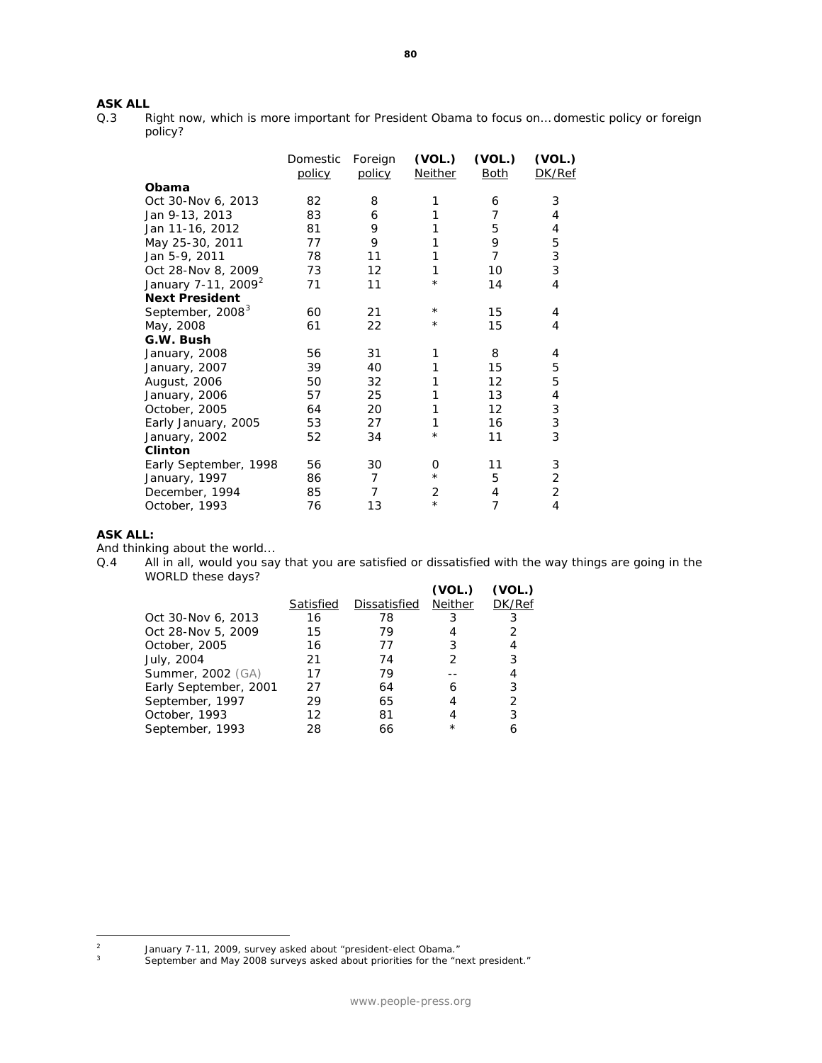**ASK ALL**

Q.3 Right now, which is more important for President Obama to focus on… domestic policy or foreign policy?

| | Domestic policy | Foreign policy | (VOL.) Neither | (VOL.) Both | (VOL.) DK/Ref |
|---|---|---|---|---|---|
| **Obama** | | | | | |
| Oct 30-Nov 6, 2013 | 82 | 8 | 1 | 6 | 3 |
| Jan 9-13, 2013 | 83 | 6 | 1 | 7 | 4 |
| Jan 11-16, 2012 | 81 | 9 | 1 | 5 | 4 |
| May 25-30, 2011 | 77 | 9 | 1 | 9 | 5 |
| Jan 5-9, 2011 | 78 | 11 | 1 | 7 | 3 |
| Oct 28-Nov 8, 2009 | 73 | 12 | 1 | 10 | 3 |
| January 7-11, 2009[2] | 71 | 11 | * | 14 | 4 |
| **Next President** | | | | | |
| September, 2008[3] | 60 | 21 | * | 15 | 4 |
| May, 2008 | 61 | 22 | * | 15 | 4 |
| **G.W. Bush** | | | | | |
| January, 2008 | 56 | 31 | 1 | 8 | 4 |
| January, 2007 | 39 | 40 | 1 | 15 | 5 |
| August, 2006 | 50 | 32 | 1 | 12 | 5 |
| January, 2006 | 57 | 25 | 1 | 13 | 4 |
| October, 2005 | 64 | 20 | 1 | 12 | 3 |
| Early January, 2005 | 53 | 27 | 1 | 16 | 3 |
| January, 2002 | 52 | 34 | * | 11 | 3 |
| **Clinton** | | | | | |
| Early September, 1998 | 56 | 30 | 0 | 11 | 3 |
| January, 1997 | 86 | 7 | * | 5 | 2 |
| December, 1994 | 85 | 7 | 2 | 4 | 2 |
| October, 1993 | 76 | 13 | * | 7 | 4 |

**ASK ALL:**

And thinking about the world...

Q.4 All in all, would you say that you are satisfied or dissatisfied with the way things are going in the WORLD these days?

| | Satisfied | Dissatisfied | (VOL.) Neither | (VOL.) DK/Ref |
|---|---|---|---|---|
| Oct 30-Nov 6, 2013 | 16 | 78 | 3 | 3 |
| Oct 28-Nov 5, 2009 | 15 | 79 | 4 | 2 |
| October, 2005 | 16 | 77 | 3 | 4 |
| July, 2004 | 21 | 74 | 2 | 3 |
| Summer, 2002 (GA) | 17 | 79 | -- | 4 |
| Early September, 2001 | 27 | 64 | 6 | 3 |
| September, 1997 | 29 | 65 | 4 | 2 |
| October, 1993 | 12 | 81 | 4 | 3 |
| September, 1993 | 28 | 66 | * | 6 |

---

[2] January 7-11, 2009, survey asked about "president-elect Obama."

[3] September and May 2008 surveys asked about priorities for the "next president."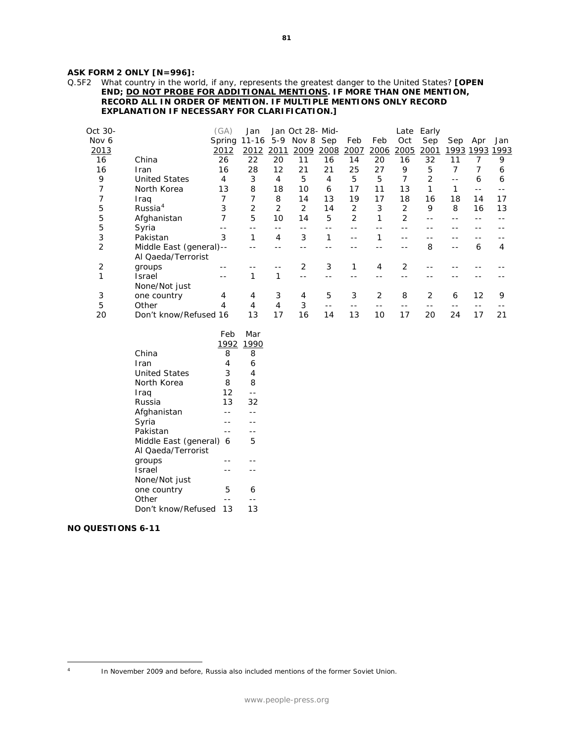**ASK FORM 2 ONLY [N=996]:**

Q.5F2 What country in the world, if any, represents the greatest danger to the United States? **[OPEN END; DO NOT PROBE FOR ADDITIONAL MENTIONS. IF MORE THAN ONE MENTION, RECORD ALL IN ORDER OF MENTION. IF MULTIPLE MENTIONS ONLY RECORD EXPLANATION IF NECESSARY FOR CLARIFICATION.]**

| Oct 30-Nov 6 2013 | | (GA) Spring 2012 | Jan 11-16 2012 | Jan 5-9 2011 | Oct 28-Nov 8 2009 | Mid-Sep 2008 | Feb 2007 | Feb 2006 | Late Oct 2005 | Early Sep 2001 | Sep 1993 | Apr 1993 | Jan 1993 |
|---|---|---|---|---|---|---|---|---|---|---|---|---|---|
| 16 | China | 26 | 22 | 20 | 11 | 16 | 14 | 20 | 16 | 32 | 11 | 7 | 9 |
| 16 | Iran | 16 | 28 | 12 | 21 | 21 | 25 | 27 | 9 | 5 | 7 | 7 | 6 |
| 9 | United States | 4 | 3 | 4 | 5 | 4 | 5 | 5 | 7 | 2 | -- | 6 | 6 |
| 7 | North Korea | 13 | 8 | 18 | 10 | 6 | 17 | 11 | 13 | 1 | 1 | -- | -- |
| 7 | Iraq | 7 | 7 | 8 | 14 | 13 | 19 | 17 | 18 | 16 | 18 | 14 | 17 |
| 5 | Russia[4] | 3 | 2 | 2 | 2 | 14 | 2 | 3 | 2 | 9 | 8 | 16 | 13 |
| 5 | Afghanistan | 7 | 5 | 10 | 14 | 5 | 2 | 1 | 2 | -- | -- | -- | -- |
| 5 | Syria | -- | -- | -- | -- | -- | -- | -- | -- | -- | -- | -- | -- |
| 3 | Pakistan | 3 | 1 | 4 | 3 | 1 | -- | 1 | -- | -- | -- | -- | -- |
| 2 | Middle East (general) | -- | -- | -- | -- | -- | -- | -- | -- | 8 | -- | 6 | 4 |
| 2 | Al Qaeda/Terrorist groups | -- | -- | -- | 2 | 3 | 1 | 4 | 2 | -- | -- | -- | -- |
| 1 | Israel | -- | 1 | 1 | -- | -- | -- | -- | -- | -- | -- | -- | -- |
| 3 | None/Not just one country | 4 | 4 | 3 | 4 | 5 | 3 | 2 | 8 | 2 | 6 | 12 | 9 |
| 5 | Other | 4 | 4 | 4 | 3 | -- | -- | -- | -- | -- | -- | -- | -- |
| 20 | Don't know/Refused | 16 | 13 | 17 | 16 | 14 | 13 | 10 | 17 | 20 | 24 | 17 | 21 |

| | Feb 1992 | Mar 1990 |
|---|---|---|
| China | 8 | 8 |
| Iran | 4 | 6 |
| United States | 3 | 4 |
| North Korea | 8 | 8 |
| Iraq | 12 | -- |
| Russia | 13 | 32 |
| Afghanistan | -- | -- |
| Syria | -- | -- |
| Pakistan | -- | -- |
| Middle East (general) | 6 | 5 |
| Al Qaeda/Terrorist groups | -- | -- |
| Israel | -- | -- |
| None/Not just one country | 5 | 6 |
| Other | -- | -- |
| Don't know/Refused | 13 | 13 |

**NO QUESTIONS 6-11**

[4] In November 2009 and before, Russia also included mentions of the former Soviet Union.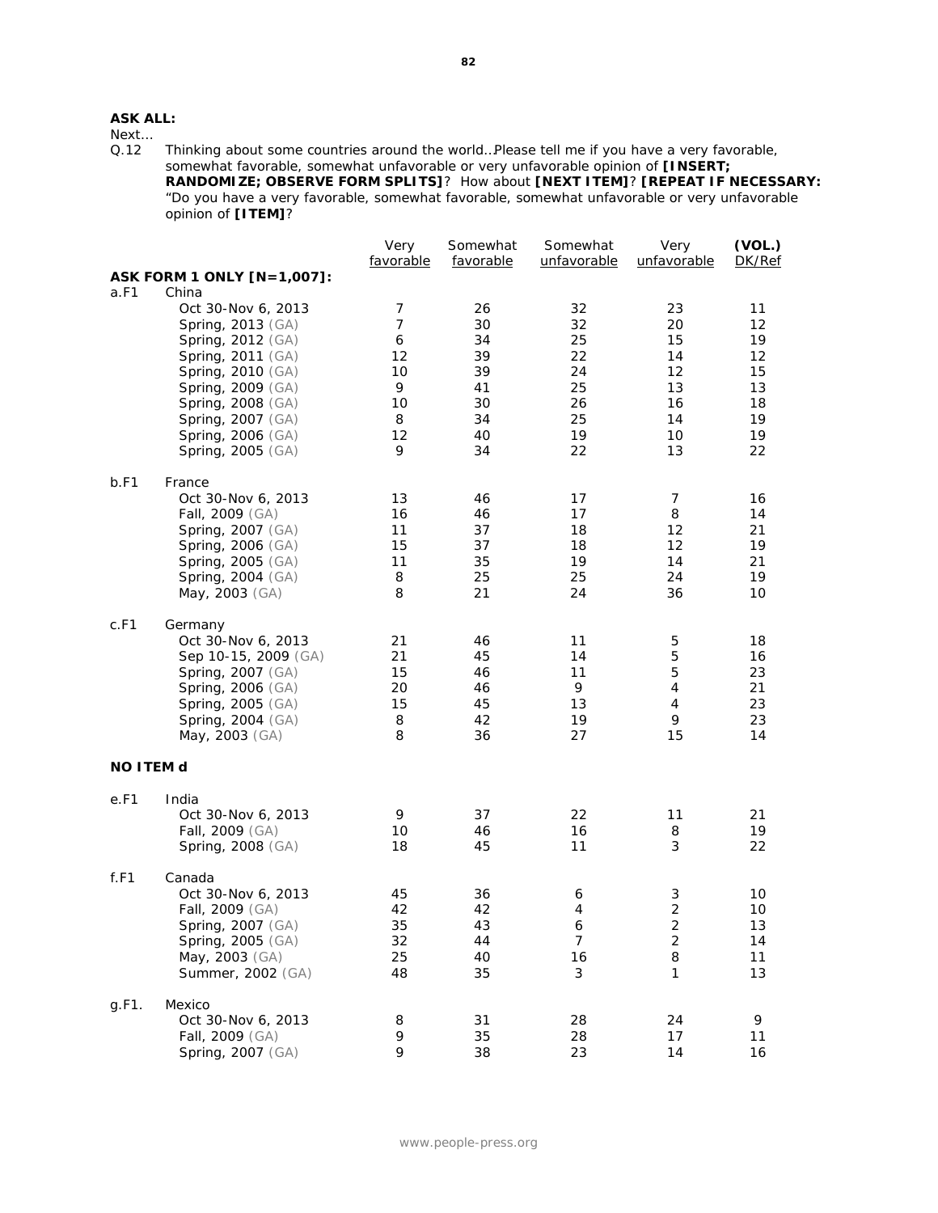**ASK ALL:**

Next…

Q.12 Thinking about some countries around the world…Please tell me if you have a very favorable, somewhat favorable, somewhat unfavorable or very unfavorable opinion of **[INSERT; RANDOMIZE; OBSERVE FORM SPLITS]**? How about **[NEXT ITEM]**? **[REPEAT IF NECESSARY:** "Do you have a very favorable, somewhat favorable, somewhat unfavorable or very unfavorable opinion of **[ITEM]**?

| | | Very favorable | Somewhat favorable | Somewhat unfavorable | Very unfavorable | (VOL.) DK/Ref |
|---|---|---|---|---|---|---|
| **ASK FORM 1 ONLY [N=1,007]:** | | | | | | |
| a.F1 | China | | | | | |
| | Oct 30-Nov 6, 2013 | 7 | 26 | 32 | 23 | 11 |
| | Spring, 2013 (GA) | 7 | 30 | 32 | 20 | 12 |
| | Spring, 2012 (GA) | 6 | 34 | 25 | 15 | 19 |
| | Spring, 2011 (GA) | 12 | 39 | 22 | 14 | 12 |
| | Spring, 2010 (GA) | 10 | 39 | 24 | 12 | 15 |
| | Spring, 2009 (GA) | 9 | 41 | 25 | 13 | 13 |
| | Spring, 2008 (GA) | 10 | 30 | 26 | 16 | 18 |
| | Spring, 2007 (GA) | 8 | 34 | 25 | 14 | 19 |
| | Spring, 2006 (GA) | 12 | 40 | 19 | 10 | 19 |
| | Spring, 2005 (GA) | 9 | 34 | 22 | 13 | 22 |
| b.F1 | France | | | | | |
| | Oct 30-Nov 6, 2013 | 13 | 46 | 17 | 7 | 16 |
| | Fall, 2009 (GA) | 16 | 46 | 17 | 8 | 14 |
| | Spring, 2007 (GA) | 11 | 37 | 18 | 12 | 21 |
| | Spring, 2006 (GA) | 15 | 37 | 18 | 12 | 19 |
| | Spring, 2005 (GA) | 11 | 35 | 19 | 14 | 21 |
| | Spring, 2004 (GA) | 8 | 25 | 25 | 24 | 19 |
| | May, 2003 (GA) | 8 | 21 | 24 | 36 | 10 |
| c.F1 | Germany | | | | | |
| | Oct 30-Nov 6, 2013 | 21 | 46 | 11 | 5 | 18 |
| | Sep 10-15, 2009 (GA) | 21 | 45 | 14 | 5 | 16 |
| | Spring, 2007 (GA) | 15 | 46 | 11 | 5 | 23 |
| | Spring, 2006 (GA) | 20 | 46 | 9 | 4 | 21 |
| | Spring, 2005 (GA) | 15 | 45 | 13 | 4 | 23 |
| | Spring, 2004 (GA) | 8 | 42 | 19 | 9 | 23 |
| | May, 2003 (GA) | 8 | 36 | 27 | 15 | 14 |
| **NO ITEM d** | | | | | | |
| e.F1 | India | | | | | |
| | Oct 30-Nov 6, 2013 | 9 | 37 | 22 | 11 | 21 |
| | Fall, 2009 (GA) | 10 | 46 | 16 | 8 | 19 |
| | Spring, 2008 (GA) | 18 | 45 | 11 | 3 | 22 |
| f.F1 | Canada | | | | | |
| | Oct 30-Nov 6, 2013 | 45 | 36 | 6 | 3 | 10 |
| | Fall, 2009 (GA) | 42 | 42 | 4 | 2 | 10 |
| | Spring, 2007 (GA) | 35 | 43 | 6 | 2 | 13 |
| | Spring, 2005 (GA) | 32 | 44 | 7 | 2 | 14 |
| | May, 2003 (GA) | 25 | 40 | 16 | 8 | 11 |
| | Summer, 2002 (GA) | 48 | 35 | 3 | 1 | 13 |
| g.F1. | Mexico | | | | | |
| | Oct 30-Nov 6, 2013 | 8 | 31 | 28 | 24 | 9 |
| | Fall, 2009 (GA) | 9 | 35 | 28 | 17 | 11 |
| | Spring, 2007 (GA) | 9 | 38 | 23 | 14 | 16 |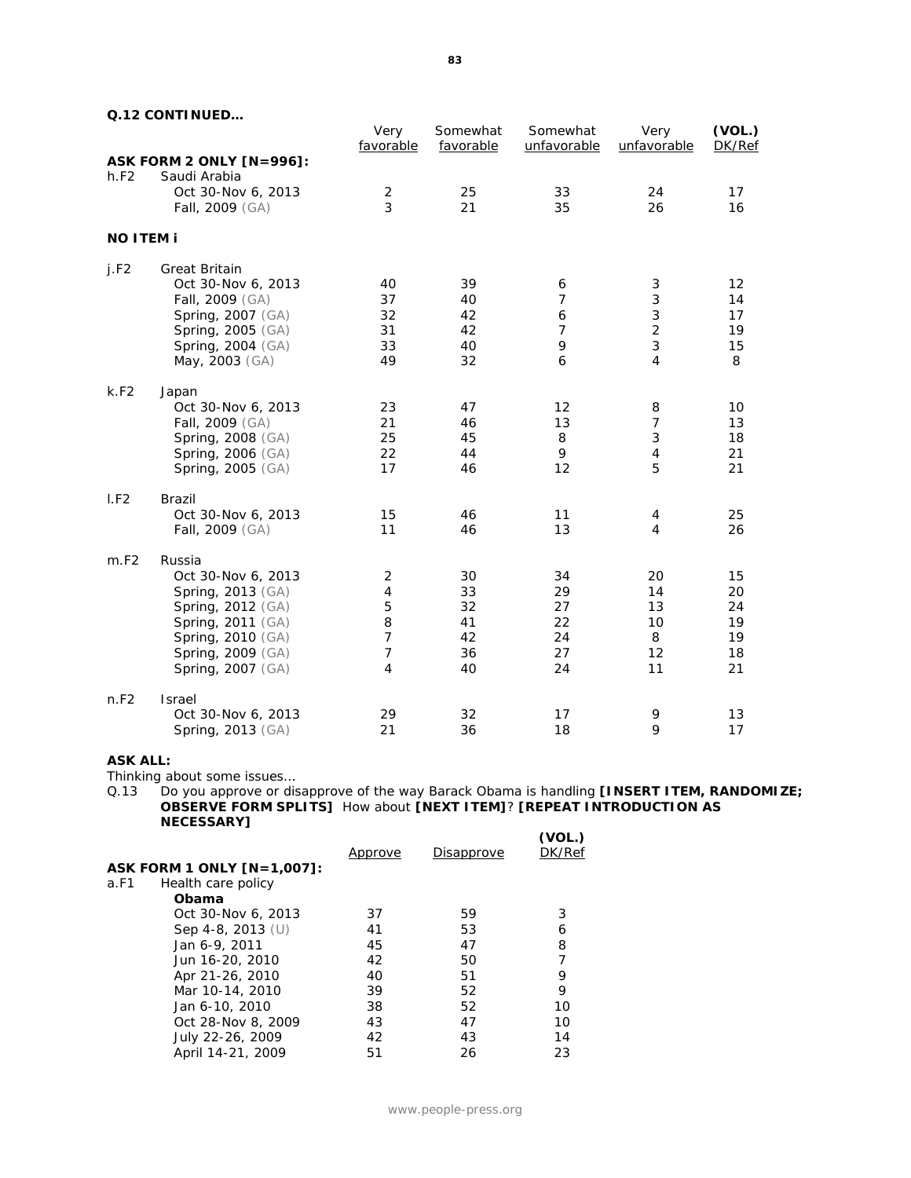**Q.12 CONTINUED…**

| | | Very favorable | Somewhat favorable | Somewhat unfavorable | Very unfavorable | (VOL.) DK/Ref |
|---|---|---|---|---|---|---|
| **ASK FORM 2 ONLY [N=996]:** | | | | | | |
| h.F2 | Saudi Arabia | | | | | |
| | Oct 30-Nov 6, 2013 | 2 | 25 | 33 | 24 | 17 |
| | Fall, 2009 (GA) | 3 | 21 | 35 | 26 | 16 |
| **NO ITEM i** | | | | | | |
| j.F2 | Great Britain | | | | | |
| | Oct 30-Nov 6, 2013 | 40 | 39 | 6 | 3 | 12 |
| | Fall, 2009 (GA) | 37 | 40 | 7 | 3 | 14 |
| | Spring, 2007 (GA) | 32 | 42 | 6 | 3 | 17 |
| | Spring, 2005 (GA) | 31 | 42 | 7 | 2 | 19 |
| | Spring, 2004 (GA) | 33 | 40 | 9 | 3 | 15 |
| | May, 2003 (GA) | 49 | 32 | 6 | 4 | 8 |
| k.F2 | Japan | | | | | |
| | Oct 30-Nov 6, 2013 | 23 | 47 | 12 | 8 | 10 |
| | Fall, 2009 (GA) | 21 | 46 | 13 | 7 | 13 |
| | Spring, 2008 (GA) | 25 | 45 | 8 | 3 | 18 |
| | Spring, 2006 (GA) | 22 | 44 | 9 | 4 | 21 |
| | Spring, 2005 (GA) | 17 | 46 | 12 | 5 | 21 |
| l.F2 | Brazil | | | | | |
| | Oct 30-Nov 6, 2013 | 15 | 46 | 11 | 4 | 25 |
| | Fall, 2009 (GA) | 11 | 46 | 13 | 4 | 26 |
| m.F2 | Russia | | | | | |
| | Oct 30-Nov 6, 2013 | 2 | 30 | 34 | 20 | 15 |
| | Spring, 2013 (GA) | 4 | 33 | 29 | 14 | 20 |
| | Spring, 2012 (GA) | 5 | 32 | 27 | 13 | 24 |
| | Spring, 2011 (GA) | 8 | 41 | 22 | 10 | 19 |
| | Spring, 2010 (GA) | 7 | 42 | 24 | 8 | 19 |
| | Spring, 2009 (GA) | 7 | 36 | 27 | 12 | 18 |
| | Spring, 2007 (GA) | 4 | 40 | 24 | 11 | 21 |
| n.F2 | Israel | | | | | |
| | Oct 30-Nov 6, 2013 | 29 | 32 | 17 | 9 | 13 |
| | Spring, 2013 (GA) | 21 | 36 | 18 | 9 | 17 |

**ASK ALL:**

Thinking about some issues…

Q.13 Do you approve or disapprove of the way Barack Obama is handling **[INSERT ITEM, RANDOMIZE; OBSERVE FORM SPLITS]** How about **[NEXT ITEM]**? **[REPEAT INTRODUCTION AS NECESSARY]**

| | | Approve | Disapprove | (VOL.) DK/Ref |
|---|---|---|---|---|
| **ASK FORM 1 ONLY [N=1,007]:** | | | | |
| a.F1 | Health care policy | | | |
| | **Obama** | | | |
| | Oct 30-Nov 6, 2013 | 37 | 59 | 3 |
| | Sep 4-8, 2013 (U) | 41 | 53 | 6 |
| | Jan 6-9, 2011 | 45 | 47 | 8 |
| | Jun 16-20, 2010 | 42 | 50 | 7 |
| | Apr 21-26, 2010 | 40 | 51 | 9 |
| | Mar 10-14, 2010 | 39 | 52 | 9 |
| | Jan 6-10, 2010 | 38 | 52 | 10 |
| | Oct 28-Nov 8, 2009 | 43 | 47 | 10 |
| | July 22-26, 2009 | 42 | 43 | 14 |
| | April 14-21, 2009 | 51 | 26 | 23 |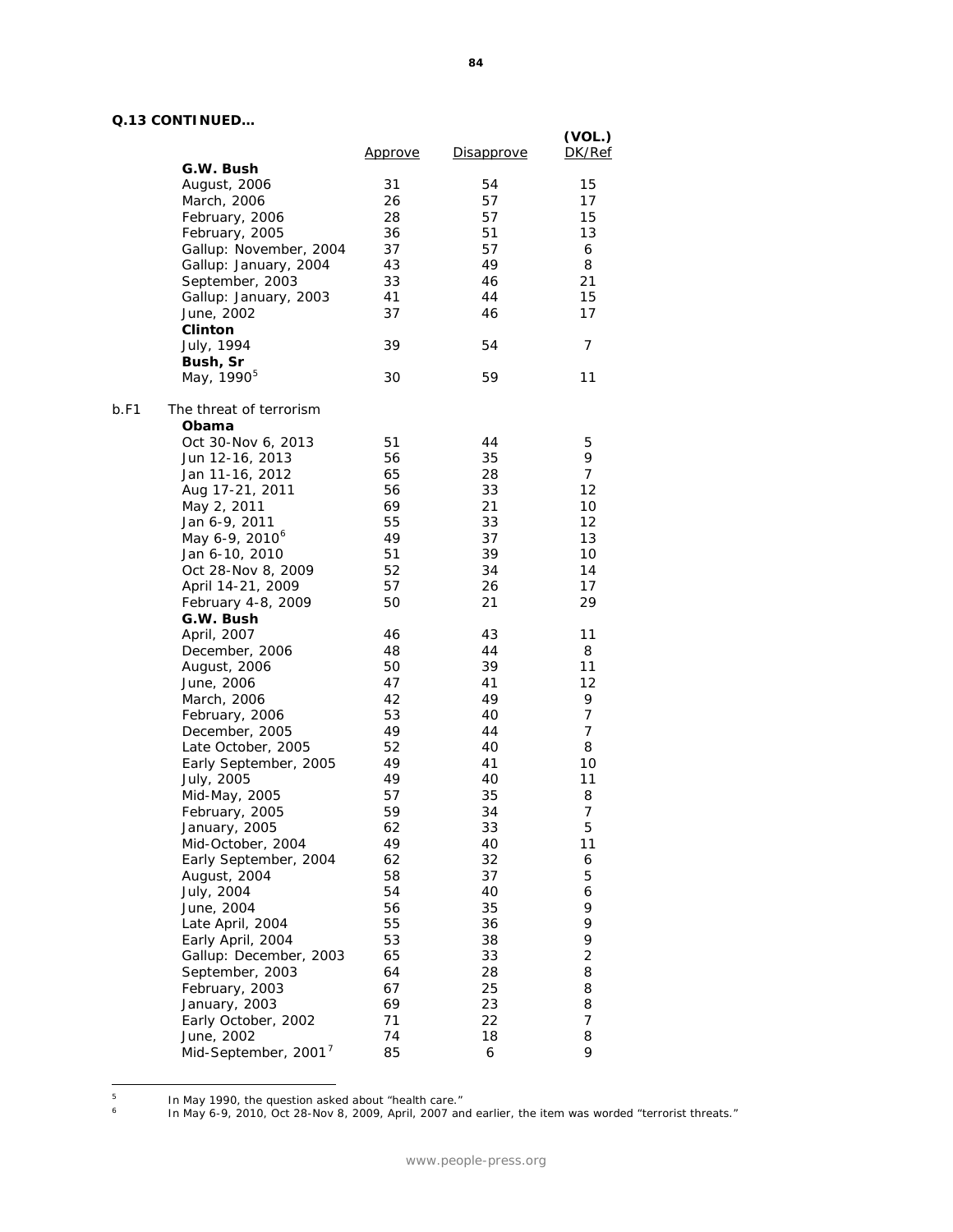**Q.13 CONTINUED…**

| | | Approve | Disapprove | (VOL.) DK/Ref |
|---|---|---|---|---|
| | **G.W. Bush** | | | |
| | August, 2006 | 31 | 54 | 15 |
| | March, 2006 | 26 | 57 | 17 |
| | February, 2006 | 28 | 57 | 15 |
| | February, 2005 | 36 | 51 | 13 |
| | Gallup: November, 2004 | 37 | 57 | 6 |
| | Gallup: January, 2004 | 43 | 49 | 8 |
| | September, 2003 | 33 | 46 | 21 |
| | Gallup: January, 2003 | 41 | 44 | 15 |
| | June, 2002 | 37 | 46 | 17 |
| | **Clinton** | | | |
| | July, 1994 | 39 | 54 | 7 |
| | **Bush, Sr** | | | |
| | May, 1990[5] | 30 | 59 | 11 |
| b.F1 | The threat of terrorism | | | |
| | **Obama** | | | |
| | Oct 30-Nov 6, 2013 | 51 | 44 | 5 |
| | Jun 12-16, 2013 | 56 | 35 | 9 |
| | Jan 11-16, 2012 | 65 | 28 | 7 |
| | Aug 17-21, 2011 | 56 | 33 | 12 |
| | May 2, 2011 | 69 | 21 | 10 |
| | Jan 6-9, 2011 | 55 | 33 | 12 |
| | May 6-9, 2010[6] | 49 | 37 | 13 |
| | Jan 6-10, 2010 | 51 | 39 | 10 |
| | Oct 28-Nov 8, 2009 | 52 | 34 | 14 |
| | April 14-21, 2009 | 57 | 26 | 17 |
| | February 4-8, 2009 | 50 | 21 | 29 |
| | **G.W. Bush** | | | |
| | April, 2007 | 46 | 43 | 11 |
| | December, 2006 | 48 | 44 | 8 |
| | August, 2006 | 50 | 39 | 11 |
| | June, 2006 | 47 | 41 | 12 |
| | March, 2006 | 42 | 49 | 9 |
| | February, 2006 | 53 | 40 | 7 |
| | December, 2005 | 49 | 44 | 7 |
| | Late October, 2005 | 52 | 40 | 8 |
| | Early September, 2005 | 49 | 41 | 10 |
| | July, 2005 | 49 | 40 | 11 |
| | Mid-May, 2005 | 57 | 35 | 8 |
| | February, 2005 | 59 | 34 | 7 |
| | January, 2005 | 62 | 33 | 5 |
| | Mid-October, 2004 | 49 | 40 | 11 |
| | Early September, 2004 | 62 | 32 | 6 |
| | August, 2004 | 58 | 37 | 5 |
| | July, 2004 | 54 | 40 | 6 |
| | June, 2004 | 56 | 35 | 9 |
| | Late April, 2004 | 55 | 36 | 9 |
| | Early April, 2004 | 53 | 38 | 9 |
| | Gallup: December, 2003 | 65 | 33 | 2 |
| | September, 2003 | 64 | 28 | 8 |
| | February, 2003 | 67 | 25 | 8 |
| | January, 2003 | 69 | 23 | 8 |
| | Early October, 2002 | 71 | 22 | 7 |
| | June, 2002 | 74 | 18 | 8 |
| | Mid-September, 2001[7] | 85 | 6 | 9 |

[5] In May 1990, the question asked about "health care."

[6] In May 6-9, 2010, Oct 28-Nov 8, 2009, April, 2007 and earlier, the item was worded "terrorist threats."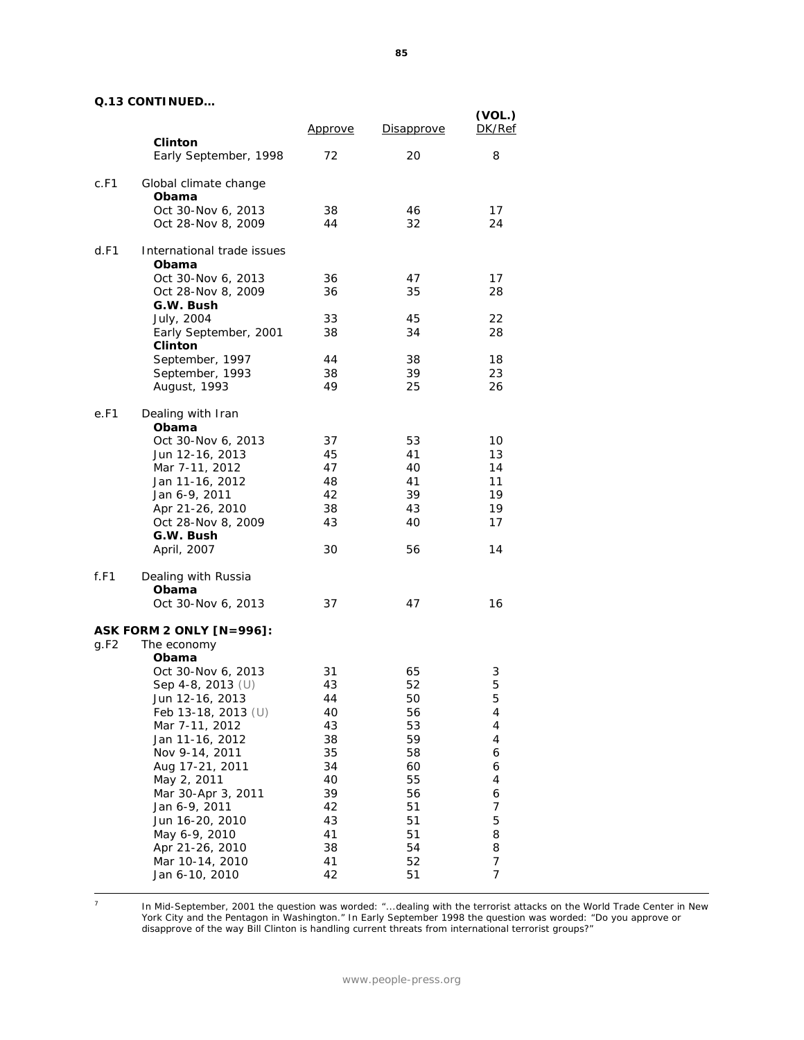**Q.13 CONTINUED…**

| | | Approve | Disapprove | (VOL.) DK/Ref |
|---|---|---|---|---|
| | **Clinton** | | | |
| | Early September, 1998 | 72 | 20 | 8 |
| c.F1 | Global climate change | | | |
| | **Obama** | | | |
| | Oct 30-Nov 6, 2013 | 38 | 46 | 17 |
| | Oct 28-Nov 8, 2009 | 44 | 32 | 24 |
| d.F1 | International trade issues | | | |
| | **Obama** | | | |
| | Oct 30-Nov 6, 2013 | 36 | 47 | 17 |
| | Oct 28-Nov 8, 2009 | 36 | 35 | 28 |
| | **G.W. Bush** | | | |
| | July, 2004 | 33 | 45 | 22 |
| | Early September, 2001 | 38 | 34 | 28 |
| | **Clinton** | | | |
| | September, 1997 | 44 | 38 | 18 |
| | September, 1993 | 38 | 39 | 23 |
| | August, 1993 | 49 | 25 | 26 |
| e.F1 | Dealing with Iran | | | |
| | **Obama** | | | |
| | Oct 30-Nov 6, 2013 | 37 | 53 | 10 |
| | Jun 12-16, 2013 | 45 | 41 | 13 |
| | Mar 7-11, 2012 | 47 | 40 | 14 |
| | Jan 11-16, 2012 | 48 | 41 | 11 |
| | Jan 6-9, 2011 | 42 | 39 | 19 |
| | Apr 21-26, 2010 | 38 | 43 | 19 |
| | Oct 28-Nov 8, 2009 | 43 | 40 | 17 |
| | **G.W. Bush** | | | |
| | April, 2007 | 30 | 56 | 14 |
| f.F1 | Dealing with Russia | | | |
| | **Obama** | | | |
| | Oct 30-Nov 6, 2013 | 37 | 47 | 16 |
| | **ASK FORM 2 ONLY [N=996]:** | | | |
| g.F2 | The economy | | | |
| | **Obama** | | | |
| | Oct 30-Nov 6, 2013 | 31 | 65 | 3 |
| | Sep 4-8, 2013 (U) | 43 | 52 | 5 |
| | Jun 12-16, 2013 | 44 | 50 | 5 |
| | Feb 13-18, 2013 (U) | 40 | 56 | 4 |
| | Mar 7-11, 2012 | 43 | 53 | 4 |
| | Jan 11-16, 2012 | 38 | 59 | 4 |
| | Nov 9-14, 2011 | 35 | 58 | 6 |
| | Aug 17-21, 2011 | 34 | 60 | 6 |
| | May 2, 2011 | 40 | 55 | 4 |
| | Mar 30-Apr 3, 2011 | 39 | 56 | 6 |
| | Jan 6-9, 2011 | 42 | 51 | 7 |
| | Jun 16-20, 2010 | 43 | 51 | 5 |
| | May 6-9, 2010 | 41 | 51 | 8 |
| | Apr 21-26, 2010 | 38 | 54 | 8 |
| | Mar 10-14, 2010 | 41 | 52 | 7 |
| | Jan 6-10, 2010 | 42 | 51 | 7 |

---

[7] In Mid-September, 2001 the question was worded: "…dealing with the terrorist attacks on the World Trade Center in New York City and the Pentagon in Washington." In Early September 1998 the question was worded: "Do you approve or disapprove of the way Bill Clinton is handling current threats from international terrorist groups?"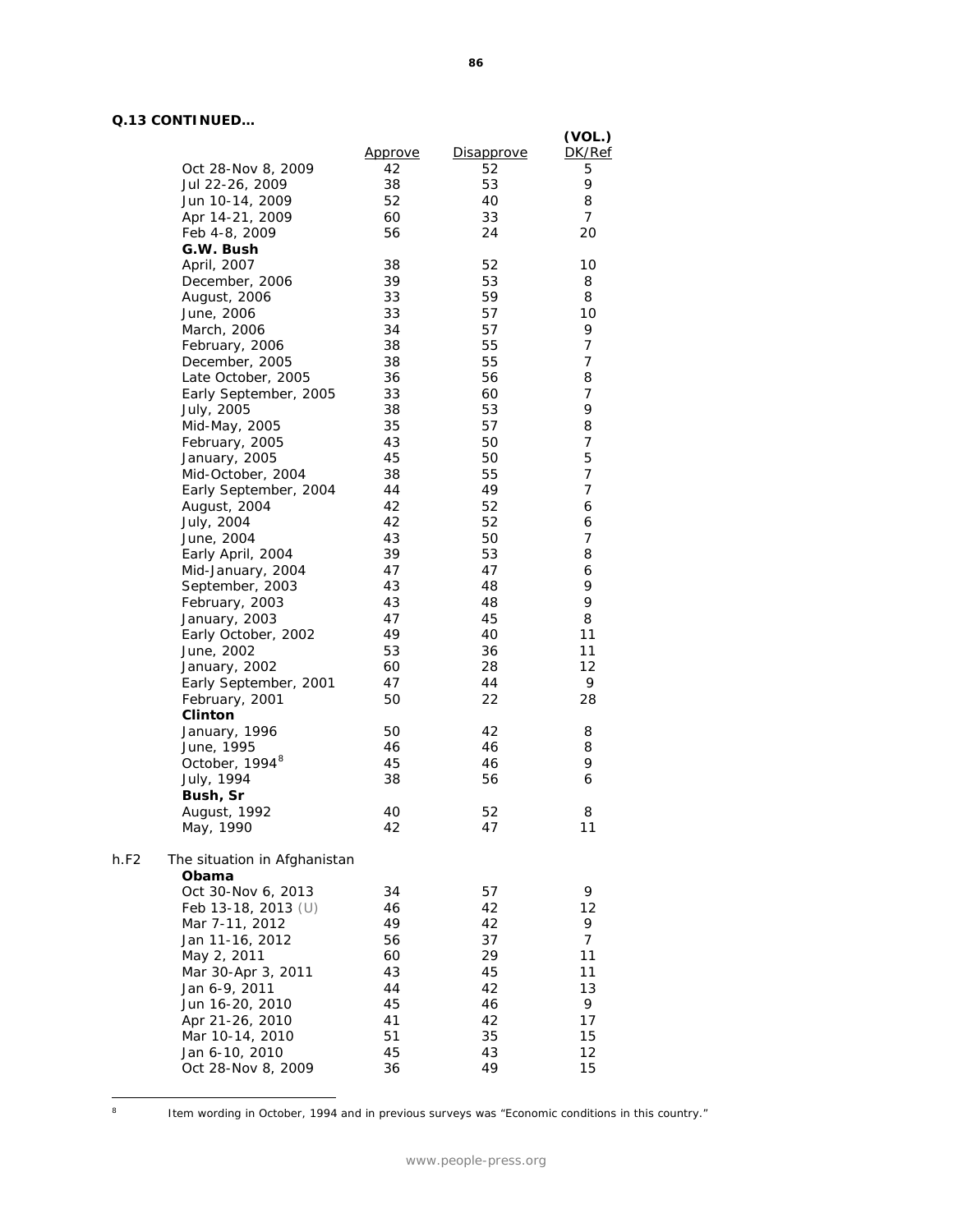**Q.13 CONTINUED…**

| | | Approve | Disapprove | (VOL.) DK/Ref |
|---|---|---|---|---|
| | Oct 28-Nov 8, 2009 | 42 | 52 | 5 |
| | Jul 22-26, 2009 | 38 | 53 | 9 |
| | Jun 10-14, 2009 | 52 | 40 | 8 |
| | Apr 14-21, 2009 | 60 | 33 | 7 |
| | Feb 4-8, 2009 | 56 | 24 | 20 |
| | **G.W. Bush** | | | |
| | April, 2007 | 38 | 52 | 10 |
| | December, 2006 | 39 | 53 | 8 |
| | August, 2006 | 33 | 59 | 8 |
| | June, 2006 | 33 | 57 | 10 |
| | March, 2006 | 34 | 57 | 9 |
| | February, 2006 | 38 | 55 | 7 |
| | December, 2005 | 38 | 55 | 7 |
| | Late October, 2005 | 36 | 56 | 8 |
| | Early September, 2005 | 33 | 60 | 7 |
| | July, 2005 | 38 | 53 | 9 |
| | Mid-May, 2005 | 35 | 57 | 8 |
| | February, 2005 | 43 | 50 | 7 |
| | January, 2005 | 45 | 50 | 5 |
| | Mid-October, 2004 | 38 | 55 | 7 |
| | Early September, 2004 | 44 | 49 | 7 |
| | August, 2004 | 42 | 52 | 6 |
| | July, 2004 | 42 | 52 | 6 |
| | June, 2004 | 43 | 50 | 7 |
| | Early April, 2004 | 39 | 53 | 8 |
| | Mid-January, 2004 | 47 | 47 | 6 |
| | September, 2003 | 43 | 48 | 9 |
| | February, 2003 | 43 | 48 | 9 |
| | January, 2003 | 47 | 45 | 8 |
| | Early October, 2002 | 49 | 40 | 11 |
| | June, 2002 | 53 | 36 | 11 |
| | January, 2002 | 60 | 28 | 12 |
| | Early September, 2001 | 47 | 44 | 9 |
| | February, 2001 | 50 | 22 | 28 |
| | **Clinton** | | | |
| | January, 1996 | 50 | 42 | 8 |
| | June, 1995 | 46 | 46 | 8 |
| | October, 1994[8] | 45 | 46 | 9 |
| | July, 1994 | 38 | 56 | 6 |
| | **Bush, Sr** | | | |
| | August, 1992 | 40 | 52 | 8 |
| | May, 1990 | 42 | 47 | 11 |
| h.F2 | The situation in Afghanistan | | | |
| | **Obama** | | | |
| | Oct 30-Nov 6, 2013 | 34 | 57 | 9 |
| | Feb 13-18, 2013 (U) | 46 | 42 | 12 |
| | Mar 7-11, 2012 | 49 | 42 | 9 |
| | Jan 11-16, 2012 | 56 | 37 | 7 |
| | May 2, 2011 | 60 | 29 | 11 |
| | Mar 30-Apr 3, 2011 | 43 | 45 | 11 |
| | Jan 6-9, 2011 | 44 | 42 | 13 |
| | Jun 16-20, 2010 | 45 | 46 | 9 |
| | Apr 21-26, 2010 | 41 | 42 | 17 |
| | Mar 10-14, 2010 | 51 | 35 | 15 |
| | Jan 6-10, 2010 | 45 | 43 | 12 |
| | Oct 28-Nov 8, 2009 | 36 | 49 | 15 |

[8] Item wording in October, 1994 and in previous surveys was "Economic conditions in this country."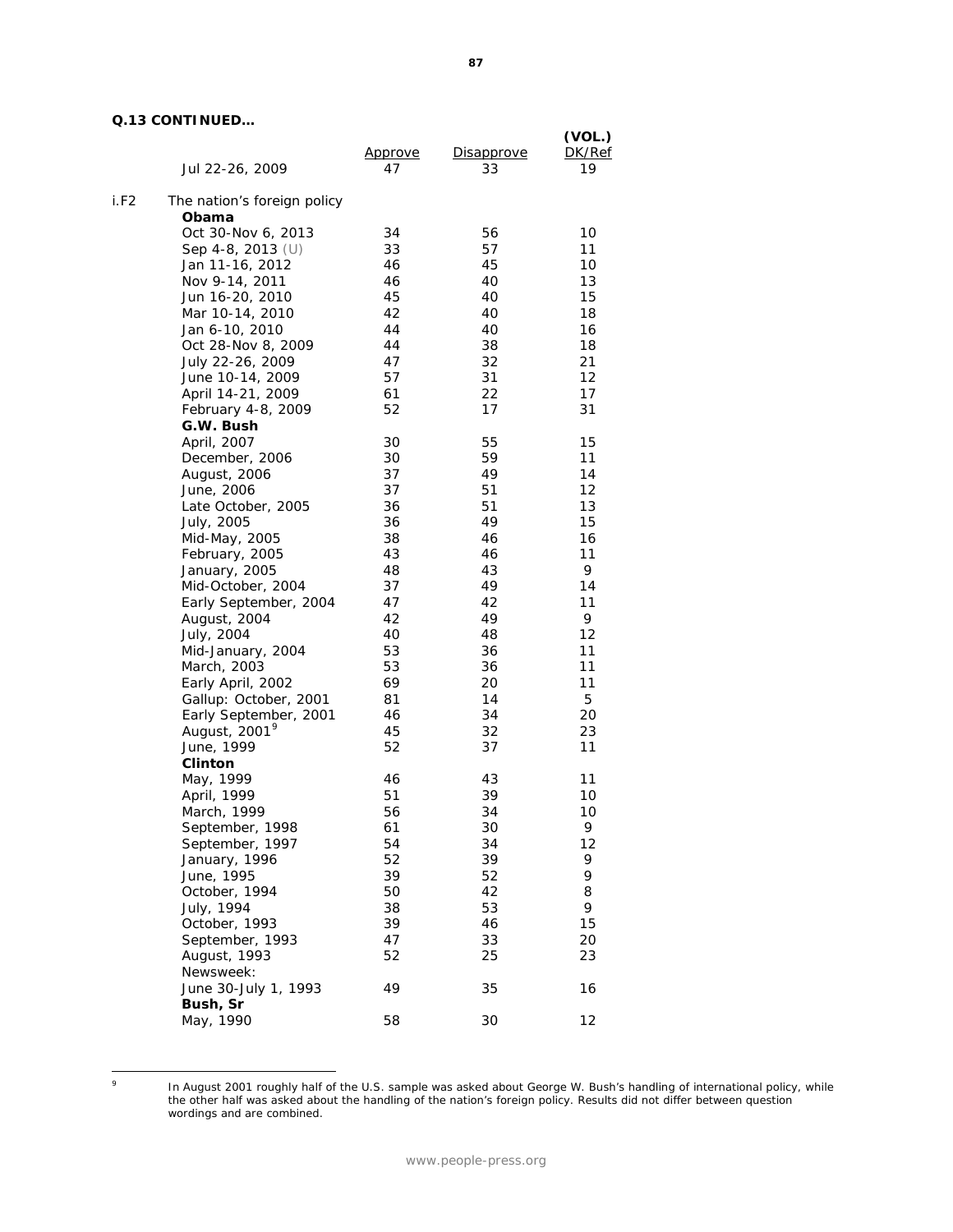**Q.13 CONTINUED…**

| | | Approve | Disapprove | (VOL.) DK/Ref |
|---|---|---|---|---|
| | Jul 22-26, 2009 | 47 | 33 | 19 |
| i.F2 | The nation's foreign policy | | | |
| | **Obama** | | | |
| | Oct 30-Nov 6, 2013 | 34 | 56 | 10 |
| | Sep 4-8, 2013 (U) | 33 | 57 | 11 |
| | Jan 11-16, 2012 | 46 | 45 | 10 |
| | Nov 9-14, 2011 | 46 | 40 | 13 |
| | Jun 16-20, 2010 | 45 | 40 | 15 |
| | Mar 10-14, 2010 | 42 | 40 | 18 |
| | Jan 6-10, 2010 | 44 | 40 | 16 |
| | Oct 28-Nov 8, 2009 | 44 | 38 | 18 |
| | July 22-26, 2009 | 47 | 32 | 21 |
| | June 10-14, 2009 | 57 | 31 | 12 |
| | April 14-21, 2009 | 61 | 22 | 17 |
| | February 4-8, 2009 | 52 | 17 | 31 |
| | **G.W. Bush** | | | |
| | April, 2007 | 30 | 55 | 15 |
| | December, 2006 | 30 | 59 | 11 |
| | August, 2006 | 37 | 49 | 14 |
| | June, 2006 | 37 | 51 | 12 |
| | Late October, 2005 | 36 | 51 | 13 |
| | July, 2005 | 36 | 49 | 15 |
| | Mid-May, 2005 | 38 | 46 | 16 |
| | February, 2005 | 43 | 46 | 11 |
| | January, 2005 | 48 | 43 | 9 |
| | Mid-October, 2004 | 37 | 49 | 14 |
| | Early September, 2004 | 47 | 42 | 11 |
| | August, 2004 | 42 | 49 | 9 |
| | July, 2004 | 40 | 48 | 12 |
| | Mid-January, 2004 | 53 | 36 | 11 |
| | March, 2003 | 53 | 36 | 11 |
| | Early April, 2002 | 69 | 20 | 11 |
| | Gallup: October, 2001 | 81 | 14 | 5 |
| | Early September, 2001 | 46 | 34 | 20 |
| | August, 2001[9] | 45 | 32 | 23 |
| | June, 1999 | 52 | 37 | 11 |
| | **Clinton** | | | |
| | May, 1999 | 46 | 43 | 11 |
| | April, 1999 | 51 | 39 | 10 |
| | March, 1999 | 56 | 34 | 10 |
| | September, 1998 | 61 | 30 | 9 |
| | September, 1997 | 54 | 34 | 12 |
| | January, 1996 | 52 | 39 | 9 |
| | June, 1995 | 39 | 52 | 9 |
| | October, 1994 | 50 | 42 | 8 |
| | July, 1994 | 38 | 53 | 9 |
| | October, 1993 | 39 | 46 | 15 |
| | September, 1993 | 47 | 33 | 20 |
| | August, 1993 | 52 | 25 | 23 |
| | Newsweek: June 30-July 1, 1993 | 49 | 35 | 16 |
| | **Bush, Sr** | | | |
| | May, 1990 | 58 | 30 | 12 |

[9] In August 2001 roughly half of the U.S. sample was asked about George W. Bush's handling of international policy, while the other half was asked about the handling of the nation's foreign policy. Results did not differ between question wordings and are combined.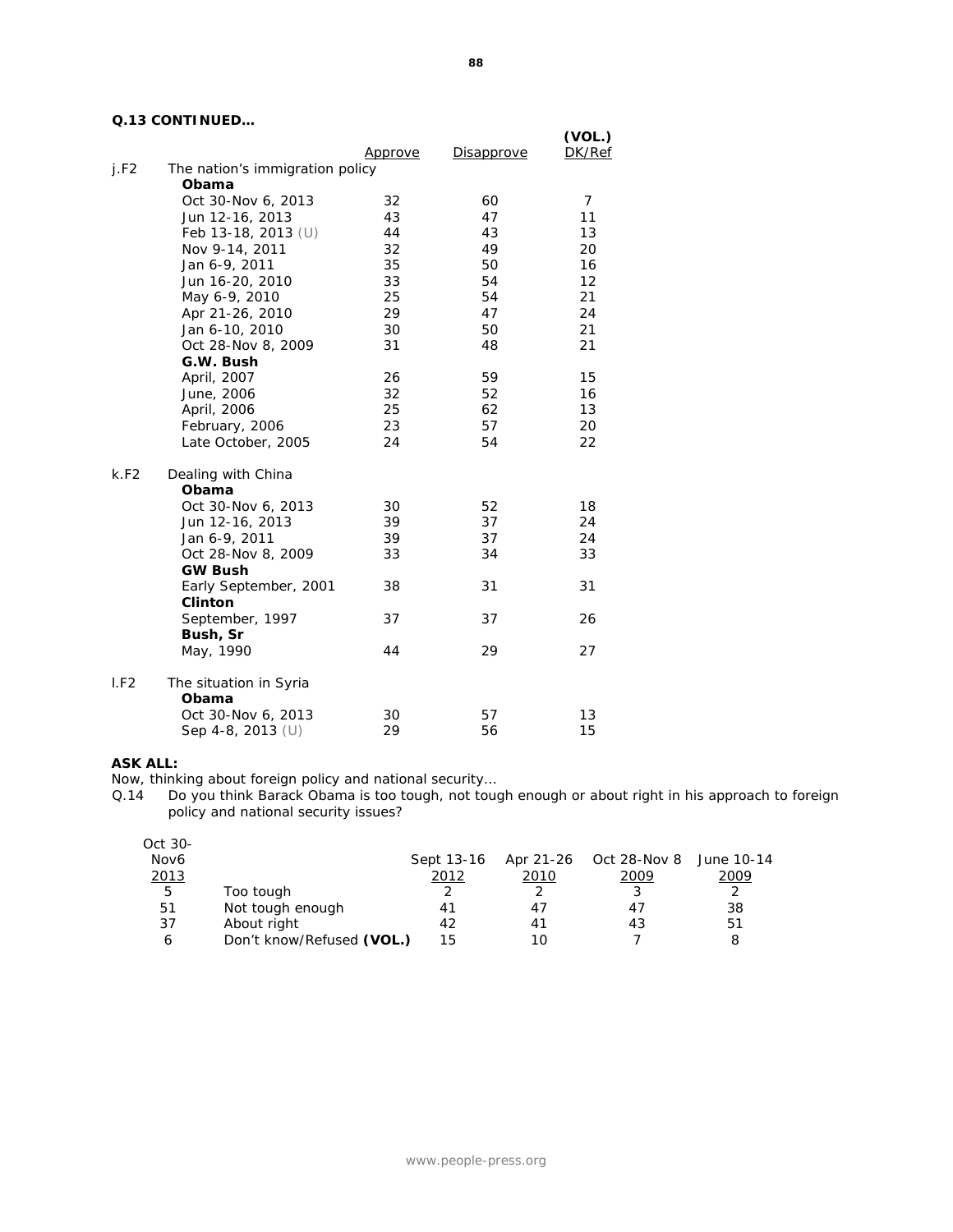**Q.13 CONTINUED…**

| | | Approve | Disapprove | (VOL.) DK/Ref |
|---|---|---|---|---|
| j.F2 | The nation's immigration policy | | | |
| | **Obama** | | | |
| | Oct 30-Nov 6, 2013 | 32 | 60 | 7 |
| | Jun 12-16, 2013 | 43 | 47 | 11 |
| | Feb 13-18, 2013 (U) | 44 | 43 | 13 |
| | Nov 9-14, 2011 | 32 | 49 | 20 |
| | Jan 6-9, 2011 | 35 | 50 | 16 |
| | Jun 16-20, 2010 | 33 | 54 | 12 |
| | May 6-9, 2010 | 25 | 54 | 21 |
| | Apr 21-26, 2010 | 29 | 47 | 24 |
| | Jan 6-10, 2010 | 30 | 50 | 21 |
| | Oct 28-Nov 8, 2009 | 31 | 48 | 21 |
| | **G.W. Bush** | | | |
| | April, 2007 | 26 | 59 | 15 |
| | June, 2006 | 32 | 52 | 16 |
| | April, 2006 | 25 | 62 | 13 |
| | February, 2006 | 23 | 57 | 20 |
| | Late October, 2005 | 24 | 54 | 22 |
| k.F2 | Dealing with China | | | |
| | **Obama** | | | |
| | Oct 30-Nov 6, 2013 | 30 | 52 | 18 |
| | Jun 12-16, 2013 | 39 | 37 | 24 |
| | Jan 6-9, 2011 | 39 | 37 | 24 |
| | Oct 28-Nov 8, 2009 | 33 | 34 | 33 |
| | **GW Bush** | | | |
| | Early September, 2001 | 38 | 31 | 31 |
| | **Clinton** | | | |
| | September, 1997 | 37 | 37 | 26 |
| | **Bush, Sr** | | | |
| | May, 1990 | 44 | 29 | 27 |
| l.F2 | The situation in Syria | | | |
| | **Obama** | | | |
| | Oct 30-Nov 6, 2013 | 30 | 57 | 13 |
| | Sep 4-8, 2013 (U) | 29 | 56 | 15 |

**ASK ALL:**

Now, thinking about foreign policy and national security…

Q.14 Do you think Barack Obama is too tough, not tough enough or about right in his approach to foreign policy and national security issues?

| Oct 30-Nov6 2013 | | Sept 13-16 2012 | Apr 21-26 2010 | Oct 28-Nov 8 2009 | June 10-14 2009 |
|---|---|---|---|---|---|
| 5 | Too tough | 2 | 2 | 3 | 2 |
| 51 | Not tough enough | 41 | 47 | 47 | 38 |
| 37 | About right | 42 | 41 | 43 | 51 |
| 6 | Don't know/Refused **(VOL.)** | 15 | 10 | 7 | 8 |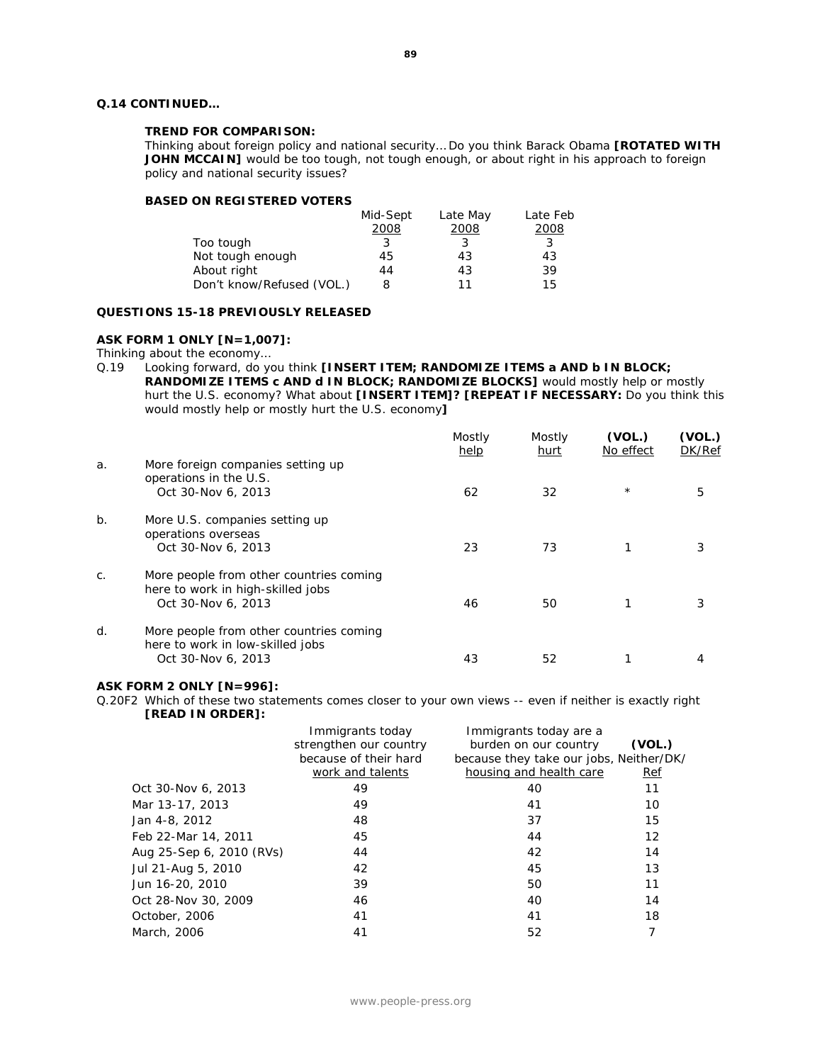**Q.14 CONTINUED…**

**TREND FOR COMPARISON:**
Thinking about foreign policy and national security… Do you think Barack Obama **[ROTATED WITH JOHN MCCAIN]** would be too tough, not tough enough, or about right in his approach to foreign policy and national security issues?

**BASED ON REGISTERED VOTERS**

| | Mid-Sept 2008 | Late May 2008 | Late Feb 2008 |
|---|---|---|---|
| Too tough | 3 | 3 | 3 |
| Not tough enough | 45 | 43 | 43 |
| About right | 44 | 43 | 39 |
| Don't know/Refused (VOL.) | 8 | 11 | 15 |

**QUESTIONS 15-18 PREVIOUSLY RELEASED**

**ASK FORM 1 ONLY [N=1,007]:**
Thinking about the economy…

Q.19 Looking forward, do you think **[INSERT ITEM; RANDOMIZE ITEMS a AND b IN BLOCK; RANDOMIZE ITEMS c AND d IN BLOCK; RANDOMIZE BLOCKS]** would mostly help or mostly hurt the U.S. economy? What about **[INSERT ITEM]? [REPEAT IF NECESSARY:** Do you think this would mostly help or mostly hurt the U.S. economy**]**

| | | Mostly help | Mostly hurt | (VOL.) No effect | (VOL.) DK/Ref |
|---|---|---|---|---|---|
| a. | More foreign companies setting up operations in the U.S. | | | | |
| | Oct 30-Nov 6, 2013 | 62 | 32 | * | 5 |
| b. | More U.S. companies setting up operations overseas | | | | |
| | Oct 30-Nov 6, 2013 | 23 | 73 | 1 | 3 |
| c. | More people from other countries coming here to work in high-skilled jobs | | | | |
| | Oct 30-Nov 6, 2013 | 46 | 50 | 1 | 3 |
| d. | More people from other countries coming here to work in low-skilled jobs | | | | |
| | Oct 30-Nov 6, 2013 | 43 | 52 | 1 | 4 |

**ASK FORM 2 ONLY [N=996]:**

Q.20F2 Which of these two statements comes closer to your own views -- even if neither is exactly right **[READ IN ORDER]:**

| | Immigrants today strengthen our country because of their hard work and talents | Immigrants today are a burden on our country because they take our jobs, housing and health care | (VOL.) Neither/DK/Ref |
|---|---|---|---|
| Oct 30-Nov 6, 2013 | 49 | 40 | 11 |
| Mar 13-17, 2013 | 49 | 41 | 10 |
| Jan 4-8, 2012 | 48 | 37 | 15 |
| Feb 22-Mar 14, 2011 | 45 | 44 | 12 |
| Aug 25-Sep 6, 2010 (RVs) | 44 | 42 | 14 |
| Jul 21-Aug 5, 2010 | 42 | 45 | 13 |
| Jun 16-20, 2010 | 39 | 50 | 11 |
| Oct 28-Nov 30, 2009 | 46 | 40 | 14 |
| October, 2006 | 41 | 41 | 18 |
| March, 2006 | 41 | 52 | 7 |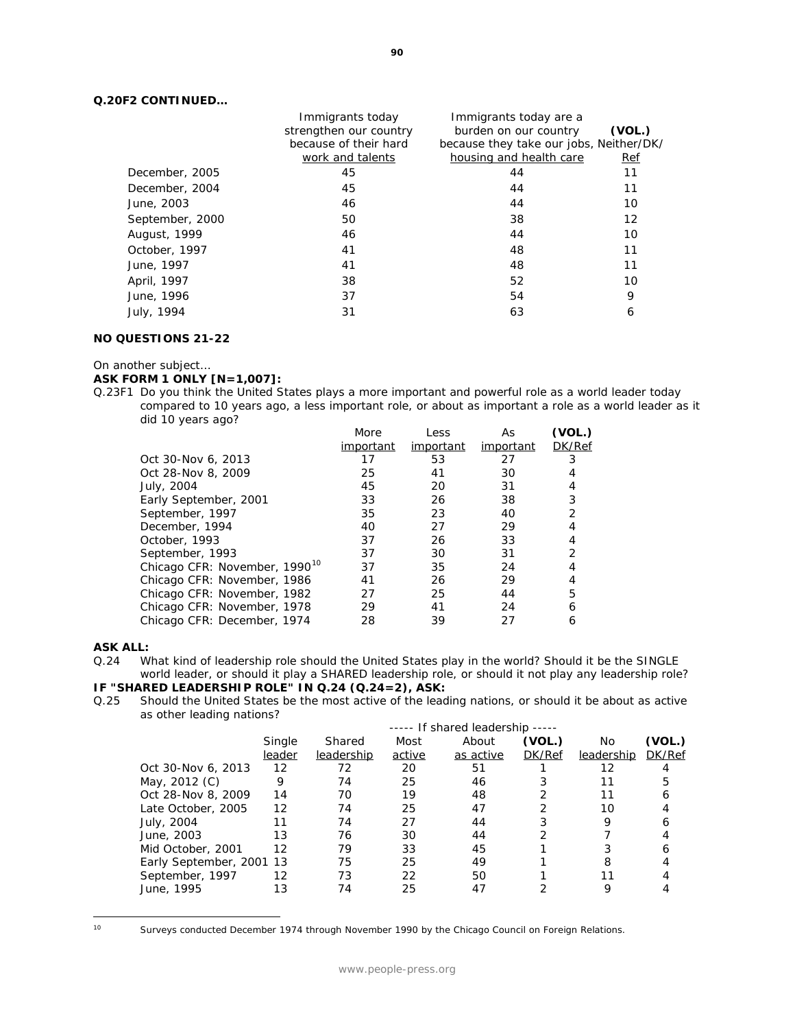**Q.20F2 CONTINUED…**

| | Immigrants today strengthen our country because of their hard work and talents | Immigrants today are a burden on our country because they take our jobs, housing and health care | (VOL.) Neither/DK/ Ref |
|---|---|---|---|
| December, 2005 | 45 | 44 | 11 |
| December, 2004 | 45 | 44 | 11 |
| June, 2003 | 46 | 44 | 10 |
| September, 2000 | 50 | 38 | 12 |
| August, 1999 | 46 | 44 | 10 |
| October, 1997 | 41 | 48 | 11 |
| June, 1997 | 41 | 48 | 11 |
| April, 1997 | 38 | 52 | 10 |
| June, 1996 | 37 | 54 | 9 |
| July, 1994 | 31 | 63 | 6 |

**NO QUESTIONS 21-22**

On another subject…

**ASK FORM 1 ONLY [N=1,007]:**

Q.23F1 Do you think the United States plays a more important and powerful role as a world leader today compared to 10 years ago, a less important role, or about as important a role as a world leader as it did 10 years ago?

| | More important | Less important | As important | (VOL.) DK/Ref |
|---|---|---|---|---|
| Oct 30-Nov 6, 2013 | 17 | 53 | 27 | 3 |
| Oct 28-Nov 8, 2009 | 25 | 41 | 30 | 4 |
| July, 2004 | 45 | 20 | 31 | 4 |
| Early September, 2001 | 33 | 26 | 38 | 3 |
| September, 1997 | 35 | 23 | 40 | 2 |
| December, 1994 | 40 | 27 | 29 | 4 |
| October, 1993 | 37 | 26 | 33 | 4 |
| September, 1993 | 37 | 30 | 31 | 2 |
| Chicago CFR: November, 1990[10] | 37 | 35 | 24 | 4 |
| Chicago CFR: November, 1986 | 41 | 26 | 29 | 4 |
| Chicago CFR: November, 1982 | 27 | 25 | 44 | 5 |
| Chicago CFR: November, 1978 | 29 | 41 | 24 | 6 |
| Chicago CFR: December, 1974 | 28 | 39 | 27 | 6 |

**ASK ALL:**

Q.24 What kind of leadership role should the United States play in the world? Should it be the SINGLE world leader, or should it play a SHARED leadership role, or should it not play any leadership role?

**IF "SHARED LEADERSHIP ROLE" IN Q.24 (Q.24=2), ASK:**

Q.25 Should the United States be the most active of the leading nations, or should it be about as active as other leading nations?

| | | | ----- If shared leadership ----- | | | | |
|---|---|---|---|---|---|---|---|
| | Single leader | Shared leadership | Most active | About as active | (VOL.) DK/Ref | No leadership | (VOL.) DK/Ref |
| Oct 30-Nov 6, 2013 | 12 | 72 | 20 | 51 | 1 | 12 | 4 |
| May, 2012 (C) | 9 | 74 | 25 | 46 | 3 | 11 | 5 |
| Oct 28-Nov 8, 2009 | 14 | 70 | 19 | 48 | 2 | 11 | 6 |
| Late October, 2005 | 12 | 74 | 25 | 47 | 2 | 10 | 4 |
| July, 2004 | 11 | 74 | 27 | 44 | 3 | 9 | 6 |
| June, 2003 | 13 | 76 | 30 | 44 | 2 | 7 | 4 |
| Mid October, 2001 | 12 | 79 | 33 | 45 | 1 | 3 | 6 |
| Early September, 2001 | 13 | 75 | 25 | 49 | 1 | 8 | 4 |
| September, 1997 | 12 | 73 | 22 | 50 | 1 | 11 | 4 |
| June, 1995 | 13 | 74 | 25 | 47 | 2 | 9 | 4 |

[10] Surveys conducted December 1974 through November 1990 by the Chicago Council on Foreign Relations.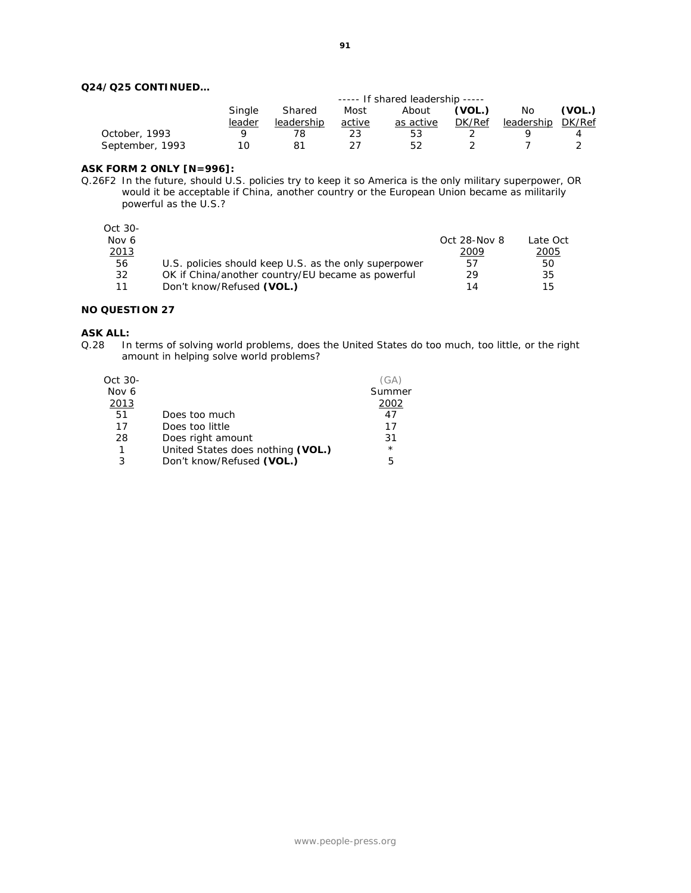**Q24/Q25 CONTINUED…**

| | Single leader | Shared leadership | ----- If shared leadership ----- Most active | About as active | (VOL.) DK/Ref | No leadership | (VOL.) DK/Ref |
|---|---|---|---|---|---|---|---|
| October, 1993 | 9 | 78 | 23 | 53 | 2 | 9 | 4 |
| September, 1993 | 10 | 81 | 27 | 52 | 2 | 7 | 2 |

**ASK FORM 2 ONLY [N=996]:**

Q.26F2 In the future, should U.S. policies try to keep it so America is the only military superpower, OR would it be acceptable if China, another country or the European Union became as militarily powerful as the U.S.?

| Oct 30-Nov 6 2013 | | Oct 28-Nov 8 2009 | Late Oct 2005 |
|---|---|---|---|
| 56 | U.S. policies should keep U.S. as the only superpower | 57 | 50 |
| 32 | OK if China/another country/EU became as powerful | 29 | 35 |
| 11 | Don't know/Refused **(VOL.)** | 14 | 15 |

**NO QUESTION 27**

**ASK ALL:**

Q.28 In terms of solving world problems, does the United States do too much, too little, or the right amount in helping solve world problems?

| Oct 30-Nov 6 2013 | | (GA) Summer 2002 |
|---|---|---|
| 51 | Does too much | 47 |
| 17 | Does too little | 17 |
| 28 | Does right amount | 31 |
| 1 | United States does nothing **(VOL.)** | * |
| 3 | Don't know/Refused **(VOL.)** | 5 |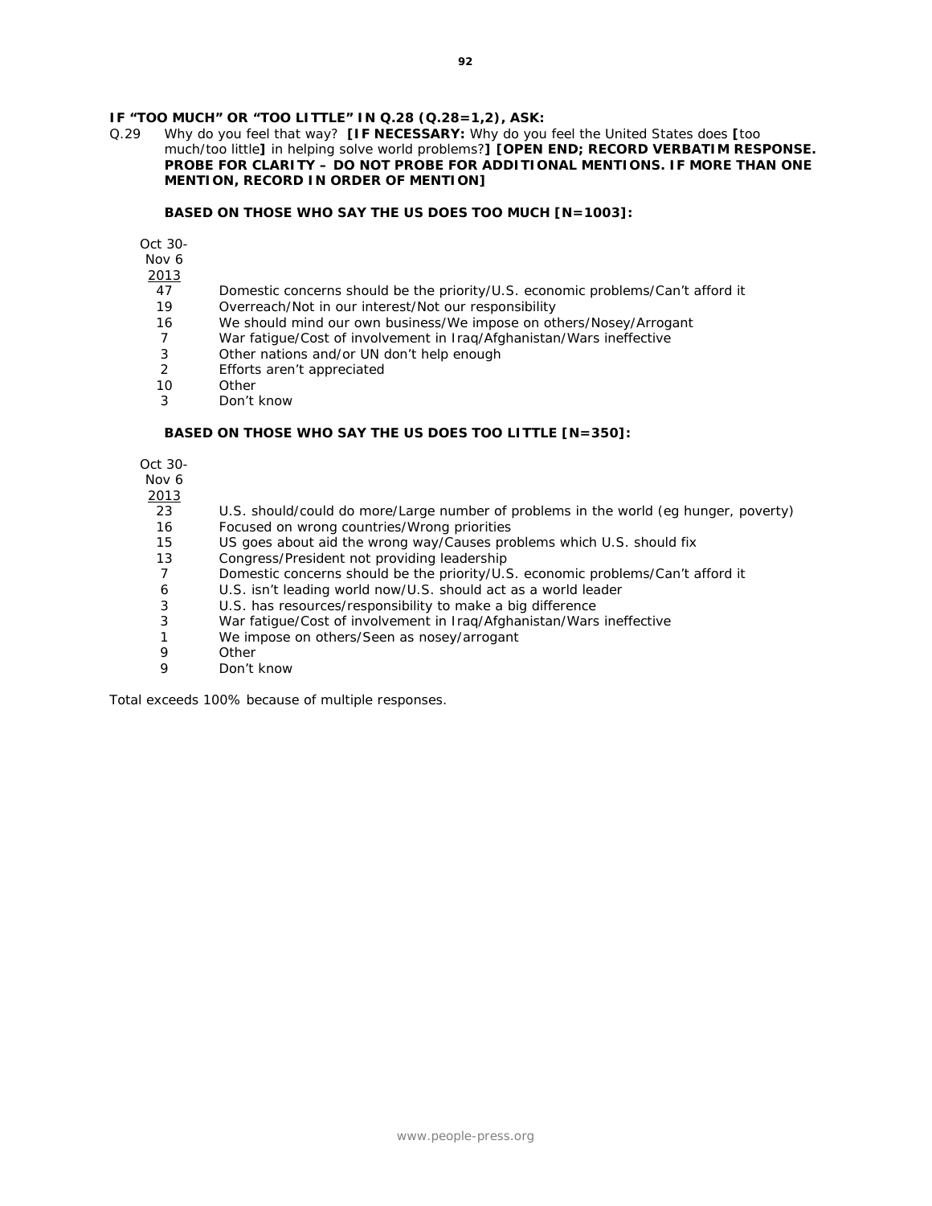**IF "TOO MUCH" OR "TOO LITTLE" IN Q.28 (Q.28=1,2), ASK:**

Q.29 *Why do you feel that way?* **[IF NECESSARY:** *Why do you feel the United States does* **[***too much/too little***]** *in helping solve world problems?***] [OPEN END; RECORD VERBATIM RESPONSE. PROBE FOR CLARITY – DO NOT PROBE FOR ADDITIONAL MENTIONS. IF MORE THAN ONE MENTION, RECORD IN ORDER OF MENTION]**

**BASED ON THOSE WHO SAY THE US DOES TOO MUCH [N=1003]:**

| Oct 30-Nov 6 2013 | |
|---|---|
| 47 | Domestic concerns should be the priority/U.S. economic problems/Can't afford it |
| 19 | Overreach/Not in our interest/Not our responsibility |
| 16 | We should mind our own business/We impose on others/Nosey/Arrogant |
| 7 | War fatigue/Cost of involvement in Iraq/Afghanistan/Wars ineffective |
| 3 | Other nations and/or UN don't help enough |
| 2 | Efforts aren't appreciated |
| 10 | Other |
| 3 | Don't know |

**BASED ON THOSE WHO SAY THE US DOES TOO LITTLE [N=350]:**

| Oct 30-Nov 6 2013 | |
|---|---|
| 23 | U.S. should/could do more/Large number of problems in the world (eg hunger, poverty) |
| 16 | Focused on wrong countries/Wrong priorities |
| 15 | US goes about aid the wrong way/Causes problems which U.S. should fix |
| 13 | Congress/President not providing leadership |
| 7 | Domestic concerns should be the priority/U.S. economic problems/Can't afford it |
| 6 | U.S. isn't leading world now/U.S. should act as a world leader |
| 3 | U.S. has resources/responsibility to make a big difference |
| 3 | War fatigue/Cost of involvement in Iraq/Afghanistan/Wars ineffective |
| 1 | We impose on others/Seen as nosey/arrogant |
| 9 | Other |
| 9 | Don't know |

Total exceeds 100% because of multiple responses.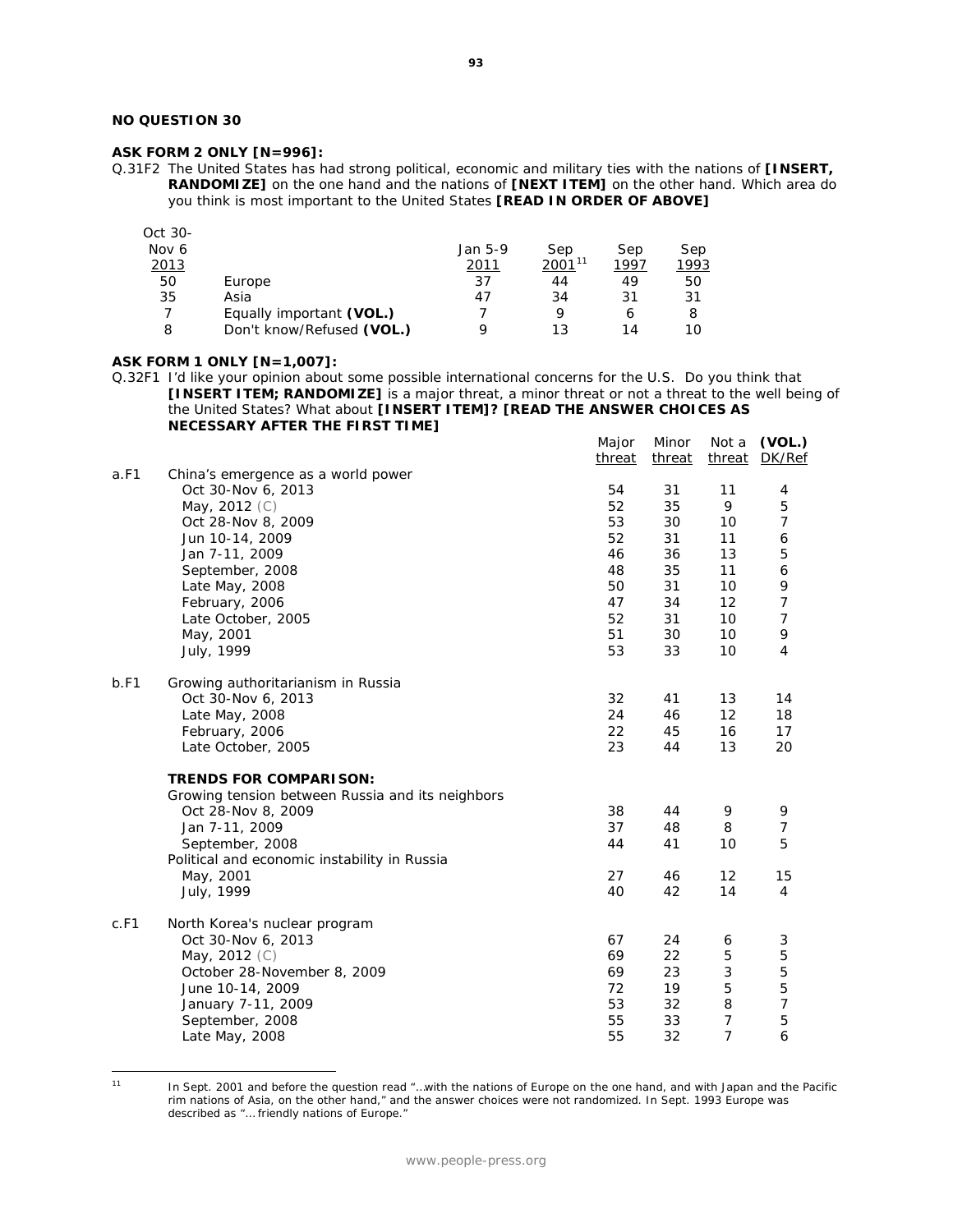**NO QUESTION 30**

**ASK FORM 2 ONLY [N=996]:**

Q.31F2 The United States has had strong political, economic and military ties with the nations of **[INSERT, RANDOMIZE]** on the one hand and the nations of **[NEXT ITEM]** on the other hand. Which area do you think is most important to the United States **[READ IN ORDER OF ABOVE]**

| Oct 30-Nov 6 2013 | | Jan 5-9 2011 | Sep 2001[11] | Sep 1997 | Sep 1993 |
|---|---|---|---|---|---|
| 50 | Europe | 37 | 44 | 49 | 50 |
| 35 | Asia | 47 | 34 | 31 | 31 |
| 7 | Equally important **(VOL.)** | 7 | 9 | 6 | 8 |
| 8 | Don't know/Refused **(VOL.)** | 9 | 13 | 14 | 10 |

**ASK FORM 1 ONLY [N=1,007]:**

Q.32F1 I'd like your opinion about some possible international concerns for the U.S. Do you think that **[INSERT ITEM; RANDOMIZE]** is a major threat, a minor threat or not a threat to the well being of the United States? What about **[INSERT ITEM]? [READ THE ANSWER CHOICES AS NECESSARY AFTER THE FIRST TIME]**

| | | Major threat | Minor threat | Not a threat | (VOL.) DK/Ref |
|---|---|---|---|---|---|
| a.F1 | China's emergence as a world power | | | | |
| | Oct 30-Nov 6, 2013 | 54 | 31 | 11 | 4 |
| | May, 2012 (C) | 52 | 35 | 9 | 5 |
| | Oct 28-Nov 8, 2009 | 53 | 30 | 10 | 7 |
| | Jun 10-14, 2009 | 52 | 31 | 11 | 6 |
| | Jan 7-11, 2009 | 46 | 36 | 13 | 5 |
| | September, 2008 | 48 | 35 | 11 | 6 |
| | Late May, 2008 | 50 | 31 | 10 | 9 |
| | February, 2006 | 47 | 34 | 12 | 7 |
| | Late October, 2005 | 52 | 31 | 10 | 7 |
| | May, 2001 | 51 | 30 | 10 | 9 |
| | July, 1999 | 53 | 33 | 10 | 4 |
| b.F1 | Growing authoritarianism in Russia | | | | |
| | Oct 30-Nov 6, 2013 | 32 | 41 | 13 | 14 |
| | Late May, 2008 | 24 | 46 | 12 | 18 |
| | February, 2006 | 22 | 45 | 16 | 17 |
| | Late October, 2005 | 23 | 44 | 13 | 20 |
| | **TRENDS FOR COMPARISON:** | | | | |
| | Growing tension between Russia and its neighbors | | | | |
| | Oct 28-Nov 8, 2009 | 38 | 44 | 9 | 9 |
| | Jan 7-11, 2009 | 37 | 48 | 8 | 7 |
| | September, 2008 | 44 | 41 | 10 | 5 |
| | Political and economic instability in Russia | | | | |
| | May, 2001 | 27 | 46 | 12 | 15 |
| | July, 1999 | 40 | 42 | 14 | 4 |
| c.F1 | North Korea's nuclear program | | | | |
| | Oct 30-Nov 6, 2013 | 67 | 24 | 6 | 3 |
| | May, 2012 (C) | 69 | 22 | 5 | 5 |
| | October 28-November 8, 2009 | 69 | 23 | 3 | 5 |
| | June 10-14, 2009 | 72 | 19 | 5 | 5 |
| | January 7-11, 2009 | 53 | 32 | 8 | 7 |
| | September, 2008 | 55 | 33 | 7 | 5 |
| | Late May, 2008 | 55 | 32 | 7 | 6 |

[11] In Sept. 2001 and before the question read "…with the nations of Europe on the one hand, and with Japan and the Pacific rim nations of Asia, on the other hand," and the answer choices were not randomized. In Sept. 1993 Europe was described as "… friendly nations of Europe."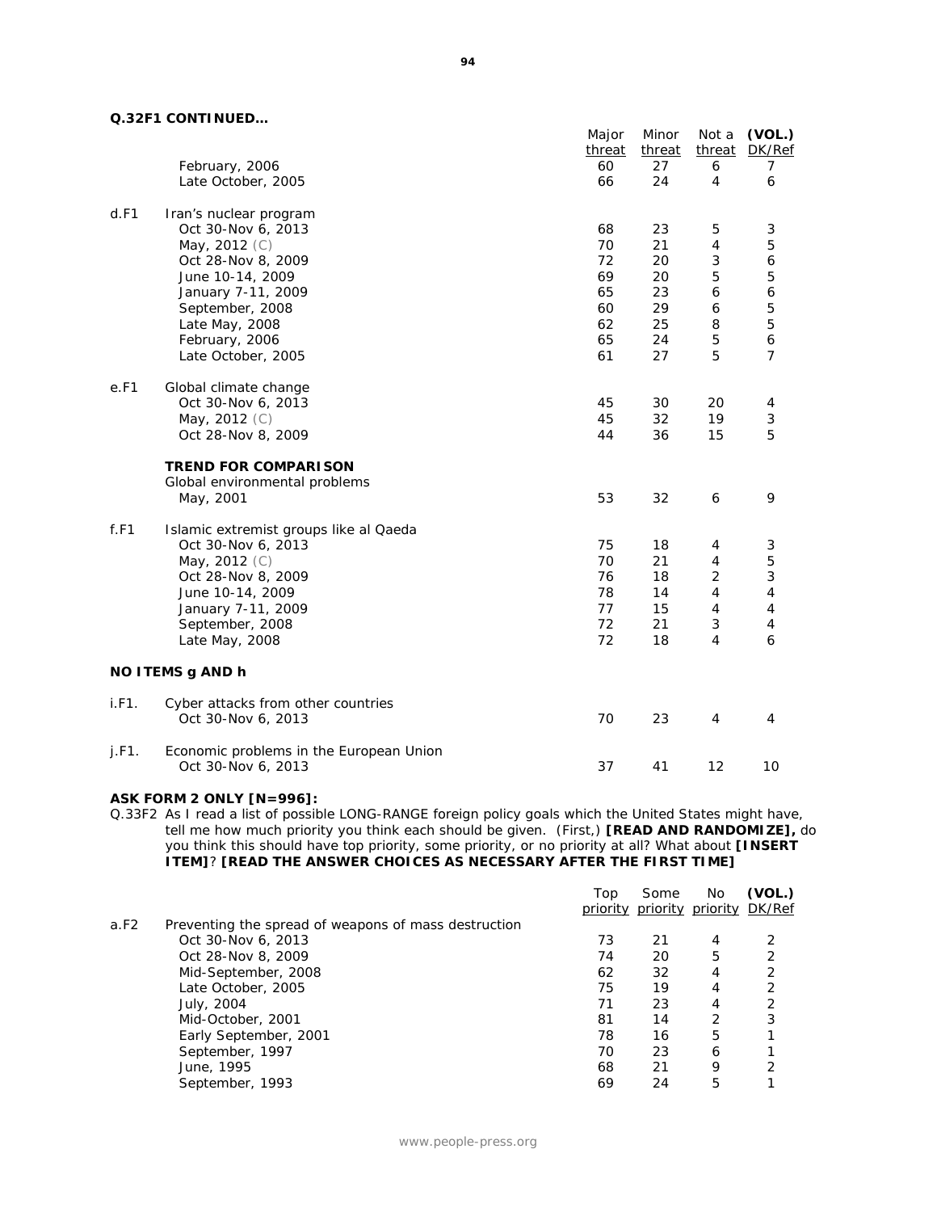**Q.32F1 CONTINUED…**

| | | Major threat | Minor threat | Not a threat | (VOL.) DK/Ref |
|---|---|---|---|---|---|
| | February, 2006 | 60 | 27 | 6 | 7 |
| | Late October, 2005 | 66 | 24 | 4 | 6 |
| d.F1 | Iran's nuclear program | | | | |
| | Oct 30-Nov 6, 2013 | 68 | 23 | 5 | 3 |
| | May, 2012 (C) | 70 | 21 | 4 | 5 |
| | Oct 28-Nov 8, 2009 | 72 | 20 | 3 | 6 |
| | June 10-14, 2009 | 69 | 20 | 5 | 5 |
| | January 7-11, 2009 | 65 | 23 | 6 | 6 |
| | September, 2008 | 60 | 29 | 6 | 5 |
| | Late May, 2008 | 62 | 25 | 8 | 5 |
| | February, 2006 | 65 | 24 | 5 | 6 |
| | Late October, 2005 | 61 | 27 | 5 | 7 |
| e.F1 | Global climate change | | | | |
| | Oct 30-Nov 6, 2013 | 45 | 30 | 20 | 4 |
| | May, 2012 (C) | 45 | 32 | 19 | 3 |
| | Oct 28-Nov 8, 2009 | 44 | 36 | 15 | 5 |
| | **TREND FOR COMPARISON** | | | | |
| | Global environmental problems | | | | |
| | May, 2001 | 53 | 32 | 6 | 9 |
| f.F1 | Islamic extremist groups like al Qaeda | | | | |
| | Oct 30-Nov 6, 2013 | 75 | 18 | 4 | 3 |
| | May, 2012 (C) | 70 | 21 | 4 | 5 |
| | Oct 28-Nov 8, 2009 | 76 | 18 | 2 | 3 |
| | June 10-14, 2009 | 78 | 14 | 4 | 4 |
| | January 7-11, 2009 | 77 | 15 | 4 | 4 |
| | September, 2008 | 72 | 21 | 3 | 4 |
| | Late May, 2008 | 72 | 18 | 4 | 6 |
| **NO ITEMS g AND h** | | | | | |
| i.F1. | Cyber attacks from other countries | | | | |
| | Oct 30-Nov 6, 2013 | 70 | 23 | 4 | 4 |
| j.F1. | Economic problems in the European Union | | | | |
| | Oct 30-Nov 6, 2013 | 37 | 41 | 12 | 10 |

**ASK FORM 2 ONLY [N=996]:**

Q.33F2 As I read a list of possible LONG-RANGE foreign policy goals which the United States might have, tell me how much priority you think each should be given. (First,) **[READ AND RANDOMIZE],** do you think this should have top priority, some priority, or no priority at all? What about **[INSERT ITEM]**? **[READ THE ANSWER CHOICES AS NECESSARY AFTER THE FIRST TIME]**

| | | Top priority | Some priority | No priority | (VOL.) DK/Ref |
|---|---|---|---|---|---|
| a.F2 | Preventing the spread of weapons of mass destruction | | | | |
| | Oct 30-Nov 6, 2013 | 73 | 21 | 4 | 2 |
| | Oct 28-Nov 8, 2009 | 74 | 20 | 5 | 2 |
| | Mid-September, 2008 | 62 | 32 | 4 | 2 |
| | Late October, 2005 | 75 | 19 | 4 | 2 |
| | July, 2004 | 71 | 23 | 4 | 2 |
| | Mid-October, 2001 | 81 | 14 | 2 | 3 |
| | Early September, 2001 | 78 | 16 | 5 | 1 |
| | September, 1997 | 70 | 23 | 6 | 1 |
| | June, 1995 | 68 | 21 | 9 | 2 |
| | September, 1993 | 69 | 24 | 5 | 1 |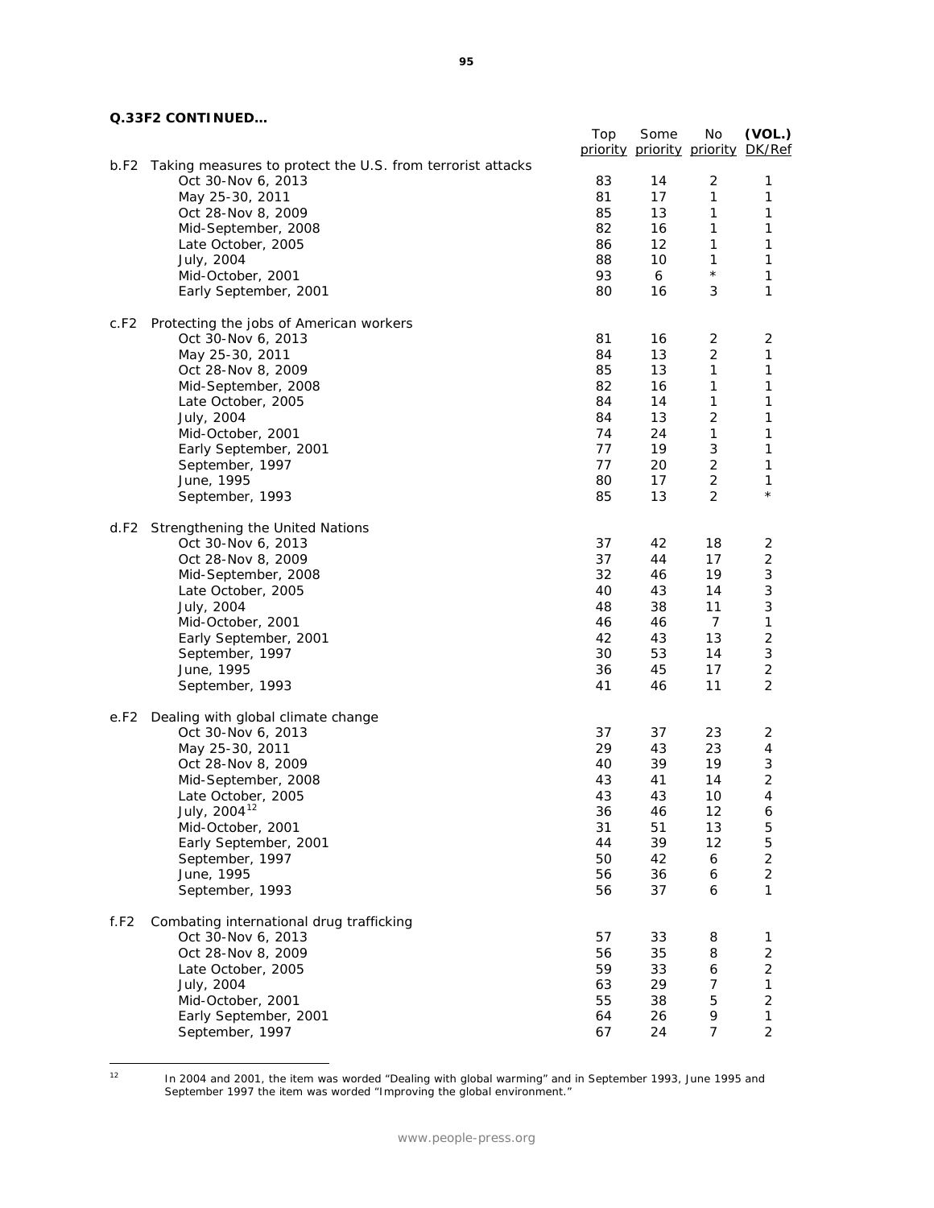**Q.33F2 CONTINUED…**

| | Top priority | Some priority | No priority | (VOL.) DK/Ref |
|---|---|---|---|---|
| **b.F2** Taking measures to protect the U.S. from terrorist attacks | | | | |
| Oct 30-Nov 6, 2013 | 83 | 14 | 2 | 1 |
| May 25-30, 2011 | 81 | 17 | 1 | 1 |
| Oct 28-Nov 8, 2009 | 85 | 13 | 1 | 1 |
| Mid-September, 2008 | 82 | 16 | 1 | 1 |
| Late October, 2005 | 86 | 12 | 1 | 1 |
| July, 2004 | 88 | 10 | 1 | 1 |
| Mid-October, 2001 | 93 | 6 | * | 1 |
| Early September, 2001 | 80 | 16 | 3 | 1 |
| **c.F2** Protecting the jobs of American workers | | | | |
| Oct 30-Nov 6, 2013 | 81 | 16 | 2 | 2 |
| May 25-30, 2011 | 84 | 13 | 2 | 1 |
| Oct 28-Nov 8, 2009 | 85 | 13 | 1 | 1 |
| Mid-September, 2008 | 82 | 16 | 1 | 1 |
| Late October, 2005 | 84 | 14 | 1 | 1 |
| July, 2004 | 84 | 13 | 2 | 1 |
| Mid-October, 2001 | 74 | 24 | 1 | 1 |
| Early September, 2001 | 77 | 19 | 3 | 1 |
| September, 1997 | 77 | 20 | 2 | 1 |
| June, 1995 | 80 | 17 | 2 | 1 |
| September, 1993 | 85 | 13 | 2 | * |
| **d.F2** Strengthening the United Nations | | | | |
| Oct 30-Nov 6, 2013 | 37 | 42 | 18 | 2 |
| Oct 28-Nov 8, 2009 | 37 | 44 | 17 | 2 |
| Mid-September, 2008 | 32 | 46 | 19 | 3 |
| Late October, 2005 | 40 | 43 | 14 | 3 |
| July, 2004 | 48 | 38 | 11 | 3 |
| Mid-October, 2001 | 46 | 46 | 7 | 1 |
| Early September, 2001 | 42 | 43 | 13 | 2 |
| September, 1997 | 30 | 53 | 14 | 3 |
| June, 1995 | 36 | 45 | 17 | 2 |
| September, 1993 | 41 | 46 | 11 | 2 |
| **e.F2** Dealing with global climate change | | | | |
| Oct 30-Nov 6, 2013 | 37 | 37 | 23 | 2 |
| May 25-30, 2011 | 29 | 43 | 23 | 4 |
| Oct 28-Nov 8, 2009 | 40 | 39 | 19 | 3 |
| Mid-September, 2008 | 43 | 41 | 14 | 2 |
| Late October, 2005 | 43 | 43 | 10 | 4 |
| July, 2004[12] | 36 | 46 | 12 | 6 |
| Mid-October, 2001 | 31 | 51 | 13 | 5 |
| Early September, 2001 | 44 | 39 | 12 | 5 |
| September, 1997 | 50 | 42 | 6 | 2 |
| June, 1995 | 56 | 36 | 6 | 2 |
| September, 1993 | 56 | 37 | 6 | 1 |
| **f.F2** Combating international drug trafficking | | | | |
| Oct 30-Nov 6, 2013 | 57 | 33 | 8 | 1 |
| Oct 28-Nov 8, 2009 | 56 | 35 | 8 | 2 |
| Late October, 2005 | 59 | 33 | 6 | 2 |
| July, 2004 | 63 | 29 | 7 | 1 |
| Mid-October, 2001 | 55 | 38 | 5 | 2 |
| Early September, 2001 | 64 | 26 | 9 | 1 |
| September, 1997 | 67 | 24 | 7 | 2 |

[12] In 2004 and 2001, the item was worded "Dealing with global warming" and in September 1993, June 1995 and September 1997 the item was worded "Improving the global environment."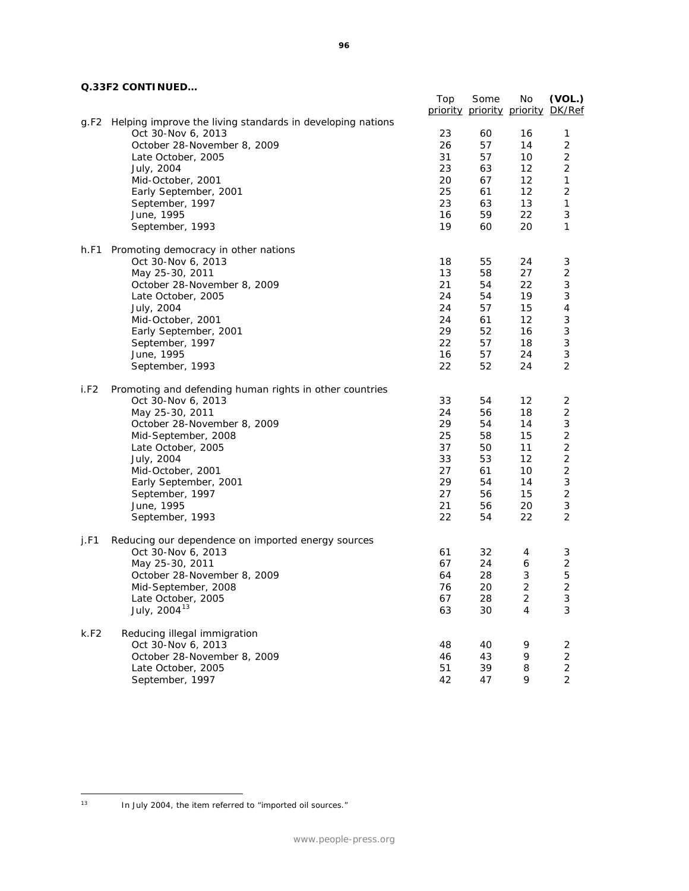**Q.33F2 CONTINUED…**

| | Top priority | Some priority | No priority | **(VOL.)** DK/Ref |
|---|---|---|---|---|
| g.F2 Helping improve the living standards in developing nations | | | | |
| Oct 30-Nov 6, 2013 | 23 | 60 | 16 | 1 |
| October 28-November 8, 2009 | 26 | 57 | 14 | 2 |
| Late October, 2005 | 31 | 57 | 10 | 2 |
| July, 2004 | 23 | 63 | 12 | 2 |
| Mid-October, 2001 | 20 | 67 | 12 | 1 |
| Early September, 2001 | 25 | 61 | 12 | 2 |
| September, 1997 | 23 | 63 | 13 | 1 |
| June, 1995 | 16 | 59 | 22 | 3 |
| September, 1993 | 19 | 60 | 20 | 1 |
| h.F1 Promoting democracy in other nations | | | | |
| Oct 30-Nov 6, 2013 | 18 | 55 | 24 | 3 |
| May 25-30, 2011 | 13 | 58 | 27 | 2 |
| October 28-November 8, 2009 | 21 | 54 | 22 | 3 |
| Late October, 2005 | 24 | 54 | 19 | 3 |
| July, 2004 | 24 | 57 | 15 | 4 |
| Mid-October, 2001 | 24 | 61 | 12 | 3 |
| Early September, 2001 | 29 | 52 | 16 | 3 |
| September, 1997 | 22 | 57 | 18 | 3 |
| June, 1995 | 16 | 57 | 24 | 3 |
| September, 1993 | 22 | 52 | 24 | 2 |
| i.F2 Promoting and defending human rights in other countries | | | | |
| Oct 30-Nov 6, 2013 | 33 | 54 | 12 | 2 |
| May 25-30, 2011 | 24 | 56 | 18 | 2 |
| October 28-November 8, 2009 | 29 | 54 | 14 | 3 |
| Mid-September, 2008 | 25 | 58 | 15 | 2 |
| Late October, 2005 | 37 | 50 | 11 | 2 |
| July, 2004 | 33 | 53 | 12 | 2 |
| Mid-October, 2001 | 27 | 61 | 10 | 2 |
| Early September, 2001 | 29 | 54 | 14 | 3 |
| September, 1997 | 27 | 56 | 15 | 2 |
| June, 1995 | 21 | 56 | 20 | 3 |
| September, 1993 | 22 | 54 | 22 | 2 |
| j.F1 Reducing our dependence on imported energy sources | | | | |
| Oct 30-Nov 6, 2013 | 61 | 32 | 4 | 3 |
| May 25-30, 2011 | 67 | 24 | 6 | 2 |
| October 28-November 8, 2009 | 64 | 28 | 3 | 5 |
| Mid-September, 2008 | 76 | 20 | 2 | 2 |
| Late October, 2005 | 67 | 28 | 2 | 3 |
| July, 2004[13] | 63 | 30 | 4 | 3 |
| k.F2 Reducing illegal immigration | | | | |
| Oct 30-Nov 6, 2013 | 48 | 40 | 9 | 2 |
| October 28-November 8, 2009 | 46 | 43 | 9 | 2 |
| Late October, 2005 | 51 | 39 | 8 | 2 |
| September, 1997 | 42 | 47 | 9 | 2 |

[13] *In July 2004, the item referred to "imported oil sources."*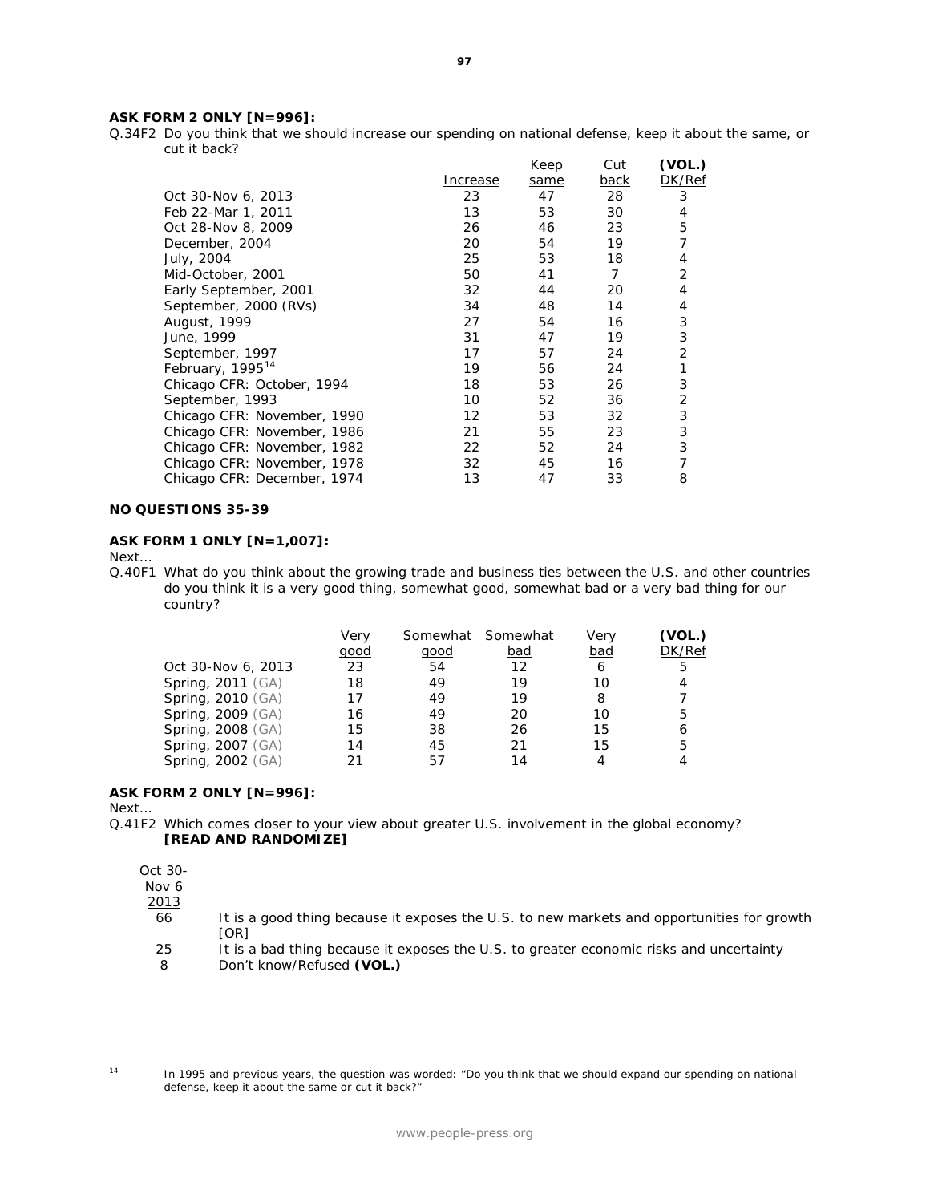**ASK FORM 2 ONLY [N=996]:**

Q.34F2 Do you think that we should increase our spending on national defense, keep it about the same, or cut it back?

| | Increase | Keep same | Cut back | (VOL.) DK/Ref |
|---|---|---|---|---|
| Oct 30-Nov 6, 2013 | 23 | 47 | 28 | 3 |
| Feb 22-Mar 1, 2011 | 13 | 53 | 30 | 4 |
| Oct 28-Nov 8, 2009 | 26 | 46 | 23 | 5 |
| December, 2004 | 20 | 54 | 19 | 7 |
| July, 2004 | 25 | 53 | 18 | 4 |
| Mid-October, 2001 | 50 | 41 | 7 | 2 |
| Early September, 2001 | 32 | 44 | 20 | 4 |
| September, 2000 (RVs) | 34 | 48 | 14 | 4 |
| August, 1999 | 27 | 54 | 16 | 3 |
| June, 1999 | 31 | 47 | 19 | 3 |
| September, 1997 | 17 | 57 | 24 | 2 |
| February, 1995[14] | 19 | 56 | 24 | 1 |
| Chicago CFR: October, 1994 | 18 | 53 | 26 | 3 |
| September, 1993 | 10 | 52 | 36 | 2 |
| Chicago CFR: November, 1990 | 12 | 53 | 32 | 3 |
| Chicago CFR: November, 1986 | 21 | 55 | 23 | 3 |
| Chicago CFR: November, 1982 | 22 | 52 | 24 | 3 |
| Chicago CFR: November, 1978 | 32 | 45 | 16 | 7 |
| Chicago CFR: December, 1974 | 13 | 47 | 33 | 8 |

**NO QUESTIONS 35-39**

**ASK FORM 1 ONLY [N=1,007]:**

Next...

Q.40F1 What do you think about the growing trade and business ties between the U.S. and other countries do you think it is a very good thing, somewhat good, somewhat bad or a very bad thing for our country?

| | Very good | Somewhat good | Somewhat bad | Very bad | (VOL.) DK/Ref |
|---|---|---|---|---|---|
| Oct 30-Nov 6, 2013 | 23 | 54 | 12 | 6 | 5 |
| Spring, 2011 (GA) | 18 | 49 | 19 | 10 | 4 |
| Spring, 2010 (GA) | 17 | 49 | 19 | 8 | 7 |
| Spring, 2009 (GA) | 16 | 49 | 20 | 10 | 5 |
| Spring, 2008 (GA) | 15 | 38 | 26 | 15 | 6 |
| Spring, 2007 (GA) | 14 | 45 | 21 | 15 | 5 |
| Spring, 2002 (GA) | 21 | 57 | 14 | 4 | 4 |

**ASK FORM 2 ONLY [N=996]:**

Next...

Q.41F2 Which comes closer to your view about greater U.S. involvement in the global economy? **[READ AND RANDOMIZE]**

| Oct 30-Nov 6 2013 | |
|---|---|
| 66 | It is a good thing because it exposes the U.S. to new markets and opportunities for growth [OR] |
| 25 | It is a bad thing because it exposes the U.S. to greater economic risks and uncertainty |
| 8 | Don't know/Refused **(VOL.)** |

---

[14] In 1995 and previous years, the question was worded: "Do you think that we should expand our spending on national defense, keep it about the same or cut it back?"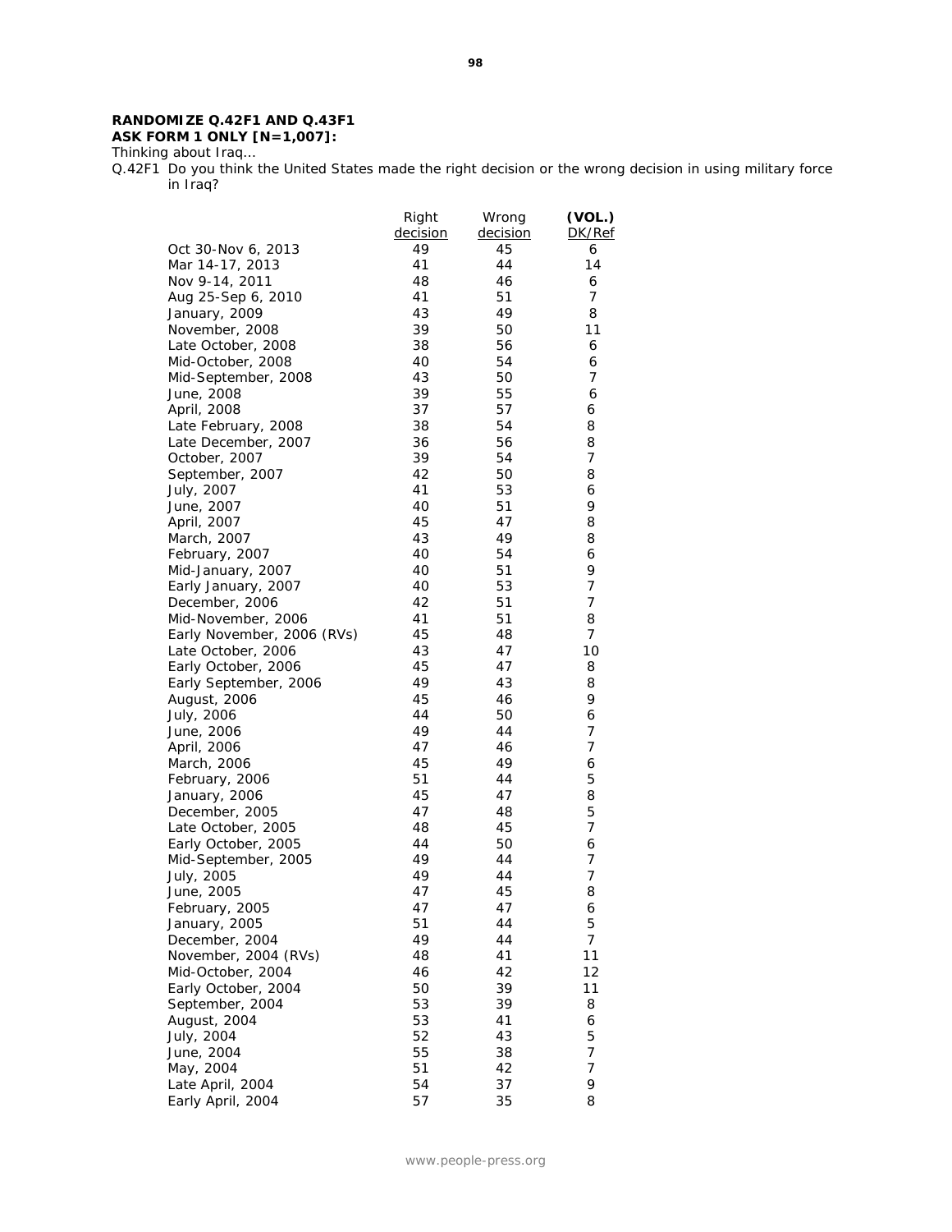**RANDOMIZE Q.42F1 AND Q.43F1**
**ASK FORM 1 ONLY [N=1,007]:**

*Thinking about Iraq…*

Q.42F1 Do you think the United States made the right decision or the wrong decision in using military force in Iraq?

| | Right decision | Wrong decision | (VOL.) DK/Ref |
|---|---|---|---|
| Oct 30-Nov 6, 2013 | 49 | 45 | 6 |
| Mar 14-17, 2013 | 41 | 44 | 14 |
| Nov 9-14, 2011 | 48 | 46 | 6 |
| Aug 25-Sep 6, 2010 | 41 | 51 | 7 |
| January, 2009 | 43 | 49 | 8 |
| November, 2008 | 39 | 50 | 11 |
| Late October, 2008 | 38 | 56 | 6 |
| Mid-October, 2008 | 40 | 54 | 6 |
| Mid-September, 2008 | 43 | 50 | 7 |
| June, 2008 | 39 | 55 | 6 |
| April, 2008 | 37 | 57 | 6 |
| Late February, 2008 | 38 | 54 | 8 |
| Late December, 2007 | 36 | 56 | 8 |
| October, 2007 | 39 | 54 | 7 |
| September, 2007 | 42 | 50 | 8 |
| July, 2007 | 41 | 53 | 6 |
| June, 2007 | 40 | 51 | 9 |
| April, 2007 | 45 | 47 | 8 |
| March, 2007 | 43 | 49 | 8 |
| February, 2007 | 40 | 54 | 6 |
| Mid-January, 2007 | 40 | 51 | 9 |
| Early January, 2007 | 40 | 53 | 7 |
| December, 2006 | 42 | 51 | 7 |
| Mid-November, 2006 | 41 | 51 | 8 |
| Early November, 2006 (RVs) | 45 | 48 | 7 |
| Late October, 2006 | 43 | 47 | 10 |
| Early October, 2006 | 45 | 47 | 8 |
| Early September, 2006 | 49 | 43 | 8 |
| August, 2006 | 45 | 46 | 9 |
| July, 2006 | 44 | 50 | 6 |
| June, 2006 | 49 | 44 | 7 |
| April, 2006 | 47 | 46 | 7 |
| March, 2006 | 45 | 49 | 6 |
| February, 2006 | 51 | 44 | 5 |
| January, 2006 | 45 | 47 | 8 |
| December, 2005 | 47 | 48 | 5 |
| Late October, 2005 | 48 | 45 | 7 |
| Early October, 2005 | 44 | 50 | 6 |
| Mid-September, 2005 | 49 | 44 | 7 |
| July, 2005 | 49 | 44 | 7 |
| June, 2005 | 47 | 45 | 8 |
| February, 2005 | 47 | 47 | 6 |
| January, 2005 | 51 | 44 | 5 |
| December, 2004 | 49 | 44 | 7 |
| November, 2004 (RVs) | 48 | 41 | 11 |
| Mid-October, 2004 | 46 | 42 | 12 |
| Early October, 2004 | 50 | 39 | 11 |
| September, 2004 | 53 | 39 | 8 |
| August, 2004 | 53 | 41 | 6 |
| July, 2004 | 52 | 43 | 5 |
| June, 2004 | 55 | 38 | 7 |
| May, 2004 | 51 | 42 | 7 |
| Late April, 2004 | 54 | 37 | 9 |
| Early April, 2004 | 57 | 35 | 8 |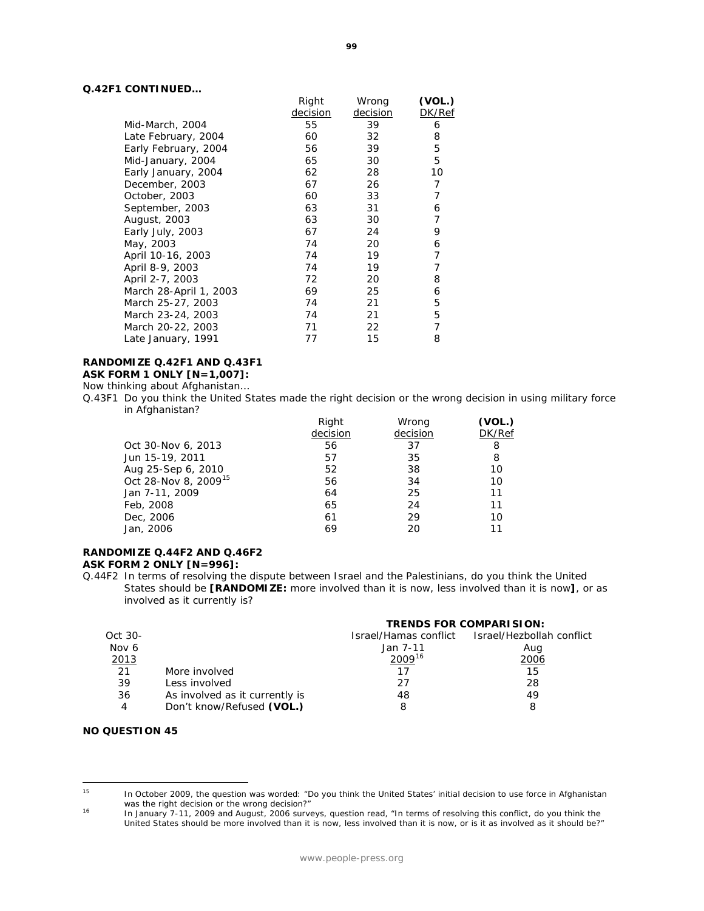**Q.42F1 CONTINUED…**

| | Right decision | Wrong decision | (VOL.) DK/Ref |
|---|---|---|---|
| Mid-March, 2004 | 55 | 39 | 6 |
| Late February, 2004 | 60 | 32 | 8 |
| Early February, 2004 | 56 | 39 | 5 |
| Mid-January, 2004 | 65 | 30 | 5 |
| Early January, 2004 | 62 | 28 | 10 |
| December, 2003 | 67 | 26 | 7 |
| October, 2003 | 60 | 33 | 7 |
| September, 2003 | 63 | 31 | 6 |
| August, 2003 | 63 | 30 | 7 |
| Early July, 2003 | 67 | 24 | 9 |
| May, 2003 | 74 | 20 | 6 |
| April 10-16, 2003 | 74 | 19 | 7 |
| April 8-9, 2003 | 74 | 19 | 7 |
| April 2-7, 2003 | 72 | 20 | 8 |
| March 28-April 1, 2003 | 69 | 25 | 6 |
| March 25-27, 2003 | 74 | 21 | 5 |
| March 23-24, 2003 | 74 | 21 | 5 |
| March 20-22, 2003 | 71 | 22 | 7 |
| Late January, 1991 | 77 | 15 | 8 |

**RANDOMIZE Q.42F1 AND Q.43F1**
**ASK FORM 1 ONLY [N=1,007]:**

*Now thinking about Afghanistan…*

Q.43F1 Do you think the United States made the right decision or the wrong decision in using military force in Afghanistan?

| | Right decision | Wrong decision | (VOL.) DK/Ref |
|---|---|---|---|
| Oct 30-Nov 6, 2013 | 56 | 37 | 8 |
| Jun 15-19, 2011 | 57 | 35 | 8 |
| Aug 25-Sep 6, 2010 | 52 | 38 | 10 |
| Oct 28-Nov 8, 2009[15] | 56 | 34 | 10 |
| Jan 7-11, 2009 | 64 | 25 | 11 |
| Feb, 2008 | 65 | 24 | 11 |
| Dec, 2006 | 61 | 29 | 10 |
| Jan, 2006 | 69 | 20 | 11 |

**RANDOMIZE Q.44F2 AND Q.46F2**
**ASK FORM 2 ONLY [N=996]:**

Q.44F2 In terms of resolving the dispute between Israel and the Palestinians, do you think the United States should be **[RANDOMIZE:** more involved than it is now, less involved than it is now**]**, or as involved as it currently is?

| Oct 30-Nov 6 2013 | | TRENDS FOR COMPARISION: Israel/Hamas conflict Jan 7-11 2009[16] | Israel/Hezbollah conflict Aug 2006 |
|---|---|---|---|
| 21 | More involved | 17 | 15 |
| 39 | Less involved | 27 | 28 |
| 36 | As involved as it currently is | 48 | 49 |
| 4 | Don't know/Refused **(VOL.)** | 8 | 8 |

**NO QUESTION 45**

---

[15] In October 2009, the question was worded: "Do you think the United States' initial decision to use force in Afghanistan was the right decision or the wrong decision?"

[16] In January 7-11, 2009 and August, 2006 surveys, question read, "In terms of resolving this conflict, do you think the United States should be more involved than it is now, less involved than it is now, or is it as involved as it should be?"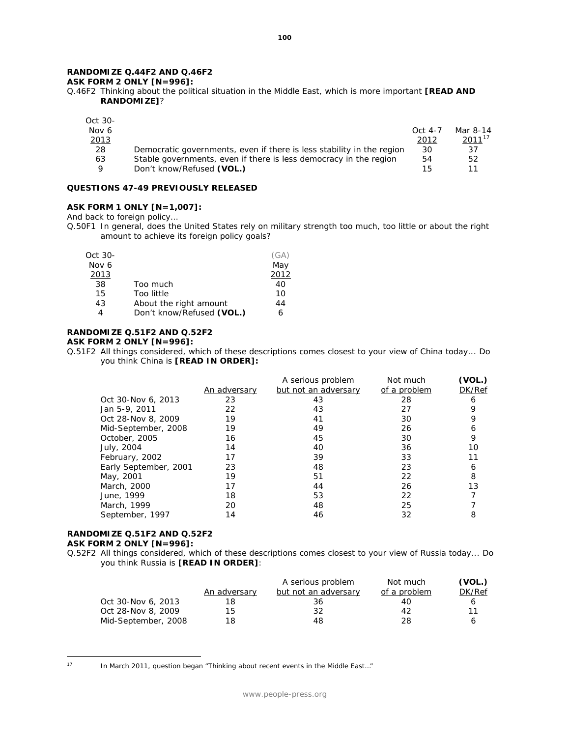**RANDOMIZE Q.44F2 AND Q.46F2**
**ASK FORM 2 ONLY [N=996]:**

Q.46F2 Thinking about the political situation in the Middle East, which is more important **[READ AND RANDOMIZE]**?

| Oct 30-Nov 6 2013 | | Oct 4-7 2012 | Mar 8-14 2011[17] |
|---|---|---|---|
| 28 | Democratic governments, even if there is less stability in the region | 30 | 37 |
| 63 | Stable governments, even if there is less democracy in the region | 54 | 52 |
| 9 | Don't know/Refused **(VOL.)** | 15 | 11 |

**QUESTIONS 47-49 PREVIOUSLY RELEASED**

**ASK FORM 1 ONLY [N=1,007]:**

And back to foreign policy...

Q.50F1 In general, does the United States rely on military strength too much, too little or about the right amount to achieve its foreign policy goals?

| Oct 30-Nov 6 2013 | | (GA) May 2012 |
|---|---|---|
| 38 | Too much | 40 |
| 15 | Too little | 10 |
| 43 | About the right amount | 44 |
| 4 | Don't know/Refused **(VOL.)** | 6 |

**RANDOMIZE Q.51F2 AND Q.52F2**
**ASK FORM 2 ONLY [N=996]:**

Q.51F2 All things considered, which of these descriptions comes closest to your view of China today... Do you think China is **[READ IN ORDER]:**

| | An adversary | A serious problem but not an adversary | Not much of a problem | (VOL.) DK/Ref |
|---|---|---|---|---|
| Oct 30-Nov 6, 2013 | 23 | 43 | 28 | 6 |
| Jan 5-9, 2011 | 22 | 43 | 27 | 9 |
| Oct 28-Nov 8, 2009 | 19 | 41 | 30 | 9 |
| Mid-September, 2008 | 19 | 49 | 26 | 6 |
| October, 2005 | 16 | 45 | 30 | 9 |
| July, 2004 | 14 | 40 | 36 | 10 |
| February, 2002 | 17 | 39 | 33 | 11 |
| Early September, 2001 | 23 | 48 | 23 | 6 |
| May, 2001 | 19 | 51 | 22 | 8 |
| March, 2000 | 17 | 44 | 26 | 13 |
| June, 1999 | 18 | 53 | 22 | 7 |
| March, 1999 | 20 | 48 | 25 | 7 |
| September, 1997 | 14 | 46 | 32 | 8 |

**RANDOMIZE Q.51F2 AND Q.52F2**
**ASK FORM 2 ONLY [N=996]:**

Q.52F2 All things considered, which of these descriptions comes closest to your view of Russia today... Do you think Russia is **[READ IN ORDER]**:

| | An adversary | A serious problem but not an adversary | Not much of a problem | (VOL.) DK/Ref |
|---|---|---|---|---|
| Oct 30-Nov 6, 2013 | 18 | 36 | 40 | 6 |
| Oct 28-Nov 8, 2009 | 15 | 32 | 42 | 11 |
| Mid-September, 2008 | 18 | 48 | 28 | 6 |

[17] In March 2011, question began "Thinking about recent events in the Middle East…"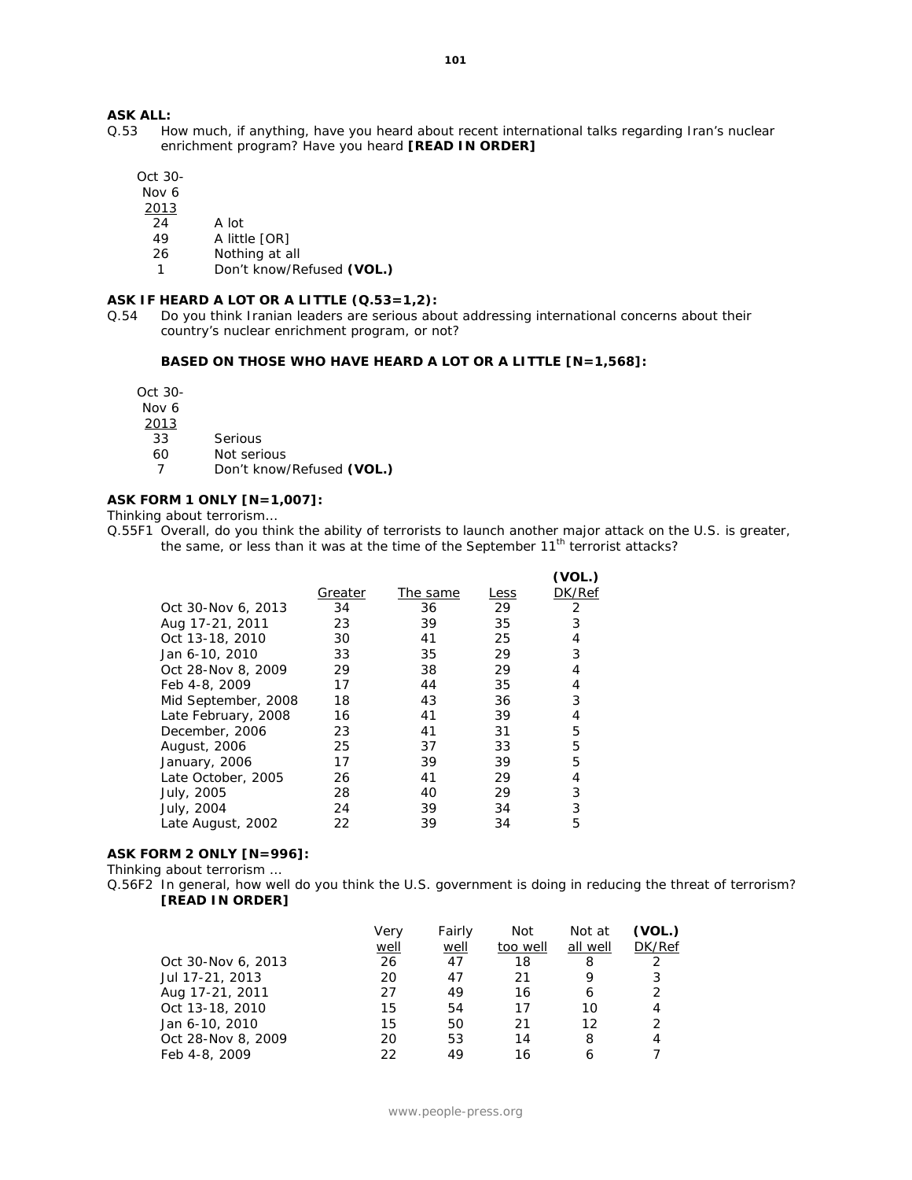**ASK ALL:**

Q.53 How much, if anything, have you heard about recent international talks regarding Iran's nuclear enrichment program? Have you heard **[READ IN ORDER]**

| Oct 30-Nov 6 2013 | |
|---|---|
| 24 | A lot |
| 49 | A little [OR] |
| 26 | Nothing at all |
| 1 | Don't know/Refused **(VOL.)** |

**ASK IF HEARD A LOT OR A LITTLE (Q.53=1,2):**

Q.54 Do you think Iranian leaders are serious about addressing international concerns about their country's nuclear enrichment program, or not?

**BASED ON THOSE WHO HAVE HEARD A LOT OR A LITTLE [N=1,568]:**

| Oct 30-Nov 6 2013 | |
|---|---|
| 33 | Serious |
| 60 | Not serious |
| 7 | Don't know/Refused **(VOL.)** |

**ASK FORM 1 ONLY [N=1,007]:**

Thinking about terrorism…

Q.55F1 Overall, do you think the ability of terrorists to launch another major attack on the U.S. is greater, the same, or less than it was at the time of the September 11th terrorist attacks?

| | Greater | The same | Less | (VOL.) DK/Ref |
|---|---|---|---|---|
| Oct 30-Nov 6, 2013 | 34 | 36 | 29 | 2 |
| Aug 17-21, 2011 | 23 | 39 | 35 | 3 |
| Oct 13-18, 2010 | 30 | 41 | 25 | 4 |
| Jan 6-10, 2010 | 33 | 35 | 29 | 3 |
| Oct 28-Nov 8, 2009 | 29 | 38 | 29 | 4 |
| Feb 4-8, 2009 | 17 | 44 | 35 | 4 |
| Mid September, 2008 | 18 | 43 | 36 | 3 |
| Late February, 2008 | 16 | 41 | 39 | 4 |
| December, 2006 | 23 | 41 | 31 | 5 |
| August, 2006 | 25 | 37 | 33 | 5 |
| January, 2006 | 17 | 39 | 39 | 5 |
| Late October, 2005 | 26 | 41 | 29 | 4 |
| July, 2005 | 28 | 40 | 29 | 3 |
| July, 2004 | 24 | 39 | 34 | 3 |
| Late August, 2002 | 22 | 39 | 34 | 5 |

**ASK FORM 2 ONLY [N=996]:**

Thinking about terrorism …

Q.56F2 In general, how well do you think the U.S. government is doing in reducing the threat of terrorism? ***[READ IN ORDER]***

| | Very well | Fairly well | Not too well | Not at all well | (VOL.) DK/Ref |
|---|---|---|---|---|---|
| Oct 30-Nov 6, 2013 | 26 | 47 | 18 | 8 | 2 |
| Jul 17-21, 2013 | 20 | 47 | 21 | 9 | 3 |
| Aug 17-21, 2011 | 27 | 49 | 16 | 6 | 2 |
| Oct 13-18, 2010 | 15 | 54 | 17 | 10 | 4 |
| Jan 6-10, 2010 | 15 | 50 | 21 | 12 | 2 |
| Oct 28-Nov 8, 2009 | 20 | 53 | 14 | 8 | 4 |
| Feb 4-8, 2009 | 22 | 49 | 16 | 6 | 7 |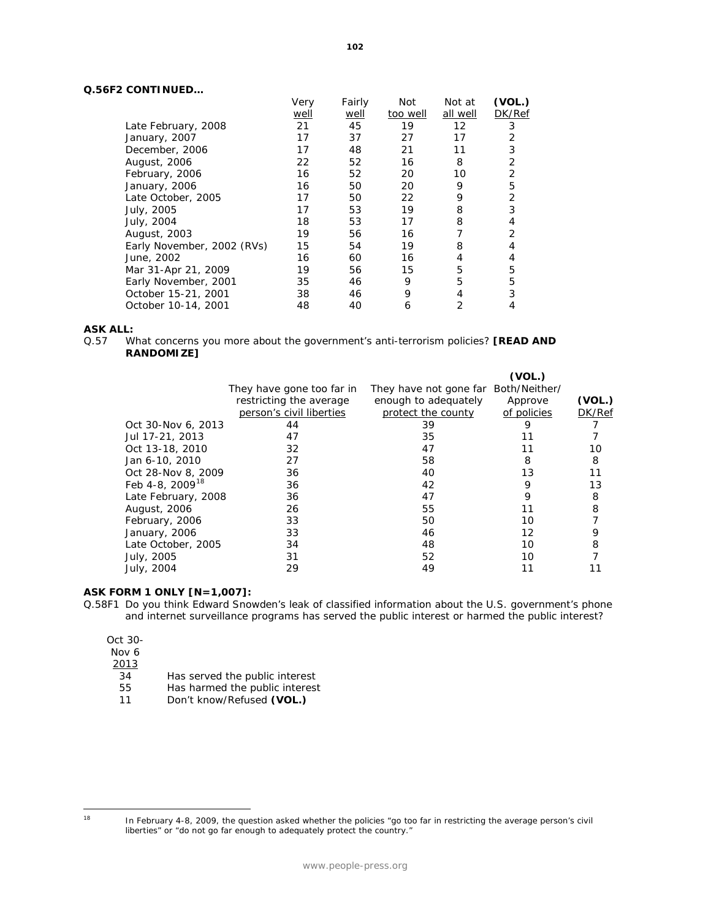**Q.56F2 CONTINUED…**

| | Very well | Fairly well | Not too well | Not at all well | (VOL.) DK/Ref |
|---|---|---|---|---|---|
| Late February, 2008 | 21 | 45 | 19 | 12 | 3 |
| January, 2007 | 17 | 37 | 27 | 17 | 2 |
| December, 2006 | 17 | 48 | 21 | 11 | 3 |
| August, 2006 | 22 | 52 | 16 | 8 | 2 |
| February, 2006 | 16 | 52 | 20 | 10 | 2 |
| January, 2006 | 16 | 50 | 20 | 9 | 5 |
| Late October, 2005 | 17 | 50 | 22 | 9 | 2 |
| July, 2005 | 17 | 53 | 19 | 8 | 3 |
| July, 2004 | 18 | 53 | 17 | 8 | 4 |
| August, 2003 | 19 | 56 | 16 | 7 | 2 |
| Early November, 2002 (RVs) | 15 | 54 | 19 | 8 | 4 |
| June, 2002 | 16 | 60 | 16 | 4 | 4 |
| Mar 31-Apr 21, 2009 | 19 | 56 | 15 | 5 | 5 |
| Early November, 2001 | 35 | 46 | 9 | 5 | 5 |
| October 15-21, 2001 | 38 | 46 | 9 | 4 | 3 |
| October 10-14, 2001 | 48 | 40 | 6 | 2 | 4 |

**ASK ALL:**

Q.57 What concerns you more about the government's anti-terrorism policies? **[READ AND RANDOMIZE]**

| | They have gone too far in restricting the average person's civil liberties | They have not gone far enough to adequately protect the county | (VOL.) Both/Neither/ Approve of policies | (VOL.) DK/Ref |
|---|---|---|---|---|
| Oct 30-Nov 6, 2013 | 44 | 39 | 9 | 7 |
| Jul 17-21, 2013 | 47 | 35 | 11 | 7 |
| Oct 13-18, 2010 | 32 | 47 | 11 | 10 |
| Jan 6-10, 2010 | 27 | 58 | 8 | 8 |
| Oct 28-Nov 8, 2009 | 36 | 40 | 13 | 11 |
| Feb 4-8, 2009[18] | 36 | 42 | 9 | 13 |
| Late February, 2008 | 36 | 47 | 9 | 8 |
| August, 2006 | 26 | 55 | 11 | 8 |
| February, 2006 | 33 | 50 | 10 | 7 |
| January, 2006 | 33 | 46 | 12 | 9 |
| Late October, 2005 | 34 | 48 | 10 | 8 |
| July, 2005 | 31 | 52 | 10 | 7 |
| July, 2004 | 29 | 49 | 11 | 11 |

**ASK FORM 1 ONLY [N=1,007]:**

Q.58F1 Do you think Edward Snowden's leak of classified information about the U.S. government's phone and internet surveillance programs has served the public interest or harmed the public interest?

| Oct 30-Nov 6 2013 | |
|---|---|
| 34 | Has served the public interest |
| 55 | Has harmed the public interest |
| 11 | Don't know/Refused **(VOL.)** |

[18] In February 4-8, 2009, the question asked whether the policies "go too far in restricting the average person's civil liberties" or "do not go far enough to adequately protect the country."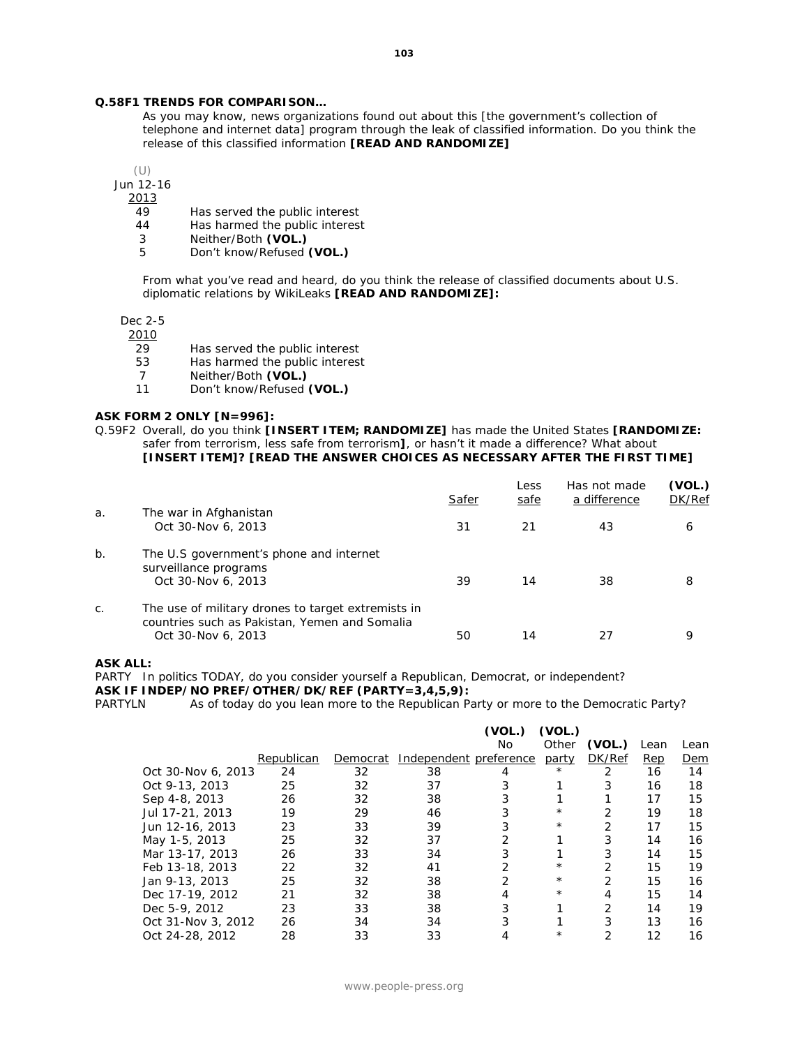**Q.58F1 TRENDS FOR COMPARISON…**

As you may know, news organizations found out about this [the government's collection of telephone and internet data] program through the leak of classified information. Do you think the release of this classified information **[READ AND RANDOMIZE]**

| (U) Jun 12-16 2013 | |
|---|---|
| 49 | Has served the public interest |
| 44 | Has harmed the public interest |
| 3 | Neither/Both **(VOL.)** |
| 5 | Don't know/Refused **(VOL.)** |

From what you've read and heard, do you think the release of classified documents about U.S. diplomatic relations by WikiLeaks **[READ AND RANDOMIZE]:**

| Dec 2-5 2010 | |
|---|---|
| 29 | Has served the public interest |
| 53 | Has harmed the public interest |
| 7 | Neither/Both **(VOL.)** |
| 11 | Don't know/Refused **(VOL.)** |

**ASK FORM 2 ONLY [N=996]:**

Q.59F2 Overall, do you think **[INSERT ITEM; RANDOMIZE]** has made the United States **[RANDOMIZE:** safer from terrorism, less safe from terrorism**]**, or hasn't it made a difference? What about **[INSERT ITEM]? [READ THE ANSWER CHOICES AS NECESSARY AFTER THE FIRST TIME]**

| | | Safer | Less safe | Has not made a difference | (VOL.) DK/Ref |
|---|---|---|---|---|---|
| a. | The war in Afghanistan | | | | |
| | Oct 30-Nov 6, 2013 | 31 | 21 | 43 | 6 |
| b. | The U.S government's phone and internet surveillance programs | | | | |
| | Oct 30-Nov 6, 2013 | 39 | 14 | 38 | 8 |
| c. | The use of military drones to target extremists in countries such as Pakistan, Yemen and Somalia | | | | |
| | Oct 30-Nov 6, 2013 | 50 | 14 | 27 | 9 |

**ASK ALL:**

PARTY In politics TODAY, do you consider yourself a Republican, Democrat, or independent?

**ASK IF INDEP/NO PREF/OTHER/DK/REF (PARTY=3,4,5,9):**

PARTYLN As of today do you lean more to the Republican Party or more to the Democratic Party?

| | Republican | Democrat | Independent | (VOL.) No preference | (VOL.) Other party | (VOL.) DK/Ref | Lean Rep | Lean Dem |
|---|---|---|---|---|---|---|---|---|
| Oct 30-Nov 6, 2013 | 24 | 32 | 38 | 4 | * | 2 | 16 | 14 |
| Oct 9-13, 2013 | 25 | 32 | 37 | 3 | 1 | 3 | 16 | 18 |
| Sep 4-8, 2013 | 26 | 32 | 38 | 3 | 1 | 1 | 17 | 15 |
| Jul 17-21, 2013 | 19 | 29 | 46 | 3 | * | 2 | 19 | 18 |
| Jun 12-16, 2013 | 23 | 33 | 39 | 3 | * | 2 | 17 | 15 |
| May 1-5, 2013 | 25 | 32 | 37 | 2 | 1 | 3 | 14 | 16 |
| Mar 13-17, 2013 | 26 | 33 | 34 | 3 | 1 | 3 | 14 | 15 |
| Feb 13-18, 2013 | 22 | 32 | 41 | 2 | * | 2 | 15 | 19 |
| Jan 9-13, 2013 | 25 | 32 | 38 | 2 | * | 2 | 15 | 16 |
| Dec 17-19, 2012 | 21 | 32 | 38 | 4 | * | 4 | 15 | 14 |
| Dec 5-9, 2012 | 23 | 33 | 38 | 3 | 1 | 2 | 14 | 19 |
| Oct 31-Nov 3, 2012 | 26 | 34 | 34 | 3 | 1 | 3 | 13 | 16 |
| Oct 24-28, 2012 | 28 | 33 | 33 | 4 | * | 2 | 12 | 16 |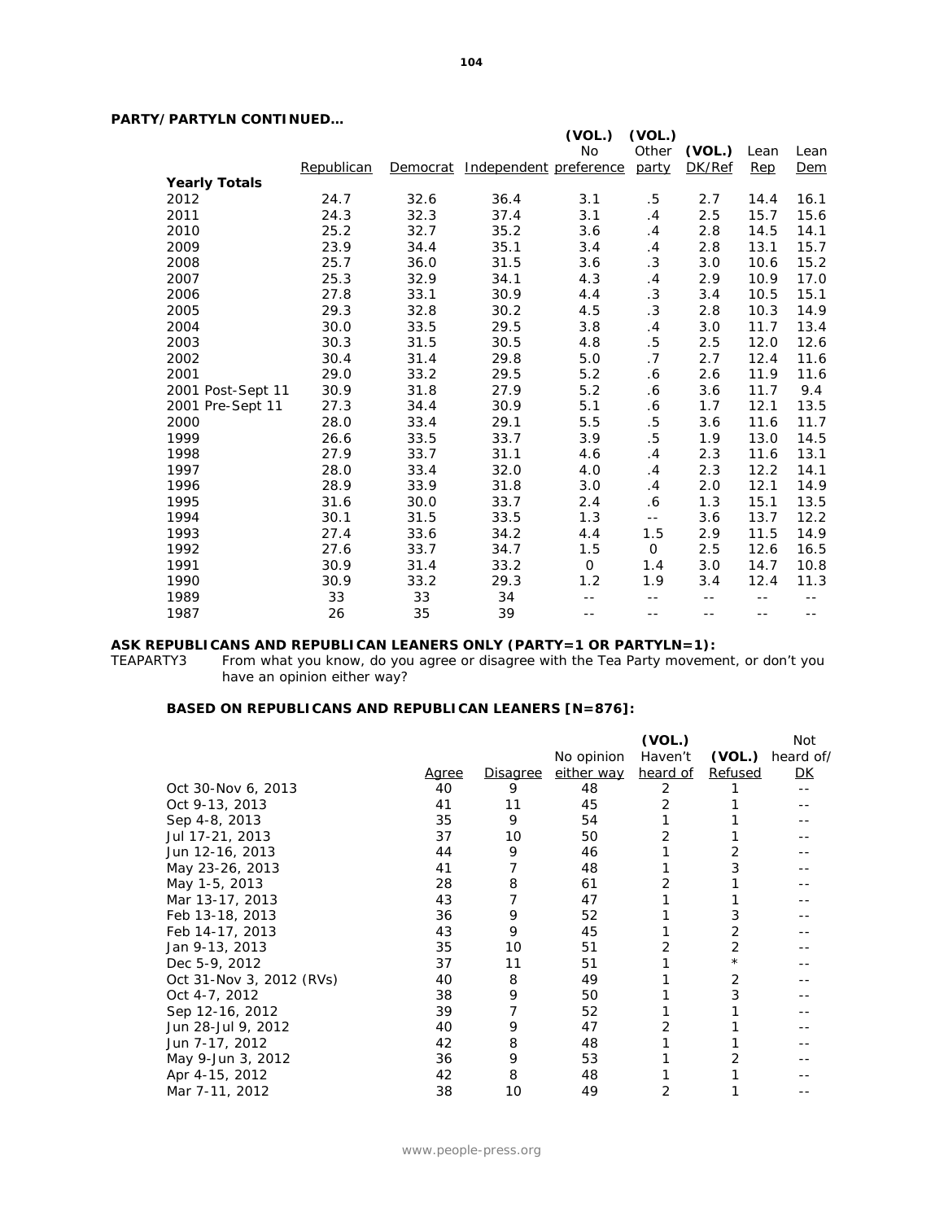**PARTY/PARTYLN CONTINUED…**

| | Republican | Democrat | Independent | (VOL.) No preference | (VOL.) Other party | (VOL.) DK/Ref | Lean Rep | Lean Dem |
|---|---|---|---|---|---|---|---|---|
| **Yearly Totals** | | | | | | | | |
| 2012 | 24.7 | 32.6 | 36.4 | 3.1 | .5 | 2.7 | 14.4 | 16.1 |
| 2011 | 24.3 | 32.3 | 37.4 | 3.1 | .4 | 2.5 | 15.7 | 15.6 |
| 2010 | 25.2 | 32.7 | 35.2 | 3.6 | .4 | 2.8 | 14.5 | 14.1 |
| 2009 | 23.9 | 34.4 | 35.1 | 3.4 | .4 | 2.8 | 13.1 | 15.7 |
| 2008 | 25.7 | 36.0 | 31.5 | 3.6 | .3 | 3.0 | 10.6 | 15.2 |
| 2007 | 25.3 | 32.9 | 34.1 | 4.3 | .4 | 2.9 | 10.9 | 17.0 |
| 2006 | 27.8 | 33.1 | 30.9 | 4.4 | .3 | 3.4 | 10.5 | 15.1 |
| 2005 | 29.3 | 32.8 | 30.2 | 4.5 | .3 | 2.8 | 10.3 | 14.9 |
| 2004 | 30.0 | 33.5 | 29.5 | 3.8 | .4 | 3.0 | 11.7 | 13.4 |
| 2003 | 30.3 | 31.5 | 30.5 | 4.8 | .5 | 2.5 | 12.0 | 12.6 |
| 2002 | 30.4 | 31.4 | 29.8 | 5.0 | .7 | 2.7 | 12.4 | 11.6 |
| 2001 | 29.0 | 33.2 | 29.5 | 5.2 | .6 | 2.6 | 11.9 | 11.6 |
| 2001 Post-Sept 11 | 30.9 | 31.8 | 27.9 | 5.2 | .6 | 3.6 | 11.7 | 9.4 |
| 2001 Pre-Sept 11 | 27.3 | 34.4 | 30.9 | 5.1 | .6 | 1.7 | 12.1 | 13.5 |
| 2000 | 28.0 | 33.4 | 29.1 | 5.5 | .5 | 3.6 | 11.6 | 11.7 |
| 1999 | 26.6 | 33.5 | 33.7 | 3.9 | .5 | 1.9 | 13.0 | 14.5 |
| 1998 | 27.9 | 33.7 | 31.1 | 4.6 | .4 | 2.3 | 11.6 | 13.1 |
| 1997 | 28.0 | 33.4 | 32.0 | 4.0 | .4 | 2.3 | 12.2 | 14.1 |
| 1996 | 28.9 | 33.9 | 31.8 | 3.0 | .4 | 2.0 | 12.1 | 14.9 |
| 1995 | 31.6 | 30.0 | 33.7 | 2.4 | .6 | 1.3 | 15.1 | 13.5 |
| 1994 | 30.1 | 31.5 | 33.5 | 1.3 | -- | 3.6 | 13.7 | 12.2 |
| 1993 | 27.4 | 33.6 | 34.2 | 4.4 | 1.5 | 2.9 | 11.5 | 14.9 |
| 1992 | 27.6 | 33.7 | 34.7 | 1.5 | 0 | 2.5 | 12.6 | 16.5 |
| 1991 | 30.9 | 31.4 | 33.2 | 0 | 1.4 | 3.0 | 14.7 | 10.8 |
| 1990 | 30.9 | 33.2 | 29.3 | 1.2 | 1.9 | 3.4 | 12.4 | 11.3 |
| 1989 | 33 | 33 | 34 | -- | -- | -- | -- | -- |
| 1987 | 26 | 35 | 39 | -- | -- | -- | -- | -- |

**ASK REPUBLICANS AND REPUBLICAN LEANERS ONLY (PARTY=1 OR PARTYLN=1):**

TEAPARTY3 From what you know, do you agree or disagree with the Tea Party movement, or don't you have an opinion either way?

**BASED ON REPUBLICANS AND REPUBLICAN LEANERS [N=876]:**

| | Agree | Disagree | No opinion either way | (VOL.) Haven't heard of | (VOL.) Refused | Not heard of/ DK |
|---|---|---|---|---|---|---|
| Oct 30-Nov 6, 2013 | 40 | 9 | 48 | 2 | 1 | -- |
| Oct 9-13, 2013 | 41 | 11 | 45 | 2 | 1 | -- |
| Sep 4-8, 2013 | 35 | 9 | 54 | 1 | 1 | -- |
| Jul 17-21, 2013 | 37 | 10 | 50 | 2 | 1 | -- |
| Jun 12-16, 2013 | 44 | 9 | 46 | 1 | 2 | -- |
| May 23-26, 2013 | 41 | 7 | 48 | 1 | 3 | -- |
| May 1-5, 2013 | 28 | 8 | 61 | 2 | 1 | -- |
| Mar 13-17, 2013 | 43 | 7 | 47 | 1 | 1 | -- |
| Feb 13-18, 2013 | 36 | 9 | 52 | 1 | 3 | -- |
| Feb 14-17, 2013 | 43 | 9 | 45 | 1 | 2 | -- |
| Jan 9-13, 2013 | 35 | 10 | 51 | 2 | 2 | -- |
| Dec 5-9, 2012 | 37 | 11 | 51 | 1 | * | -- |
| Oct 31-Nov 3, 2012 (RVs) | 40 | 8 | 49 | 1 | 2 | -- |
| Oct 4-7, 2012 | 38 | 9 | 50 | 1 | 3 | -- |
| Sep 12-16, 2012 | 39 | 7 | 52 | 1 | 1 | -- |
| Jun 28-Jul 9, 2012 | 40 | 9 | 47 | 2 | 1 | -- |
| Jun 7-17, 2012 | 42 | 8 | 48 | 1 | 1 | -- |
| May 9-Jun 3, 2012 | 36 | 9 | 53 | 1 | 2 | -- |
| Apr 4-15, 2012 | 42 | 8 | 48 | 1 | 1 | -- |
| Mar 7-11, 2012 | 38 | 10 | 49 | 2 | 1 | -- |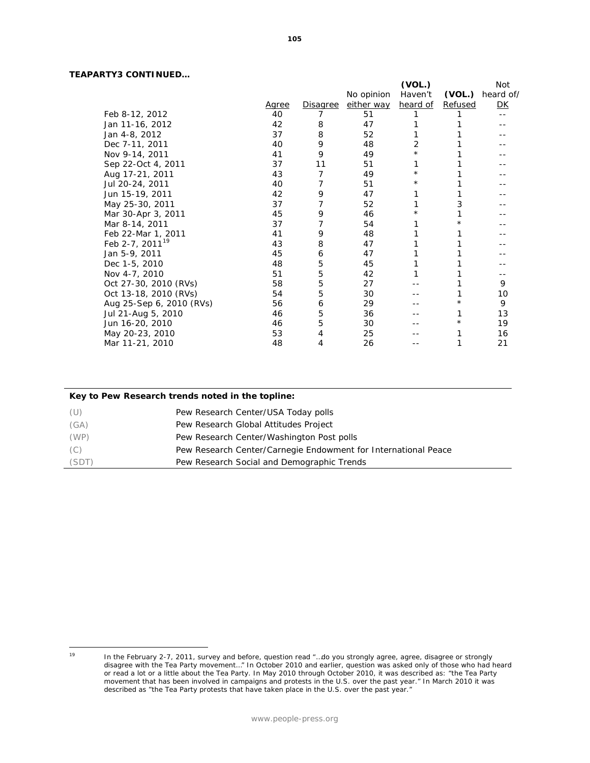**TEAPARTY3 CONTINUED…**

| | Agree | Disagree | No opinion either way | (VOL.) Haven't heard of | (VOL.) Refused | Not heard of/ DK |
|---|---|---|---|---|---|---|
| Feb 8-12, 2012 | 40 | 7 | 51 | 1 | 1 | -- |
| Jan 11-16, 2012 | 42 | 8 | 47 | 1 | 1 | -- |
| Jan 4-8, 2012 | 37 | 8 | 52 | 1 | 1 | -- |
| Dec 7-11, 2011 | 40 | 9 | 48 | 2 | 1 | -- |
| Nov 9-14, 2011 | 41 | 9 | 49 | * | 1 | -- |
| Sep 22-Oct 4, 2011 | 37 | 11 | 51 | 1 | 1 | -- |
| Aug 17-21, 2011 | 43 | 7 | 49 | * | 1 | -- |
| Jul 20-24, 2011 | 40 | 7 | 51 | * | 1 | -- |
| Jun 15-19, 2011 | 42 | 9 | 47 | 1 | 1 | -- |
| May 25-30, 2011 | 37 | 7 | 52 | 1 | 3 | -- |
| Mar 30-Apr 3, 2011 | 45 | 9 | 46 | * | 1 | -- |
| Mar 8-14, 2011 | 37 | 7 | 54 | 1 | * | -- |
| Feb 22-Mar 1, 2011 | 41 | 9 | 48 | 1 | 1 | -- |
| Feb 2-7, 2011[19] | 43 | 8 | 47 | 1 | 1 | -- |
| Jan 5-9, 2011 | 45 | 6 | 47 | 1 | 1 | -- |
| Dec 1-5, 2010 | 48 | 5 | 45 | 1 | 1 | -- |
| Nov 4-7, 2010 | 51 | 5 | 42 | 1 | 1 | -- |
| Oct 27-30, 2010 (RVs) | 58 | 5 | 27 | -- | 1 | 9 |
| Oct 13-18, 2010 (RVs) | 54 | 5 | 30 | -- | 1 | 10 |
| Aug 25-Sep 6, 2010 (RVs) | 56 | 6 | 29 | -- | * | 9 |
| Jul 21-Aug 5, 2010 | 46 | 5 | 36 | -- | 1 | 13 |
| Jun 16-20, 2010 | 46 | 5 | 30 | -- | * | 19 |
| May 20-23, 2010 | 53 | 4 | 25 | -- | 1 | 16 |
| Mar 11-21, 2010 | 48 | 4 | 26 | -- | 1 | 21 |

**Key to Pew Research trends noted in the topline:**

| | |
|---|---|
| (U) | Pew Research Center/USA Today polls |
| (GA) | Pew Research Global Attitudes Project |
| (WP) | Pew Research Center/Washington Post polls |
| (C) | Pew Research Center/Carnegie Endowment for International Peace |
| (SDT) | Pew Research Social and Demographic Trends |

[19] *In the February 2-7, 2011, survey and before, question read "…do you strongly agree, agree, disagree or strongly disagree with the Tea Party movement…" In October 2010 and earlier, question was asked only of those who had heard or read a lot or a little about the Tea Party. In May 2010 through October 2010, it was described as: "the Tea Party movement that has been involved in campaigns and protests in the U.S. over the past year." In March 2010 it was described as "the Tea Party protests that have taken place in the U.S. over the past year."*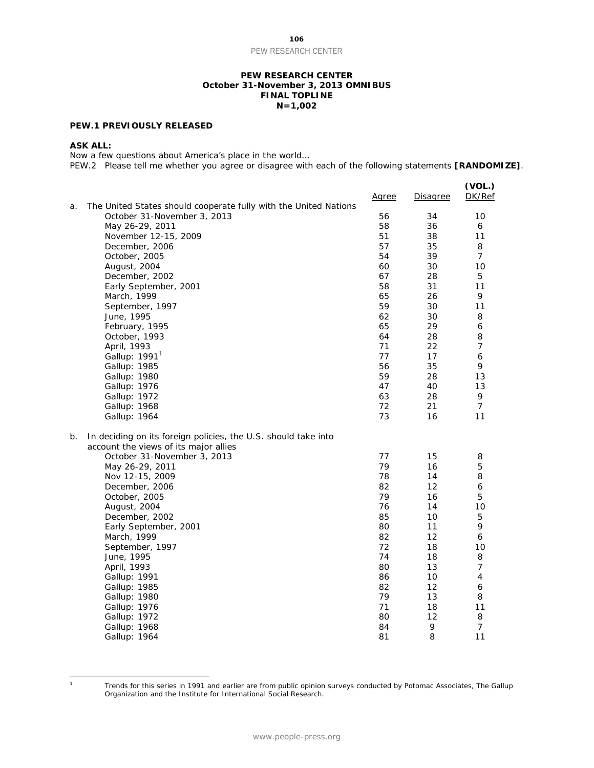**PEW RESEARCH CENTER**
**October 31-November 3, 2013 OMNIBUS**
**FINAL TOPLINE**
**N=1,002**

**PEW.1 PREVIOUSLY RELEASED**

**ASK ALL:**
Now a few questions about America's place in the world…
PEW.2 Please tell me whether you agree or disagree with each of the following statements **[RANDOMIZE]**.

| | Agree | Disagree | (VOL.) DK/Ref |
|---|---|---|---|
| a. The United States should cooperate fully with the United Nations | | | |
| October 31-November 3, 2013 | 56 | 34 | 10 |
| May 26-29, 2011 | 58 | 36 | 6 |
| November 12-15, 2009 | 51 | 38 | 11 |
| December, 2006 | 57 | 35 | 8 |
| October, 2005 | 54 | 39 | 7 |
| August, 2004 | 60 | 30 | 10 |
| December, 2002 | 67 | 28 | 5 |
| Early September, 2001 | 58 | 31 | 11 |
| March, 1999 | 65 | 26 | 9 |
| September, 1997 | 59 | 30 | 11 |
| June, 1995 | 62 | 30 | 8 |
| February, 1995 | 65 | 29 | 6 |
| October, 1993 | 64 | 28 | 8 |
| April, 1993 | 71 | 22 | 7 |
| Gallup: 1991[1] | 77 | 17 | 6 |
| Gallup: 1985 | 56 | 35 | 9 |
| Gallup: 1980 | 59 | 28 | 13 |
| Gallup: 1976 | 47 | 40 | 13 |
| Gallup: 1972 | 63 | 28 | 9 |
| Gallup: 1968 | 72 | 21 | 7 |
| Gallup: 1964 | 73 | 16 | 11 |
| b. In deciding on its foreign policies, the U.S. should take into account the views of its major allies | | | |
| October 31-November 3, 2013 | 77 | 15 | 8 |
| May 26-29, 2011 | 79 | 16 | 5 |
| Nov 12-15, 2009 | 78 | 14 | 8 |
| December, 2006 | 82 | 12 | 6 |
| October, 2005 | 79 | 16 | 5 |
| August, 2004 | 76 | 14 | 10 |
| December, 2002 | 85 | 10 | 5 |
| Early September, 2001 | 80 | 11 | 9 |
| March, 1999 | 82 | 12 | 6 |
| September, 1997 | 72 | 18 | 10 |
| June, 1995 | 74 | 18 | 8 |
| April, 1993 | 80 | 13 | 7 |
| Gallup: 1991 | 86 | 10 | 4 |
| Gallup: 1985 | 82 | 12 | 6 |
| Gallup: 1980 | 79 | 13 | 8 |
| Gallup: 1976 | 71 | 18 | 11 |
| Gallup: 1972 | 80 | 12 | 8 |
| Gallup: 1968 | 84 | 9 | 7 |
| Gallup: 1964 | 81 | 8 | 11 |

[1] Trends for this series in 1991 and earlier are from public opinion surveys conducted by Potomac Associates, The Gallup Organization and the Institute for International Social Research.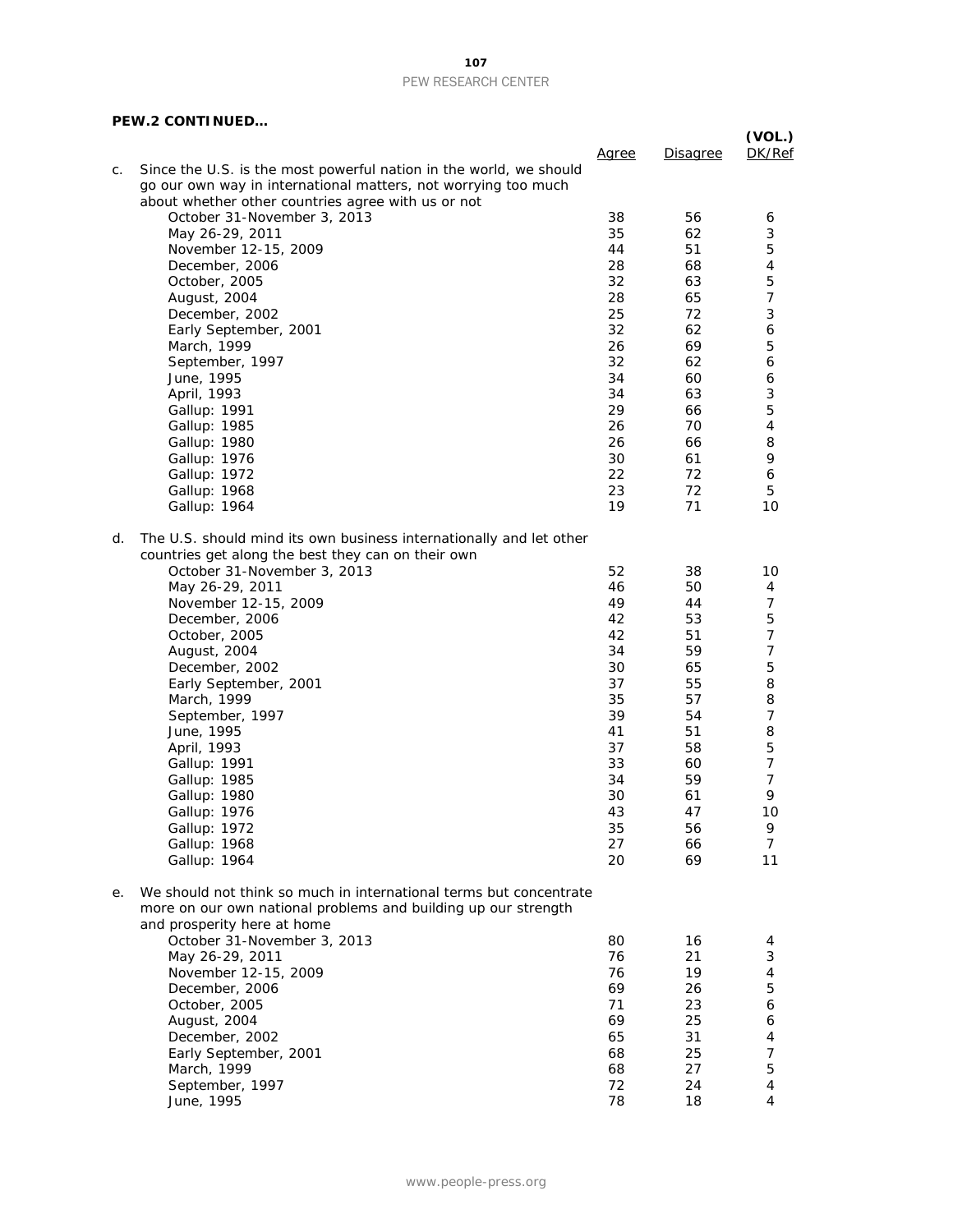**PEW.2 CONTINUED…**

| | Agree | Disagree | (VOL.) DK/Ref |
|---|---|---|---|
| c. Since the U.S. is the most powerful nation in the world, we should go our own way in international matters, not worrying too much about whether other countries agree with us or not | | | |
| October 31-November 3, 2013 | 38 | 56 | 6 |
| May 26-29, 2011 | 35 | 62 | 3 |
| November 12-15, 2009 | 44 | 51 | 5 |
| December, 2006 | 28 | 68 | 4 |
| October, 2005 | 32 | 63 | 5 |
| August, 2004 | 28 | 65 | 7 |
| December, 2002 | 25 | 72 | 3 |
| Early September, 2001 | 32 | 62 | 6 |
| March, 1999 | 26 | 69 | 5 |
| September, 1997 | 32 | 62 | 6 |
| June, 1995 | 34 | 60 | 6 |
| April, 1993 | 34 | 63 | 3 |
| Gallup: 1991 | 29 | 66 | 5 |
| Gallup: 1985 | 26 | 70 | 4 |
| Gallup: 1980 | 26 | 66 | 8 |
| Gallup: 1976 | 30 | 61 | 9 |
| Gallup: 1972 | 22 | 72 | 6 |
| Gallup: 1968 | 23 | 72 | 5 |
| Gallup: 1964 | 19 | 71 | 10 |
| d. The U.S. should mind its own business internationally and let other countries get along the best they can on their own | | | |
| October 31-November 3, 2013 | 52 | 38 | 10 |
| May 26-29, 2011 | 46 | 50 | 4 |
| November 12-15, 2009 | 49 | 44 | 7 |
| December, 2006 | 42 | 53 | 5 |
| October, 2005 | 42 | 51 | 7 |
| August, 2004 | 34 | 59 | 7 |
| December, 2002 | 30 | 65 | 5 |
| Early September, 2001 | 37 | 55 | 8 |
| March, 1999 | 35 | 57 | 8 |
| September, 1997 | 39 | 54 | 7 |
| June, 1995 | 41 | 51 | 8 |
| April, 1993 | 37 | 58 | 5 |
| Gallup: 1991 | 33 | 60 | 7 |
| Gallup: 1985 | 34 | 59 | 7 |
| Gallup: 1980 | 30 | 61 | 9 |
| Gallup: 1976 | 43 | 47 | 10 |
| Gallup: 1972 | 35 | 56 | 9 |
| Gallup: 1968 | 27 | 66 | 7 |
| Gallup: 1964 | 20 | 69 | 11 |
| e. We should not think so much in international terms but concentrate more on our own national problems and building up our strength and prosperity here at home | | | |
| October 31-November 3, 2013 | 80 | 16 | 4 |
| May 26-29, 2011 | 76 | 21 | 3 |
| November 12-15, 2009 | 76 | 19 | 4 |
| December, 2006 | 69 | 26 | 5 |
| October, 2005 | 71 | 23 | 6 |
| August, 2004 | 69 | 25 | 6 |
| December, 2002 | 65 | 31 | 4 |
| Early September, 2001 | 68 | 25 | 7 |
| March, 1999 | 68 | 27 | 5 |
| September, 1997 | 72 | 24 | 4 |
| June, 1995 | 78 | 18 | 4 |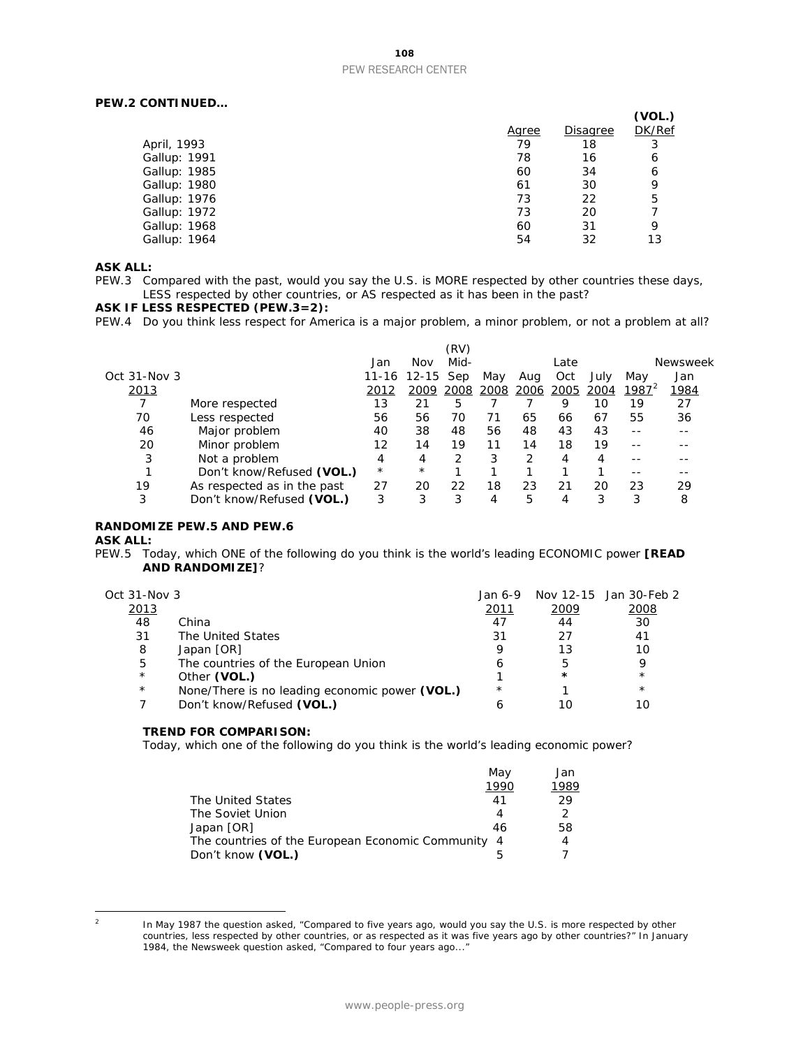**PEW.2 CONTINUED…**

| | Agree | Disagree | (VOL.) DK/Ref |
|---|---|---|---|
| April, 1993 | 79 | 18 | 3 |
| Gallup: 1991 | 78 | 16 | 6 |
| Gallup: 1985 | 60 | 34 | 6 |
| Gallup: 1980 | 61 | 30 | 9 |
| Gallup: 1976 | 73 | 22 | 5 |
| Gallup: 1972 | 73 | 20 | 7 |
| Gallup: 1968 | 60 | 31 | 9 |
| Gallup: 1964 | 54 | 32 | 13 |

**ASK ALL:**

PEW.3 Compared with the past, would you say the U.S. is MORE respected by other countries these days, LESS respected by other countries, or AS respected as it has been in the past?

**ASK IF LESS RESPECTED (PEW.3=2):**

PEW.4 Do you think less respect for America is a major problem, a minor problem, or not a problem at all?

| Oct 31-Nov 3 2013 | | Jan 11-16 2012 | Nov 12-15 2009 | (RV) Mid-Sep 2008 | May 2008 | Aug 2006 | Late Oct 2005 | July 2004 | May 1987[2] | Newsweek Jan 1984 |
|---|---|---|---|---|---|---|---|---|---|---|
| 7 | More respected | 13 | 21 | 5 | 7 | 7 | 9 | 10 | 19 | 27 |
| 70 | Less respected | 56 | 56 | 70 | 71 | 65 | 66 | 67 | 55 | 36 |
| 46 | Major problem | 40 | 38 | 48 | 56 | 48 | 43 | 43 | -- | -- |
| 20 | Minor problem | 12 | 14 | 19 | 11 | 14 | 18 | 19 | -- | -- |
| 3 | Not a problem | 4 | 4 | 2 | 3 | 2 | 4 | 4 | -- | -- |
| 1 | Don't know/Refused **(VOL.)** | * | * | 1 | 1 | 1 | 1 | 1 | -- | -- |
| 19 | As respected as in the past | 27 | 20 | 22 | 18 | 23 | 21 | 20 | 23 | 29 |
| 3 | Don't know/Refused **(VOL.)** | 3 | 3 | 3 | 4 | 5 | 4 | 3 | 3 | 8 |

**RANDOMIZE PEW.5 AND PEW.6**

**ASK ALL:**

PEW.5 Today, which ONE of the following do you think is the world's leading ECONOMIC power **[READ AND RANDOMIZE]**?

| Oct 31-Nov 3 2013 | | Jan 6-9 2011 | Nov 12-15 2009 | Jan 30-Feb 2 2008 |
|---|---|---|---|---|
| 48 | China | 47 | 44 | 30 |
| 31 | The United States | 31 | 27 | 41 |
| 8 | Japan [OR] | 9 | 13 | 10 |
| 5 | The countries of the European Union | 6 | 5 | 9 |
| * | Other **(VOL.)** | 1 | * | * |
| * | None/There is no leading economic power **(VOL.)** | * | 1 | * |
| 7 | Don't know/Refused **(VOL.)** | 6 | 10 | 10 |

**TREND FOR COMPARISON:**

Today, which one of the following do you think is the world's leading economic power?

| | May 1990 | Jan 1989 |
|---|---|---|
| The United States | 41 | 29 |
| The Soviet Union | 4 | 2 |
| Japan [OR] | 46 | 58 |
| The countries of the European Economic Community | 4 | 4 |
| Don't know **(VOL.)** | 5 | 7 |

[2] In May 1987 the question asked, "Compared to five years ago, would you say the U.S. is more respected by other countries, less respected by other countries, or as respected as it was five years ago by other countries?" In January 1984, the Newsweek question asked, "Compared to four years ago..."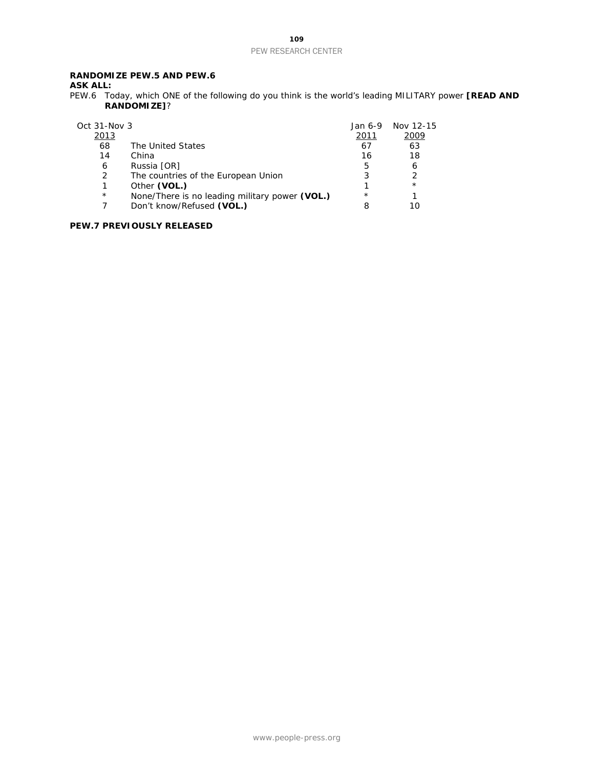**RANDOMIZE PEW.5 AND PEW.6**

**ASK ALL:**

PEW.6 Today, which ONE of the following do you think is the world's leading MILITARY power **[READ AND RANDOMIZE]**?

| Oct 31-Nov 3 2013 | | Jan 6-9 2011 | Nov 12-15 2009 |
|---|---|---|---|
| 68 | The United States | 67 | 63 |
| 14 | China | 16 | 18 |
| 6 | Russia [OR] | 5 | 6 |
| 2 | The countries of the European Union | 3 | 2 |
| 1 | Other **(VOL.)** | 1 | * |
| * | None/There is no leading military power **(VOL.)** | * | 1 |
| 7 | Don't know/Refused **(VOL.)** | 8 | 10 |

**PEW.7 PREVIOUSLY RELEASED**